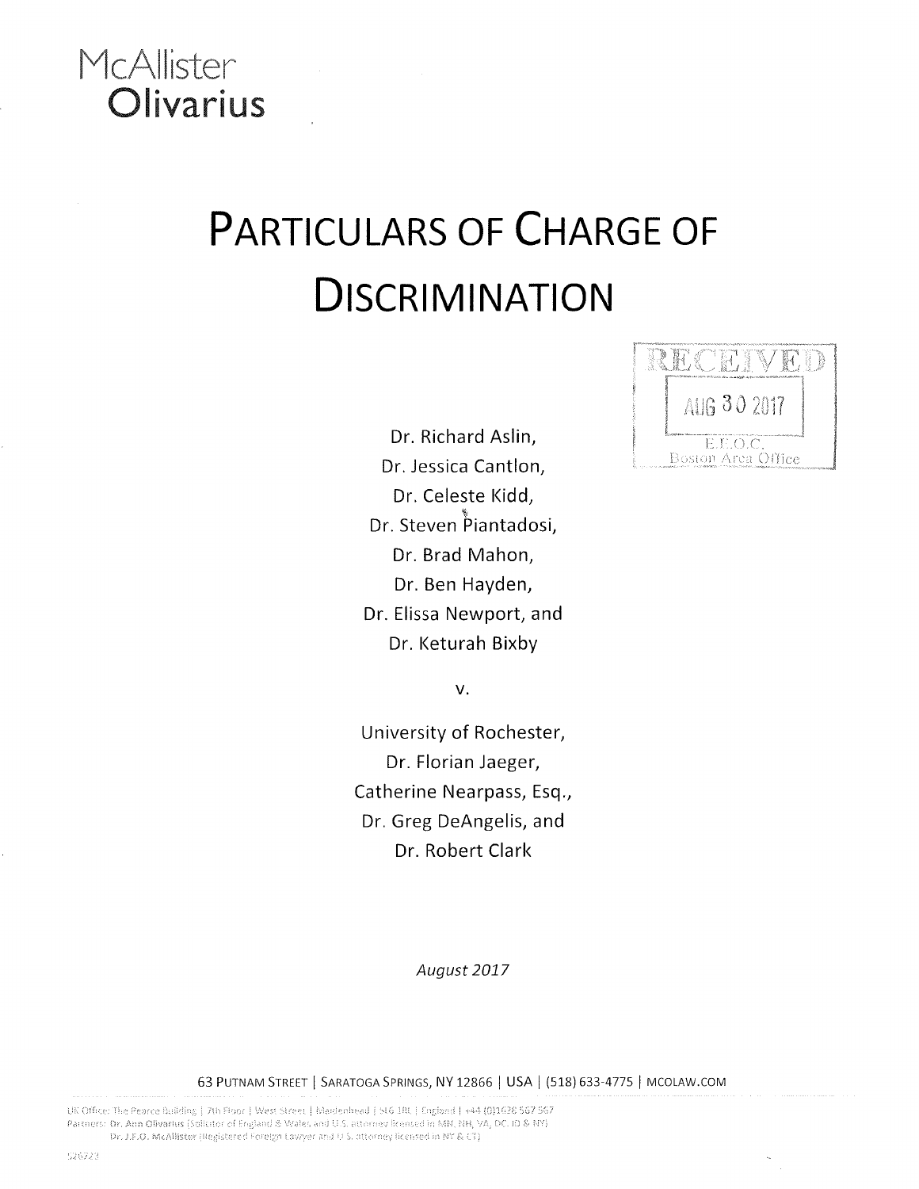McAllister
**Olivarius**

# PARTICULARS OF CHARGE OF DISCRIMINATION

RECEIVED
AUG 30 2017
E.E.O.C.
Boston Area Office

Dr. Richard Aslin,
Dr. Jessica Cantlon,
Dr. Celeste Kidd,
Dr. Steven Piantadosi,
Dr. Brad Mahon,
Dr. Ben Hayden,
Dr. Elissa Newport, and
Dr. Keturah Bixby

v.

University of Rochester,
Dr. Florian Jaeger,
Catherine Nearpass, Esq.,
Dr. Greg DeAngelis, and
Dr. Robert Clark

*August 2017*

63 PUTNAM STREET | SARATOGA SPRINGS, NY 12866 | USA | (518) 633-4775 | MCOLAW.COM

UK Office: The Pearce Building | 7th Floor | West Street | Maidenhead | SL6 1RL | England | +44 (0)1628 567 567
Partners: Dr. Ann Olivarius (Solicitor of England & Wales and U.S. attorney licensed in MN, NH, VA, DC, ID & NY)
Dr. J.F.O. McAllister (Registered Foreign Lawyer and U.S. attorney licensed in NY & CT)

526723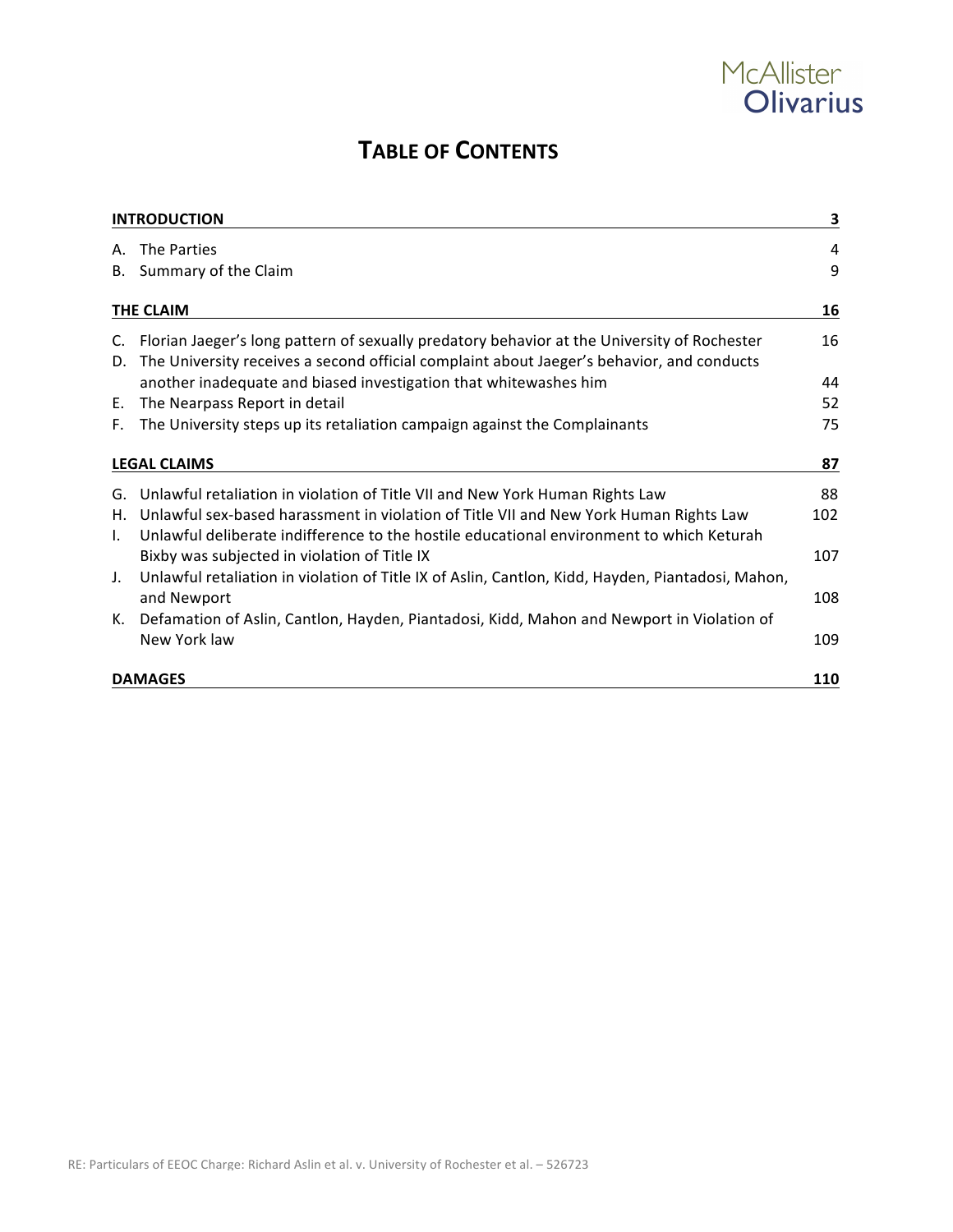# TABLE OF CONTENTS

| | | |
|---|---|---|
| **INTRODUCTION** | | **3** |
| A. | The Parties | 4 |
| B. | Summary of the Claim | 9 |
| **THE CLAIM** | | **16** |
| C. | Florian Jaeger's long pattern of sexually predatory behavior at the University of Rochester | 16 |
| D. | The University receives a second official complaint about Jaeger's behavior, and conducts another inadequate and biased investigation that whitewashes him | 44 |
| E. | The Nearpass Report in detail | 52 |
| F. | The University steps up its retaliation campaign against the Complainants | 75 |
| **LEGAL CLAIMS** | | **87** |
| G. | Unlawful retaliation in violation of Title VII and New York Human Rights Law | 88 |
| H. | Unlawful sex-based harassment in violation of Title VII and New York Human Rights Law | 102 |
| I. | Unlawful deliberate indifference to the hostile educational environment to which Keturah Bixby was subjected in violation of Title IX | 107 |
| J. | Unlawful retaliation in violation of Title IX of Aslin, Cantlon, Kidd, Hayden, Piantadosi, Mahon, and Newport | 108 |
| K. | Defamation of Aslin, Cantlon, Hayden, Piantadosi, Kidd, Mahon and Newport in Violation of New York law | 109 |
| **DAMAGES** | | **110** |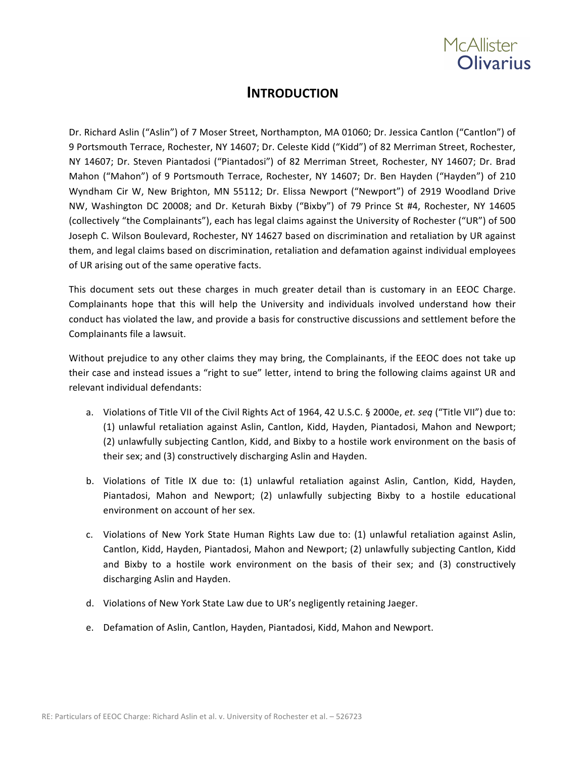# INTRODUCTION

Dr. Richard Aslin ("Aslin") of 7 Moser Street, Northampton, MA 01060; Dr. Jessica Cantlon ("Cantlon") of 9 Portsmouth Terrace, Rochester, NY 14607; Dr. Celeste Kidd ("Kidd") of 82 Merriman Street, Rochester, NY 14607; Dr. Steven Piantadosi ("Piantadosi") of 82 Merriman Street, Rochester, NY 14607; Dr. Brad Mahon ("Mahon") of 9 Portsmouth Terrace, Rochester, NY 14607; Dr. Ben Hayden ("Hayden") of 210 Wyndham Cir W, New Brighton, MN 55112; Dr. Elissa Newport ("Newport") of 2919 Woodland Drive NW, Washington DC 20008; and Dr. Keturah Bixby ("Bixby") of 79 Prince St #4, Rochester, NY 14605 (collectively "the Complainants"), each has legal claims against the University of Rochester ("UR") of 500 Joseph C. Wilson Boulevard, Rochester, NY 14627 based on discrimination and retaliation by UR against them, and legal claims based on discrimination, retaliation and defamation against individual employees of UR arising out of the same operative facts.

This document sets out these charges in much greater detail than is customary in an EEOC Charge. Complainants hope that this will help the University and individuals involved understand how their conduct has violated the law, and provide a basis for constructive discussions and settlement before the Complainants file a lawsuit.

Without prejudice to any other claims they may bring, the Complainants, if the EEOC does not take up their case and instead issues a "right to sue" letter, intend to bring the following claims against UR and relevant individual defendants:

a. Violations of Title VII of the Civil Rights Act of 1964, 42 U.S.C. § 2000e, *et. seq* ("Title VII") due to: (1) unlawful retaliation against Aslin, Cantlon, Kidd, Hayden, Piantadosi, Mahon and Newport; (2) unlawfully subjecting Cantlon, Kidd, and Bixby to a hostile work environment on the basis of their sex; and (3) constructively discharging Aslin and Hayden.

b. Violations of Title IX due to: (1) unlawful retaliation against Aslin, Cantlon, Kidd, Hayden, Piantadosi, Mahon and Newport; (2) unlawfully subjecting Bixby to a hostile educational environment on account of her sex.

c. Violations of New York State Human Rights Law due to: (1) unlawful retaliation against Aslin, Cantlon, Kidd, Hayden, Piantadosi, Mahon and Newport; (2) unlawfully subjecting Cantlon, Kidd and Bixby to a hostile work environment on the basis of their sex; and (3) constructively discharging Aslin and Hayden.

d. Violations of New York State Law due to UR's negligently retaining Jaeger.

e. Defamation of Aslin, Cantlon, Hayden, Piantadosi, Kidd, Mahon and Newport.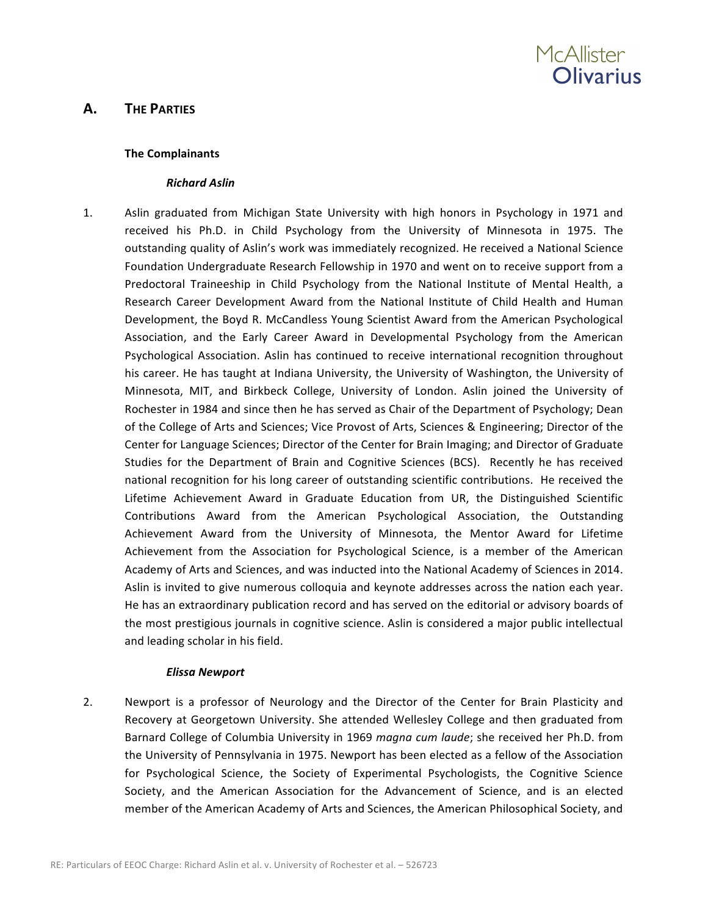## A. THE PARTIES

**The Complainants**

***Richard Aslin***

1. Aslin graduated from Michigan State University with high honors in Psychology in 1971 and received his Ph.D. in Child Psychology from the University of Minnesota in 1975. The outstanding quality of Aslin's work was immediately recognized. He received a National Science Foundation Undergraduate Research Fellowship in 1970 and went on to receive support from a Predoctoral Traineeship in Child Psychology from the National Institute of Mental Health, a Research Career Development Award from the National Institute of Child Health and Human Development, the Boyd R. McCandless Young Scientist Award from the American Psychological Association, and the Early Career Award in Developmental Psychology from the American Psychological Association. Aslin has continued to receive international recognition throughout his career. He has taught at Indiana University, the University of Washington, the University of Minnesota, MIT, and Birkbeck College, University of London. Aslin joined the University of Rochester in 1984 and since then he has served as Chair of the Department of Psychology; Dean of the College of Arts and Sciences; Vice Provost of Arts, Sciences & Engineering; Director of the Center for Language Sciences; Director of the Center for Brain Imaging; and Director of Graduate Studies for the Department of Brain and Cognitive Sciences (BCS). Recently he has received national recognition for his long career of outstanding scientific contributions. He received the Lifetime Achievement Award in Graduate Education from UR, the Distinguished Scientific Contributions Award from the American Psychological Association, the Outstanding Achievement Award from the University of Minnesota, the Mentor Award for Lifetime Achievement from the Association for Psychological Science, is a member of the American Academy of Arts and Sciences, and was inducted into the National Academy of Sciences in 2014. Aslin is invited to give numerous colloquia and keynote addresses across the nation each year. He has an extraordinary publication record and has served on the editorial or advisory boards of the most prestigious journals in cognitive science. Aslin is considered a major public intellectual and leading scholar in his field.

***Elissa Newport***

2. Newport is a professor of Neurology and the Director of the Center for Brain Plasticity and Recovery at Georgetown University. She attended Wellesley College and then graduated from Barnard College of Columbia University in 1969 *magna cum laude*; she received her Ph.D. from the University of Pennsylvania in 1975. Newport has been elected as a fellow of the Association for Psychological Science, the Society of Experimental Psychologists, the Cognitive Science Society, and the American Association for the Advancement of Science, and is an elected member of the American Academy of Arts and Sciences, the American Philosophical Society, and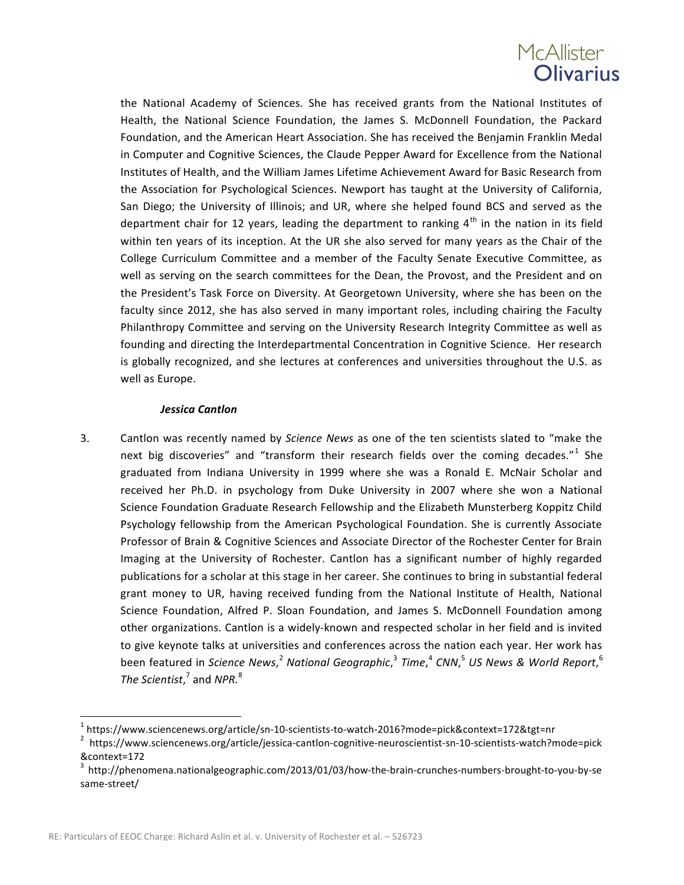the National Academy of Sciences. She has received grants from the National Institutes of Health, the National Science Foundation, the James S. McDonnell Foundation, the Packard Foundation, and the American Heart Association. She has received the Benjamin Franklin Medal in Computer and Cognitive Sciences, the Claude Pepper Award for Excellence from the National Institutes of Health, and the William James Lifetime Achievement Award for Basic Research from the Association for Psychological Sciences. Newport has taught at the University of California, San Diego; the University of Illinois; and UR, where she helped found BCS and served as the department chair for 12 years, leading the department to ranking 4th in the nation in its field within ten years of its inception. At the UR she also served for many years as the Chair of the College Curriculum Committee and a member of the Faculty Senate Executive Committee, as well as serving on the search committees for the Dean, the Provost, and the President and on the President's Task Force on Diversity. At Georgetown University, where she has been on the faculty since 2012, she has also served in many important roles, including chairing the Faculty Philanthropy Committee and serving on the University Research Integrity Committee as well as founding and directing the Interdepartmental Concentration in Cognitive Science. Her research is globally recognized, and she lectures at conferences and universities throughout the U.S. as well as Europe.

***Jessica Cantlon***

3. Cantlon was recently named by *Science News* as one of the ten scientists slated to "make the next big discoveries" and "transform their research fields over the coming decades."[1] She graduated from Indiana University in 1999 where she was a Ronald E. McNair Scholar and received her Ph.D. in psychology from Duke University in 2007 where she won a National Science Foundation Graduate Research Fellowship and the Elizabeth Munsterberg Koppitz Child Psychology fellowship from the American Psychological Foundation. She is currently Associate Professor of Brain & Cognitive Sciences and Associate Director of the Rochester Center for Brain Imaging at the University of Rochester. Cantlon has a significant number of highly regarded publications for a scholar at this stage in her career. She continues to bring in substantial federal grant money to UR, having received funding from the National Institute of Health, National Science Foundation, Alfred P. Sloan Foundation, and James S. McDonnell Foundation among other organizations. Cantlon is a widely-known and respected scholar in her field and is invited to give keynote talks at universities and conferences across the nation each year. Her work has been featured in *Science News*,[2] *National Geographic*,[3] *Time*,[4] *CNN*,[5] *US News & World Report*,[6] *The Scientist*,[7] and *NPR.*[8]

---

[1] https://www.sciencenews.org/article/sn-10-scientists-to-watch-2016?mode=pick&context=172&tgt=nr

[2] https://www.sciencenews.org/article/jessica-cantlon-cognitive-neuroscientist-sn-10-scientists-watch?mode=pick&context=172

[3] http://phenomena.nationalgeographic.com/2013/01/03/how-the-brain-crunches-numbers-brought-to-you-by-sesame-street/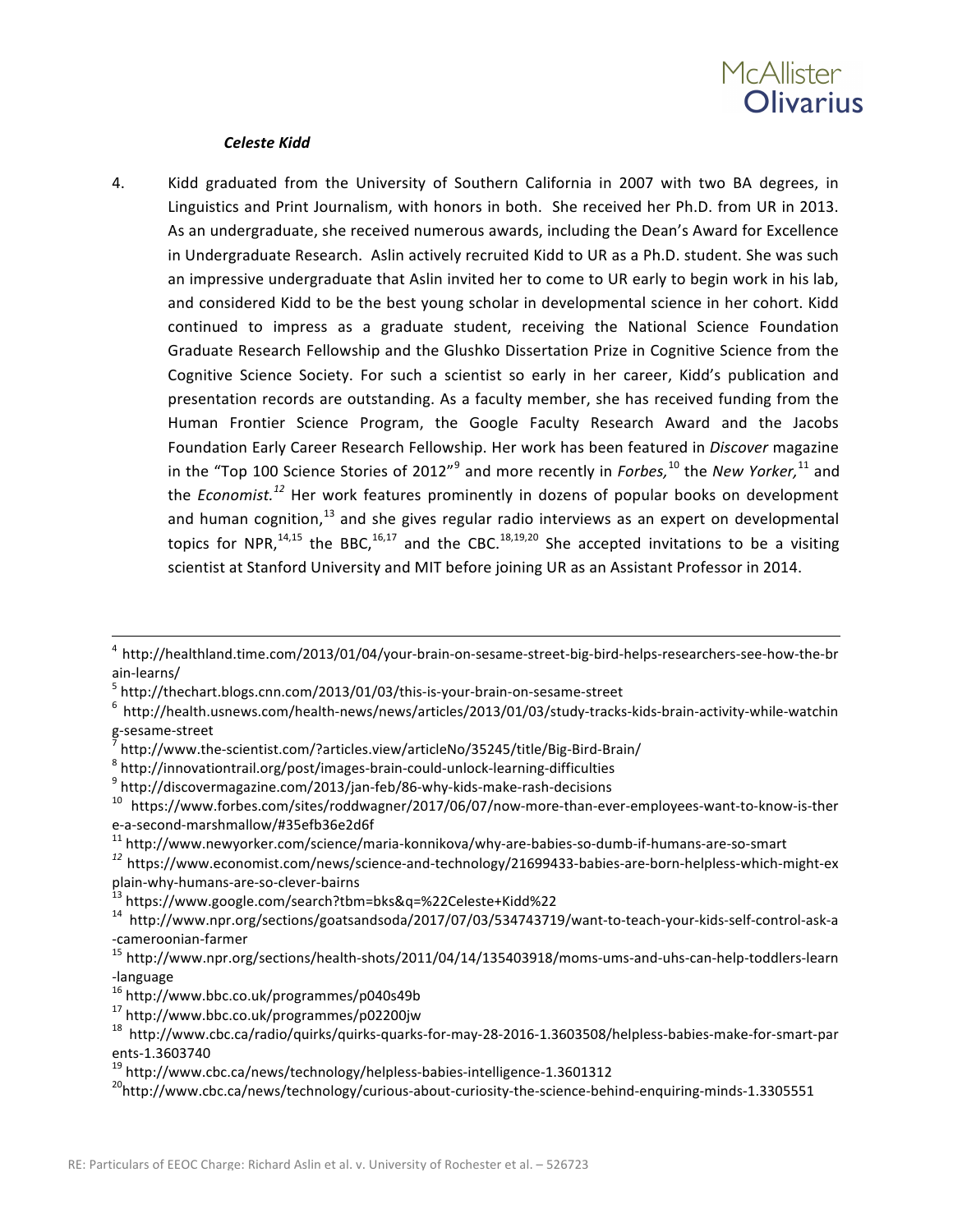### *Celeste Kidd*

4. Kidd graduated from the University of Southern California in 2007 with two BA degrees, in Linguistics and Print Journalism, with honors in both. She received her Ph.D. from UR in 2013. As an undergraduate, she received numerous awards, including the Dean's Award for Excellence in Undergraduate Research. Aslin actively recruited Kidd to UR as a Ph.D. student. She was such an impressive undergraduate that Aslin invited her to come to UR early to begin work in his lab, and considered Kidd to be the best young scholar in developmental science in her cohort. Kidd continued to impress as a graduate student, receiving the National Science Foundation Graduate Research Fellowship and the Glushko Dissertation Prize in Cognitive Science from the Cognitive Science Society. For such a scientist so early in her career, Kidd's publication and presentation records are outstanding. As a faculty member, she has received funding from the Human Frontier Science Program, the Google Faculty Research Award and the Jacobs Foundation Early Career Research Fellowship. Her work has been featured in *Discover* magazine in the "Top 100 Science Stories of 2012"[9] and more recently in *Forbes,*[10] the *New Yorker,*[11] and the *Economist.*[12] Her work features prominently in dozens of popular books on development and human cognition,[13] and she gives regular radio interviews as an expert on developmental topics for NPR,[14,15] the BBC,[16,17] and the CBC.[18,19,20] She accepted invitations to be a visiting scientist at Stanford University and MIT before joining UR as an Assistant Professor in 2014.

---

[4] http://healthland.time.com/2013/01/04/your-brain-on-sesame-street-big-bird-helps-researchers-see-how-the-brain-learns/

[5] http://thechart.blogs.cnn.com/2013/01/03/this-is-your-brain-on-sesame-street

[6] http://health.usnews.com/health-news/news/articles/2013/01/03/study-tracks-kids-brain-activity-while-watching-sesame-street

[7] http://www.the-scientist.com/?articles.view/articleNo/35245/title/Big-Bird-Brain/

[8] http://innovationtrail.org/post/images-brain-could-unlock-learning-difficulties

[9] http://discovermagazine.com/2013/jan-feb/86-why-kids-make-rash-decisions

[10] https://www.forbes.com/sites/roddwagner/2017/06/07/now-more-than-ever-employees-want-to-know-is-there-a-second-marshmallow/#35efb36e2d6f

[11] http://www.newyorker.com/science/maria-konnikova/why-are-babies-so-dumb-if-humans-are-so-smart

[12] https://www.economist.com/news/science-and-technology/21699433-babies-are-born-helpless-which-might-explain-why-humans-are-so-clever-bairns

[13] https://www.google.com/search?tbm=bks&q=%22Celeste+Kidd%22

[14] http://www.npr.org/sections/goatsandsoda/2017/07/03/534743719/want-to-teach-your-kids-self-control-ask-a-cameroonian-farmer

[15] http://www.npr.org/sections/health-shots/2011/04/14/135403918/moms-ums-and-uhs-can-help-toddlers-learn-language

[16] http://www.bbc.co.uk/programmes/p040s49b

[17] http://www.bbc.co.uk/programmes/p02200jw

[18] http://www.cbc.ca/radio/quirks/quirks-quarks-for-may-28-2016-1.3603508/helpless-babies-make-for-smart-parents-1.3603740

[19] http://www.cbc.ca/news/technology/helpless-babies-intelligence-1.3601312

[20] http://www.cbc.ca/news/technology/curious-about-curiosity-the-science-behind-enquiring-minds-1.3305551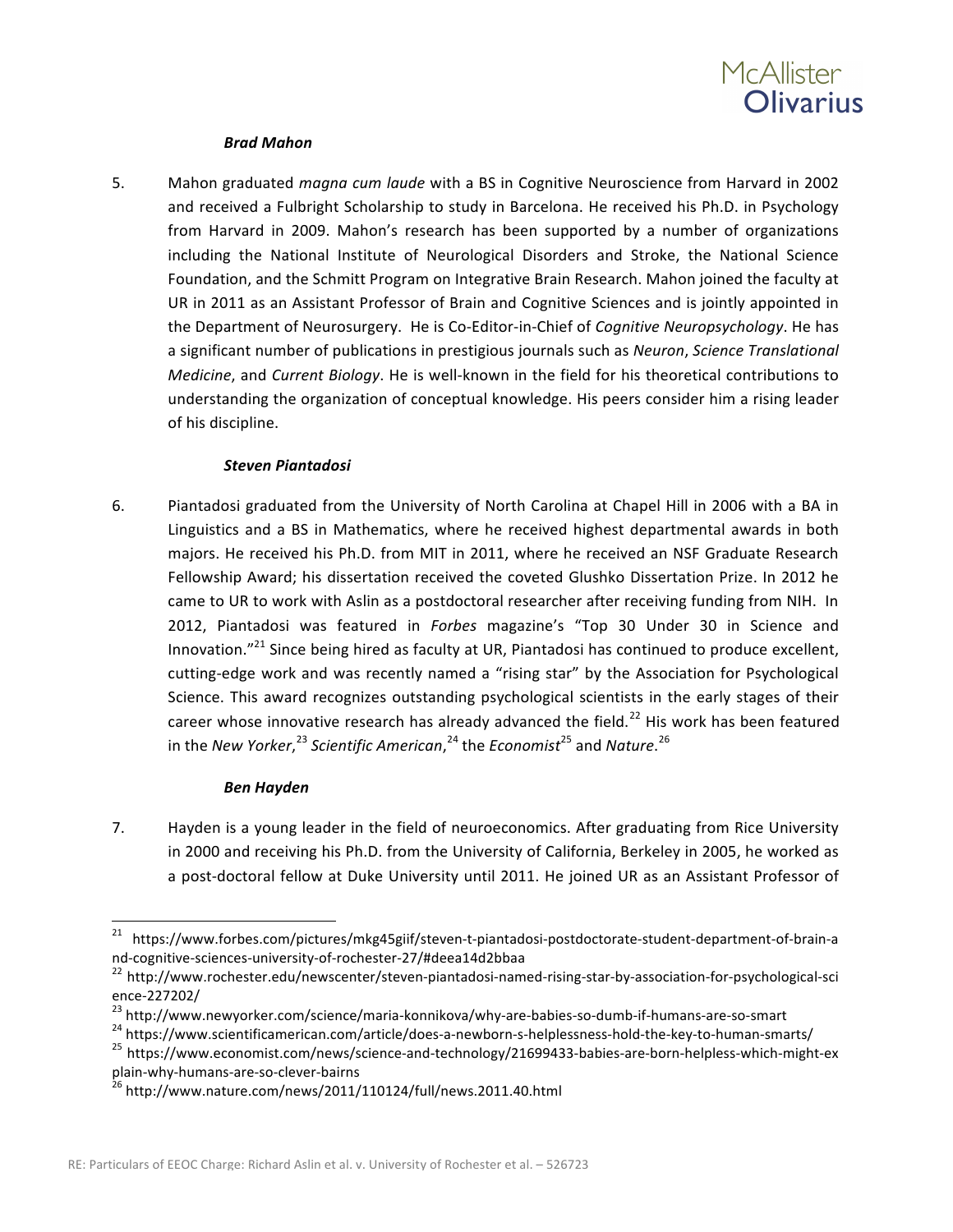### ***Brad Mahon***

5. Mahon graduated *magna cum laude* with a BS in Cognitive Neuroscience from Harvard in 2002 and received a Fulbright Scholarship to study in Barcelona. He received his Ph.D. in Psychology from Harvard in 2009. Mahon's research has been supported by a number of organizations including the National Institute of Neurological Disorders and Stroke, the National Science Foundation, and the Schmitt Program on Integrative Brain Research. Mahon joined the faculty at UR in 2011 as an Assistant Professor of Brain and Cognitive Sciences and is jointly appointed in the Department of Neurosurgery. He is Co-Editor-in-Chief of *Cognitive Neuropsychology*. He has a significant number of publications in prestigious journals such as *Neuron*, *Science Translational Medicine*, and *Current Biology*. He is well-known in the field for his theoretical contributions to understanding the organization of conceptual knowledge. His peers consider him a rising leader of his discipline.

### ***Steven Piantadosi***

6. Piantadosi graduated from the University of North Carolina at Chapel Hill in 2006 with a BA in Linguistics and a BS in Mathematics, where he received highest departmental awards in both majors. He received his Ph.D. from MIT in 2011, where he received an NSF Graduate Research Fellowship Award; his dissertation received the coveted Glushko Dissertation Prize. In 2012 he came to UR to work with Aslin as a postdoctoral researcher after receiving funding from NIH. In 2012, Piantadosi was featured in *Forbes* magazine's "Top 30 Under 30 in Science and Innovation."[21] Since being hired as faculty at UR, Piantadosi has continued to produce excellent, cutting-edge work and was recently named a "rising star" by the Association for Psychological Science. This award recognizes outstanding psychological scientists in the early stages of their career whose innovative research has already advanced the field.[22] His work has been featured in the *New Yorker*,[23] *Scientific American*,[24] the *Economist*[25] and *Nature*.[26]

### ***Ben Hayden***

7. Hayden is a young leader in the field of neuroeconomics. After graduating from Rice University in 2000 and receiving his Ph.D. from the University of California, Berkeley in 2005, he worked as a post-doctoral fellow at Duke University until 2011. He joined UR as an Assistant Professor of

---

[21] https://www.forbes.com/pictures/mkg45giif/steven-t-piantadosi-postdoctorate-student-department-of-brain-and-cognitive-sciences-university-of-rochester-27/#deea14d2bbaa

[22] http://www.rochester.edu/newscenter/steven-piantadosi-named-rising-star-by-association-for-psychological-science-227202/

[23] http://www.newyorker.com/science/maria-konnikova/why-are-babies-so-dumb-if-humans-are-so-smart

[24] https://www.scientificamerican.com/article/does-a-newborn-s-helplessness-hold-the-key-to-human-smarts/

[25] https://www.economist.com/news/science-and-technology/21699433-babies-are-born-helpless-which-might-explain-why-humans-are-so-clever-bairns

[26] http://www.nature.com/news/2011/110124/full/news.2011.40.html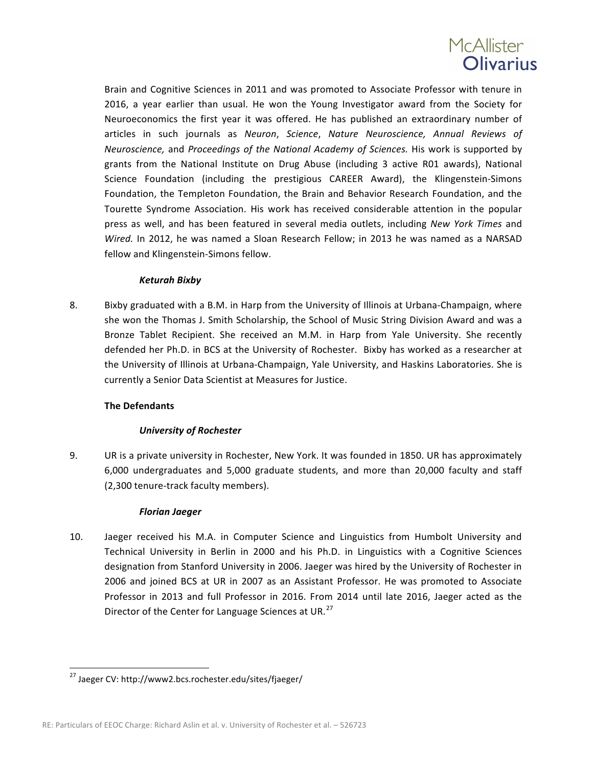Brain and Cognitive Sciences in 2011 and was promoted to Associate Professor with tenure in 2016, a year earlier than usual. He won the Young Investigator award from the Society for Neuroeconomics the first year it was offered. He has published an extraordinary number of articles in such journals as *Neuron*, *Science*, *Nature Neuroscience, Annual Reviews of Neuroscience,* and *Proceedings of the National Academy of Sciences.* His work is supported by grants from the National Institute on Drug Abuse (including 3 active R01 awards), National Science Foundation (including the prestigious CAREER Award), the Klingenstein-Simons Foundation, the Templeton Foundation, the Brain and Behavior Research Foundation, and the Tourette Syndrome Association. His work has received considerable attention in the popular press as well, and has been featured in several media outlets, including *New York Times* and *Wired.* In 2012, he was named a Sloan Research Fellow; in 2013 he was named as a NARSAD fellow and Klingenstein-Simons fellow.

***Keturah Bixby***

8. Bixby graduated with a B.M. in Harp from the University of Illinois at Urbana-Champaign, where she won the Thomas J. Smith Scholarship, the School of Music String Division Award and was a Bronze Tablet Recipient. She received an M.M. in Harp from Yale University. She recently defended her Ph.D. in BCS at the University of Rochester. Bixby has worked as a researcher at the University of Illinois at Urbana-Champaign, Yale University, and Haskins Laboratories. She is currently a Senior Data Scientist at Measures for Justice.

**The Defendants**

***University of Rochester***

9. UR is a private university in Rochester, New York. It was founded in 1850. UR has approximately 6,000 undergraduates and 5,000 graduate students, and more than 20,000 faculty and staff (2,300 tenure-track faculty members).

***Florian Jaeger***

10. Jaeger received his M.A. in Computer Science and Linguistics from Humbolt University and Technical University in Berlin in 2000 and his Ph.D. in Linguistics with a Cognitive Sciences designation from Stanford University in 2006. Jaeger was hired by the University of Rochester in 2006 and joined BCS at UR in 2007 as an Assistant Professor. He was promoted to Associate Professor in 2013 and full Professor in 2016. From 2014 until late 2016, Jaeger acted as the Director of the Center for Language Sciences at UR.[27]

[27] Jaeger CV: http://www2.bcs.rochester.edu/sites/fjaeger/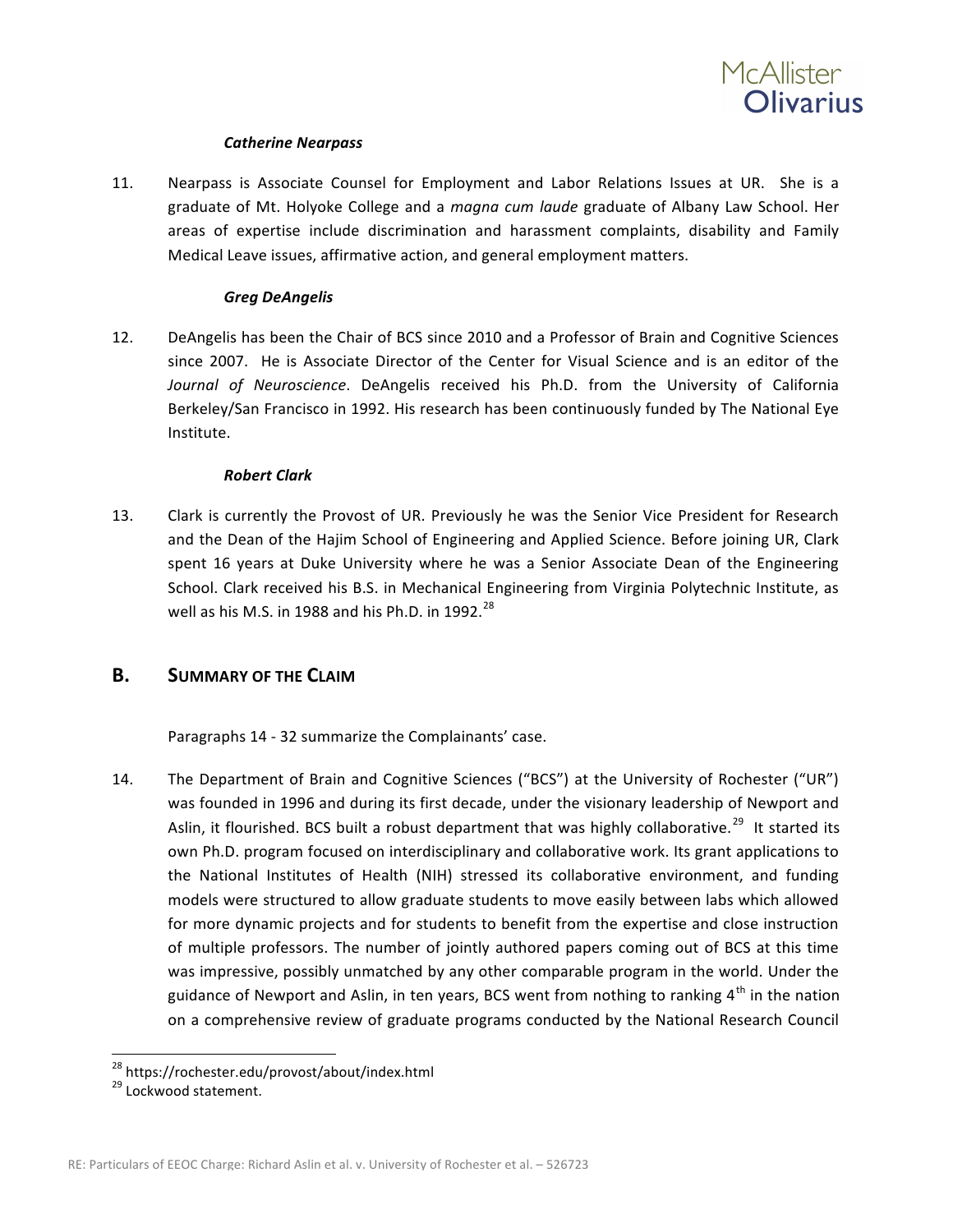#### *Catherine Nearpass*

11. Nearpass is Associate Counsel for Employment and Labor Relations Issues at UR. She is a graduate of Mt. Holyoke College and a *magna cum laude* graduate of Albany Law School. Her areas of expertise include discrimination and harassment complaints, disability and Family Medical Leave issues, affirmative action, and general employment matters.

#### *Greg DeAngelis*

12. DeAngelis has been the Chair of BCS since 2010 and a Professor of Brain and Cognitive Sciences since 2007. He is Associate Director of the Center for Visual Science and is an editor of the *Journal of Neuroscience*. DeAngelis received his Ph.D. from the University of California Berkeley/San Francisco in 1992. His research has been continuously funded by The National Eye Institute.

#### *Robert Clark*

13. Clark is currently the Provost of UR. Previously he was the Senior Vice President for Research and the Dean of the Hajim School of Engineering and Applied Science. Before joining UR, Clark spent 16 years at Duke University where he was a Senior Associate Dean of the Engineering School. Clark received his B.S. in Mechanical Engineering from Virginia Polytechnic Institute, as well as his M.S. in 1988 and his Ph.D. in 1992.[28]

## B. SUMMARY OF THE CLAIM

Paragraphs 14 - 32 summarize the Complainants' case.

14. The Department of Brain and Cognitive Sciences ("BCS") at the University of Rochester ("UR") was founded in 1996 and during its first decade, under the visionary leadership of Newport and Aslin, it flourished. BCS built a robust department that was highly collaborative.[29] It started its own Ph.D. program focused on interdisciplinary and collaborative work. Its grant applications to the National Institutes of Health (NIH) stressed its collaborative environment, and funding models were structured to allow graduate students to move easily between labs which allowed for more dynamic projects and for students to benefit from the expertise and close instruction of multiple professors. The number of jointly authored papers coming out of BCS at this time was impressive, possibly unmatched by any other comparable program in the world. Under the guidance of Newport and Aslin, in ten years, BCS went from nothing to ranking 4th in the nation on a comprehensive review of graduate programs conducted by the National Research Council

---

[28] https://rochester.edu/provost/about/index.html

[29] Lockwood statement.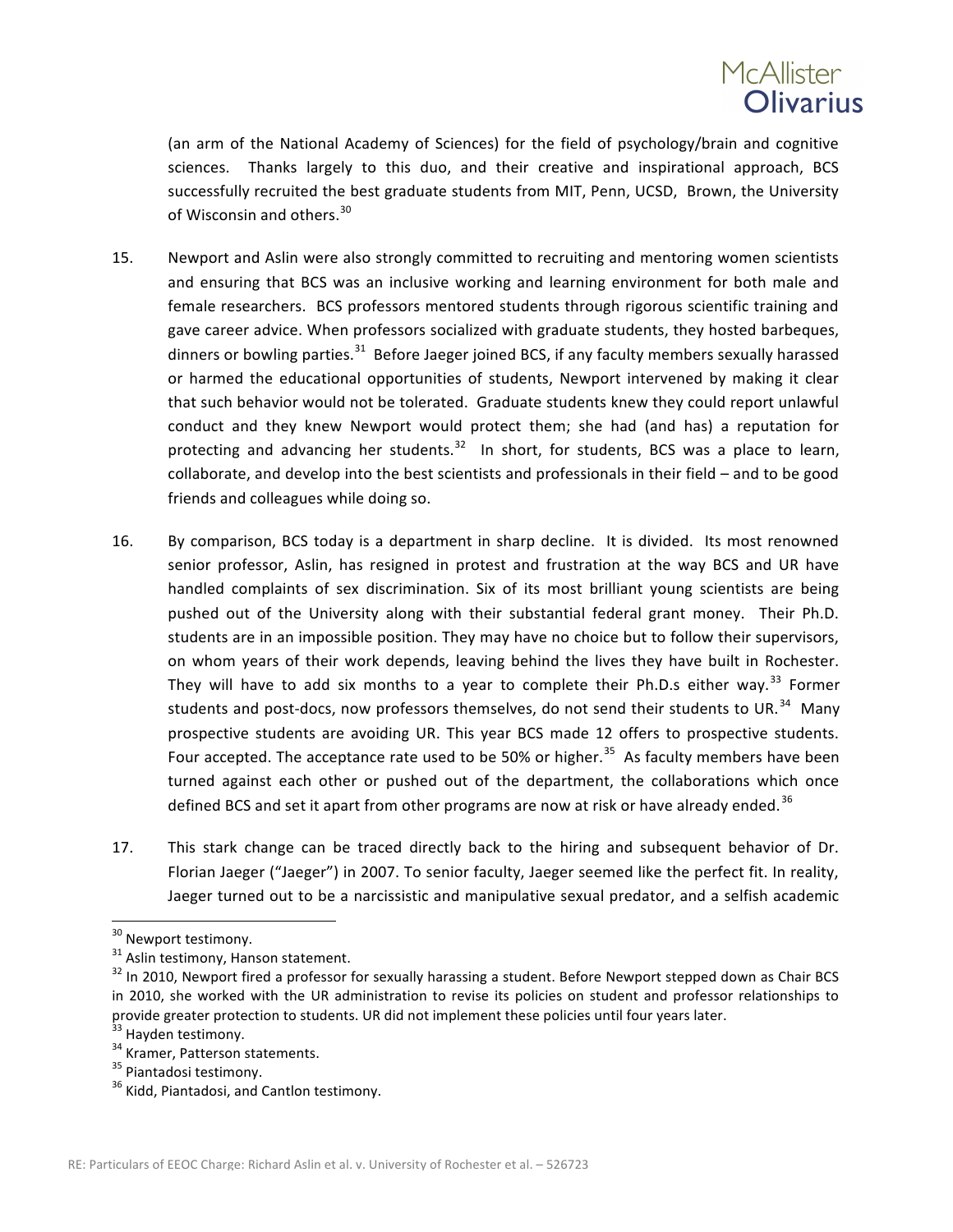(an arm of the National Academy of Sciences) for the field of psychology/brain and cognitive sciences. Thanks largely to this duo, and their creative and inspirational approach, BCS successfully recruited the best graduate students from MIT, Penn, UCSD, Brown, the University of Wisconsin and others.[30]

15. Newport and Aslin were also strongly committed to recruiting and mentoring women scientists and ensuring that BCS was an inclusive working and learning environment for both male and female researchers. BCS professors mentored students through rigorous scientific training and gave career advice. When professors socialized with graduate students, they hosted barbeques, dinners or bowling parties.[31] Before Jaeger joined BCS, if any faculty members sexually harassed or harmed the educational opportunities of students, Newport intervened by making it clear that such behavior would not be tolerated. Graduate students knew they could report unlawful conduct and they knew Newport would protect them; she had (and has) a reputation for protecting and advancing her students.[32] In short, for students, BCS was a place to learn, collaborate, and develop into the best scientists and professionals in their field – and to be good friends and colleagues while doing so.

16. By comparison, BCS today is a department in sharp decline. It is divided. Its most renowned senior professor, Aslin, has resigned in protest and frustration at the way BCS and UR have handled complaints of sex discrimination. Six of its most brilliant young scientists are being pushed out of the University along with their substantial federal grant money. Their Ph.D. students are in an impossible position. They may have no choice but to follow their supervisors, on whom years of their work depends, leaving behind the lives they have built in Rochester. They will have to add six months to a year to complete their Ph.D.s either way.[33] Former students and post-docs, now professors themselves, do not send their students to UR.[34] Many prospective students are avoiding UR. This year BCS made 12 offers to prospective students. Four accepted. The acceptance rate used to be 50% or higher.[35] As faculty members have been turned against each other or pushed out of the department, the collaborations which once defined BCS and set it apart from other programs are now at risk or have already ended.[36]

17. This stark change can be traced directly back to the hiring and subsequent behavior of Dr. Florian Jaeger ("Jaeger") in 2007. To senior faculty, Jaeger seemed like the perfect fit. In reality, Jaeger turned out to be a narcissistic and manipulative sexual predator, and a selfish academic

---

[30] Newport testimony.

[31] Aslin testimony, Hanson statement.

[32] In 2010, Newport fired a professor for sexually harassing a student. Before Newport stepped down as Chair BCS in 2010, she worked with the UR administration to revise its policies on student and professor relationships to provide greater protection to students. UR did not implement these policies until four years later.

[33] Hayden testimony.

[34] Kramer, Patterson statements.

[35] Piantadosi testimony.

[36] Kidd, Piantadosi, and Cantlon testimony.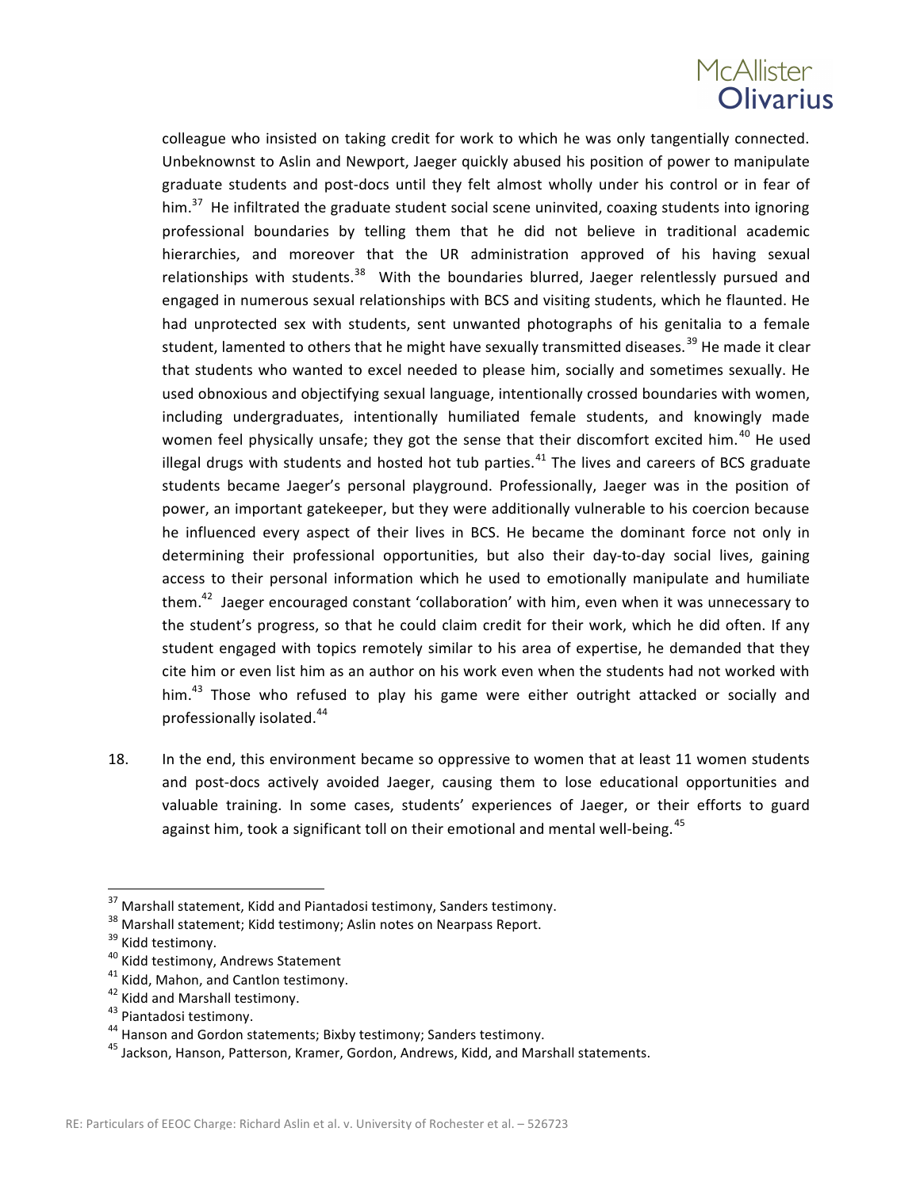colleague who insisted on taking credit for work to which he was only tangentially connected. Unbeknownst to Aslin and Newport, Jaeger quickly abused his position of power to manipulate graduate students and post-docs until they felt almost wholly under his control or in fear of him.[37] He infiltrated the graduate student social scene uninvited, coaxing students into ignoring professional boundaries by telling them that he did not believe in traditional academic hierarchies, and moreover that the UR administration approved of his having sexual relationships with students.[38] With the boundaries blurred, Jaeger relentlessly pursued and engaged in numerous sexual relationships with BCS and visiting students, which he flaunted. He had unprotected sex with students, sent unwanted photographs of his genitalia to a female student, lamented to others that he might have sexually transmitted diseases.[39] He made it clear that students who wanted to excel needed to please him, socially and sometimes sexually. He used obnoxious and objectifying sexual language, intentionally crossed boundaries with women, including undergraduates, intentionally humiliated female students, and knowingly made women feel physically unsafe; they got the sense that their discomfort excited him.[40] He used illegal drugs with students and hosted hot tub parties.[41] The lives and careers of BCS graduate students became Jaeger's personal playground. Professionally, Jaeger was in the position of power, an important gatekeeper, but they were additionally vulnerable to his coercion because he influenced every aspect of their lives in BCS. He became the dominant force not only in determining their professional opportunities, but also their day-to-day social lives, gaining access to their personal information which he used to emotionally manipulate and humiliate them.[42] Jaeger encouraged constant 'collaboration' with him, even when it was unnecessary to the student's progress, so that he could claim credit for their work, which he did often. If any student engaged with topics remotely similar to his area of expertise, he demanded that they cite him or even list him as an author on his work even when the students had not worked with him.[43] Those who refused to play his game were either outright attacked or socially and professionally isolated.[44]

18. In the end, this environment became so oppressive to women that at least 11 women students and post-docs actively avoided Jaeger, causing them to lose educational opportunities and valuable training. In some cases, students' experiences of Jaeger, or their efforts to guard against him, took a significant toll on their emotional and mental well-being.[45]

---

[37] Marshall statement, Kidd and Piantadosi testimony, Sanders testimony.

[38] Marshall statement; Kidd testimony; Aslin notes on Nearpass Report.

[39] Kidd testimony.

[40] Kidd testimony, Andrews Statement

[41] Kidd, Mahon, and Cantlon testimony.

[42] Kidd and Marshall testimony.

[43] Piantadosi testimony.

[44] Hanson and Gordon statements; Bixby testimony; Sanders testimony.

[45] Jackson, Hanson, Patterson, Kramer, Gordon, Andrews, Kidd, and Marshall statements.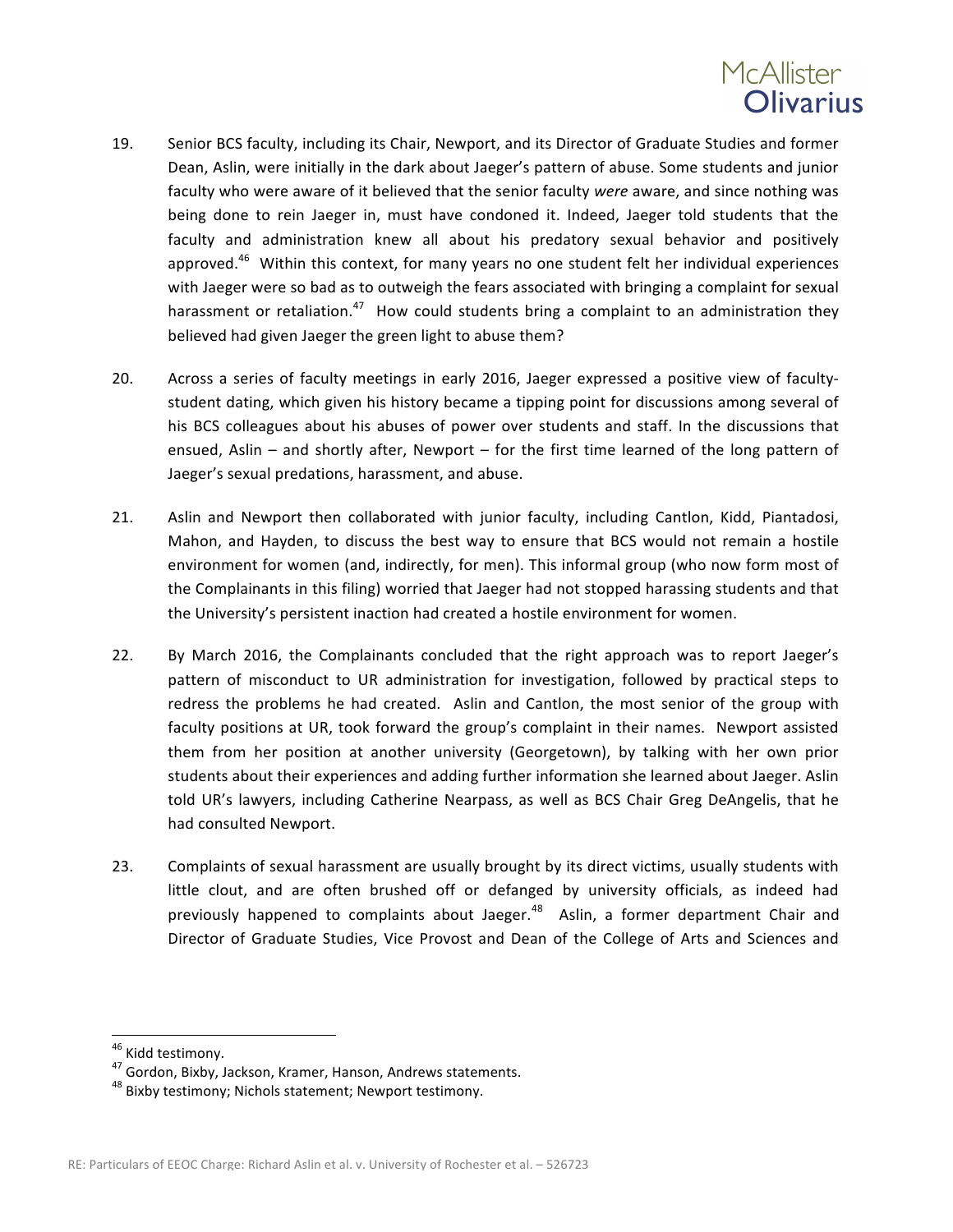19. Senior BCS faculty, including its Chair, Newport, and its Director of Graduate Studies and former Dean, Aslin, were initially in the dark about Jaeger's pattern of abuse. Some students and junior faculty who were aware of it believed that the senior faculty *were* aware, and since nothing was being done to rein Jaeger in, must have condoned it. Indeed, Jaeger told students that the faculty and administration knew all about his predatory sexual behavior and positively approved.[46] Within this context, for many years no one student felt her individual experiences with Jaeger were so bad as to outweigh the fears associated with bringing a complaint for sexual harassment or retaliation.[47] How could students bring a complaint to an administration they believed had given Jaeger the green light to abuse them?

20. Across a series of faculty meetings in early 2016, Jaeger expressed a positive view of faculty-student dating, which given his history became a tipping point for discussions among several of his BCS colleagues about his abuses of power over students and staff. In the discussions that ensued, Aslin – and shortly after, Newport – for the first time learned of the long pattern of Jaeger's sexual predations, harassment, and abuse.

21. Aslin and Newport then collaborated with junior faculty, including Cantlon, Kidd, Piantadosi, Mahon, and Hayden, to discuss the best way to ensure that BCS would not remain a hostile environment for women (and, indirectly, for men). This informal group (who now form most of the Complainants in this filing) worried that Jaeger had not stopped harassing students and that the University's persistent inaction had created a hostile environment for women.

22. By March 2016, the Complainants concluded that the right approach was to report Jaeger's pattern of misconduct to UR administration for investigation, followed by practical steps to redress the problems he had created. Aslin and Cantlon, the most senior of the group with faculty positions at UR, took forward the group's complaint in their names. Newport assisted them from her position at another university (Georgetown), by talking with her own prior students about their experiences and adding further information she learned about Jaeger. Aslin told UR's lawyers, including Catherine Nearpass, as well as BCS Chair Greg DeAngelis, that he had consulted Newport.

23. Complaints of sexual harassment are usually brought by its direct victims, usually students with little clout, and are often brushed off or defanged by university officials, as indeed had previously happened to complaints about Jaeger.[48] Aslin, a former department Chair and Director of Graduate Studies, Vice Provost and Dean of the College of Arts and Sciences and

---

[46] Kidd testimony.

[47] Gordon, Bixby, Jackson, Kramer, Hanson, Andrews statements.

[48] Bixby testimony; Nichols statement; Newport testimony.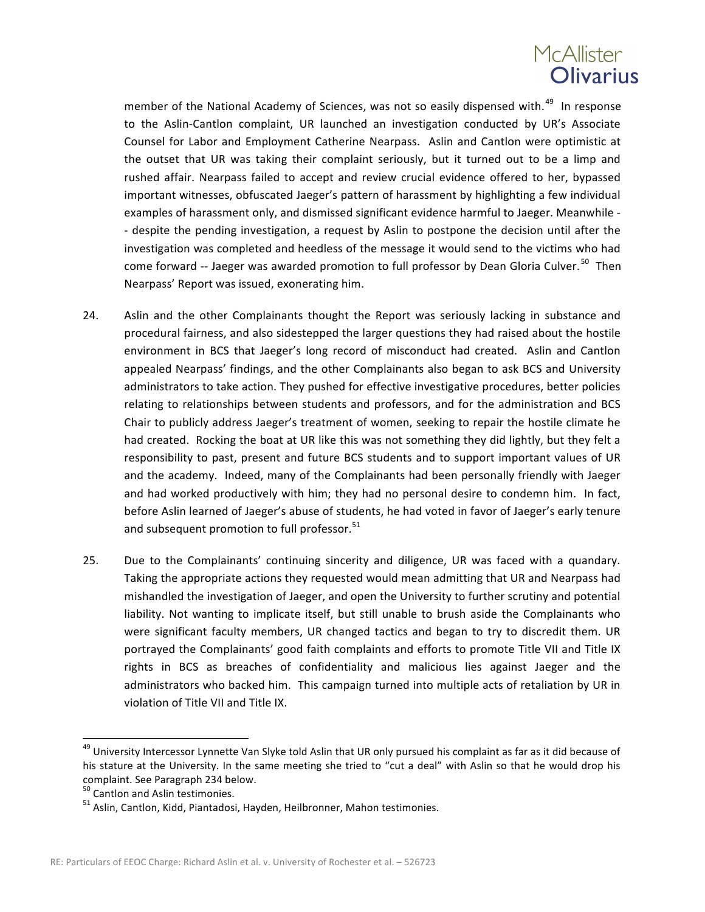member of the National Academy of Sciences, was not so easily dispensed with.[49] In response to the Aslin-Cantlon complaint, UR launched an investigation conducted by UR's Associate Counsel for Labor and Employment Catherine Nearpass. Aslin and Cantlon were optimistic at the outset that UR was taking their complaint seriously, but it turned out to be a limp and rushed affair. Nearpass failed to accept and review crucial evidence offered to her, bypassed important witnesses, obfuscated Jaeger's pattern of harassment by highlighting a few individual examples of harassment only, and dismissed significant evidence harmful to Jaeger. Meanwhile -- despite the pending investigation, a request by Aslin to postpone the decision until after the investigation was completed and heedless of the message it would send to the victims who had come forward -- Jaeger was awarded promotion to full professor by Dean Gloria Culver.[50] Then Nearpass' Report was issued, exonerating him.

24. Aslin and the other Complainants thought the Report was seriously lacking in substance and procedural fairness, and also sidestepped the larger questions they had raised about the hostile environment in BCS that Jaeger's long record of misconduct had created. Aslin and Cantlon appealed Nearpass' findings, and the other Complainants also began to ask BCS and University administrators to take action. They pushed for effective investigative procedures, better policies relating to relationships between students and professors, and for the administration and BCS Chair to publicly address Jaeger's treatment of women, seeking to repair the hostile climate he had created. Rocking the boat at UR like this was not something they did lightly, but they felt a responsibility to past, present and future BCS students and to support important values of UR and the academy. Indeed, many of the Complainants had been personally friendly with Jaeger and had worked productively with him; they had no personal desire to condemn him. In fact, before Aslin learned of Jaeger's abuse of students, he had voted in favor of Jaeger's early tenure and subsequent promotion to full professor.[51]

25. Due to the Complainants' continuing sincerity and diligence, UR was faced with a quandary. Taking the appropriate actions they requested would mean admitting that UR and Nearpass had mishandled the investigation of Jaeger, and open the University to further scrutiny and potential liability. Not wanting to implicate itself, but still unable to brush aside the Complainants who were significant faculty members, UR changed tactics and began to try to discredit them. UR portrayed the Complainants' good faith complaints and efforts to promote Title VII and Title IX rights in BCS as breaches of confidentiality and malicious lies against Jaeger and the administrators who backed him. This campaign turned into multiple acts of retaliation by UR in violation of Title VII and Title IX.

---

[49] University Intercessor Lynnette Van Slyke told Aslin that UR only pursued his complaint as far as it did because of his stature at the University. In the same meeting she tried to "cut a deal" with Aslin so that he would drop his complaint. See Paragraph 234 below.

[50] Cantlon and Aslin testimonies.

[51] Aslin, Cantlon, Kidd, Piantadosi, Hayden, Heilbronner, Mahon testimonies.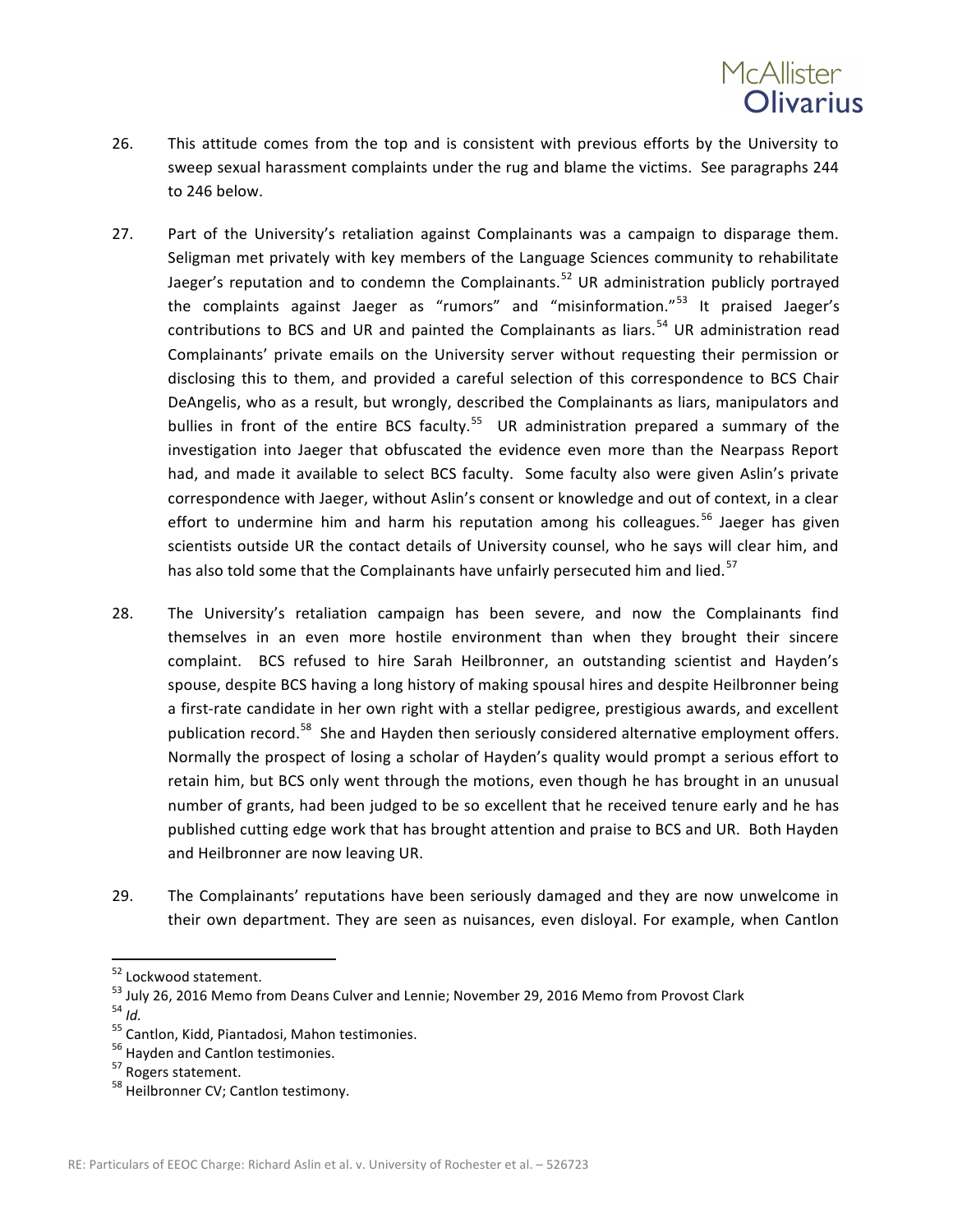26. This attitude comes from the top and is consistent with previous efforts by the University to sweep sexual harassment complaints under the rug and blame the victims. See paragraphs 244 to 246 below.

27. Part of the University's retaliation against Complainants was a campaign to disparage them. Seligman met privately with key members of the Language Sciences community to rehabilitate Jaeger's reputation and to condemn the Complainants.[52] UR administration publicly portrayed the complaints against Jaeger as "rumors" and "misinformation."[53] It praised Jaeger's contributions to BCS and UR and painted the Complainants as liars.[54] UR administration read Complainants' private emails on the University server without requesting their permission or disclosing this to them, and provided a careful selection of this correspondence to BCS Chair DeAngelis, who as a result, but wrongly, described the Complainants as liars, manipulators and bullies in front of the entire BCS faculty.[55] UR administration prepared a summary of the investigation into Jaeger that obfuscated the evidence even more than the Nearpass Report had, and made it available to select BCS faculty. Some faculty also were given Aslin's private correspondence with Jaeger, without Aslin's consent or knowledge and out of context, in a clear effort to undermine him and harm his reputation among his colleagues.[56] Jaeger has given scientists outside UR the contact details of University counsel, who he says will clear him, and has also told some that the Complainants have unfairly persecuted him and lied.[57]

28. The University's retaliation campaign has been severe, and now the Complainants find themselves in an even more hostile environment than when they brought their sincere complaint. BCS refused to hire Sarah Heilbronner, an outstanding scientist and Hayden's spouse, despite BCS having a long history of making spousal hires and despite Heilbronner being a first-rate candidate in her own right with a stellar pedigree, prestigious awards, and excellent publication record.[58] She and Hayden then seriously considered alternative employment offers. Normally the prospect of losing a scholar of Hayden's quality would prompt a serious effort to retain him, but BCS only went through the motions, even though he has brought in an unusual number of grants, had been judged to be so excellent that he received tenure early and he has published cutting edge work that has brought attention and praise to BCS and UR. Both Hayden and Heilbronner are now leaving UR.

29. The Complainants' reputations have been seriously damaged and they are now unwelcome in their own department. They are seen as nuisances, even disloyal. For example, when Cantlon

---

[52] Lockwood statement.

[53] July 26, 2016 Memo from Deans Culver and Lennie; November 29, 2016 Memo from Provost Clark

[54] *Id.*

[55] Cantlon, Kidd, Piantadosi, Mahon testimonies.

[56] Hayden and Cantlon testimonies.

[57] Rogers statement.

[58] Heilbronner CV; Cantlon testimony.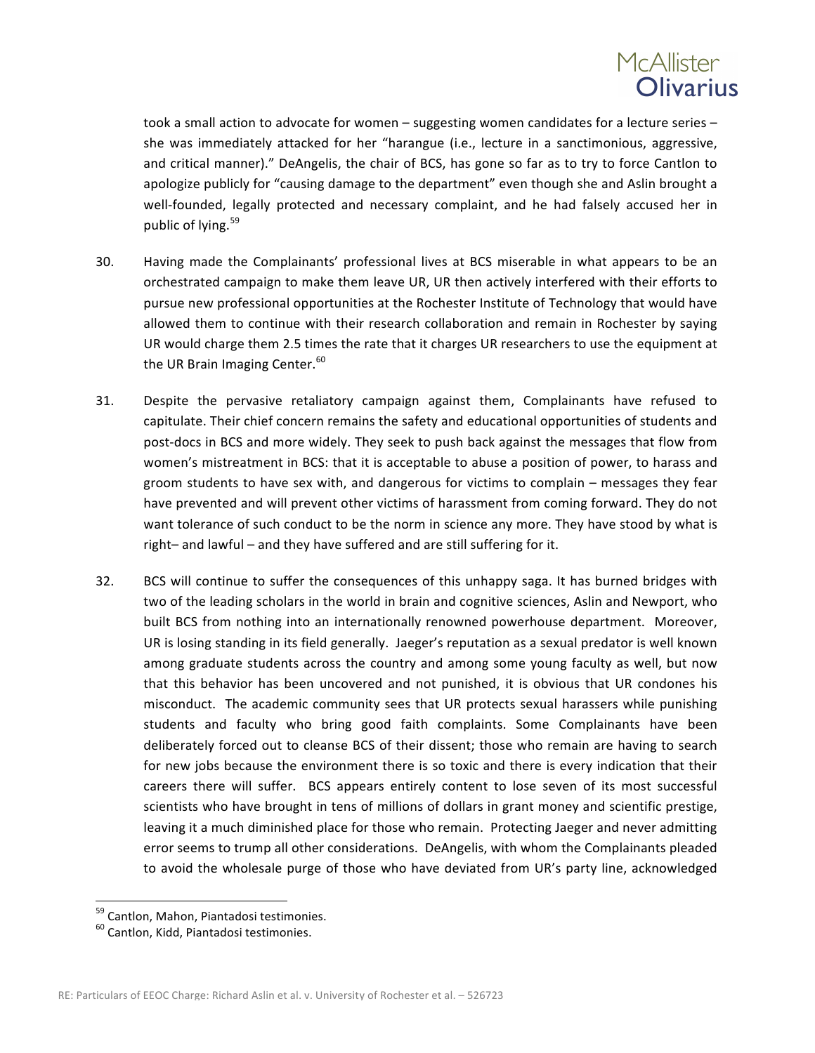took a small action to advocate for women – suggesting women candidates for a lecture series – she was immediately attacked for her "harangue (i.e., lecture in a sanctimonious, aggressive, and critical manner)." DeAngelis, the chair of BCS, has gone so far as to try to force Cantlon to apologize publicly for "causing damage to the department" even though she and Aslin brought a well-founded, legally protected and necessary complaint, and he had falsely accused her in public of lying.[59]

30. Having made the Complainants' professional lives at BCS miserable in what appears to be an orchestrated campaign to make them leave UR, UR then actively interfered with their efforts to pursue new professional opportunities at the Rochester Institute of Technology that would have allowed them to continue with their research collaboration and remain in Rochester by saying UR would charge them 2.5 times the rate that it charges UR researchers to use the equipment at the UR Brain Imaging Center.[60]

31. Despite the pervasive retaliatory campaign against them, Complainants have refused to capitulate. Their chief concern remains the safety and educational opportunities of students and post-docs in BCS and more widely. They seek to push back against the messages that flow from women's mistreatment in BCS: that it is acceptable to abuse a position of power, to harass and groom students to have sex with, and dangerous for victims to complain – messages they fear have prevented and will prevent other victims of harassment from coming forward. They do not want tolerance of such conduct to be the norm in science any more. They have stood by what is right– and lawful – and they have suffered and are still suffering for it.

32. BCS will continue to suffer the consequences of this unhappy saga. It has burned bridges with two of the leading scholars in the world in brain and cognitive sciences, Aslin and Newport, who built BCS from nothing into an internationally renowned powerhouse department. Moreover, UR is losing standing in its field generally. Jaeger's reputation as a sexual predator is well known among graduate students across the country and among some young faculty as well, but now that this behavior has been uncovered and not punished, it is obvious that UR condones his misconduct. The academic community sees that UR protects sexual harassers while punishing students and faculty who bring good faith complaints. Some Complainants have been deliberately forced out to cleanse BCS of their dissent; those who remain are having to search for new jobs because the environment there is so toxic and there is every indication that their careers there will suffer. BCS appears entirely content to lose seven of its most successful scientists who have brought in tens of millions of dollars in grant money and scientific prestige, leaving it a much diminished place for those who remain. Protecting Jaeger and never admitting error seems to trump all other considerations. DeAngelis, with whom the Complainants pleaded to avoid the wholesale purge of those who have deviated from UR's party line, acknowledged

[59] Cantlon, Mahon, Piantadosi testimonies.

[60] Cantlon, Kidd, Piantadosi testimonies.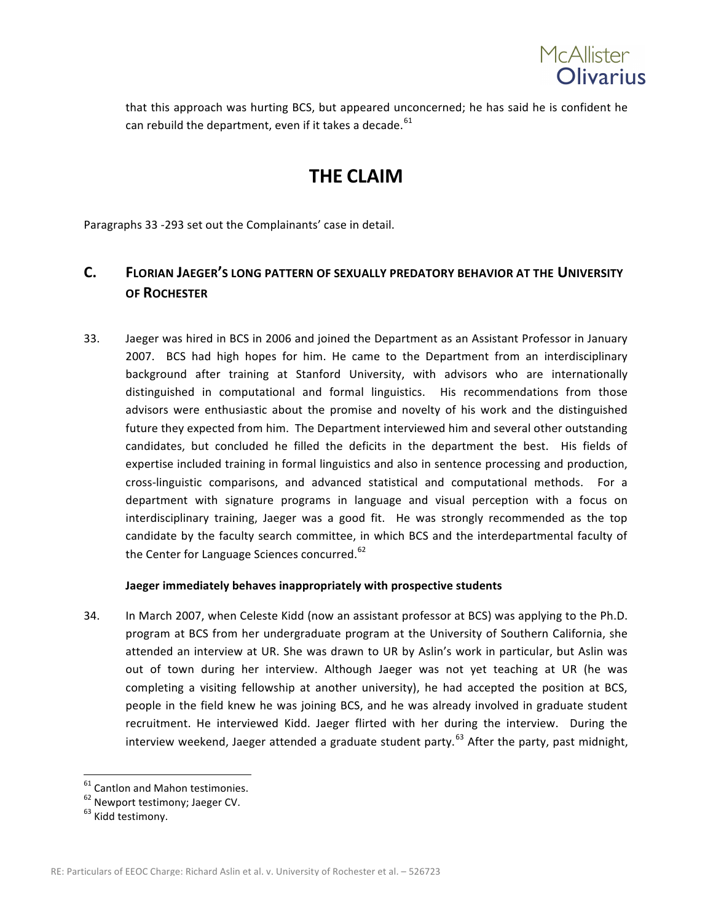that this approach was hurting BCS, but appeared unconcerned; he has said he is confident he can rebuild the department, even if it takes a decade.[61]

# THE CLAIM

Paragraphs 33 -293 set out the Complainants' case in detail.

## C. FLORIAN JAEGER'S LONG PATTERN OF SEXUALLY PREDATORY BEHAVIOR AT THE UNIVERSITY OF ROCHESTER

33. Jaeger was hired in BCS in 2006 and joined the Department as an Assistant Professor in January 2007. BCS had high hopes for him. He came to the Department from an interdisciplinary background after training at Stanford University, with advisors who are internationally distinguished in computational and formal linguistics. His recommendations from those advisors were enthusiastic about the promise and novelty of his work and the distinguished future they expected from him. The Department interviewed him and several other outstanding candidates, but concluded he filled the deficits in the department the best. His fields of expertise included training in formal linguistics and also in sentence processing and production, cross-linguistic comparisons, and advanced statistical and computational methods. For a department with signature programs in language and visual perception with a focus on interdisciplinary training, Jaeger was a good fit. He was strongly recommended as the top candidate by the faculty search committee, in which BCS and the interdepartmental faculty of the Center for Language Sciences concurred.[62]

**Jaeger immediately behaves inappropriately with prospective students**

34. In March 2007, when Celeste Kidd (now an assistant professor at BCS) was applying to the Ph.D. program at BCS from her undergraduate program at the University of Southern California, she attended an interview at UR. She was drawn to UR by Aslin's work in particular, but Aslin was out of town during her interview. Although Jaeger was not yet teaching at UR (he was completing a visiting fellowship at another university), he had accepted the position at BCS, people in the field knew he was joining BCS, and he was already involved in graduate student recruitment. He interviewed Kidd. Jaeger flirted with her during the interview. During the interview weekend, Jaeger attended a graduate student party.[63] After the party, past midnight,

---

[61] Cantlon and Mahon testimonies.

[62] Newport testimony; Jaeger CV.

[63] Kidd testimony.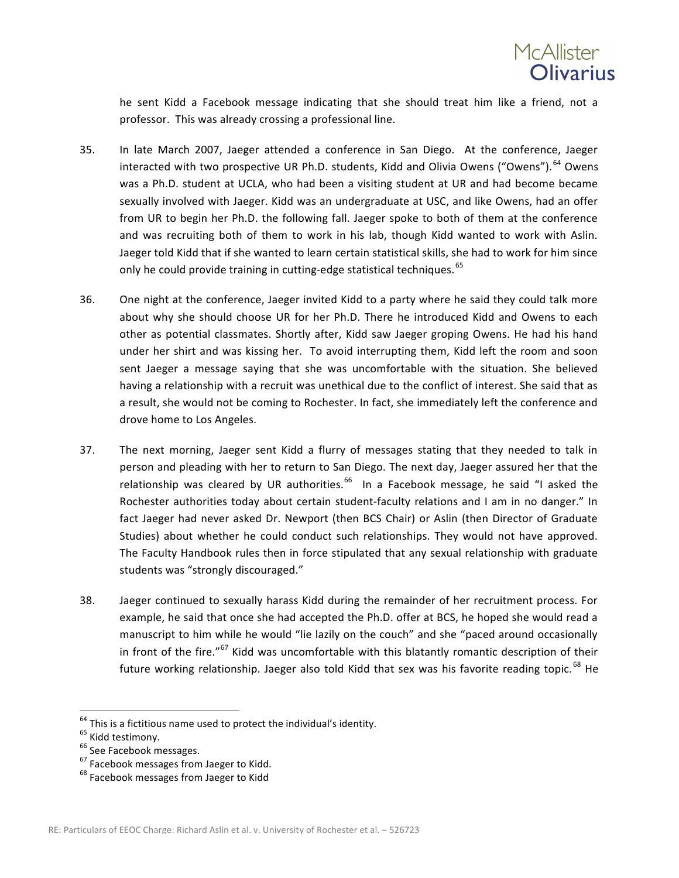he sent Kidd a Facebook message indicating that she should treat him like a friend, not a professor. This was already crossing a professional line.

35. In late March 2007, Jaeger attended a conference in San Diego. At the conference, Jaeger interacted with two prospective UR Ph.D. students, Kidd and Olivia Owens ("Owens").[64] Owens was a Ph.D. student at UCLA, who had been a visiting student at UR and had become became sexually involved with Jaeger. Kidd was an undergraduate at USC, and like Owens, had an offer from UR to begin her Ph.D. the following fall. Jaeger spoke to both of them at the conference and was recruiting both of them to work in his lab, though Kidd wanted to work with Aslin. Jaeger told Kidd that if she wanted to learn certain statistical skills, she had to work for him since only he could provide training in cutting-edge statistical techniques.[65]

36. One night at the conference, Jaeger invited Kidd to a party where he said they could talk more about why she should choose UR for her Ph.D. There he introduced Kidd and Owens to each other as potential classmates. Shortly after, Kidd saw Jaeger groping Owens. He had his hand under her shirt and was kissing her. To avoid interrupting them, Kidd left the room and soon sent Jaeger a message saying that she was uncomfortable with the situation. She believed having a relationship with a recruit was unethical due to the conflict of interest. She said that as a result, she would not be coming to Rochester. In fact, she immediately left the conference and drove home to Los Angeles.

37. The next morning, Jaeger sent Kidd a flurry of messages stating that they needed to talk in person and pleading with her to return to San Diego. The next day, Jaeger assured her that the relationship was cleared by UR authorities.[66] In a Facebook message, he said "I asked the Rochester authorities today about certain student-faculty relations and I am in no danger." In fact Jaeger had never asked Dr. Newport (then BCS Chair) or Aslin (then Director of Graduate Studies) about whether he could conduct such relationships. They would not have approved. The Faculty Handbook rules then in force stipulated that any sexual relationship with graduate students was "strongly discouraged."

38. Jaeger continued to sexually harass Kidd during the remainder of her recruitment process. For example, he said that once she had accepted the Ph.D. offer at BCS, he hoped she would read a manuscript to him while he would "lie lazily on the couch" and she "paced around occasionally in front of the fire."[67] Kidd was uncomfortable with this blatantly romantic description of their future working relationship. Jaeger also told Kidd that sex was his favorite reading topic.[68] He

---

[64] This is a fictitious name used to protect the individual's identity.
[65] Kidd testimony.
[66] See Facebook messages.
[67] Facebook messages from Jaeger to Kidd.
[68] Facebook messages from Jaeger to Kidd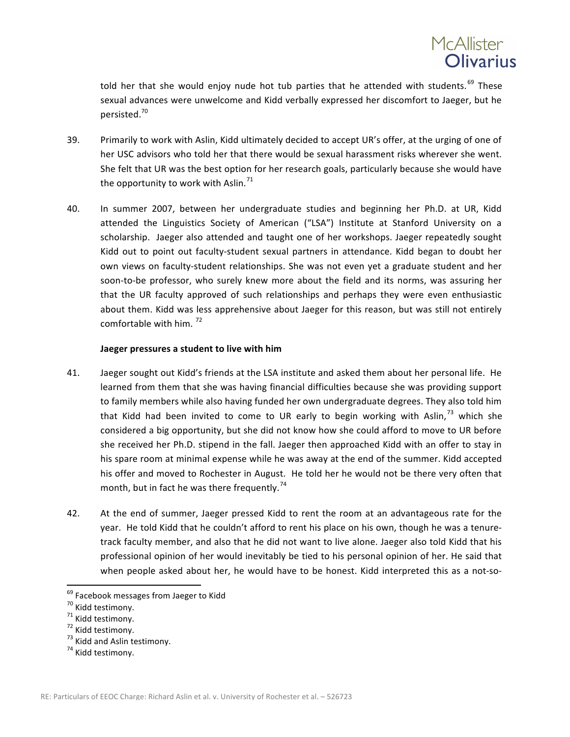told her that she would enjoy nude hot tub parties that he attended with students.[69] These sexual advances were unwelcome and Kidd verbally expressed her discomfort to Jaeger, but he persisted.[70]

39. Primarily to work with Aslin, Kidd ultimately decided to accept UR's offer, at the urging of one of her USC advisors who told her that there would be sexual harassment risks wherever she went. She felt that UR was the best option for her research goals, particularly because she would have the opportunity to work with Aslin.[71]

40. In summer 2007, between her undergraduate studies and beginning her Ph.D. at UR, Kidd attended the Linguistics Society of American ("LSA") Institute at Stanford University on a scholarship. Jaeger also attended and taught one of her workshops. Jaeger repeatedly sought Kidd out to point out faculty-student sexual partners in attendance. Kidd began to doubt her own views on faculty-student relationships. She was not even yet a graduate student and her soon-to-be professor, who surely knew more about the field and its norms, was assuring her that the UR faculty approved of such relationships and perhaps they were even enthusiastic about them. Kidd was less apprehensive about Jaeger for this reason, but was still not entirely comfortable with him.[72]

**Jaeger pressures a student to live with him**

41. Jaeger sought out Kidd's friends at the LSA institute and asked them about her personal life. He learned from them that she was having financial difficulties because she was providing support to family members while also having funded her own undergraduate degrees. They also told him that Kidd had been invited to come to UR early to begin working with Aslin,[73] which she considered a big opportunity, but she did not know how she could afford to move to UR before she received her Ph.D. stipend in the fall. Jaeger then approached Kidd with an offer to stay in his spare room at minimal expense while he was away at the end of the summer. Kidd accepted his offer and moved to Rochester in August. He told her he would not be there very often that month, but in fact he was there frequently.[74]

42. At the end of summer, Jaeger pressed Kidd to rent the room at an advantageous rate for the year. He told Kidd that he couldn't afford to rent his place on his own, though he was a tenure-track faculty member, and also that he did not want to live alone. Jaeger also told Kidd that his professional opinion of her would inevitably be tied to his personal opinion of her. He said that when people asked about her, he would have to be honest. Kidd interpreted this as a not-so-

[69] Facebook messages from Jaeger to Kidd

[70] Kidd testimony.

[71] Kidd testimony.

[72] Kidd testimony.

[73] Kidd and Aslin testimony.

[74] Kidd testimony.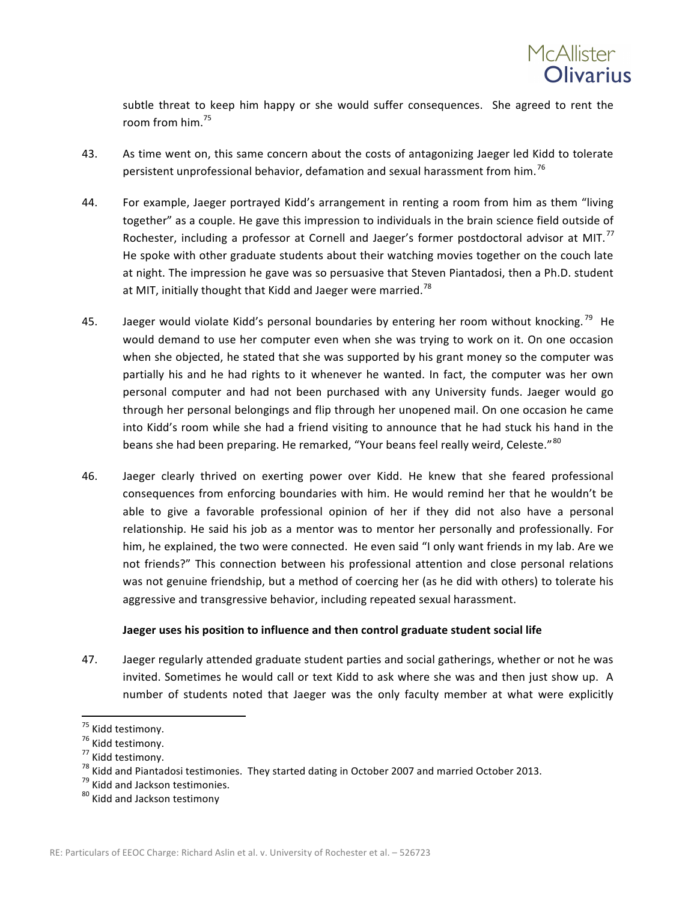subtle threat to keep him happy or she would suffer consequences. She agreed to rent the room from him.[75]

43. As time went on, this same concern about the costs of antagonizing Jaeger led Kidd to tolerate persistent unprofessional behavior, defamation and sexual harassment from him.[76]

44. For example, Jaeger portrayed Kidd's arrangement in renting a room from him as them "living together" as a couple. He gave this impression to individuals in the brain science field outside of Rochester, including a professor at Cornell and Jaeger's former postdoctoral advisor at MIT.[77] He spoke with other graduate students about their watching movies together on the couch late at night. The impression he gave was so persuasive that Steven Piantadosi, then a Ph.D. student at MIT, initially thought that Kidd and Jaeger were married.[78]

45. Jaeger would violate Kidd's personal boundaries by entering her room without knocking.[79] He would demand to use her computer even when she was trying to work on it. On one occasion when she objected, he stated that she was supported by his grant money so the computer was partially his and he had rights to it whenever he wanted. In fact, the computer was her own personal computer and had not been purchased with any University funds. Jaeger would go through her personal belongings and flip through her unopened mail. On one occasion he came into Kidd's room while she had a friend visiting to announce that he had stuck his hand in the beans she had been preparing. He remarked, "Your beans feel really weird, Celeste."[80]

46. Jaeger clearly thrived on exerting power over Kidd. He knew that she feared professional consequences from enforcing boundaries with him. He would remind her that he wouldn't be able to give a favorable professional opinion of her if they did not also have a personal relationship. He said his job as a mentor was to mentor her personally and professionally. For him, he explained, the two were connected. He even said "I only want friends in my lab. Are we not friends?" This connection between his professional attention and close personal relations was not genuine friendship, but a method of coercing her (as he did with others) to tolerate his aggressive and transgressive behavior, including repeated sexual harassment.

**Jaeger uses his position to influence and then control graduate student social life**

47. Jaeger regularly attended graduate student parties and social gatherings, whether or not he was invited. Sometimes he would call or text Kidd to ask where she was and then just show up. A number of students noted that Jaeger was the only faculty member at what were explicitly

---

[75] Kidd testimony.

[76] Kidd testimony.

[77] Kidd testimony.

[78] Kidd and Piantadosi testimonies. They started dating in October 2007 and married October 2013.

[79] Kidd and Jackson testimonies.

[80] Kidd and Jackson testimony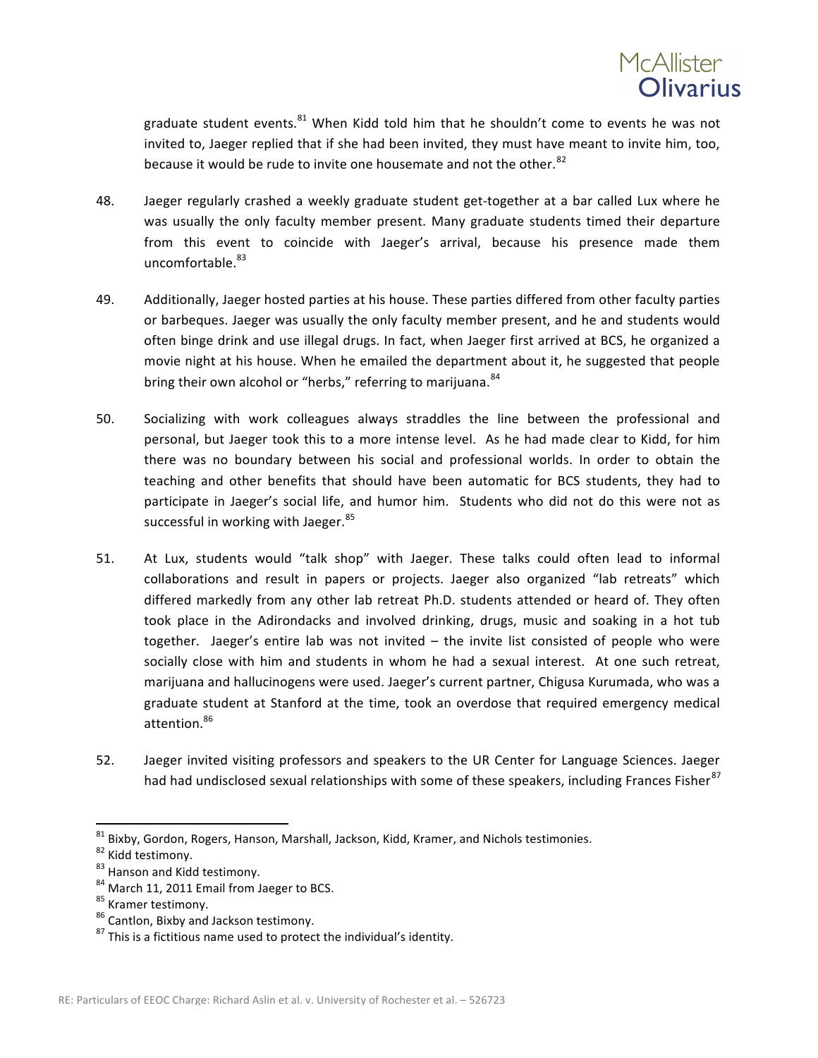graduate student events.[81] When Kidd told him that he shouldn't come to events he was not invited to, Jaeger replied that if she had been invited, they must have meant to invite him, too, because it would be rude to invite one housemate and not the other.[82]

48. Jaeger regularly crashed a weekly graduate student get-together at a bar called Lux where he was usually the only faculty member present. Many graduate students timed their departure from this event to coincide with Jaeger's arrival, because his presence made them uncomfortable.[83]

49. Additionally, Jaeger hosted parties at his house. These parties differed from other faculty parties or barbeques. Jaeger was usually the only faculty member present, and he and students would often binge drink and use illegal drugs. In fact, when Jaeger first arrived at BCS, he organized a movie night at his house. When he emailed the department about it, he suggested that people bring their own alcohol or "herbs," referring to marijuana.[84]

50. Socializing with work colleagues always straddles the line between the professional and personal, but Jaeger took this to a more intense level. As he had made clear to Kidd, for him there was no boundary between his social and professional worlds. In order to obtain the teaching and other benefits that should have been automatic for BCS students, they had to participate in Jaeger's social life, and humor him. Students who did not do this were not as successful in working with Jaeger.[85]

51. At Lux, students would "talk shop" with Jaeger. These talks could often lead to informal collaborations and result in papers or projects. Jaeger also organized "lab retreats" which differed markedly from any other lab retreat Ph.D. students attended or heard of. They often took place in the Adirondacks and involved drinking, drugs, music and soaking in a hot tub together. Jaeger's entire lab was not invited – the invite list consisted of people who were socially close with him and students in whom he had a sexual interest. At one such retreat, marijuana and hallucinogens were used. Jaeger's current partner, Chigusa Kurumada, who was a graduate student at Stanford at the time, took an overdose that required emergency medical attention.[86]

52. Jaeger invited visiting professors and speakers to the UR Center for Language Sciences. Jaeger had had undisclosed sexual relationships with some of these speakers, including Frances Fisher[87]

---

[81] Bixby, Gordon, Rogers, Hanson, Marshall, Jackson, Kidd, Kramer, and Nichols testimonies.

[82] Kidd testimony.

[83] Hanson and Kidd testimony.

[84] March 11, 2011 Email from Jaeger to BCS.

[85] Kramer testimony.

[86] Cantlon, Bixby and Jackson testimony.

[87] This is a fictitious name used to protect the individual's identity.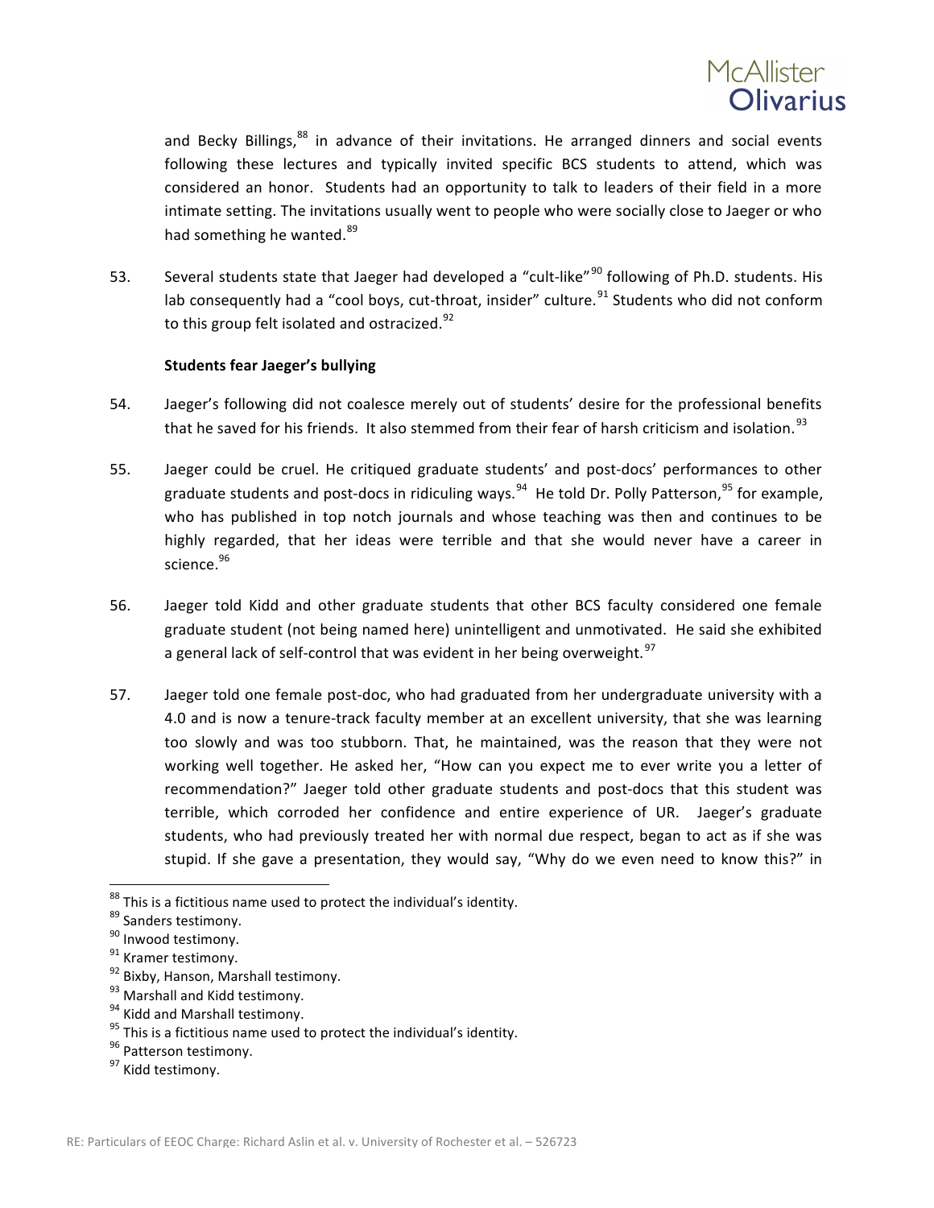and Becky Billings,[88] in advance of their invitations. He arranged dinners and social events following these lectures and typically invited specific BCS students to attend, which was considered an honor. Students had an opportunity to talk to leaders of their field in a more intimate setting. The invitations usually went to people who were socially close to Jaeger or who had something he wanted.[89]

53. Several students state that Jaeger had developed a "cult-like"[90] following of Ph.D. students. His lab consequently had a "cool boys, cut-throat, insider" culture.[91] Students who did not conform to this group felt isolated and ostracized.[92]

**Students fear Jaeger's bullying**

54. Jaeger's following did not coalesce merely out of students' desire for the professional benefits that he saved for his friends. It also stemmed from their fear of harsh criticism and isolation.[93]

55. Jaeger could be cruel. He critiqued graduate students' and post-docs' performances to other graduate students and post-docs in ridiculing ways.[94] He told Dr. Polly Patterson,[95] for example, who has published in top notch journals and whose teaching was then and continues to be highly regarded, that her ideas were terrible and that she would never have a career in science.[96]

56. Jaeger told Kidd and other graduate students that other BCS faculty considered one female graduate student (not being named here) unintelligent and unmotivated. He said she exhibited a general lack of self-control that was evident in her being overweight.[97]

57. Jaeger told one female post-doc, who had graduated from her undergraduate university with a 4.0 and is now a tenure-track faculty member at an excellent university, that she was learning too slowly and was too stubborn. That, he maintained, was the reason that they were not working well together. He asked her, "How can you expect me to ever write you a letter of recommendation?" Jaeger told other graduate students and post-docs that this student was terrible, which corroded her confidence and entire experience of UR. Jaeger's graduate students, who had previously treated her with normal due respect, began to act as if she was stupid. If she gave a presentation, they would say, "Why do we even need to know this?" in

---

[88] This is a fictitious name used to protect the individual's identity.
[89] Sanders testimony.
[90] Inwood testimony.
[91] Kramer testimony.
[92] Bixby, Hanson, Marshall testimony.
[93] Marshall and Kidd testimony.
[94] Kidd and Marshall testimony.
[95] This is a fictitious name used to protect the individual's identity.
[96] Patterson testimony.
[97] Kidd testimony.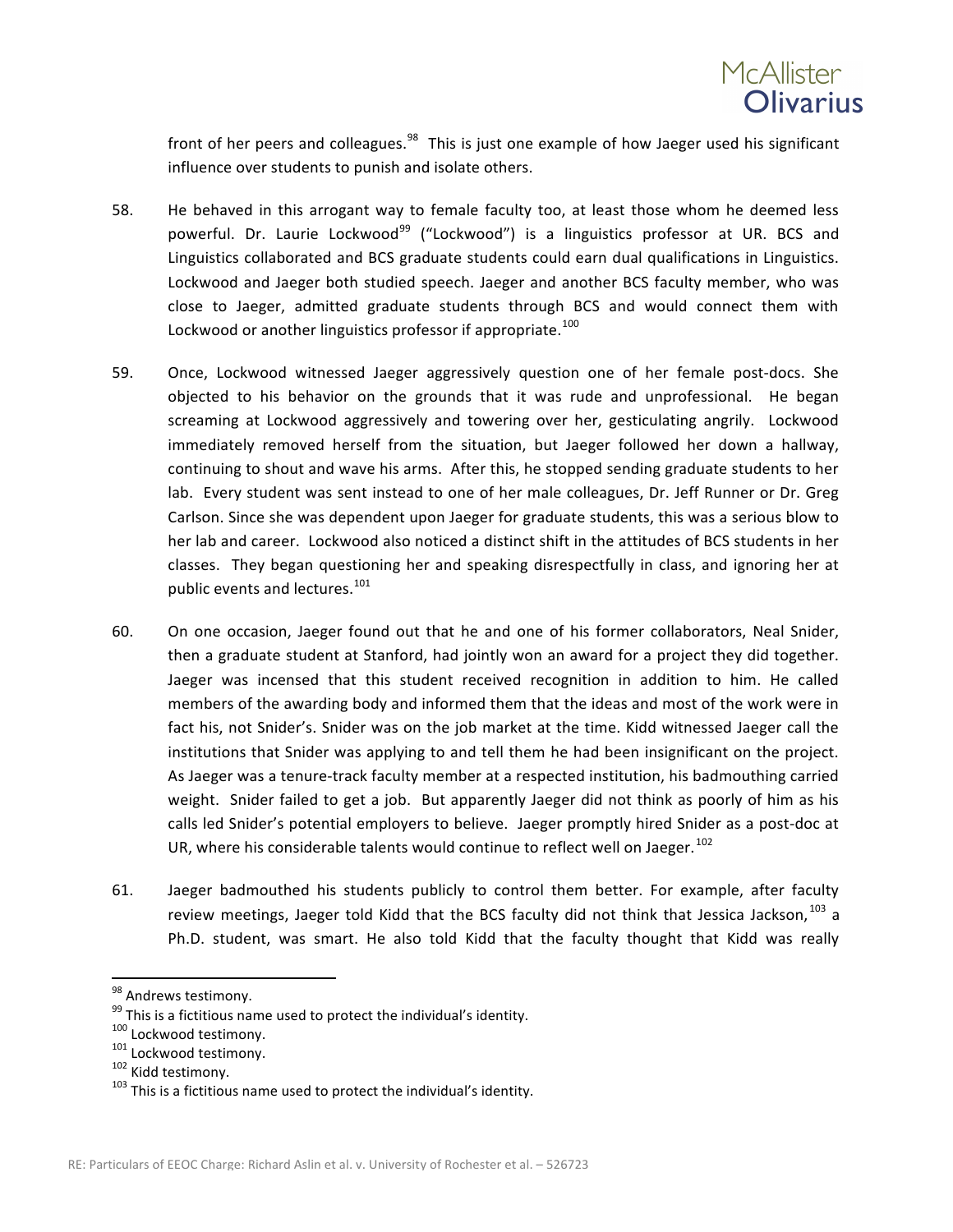front of her peers and colleagues.[98] This is just one example of how Jaeger used his significant influence over students to punish and isolate others.

58. He behaved in this arrogant way to female faculty too, at least those whom he deemed less powerful. Dr. Laurie Lockwood[99] ("Lockwood") is a linguistics professor at UR. BCS and Linguistics collaborated and BCS graduate students could earn dual qualifications in Linguistics. Lockwood and Jaeger both studied speech. Jaeger and another BCS faculty member, who was close to Jaeger, admitted graduate students through BCS and would connect them with Lockwood or another linguistics professor if appropriate.[100]

59. Once, Lockwood witnessed Jaeger aggressively question one of her female post-docs. She objected to his behavior on the grounds that it was rude and unprofessional. He began screaming at Lockwood aggressively and towering over her, gesticulating angrily. Lockwood immediately removed herself from the situation, but Jaeger followed her down a hallway, continuing to shout and wave his arms. After this, he stopped sending graduate students to her lab. Every student was sent instead to one of her male colleagues, Dr. Jeff Runner or Dr. Greg Carlson. Since she was dependent upon Jaeger for graduate students, this was a serious blow to her lab and career. Lockwood also noticed a distinct shift in the attitudes of BCS students in her classes. They began questioning her and speaking disrespectfully in class, and ignoring her at public events and lectures.[101]

60. On one occasion, Jaeger found out that he and one of his former collaborators, Neal Snider, then a graduate student at Stanford, had jointly won an award for a project they did together. Jaeger was incensed that this student received recognition in addition to him. He called members of the awarding body and informed them that the ideas and most of the work were in fact his, not Snider's. Snider was on the job market at the time. Kidd witnessed Jaeger call the institutions that Snider was applying to and tell them he had been insignificant on the project. As Jaeger was a tenure-track faculty member at a respected institution, his badmouthing carried weight. Snider failed to get a job. But apparently Jaeger did not think as poorly of him as his calls led Snider's potential employers to believe. Jaeger promptly hired Snider as a post-doc at UR, where his considerable talents would continue to reflect well on Jaeger.[102]

61. Jaeger badmouthed his students publicly to control them better. For example, after faculty review meetings, Jaeger told Kidd that the BCS faculty did not think that Jessica Jackson,[103] a Ph.D. student, was smart. He also told Kidd that the faculty thought that Kidd was really

---

[98] Andrews testimony.

[99] This is a fictitious name used to protect the individual's identity.

[100] Lockwood testimony.

[101] Lockwood testimony.

[102] Kidd testimony.

[103] This is a fictitious name used to protect the individual's identity.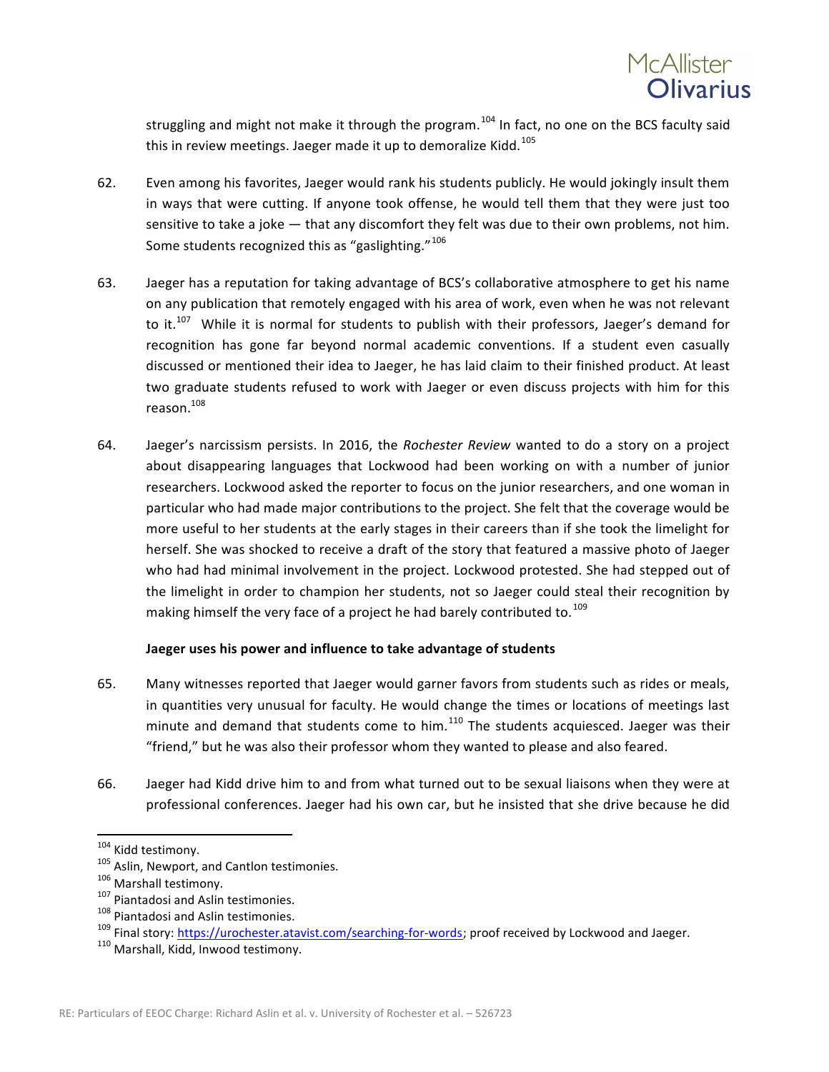struggling and might not make it through the program.[104] In fact, no one on the BCS faculty said this in review meetings. Jaeger made it up to demoralize Kidd.[105]

62. Even among his favorites, Jaeger would rank his students publicly. He would jokingly insult them in ways that were cutting. If anyone took offense, he would tell them that they were just too sensitive to take a joke — that any discomfort they felt was due to their own problems, not him. Some students recognized this as "gaslighting."[106]

63. Jaeger has a reputation for taking advantage of BCS's collaborative atmosphere to get his name on any publication that remotely engaged with his area of work, even when he was not relevant to it.[107] While it is normal for students to publish with their professors, Jaeger's demand for recognition has gone far beyond normal academic conventions. If a student even casually discussed or mentioned their idea to Jaeger, he has laid claim to their finished product. At least two graduate students refused to work with Jaeger or even discuss projects with him for this reason.[108]

64. Jaeger's narcissism persists. In 2016, the *Rochester Review* wanted to do a story on a project about disappearing languages that Lockwood had been working on with a number of junior researchers. Lockwood asked the reporter to focus on the junior researchers, and one woman in particular who had made major contributions to the project. She felt that the coverage would be more useful to her students at the early stages in their careers than if she took the limelight for herself. She was shocked to receive a draft of the story that featured a massive photo of Jaeger who had had minimal involvement in the project. Lockwood protested. She had stepped out of the limelight in order to champion her students, not so Jaeger could steal their recognition by making himself the very face of a project he had barely contributed to.[109]

**Jaeger uses his power and influence to take advantage of students**

65. Many witnesses reported that Jaeger would garner favors from students such as rides or meals, in quantities very unusual for faculty. He would change the times or locations of meetings last minute and demand that students come to him.[110] The students acquiesced. Jaeger was their "friend," but he was also their professor whom they wanted to please and also feared.

66. Jaeger had Kidd drive him to and from what turned out to be sexual liaisons when they were at professional conferences. Jaeger had his own car, but he insisted that she drive because he did

---

[104] Kidd testimony.

[105] Aslin, Newport, and Cantlon testimonies.

[106] Marshall testimony.

[107] Piantadosi and Aslin testimonies.

[108] Piantadosi and Aslin testimonies.

[109] Final story: https://urochester.atavist.com/searching-for-words; proof received by Lockwood and Jaeger.

[110] Marshall, Kidd, Inwood testimony.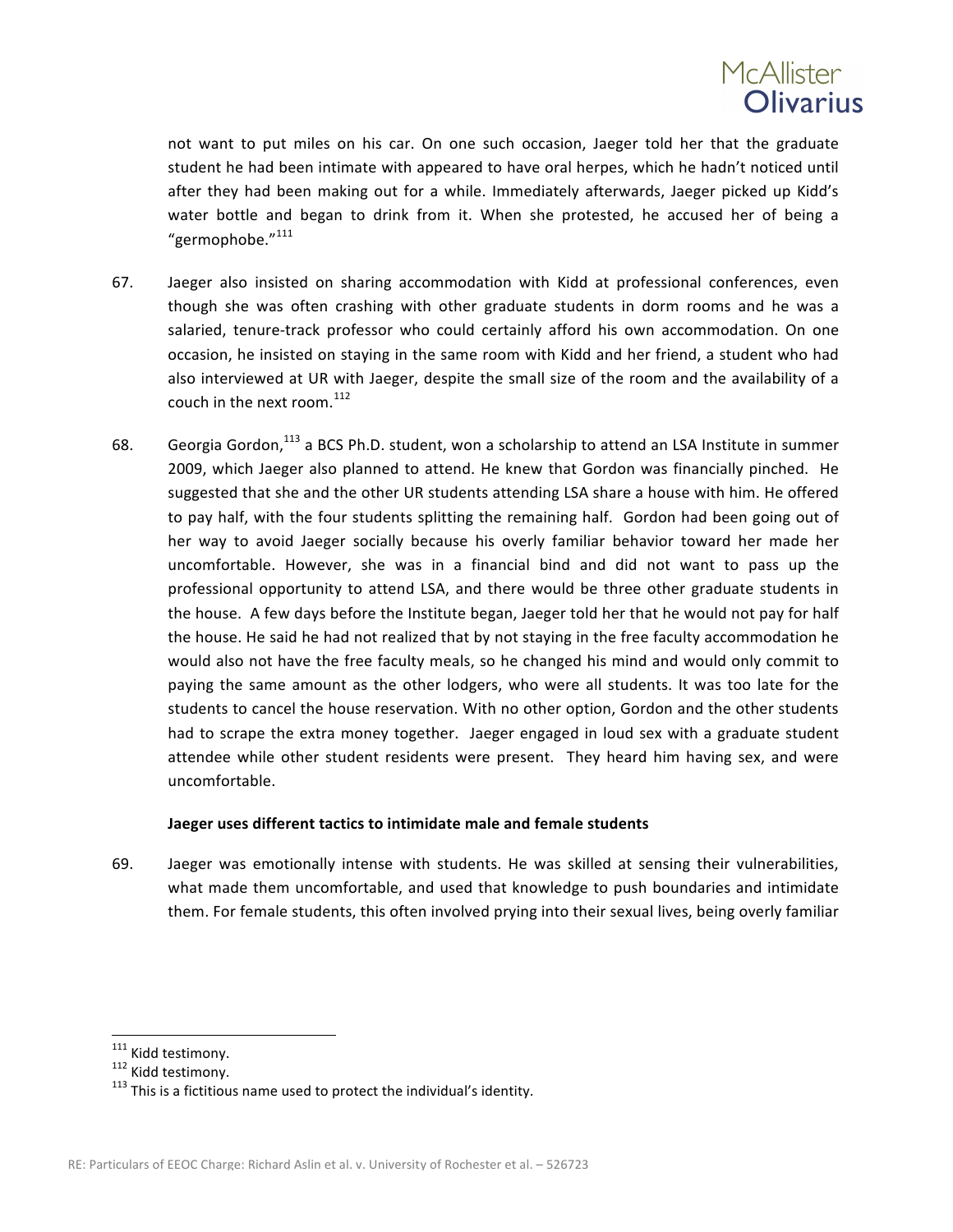not want to put miles on his car. On one such occasion, Jaeger told her that the graduate student he had been intimate with appeared to have oral herpes, which he hadn't noticed until after they had been making out for a while. Immediately afterwards, Jaeger picked up Kidd's water bottle and began to drink from it. When she protested, he accused her of being a "germophobe."[111]

67. Jaeger also insisted on sharing accommodation with Kidd at professional conferences, even though she was often crashing with other graduate students in dorm rooms and he was a salaried, tenure-track professor who could certainly afford his own accommodation. On one occasion, he insisted on staying in the same room with Kidd and her friend, a student who had also interviewed at UR with Jaeger, despite the small size of the room and the availability of a couch in the next room.[112]

68. Georgia Gordon,[113] a BCS Ph.D. student, won a scholarship to attend an LSA Institute in summer 2009, which Jaeger also planned to attend. He knew that Gordon was financially pinched. He suggested that she and the other UR students attending LSA share a house with him. He offered to pay half, with the four students splitting the remaining half. Gordon had been going out of her way to avoid Jaeger socially because his overly familiar behavior toward her made her uncomfortable. However, she was in a financial bind and did not want to pass up the professional opportunity to attend LSA, and there would be three other graduate students in the house. A few days before the Institute began, Jaeger told her that he would not pay for half the house. He said he had not realized that by not staying in the free faculty accommodation he would also not have the free faculty meals, so he changed his mind and would only commit to paying the same amount as the other lodgers, who were all students. It was too late for the students to cancel the house reservation. With no other option, Gordon and the other students had to scrape the extra money together. Jaeger engaged in loud sex with a graduate student attendee while other student residents were present. They heard him having sex, and were uncomfortable.

**Jaeger uses different tactics to intimidate male and female students**

69. Jaeger was emotionally intense with students. He was skilled at sensing their vulnerabilities, what made them uncomfortable, and used that knowledge to push boundaries and intimidate them. For female students, this often involved prying into their sexual lives, being overly familiar

---

[111] Kidd testimony.

[112] Kidd testimony.

[113] This is a fictitious name used to protect the individual's identity.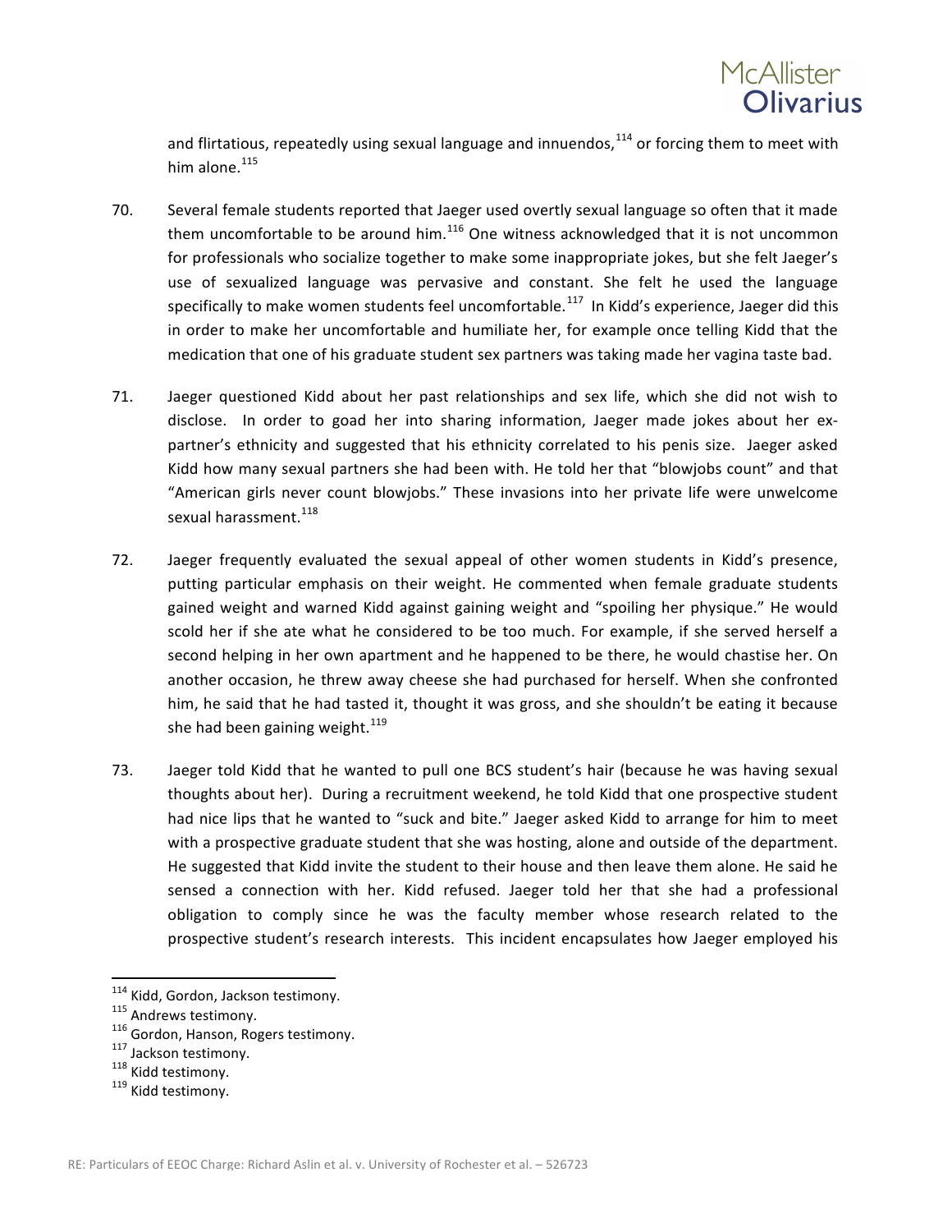and flirtatious, repeatedly using sexual language and innuendos,[114] or forcing them to meet with him alone.[115]

70. Several female students reported that Jaeger used overtly sexual language so often that it made them uncomfortable to be around him.[116] One witness acknowledged that it is not uncommon for professionals who socialize together to make some inappropriate jokes, but she felt Jaeger's use of sexualized language was pervasive and constant. She felt he used the language specifically to make women students feel uncomfortable.[117] In Kidd's experience, Jaeger did this in order to make her uncomfortable and humiliate her, for example once telling Kidd that the medication that one of his graduate student sex partners was taking made her vagina taste bad.

71. Jaeger questioned Kidd about her past relationships and sex life, which she did not wish to disclose. In order to goad her into sharing information, Jaeger made jokes about her ex-partner's ethnicity and suggested that his ethnicity correlated to his penis size. Jaeger asked Kidd how many sexual partners she had been with. He told her that "blowjobs count" and that "American girls never count blowjobs." These invasions into her private life were unwelcome sexual harassment.[118]

72. Jaeger frequently evaluated the sexual appeal of other women students in Kidd's presence, putting particular emphasis on their weight. He commented when female graduate students gained weight and warned Kidd against gaining weight and "spoiling her physique." He would scold her if she ate what he considered to be too much. For example, if she served herself a second helping in her own apartment and he happened to be there, he would chastise her. On another occasion, he threw away cheese she had purchased for herself. When she confronted him, he said that he had tasted it, thought it was gross, and she shouldn't be eating it because she had been gaining weight.[119]

73. Jaeger told Kidd that he wanted to pull one BCS student's hair (because he was having sexual thoughts about her). During a recruitment weekend, he told Kidd that one prospective student had nice lips that he wanted to "suck and bite." Jaeger asked Kidd to arrange for him to meet with a prospective graduate student that she was hosting, alone and outside of the department. He suggested that Kidd invite the student to their house and then leave them alone. He said he sensed a connection with her. Kidd refused. Jaeger told her that she had a professional obligation to comply since he was the faculty member whose research related to the prospective student's research interests. This incident encapsulates how Jaeger employed his

---

[114] Kidd, Gordon, Jackson testimony.

[115] Andrews testimony.

[116] Gordon, Hanson, Rogers testimony.

[117] Jackson testimony.

[118] Kidd testimony.

[119] Kidd testimony.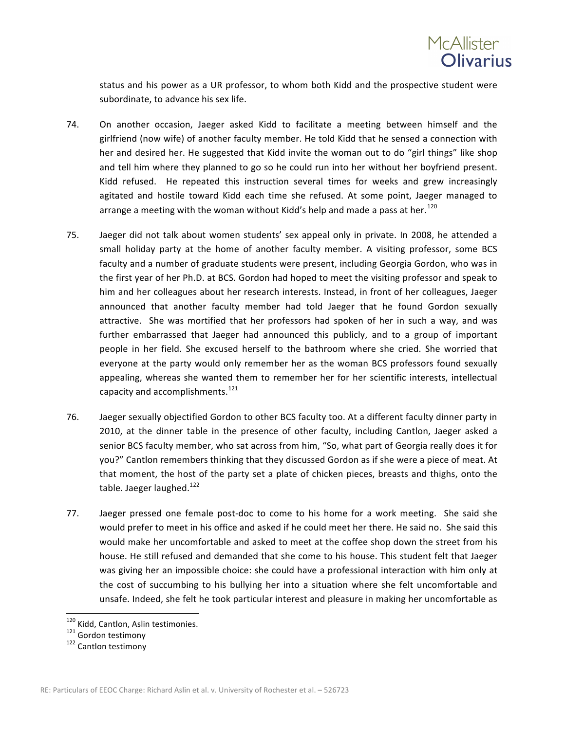status and his power as a UR professor, to whom both Kidd and the prospective student were subordinate, to advance his sex life.

74. On another occasion, Jaeger asked Kidd to facilitate a meeting between himself and the girlfriend (now wife) of another faculty member. He told Kidd that he sensed a connection with her and desired her. He suggested that Kidd invite the woman out to do "girl things" like shop and tell him where they planned to go so he could run into her without her boyfriend present. Kidd refused. He repeated this instruction several times for weeks and grew increasingly agitated and hostile toward Kidd each time she refused. At some point, Jaeger managed to arrange a meeting with the woman without Kidd's help and made a pass at her.[120]

75. Jaeger did not talk about women students' sex appeal only in private. In 2008, he attended a small holiday party at the home of another faculty member. A visiting professor, some BCS faculty and a number of graduate students were present, including Georgia Gordon, who was in the first year of her Ph.D. at BCS. Gordon had hoped to meet the visiting professor and speak to him and her colleagues about her research interests. Instead, in front of her colleagues, Jaeger announced that another faculty member had told Jaeger that he found Gordon sexually attractive. She was mortified that her professors had spoken of her in such a way, and was further embarrassed that Jaeger had announced this publicly, and to a group of important people in her field. She excused herself to the bathroom where she cried. She worried that everyone at the party would only remember her as the woman BCS professors found sexually appealing, whereas she wanted them to remember her for her scientific interests, intellectual capacity and accomplishments.[121]

76. Jaeger sexually objectified Gordon to other BCS faculty too. At a different faculty dinner party in 2010, at the dinner table in the presence of other faculty, including Cantlon, Jaeger asked a senior BCS faculty member, who sat across from him, "So, what part of Georgia really does it for you?" Cantlon remembers thinking that they discussed Gordon as if she were a piece of meat. At that moment, the host of the party set a plate of chicken pieces, breasts and thighs, onto the table. Jaeger laughed.[122]

77. Jaeger pressed one female post-doc to come to his home for a work meeting. She said she would prefer to meet in his office and asked if he could meet her there. He said no. She said this would make her uncomfortable and asked to meet at the coffee shop down the street from his house. He still refused and demanded that she come to his house. This student felt that Jaeger was giving her an impossible choice: she could have a professional interaction with him only at the cost of succumbing to his bullying her into a situation where she felt uncomfortable and unsafe. Indeed, she felt he took particular interest and pleasure in making her uncomfortable as

[120] Kidd, Cantlon, Aslin testimonies.

[121] Gordon testimony

[122] Cantlon testimony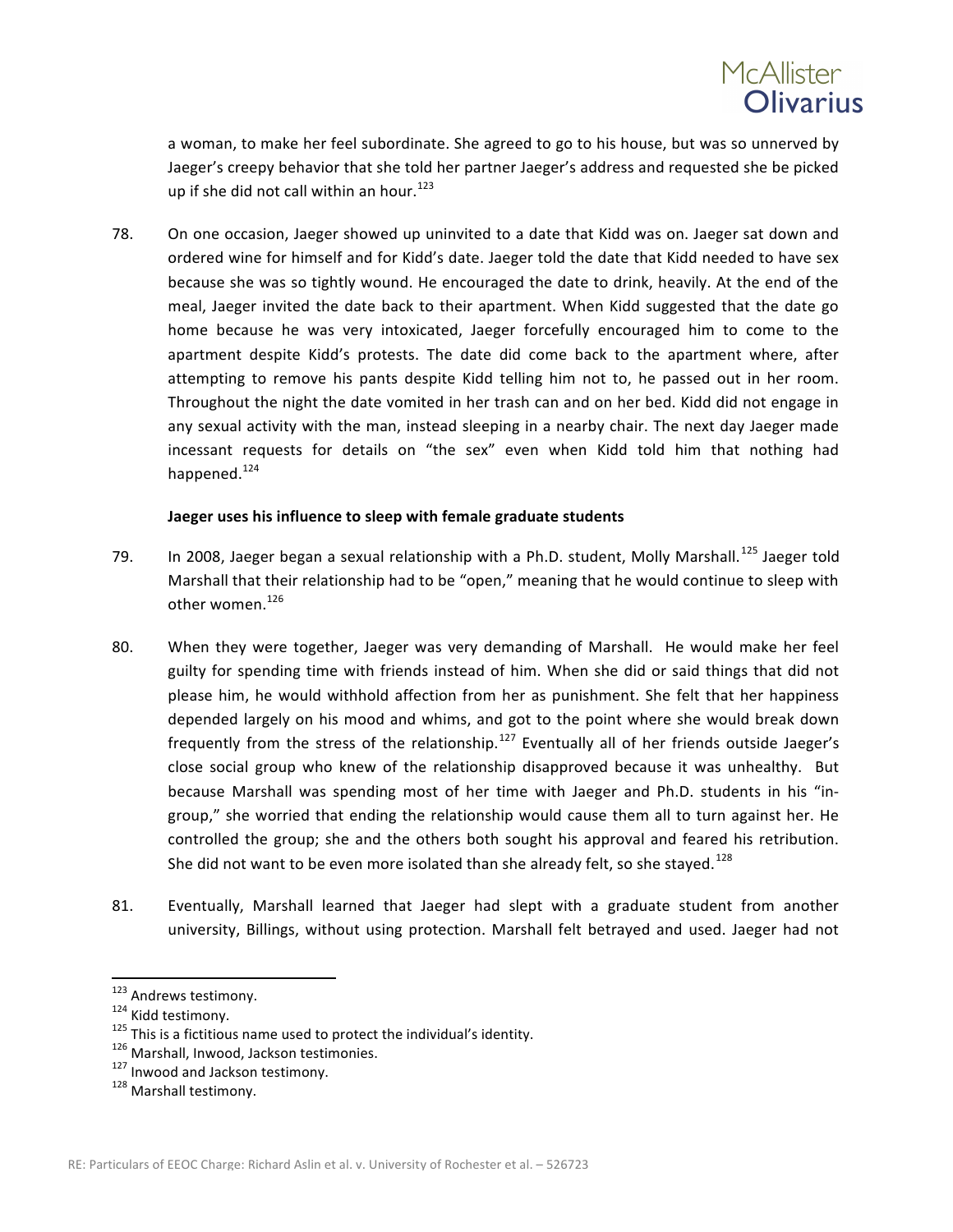a woman, to make her feel subordinate. She agreed to go to his house, but was so unnerved by Jaeger's creepy behavior that she told her partner Jaeger's address and requested she be picked up if she did not call within an hour.[123]

78. On one occasion, Jaeger showed up uninvited to a date that Kidd was on. Jaeger sat down and ordered wine for himself and for Kidd's date. Jaeger told the date that Kidd needed to have sex because she was so tightly wound. He encouraged the date to drink, heavily. At the end of the meal, Jaeger invited the date back to their apartment. When Kidd suggested that the date go home because he was very intoxicated, Jaeger forcefully encouraged him to come to the apartment despite Kidd's protests. The date did come back to the apartment where, after attempting to remove his pants despite Kidd telling him not to, he passed out in her room. Throughout the night the date vomited in her trash can and on her bed. Kidd did not engage in any sexual activity with the man, instead sleeping in a nearby chair. The next day Jaeger made incessant requests for details on "the sex" even when Kidd told him that nothing had happened.[124]

**Jaeger uses his influence to sleep with female graduate students**

79. In 2008, Jaeger began a sexual relationship with a Ph.D. student, Molly Marshall.[125] Jaeger told Marshall that their relationship had to be "open," meaning that he would continue to sleep with other women.[126]

80. When they were together, Jaeger was very demanding of Marshall. He would make her feel guilty for spending time with friends instead of him. When she did or said things that did not please him, he would withhold affection from her as punishment. She felt that her happiness depended largely on his mood and whims, and got to the point where she would break down frequently from the stress of the relationship.[127] Eventually all of her friends outside Jaeger's close social group who knew of the relationship disapproved because it was unhealthy. But because Marshall was spending most of her time with Jaeger and Ph.D. students in his "in-group," she worried that ending the relationship would cause them all to turn against her. He controlled the group; she and the others both sought his approval and feared his retribution. She did not want to be even more isolated than she already felt, so she stayed.[128]

81. Eventually, Marshall learned that Jaeger had slept with a graduate student from another university, Billings, without using protection. Marshall felt betrayed and used. Jaeger had not

---

[123] Andrews testimony.

[124] Kidd testimony.

[125] This is a fictitious name used to protect the individual's identity.

[126] Marshall, Inwood, Jackson testimonies.

[127] Inwood and Jackson testimony.

[128] Marshall testimony.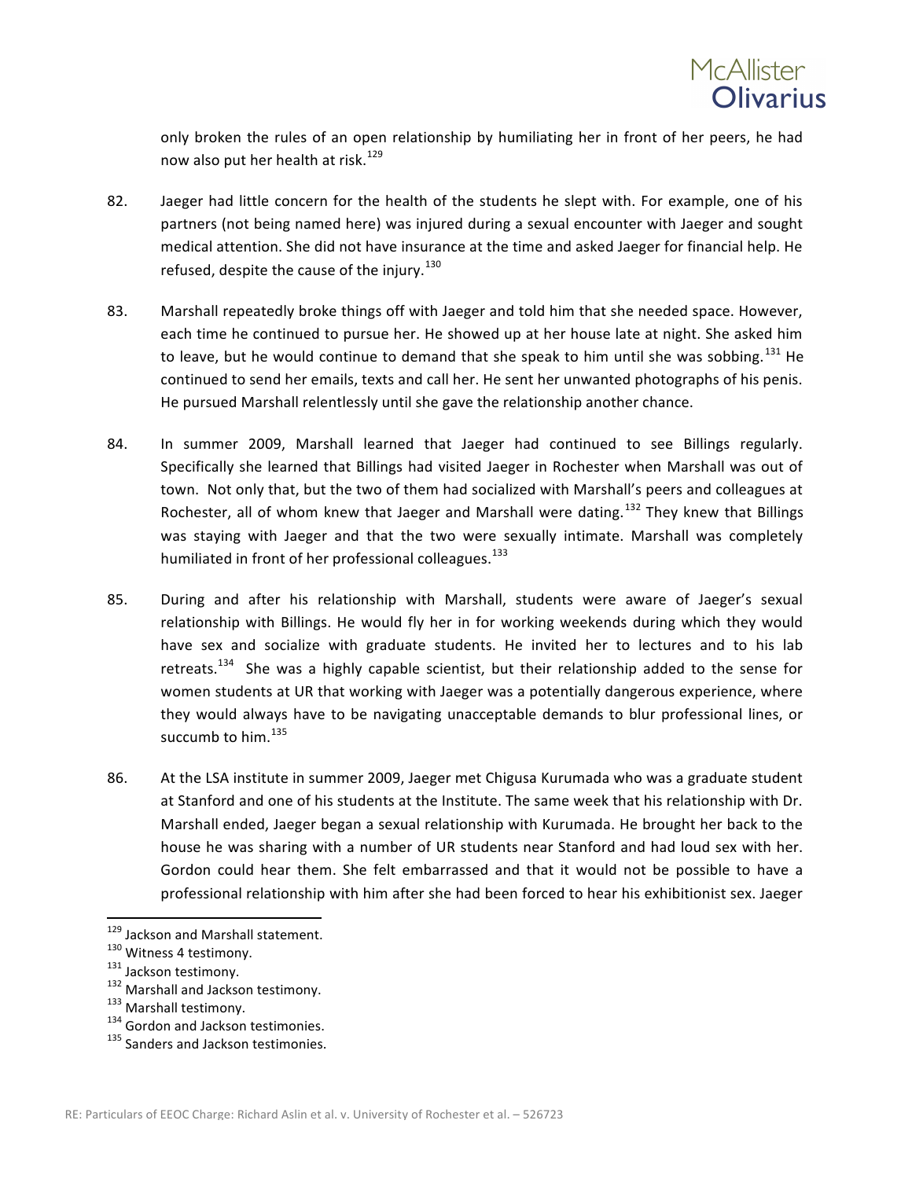only broken the rules of an open relationship by humiliating her in front of her peers, he had now also put her health at risk.[129]

82. Jaeger had little concern for the health of the students he slept with. For example, one of his partners (not being named here) was injured during a sexual encounter with Jaeger and sought medical attention. She did not have insurance at the time and asked Jaeger for financial help. He refused, despite the cause of the injury.[130]

83. Marshall repeatedly broke things off with Jaeger and told him that she needed space. However, each time he continued to pursue her. He showed up at her house late at night. She asked him to leave, but he would continue to demand that she speak to him until she was sobbing.[131] He continued to send her emails, texts and call her. He sent her unwanted photographs of his penis. He pursued Marshall relentlessly until she gave the relationship another chance.

84. In summer 2009, Marshall learned that Jaeger had continued to see Billings regularly. Specifically she learned that Billings had visited Jaeger in Rochester when Marshall was out of town. Not only that, but the two of them had socialized with Marshall's peers and colleagues at Rochester, all of whom knew that Jaeger and Marshall were dating.[132] They knew that Billings was staying with Jaeger and that the two were sexually intimate. Marshall was completely humiliated in front of her professional colleagues.[133]

85. During and after his relationship with Marshall, students were aware of Jaeger's sexual relationship with Billings. He would fly her in for working weekends during which they would have sex and socialize with graduate students. He invited her to lectures and to his lab retreats.[134] She was a highly capable scientist, but their relationship added to the sense for women students at UR that working with Jaeger was a potentially dangerous experience, where they would always have to be navigating unacceptable demands to blur professional lines, or succumb to him.[135]

86. At the LSA institute in summer 2009, Jaeger met Chigusa Kurumada who was a graduate student at Stanford and one of his students at the Institute. The same week that his relationship with Dr. Marshall ended, Jaeger began a sexual relationship with Kurumada. He brought her back to the house he was sharing with a number of UR students near Stanford and had loud sex with her. Gordon could hear them. She felt embarrassed and that it would not be possible to have a professional relationship with him after she had been forced to hear his exhibitionist sex. Jaeger

---

[129] Jackson and Marshall statement.
[130] Witness 4 testimony.
[131] Jackson testimony.
[132] Marshall and Jackson testimony.
[133] Marshall testimony.
[134] Gordon and Jackson testimonies.
[135] Sanders and Jackson testimonies.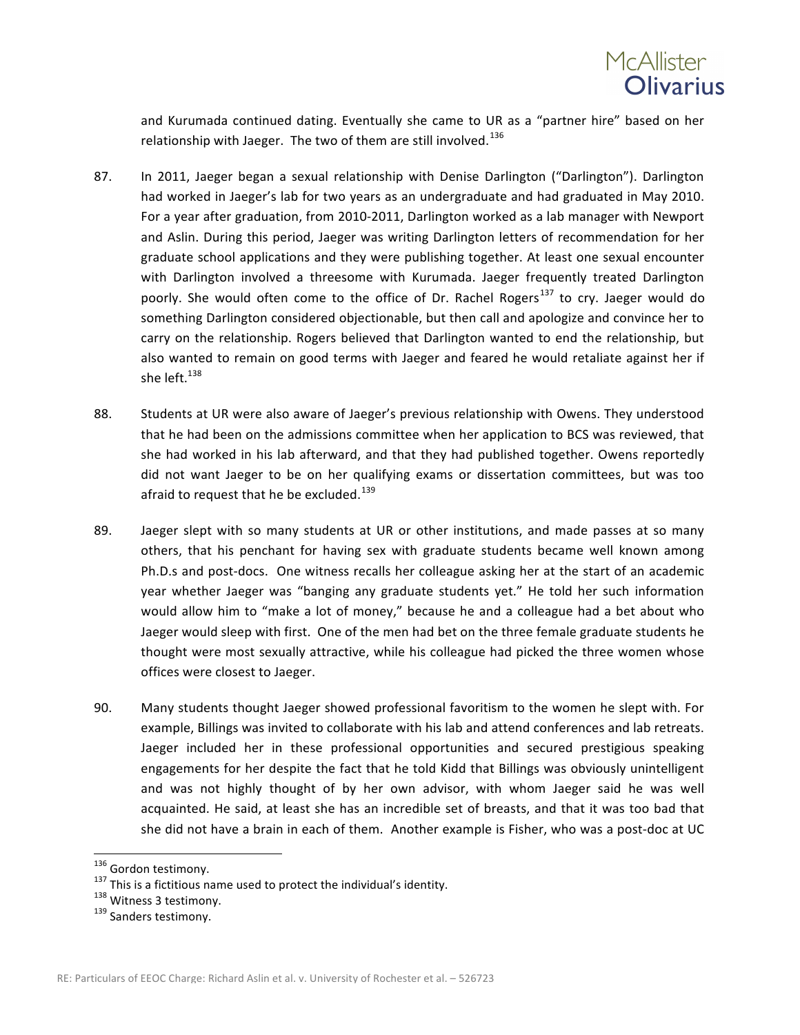and Kurumada continued dating. Eventually she came to UR as a "partner hire" based on her relationship with Jaeger. The two of them are still involved.[136]

87. In 2011, Jaeger began a sexual relationship with Denise Darlington ("Darlington"). Darlington had worked in Jaeger's lab for two years as an undergraduate and had graduated in May 2010. For a year after graduation, from 2010-2011, Darlington worked as a lab manager with Newport and Aslin. During this period, Jaeger was writing Darlington letters of recommendation for her graduate school applications and they were publishing together. At least one sexual encounter with Darlington involved a threesome with Kurumada. Jaeger frequently treated Darlington poorly. She would often come to the office of Dr. Rachel Rogers[137] to cry. Jaeger would do something Darlington considered objectionable, but then call and apologize and convince her to carry on the relationship. Rogers believed that Darlington wanted to end the relationship, but also wanted to remain on good terms with Jaeger and feared he would retaliate against her if she left.[138]

88. Students at UR were also aware of Jaeger's previous relationship with Owens. They understood that he had been on the admissions committee when her application to BCS was reviewed, that she had worked in his lab afterward, and that they had published together. Owens reportedly did not want Jaeger to be on her qualifying exams or dissertation committees, but was too afraid to request that he be excluded.[139]

89. Jaeger slept with so many students at UR or other institutions, and made passes at so many others, that his penchant for having sex with graduate students became well known among Ph.D.s and post-docs. One witness recalls her colleague asking her at the start of an academic year whether Jaeger was "banging any graduate students yet." He told her such information would allow him to "make a lot of money," because he and a colleague had a bet about who Jaeger would sleep with first. One of the men had bet on the three female graduate students he thought were most sexually attractive, while his colleague had picked the three women whose offices were closest to Jaeger.

90. Many students thought Jaeger showed professional favoritism to the women he slept with. For example, Billings was invited to collaborate with his lab and attend conferences and lab retreats. Jaeger included her in these professional opportunities and secured prestigious speaking engagements for her despite the fact that he told Kidd that Billings was obviously unintelligent and was not highly thought of by her own advisor, with whom Jaeger said he was well acquainted. He said, at least she has an incredible set of breasts, and that it was too bad that she did not have a brain in each of them. Another example is Fisher, who was a post-doc at UC

---

[136] Gordon testimony.

[137] This is a fictitious name used to protect the individual's identity.

[138] Witness 3 testimony.

[139] Sanders testimony.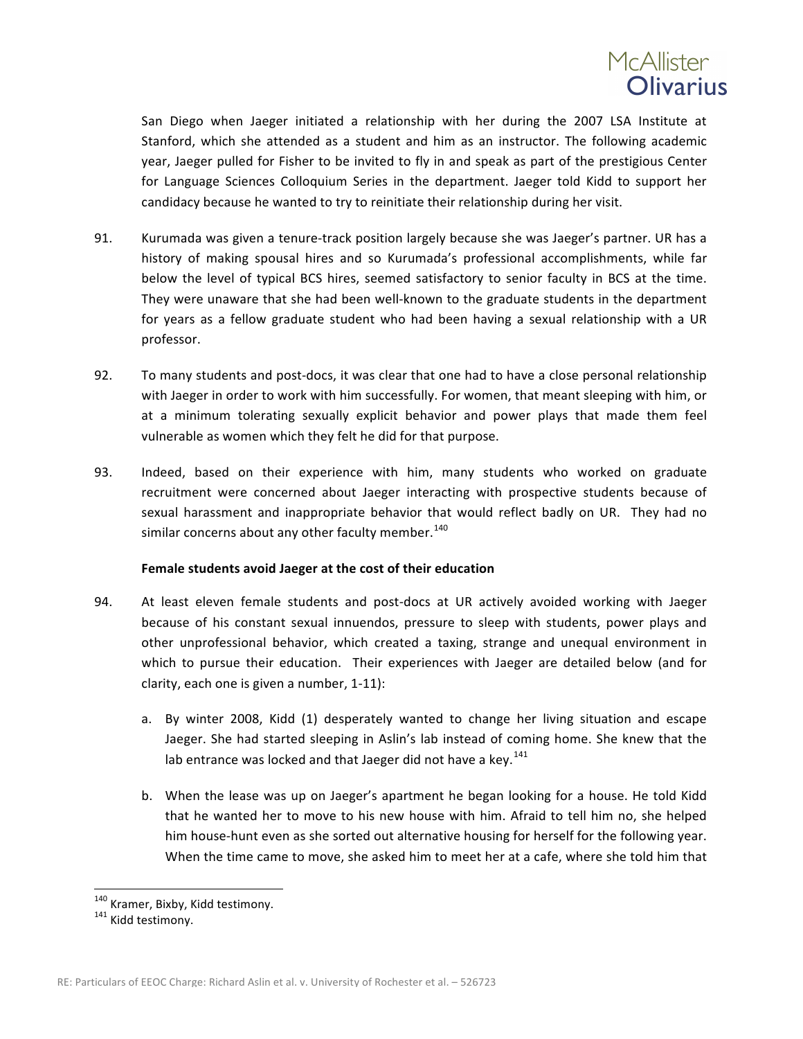San Diego when Jaeger initiated a relationship with her during the 2007 LSA Institute at Stanford, which she attended as a student and him as an instructor. The following academic year, Jaeger pulled for Fisher to be invited to fly in and speak as part of the prestigious Center for Language Sciences Colloquium Series in the department. Jaeger told Kidd to support her candidacy because he wanted to try to reinitiate their relationship during her visit.

91. Kurumada was given a tenure-track position largely because she was Jaeger's partner. UR has a history of making spousal hires and so Kurumada's professional accomplishments, while far below the level of typical BCS hires, seemed satisfactory to senior faculty in BCS at the time. They were unaware that she had been well-known to the graduate students in the department for years as a fellow graduate student who had been having a sexual relationship with a UR professor.

92. To many students and post-docs, it was clear that one had to have a close personal relationship with Jaeger in order to work with him successfully. For women, that meant sleeping with him, or at a minimum tolerating sexually explicit behavior and power plays that made them feel vulnerable as women which they felt he did for that purpose.

93. Indeed, based on their experience with him, many students who worked on graduate recruitment were concerned about Jaeger interacting with prospective students because of sexual harassment and inappropriate behavior that would reflect badly on UR. They had no similar concerns about any other faculty member.[140]

**Female students avoid Jaeger at the cost of their education**

94. At least eleven female students and post-docs at UR actively avoided working with Jaeger because of his constant sexual innuendos, pressure to sleep with students, power plays and other unprofessional behavior, which created a taxing, strange and unequal environment in which to pursue their education. Their experiences with Jaeger are detailed below (and for clarity, each one is given a number, 1-11):

    a. By winter 2008, Kidd (1) desperately wanted to change her living situation and escape Jaeger. She had started sleeping in Aslin's lab instead of coming home. She knew that the lab entrance was locked and that Jaeger did not have a key.[141]

    b. When the lease was up on Jaeger's apartment he began looking for a house. He told Kidd that he wanted her to move to his new house with him. Afraid to tell him no, she helped him house-hunt even as she sorted out alternative housing for herself for the following year. When the time came to move, she asked him to meet her at a cafe, where she told him that

---

[140] Kramer, Bixby, Kidd testimony.

[141] Kidd testimony.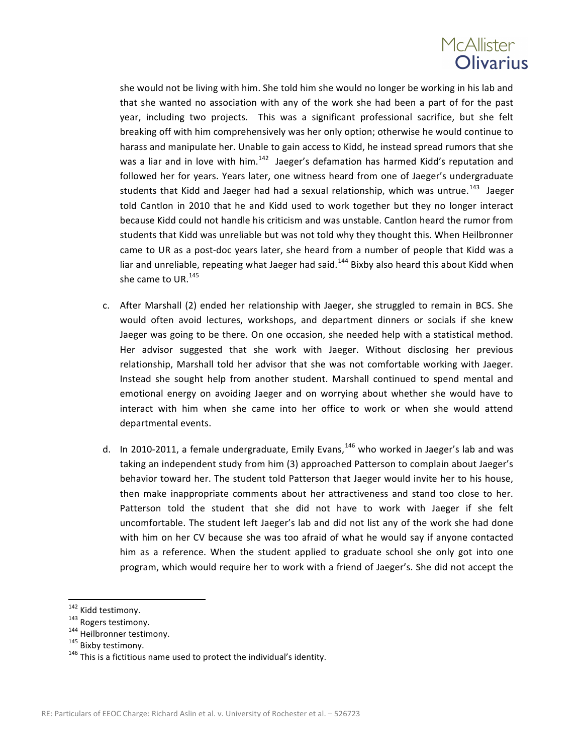she would not be living with him. She told him she would no longer be working in his lab and that she wanted no association with any of the work she had been a part of for the past year, including two projects. This was a significant professional sacrifice, but she felt breaking off with him comprehensively was her only option; otherwise he would continue to harass and manipulate her. Unable to gain access to Kidd, he instead spread rumors that she was a liar and in love with him.[142] Jaeger's defamation has harmed Kidd's reputation and followed her for years. Years later, one witness heard from one of Jaeger's undergraduate students that Kidd and Jaeger had had a sexual relationship, which was untrue.[143] Jaeger told Cantlon in 2010 that he and Kidd used to work together but they no longer interact because Kidd could not handle his criticism and was unstable. Cantlon heard the rumor from students that Kidd was unreliable but was not told why they thought this. When Heilbronner came to UR as a post-doc years later, she heard from a number of people that Kidd was a liar and unreliable, repeating what Jaeger had said.[144] Bixby also heard this about Kidd when she came to UR.[145]

c. After Marshall (2) ended her relationship with Jaeger, she struggled to remain in BCS. She would often avoid lectures, workshops, and department dinners or socials if she knew Jaeger was going to be there. On one occasion, she needed help with a statistical method. Her advisor suggested that she work with Jaeger. Without disclosing her previous relationship, Marshall told her advisor that she was not comfortable working with Jaeger. Instead she sought help from another student. Marshall continued to spend mental and emotional energy on avoiding Jaeger and on worrying about whether she would have to interact with him when she came into her office to work or when she would attend departmental events.

d. In 2010-2011, a female undergraduate, Emily Evans,[146] who worked in Jaeger's lab and was taking an independent study from him (3) approached Patterson to complain about Jaeger's behavior toward her. The student told Patterson that Jaeger would invite her to his house, then make inappropriate comments about her attractiveness and stand too close to her. Patterson told the student that she did not have to work with Jaeger if she felt uncomfortable. The student left Jaeger's lab and did not list any of the work she had done with him on her CV because she was too afraid of what he would say if anyone contacted him as a reference. When the student applied to graduate school she only got into one program, which would require her to work with a friend of Jaeger's. She did not accept the

---

[142] Kidd testimony.

[143] Rogers testimony.

[144] Heilbronner testimony.

[145] Bixby testimony.

[146] This is a fictitious name used to protect the individual's identity.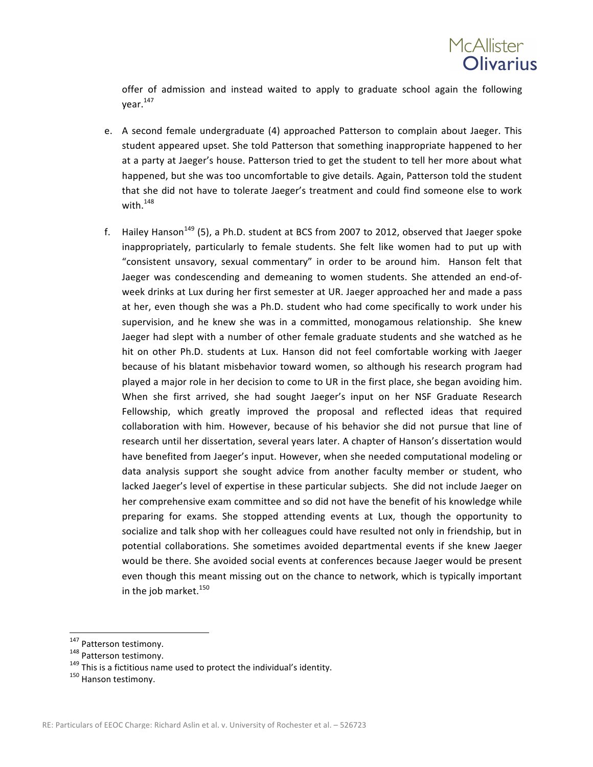offer of admission and instead waited to apply to graduate school again the following year.[147]

e. A second female undergraduate (4) approached Patterson to complain about Jaeger. This student appeared upset. She told Patterson that something inappropriate happened to her at a party at Jaeger's house. Patterson tried to get the student to tell her more about what happened, but she was too uncomfortable to give details. Again, Patterson told the student that she did not have to tolerate Jaeger's treatment and could find someone else to work with.[148]

f. Hailey Hanson[149] (5), a Ph.D. student at BCS from 2007 to 2012, observed that Jaeger spoke inappropriately, particularly to female students. She felt like women had to put up with "consistent unsavory, sexual commentary" in order to be around him. Hanson felt that Jaeger was condescending and demeaning to women students. She attended an end-of-week drinks at Lux during her first semester at UR. Jaeger approached her and made a pass at her, even though she was a Ph.D. student who had come specifically to work under his supervision, and he knew she was in a committed, monogamous relationship. She knew Jaeger had slept with a number of other female graduate students and she watched as he hit on other Ph.D. students at Lux. Hanson did not feel comfortable working with Jaeger because of his blatant misbehavior toward women, so although his research program had played a major role in her decision to come to UR in the first place, she began avoiding him. When she first arrived, she had sought Jaeger's input on her NSF Graduate Research Fellowship, which greatly improved the proposal and reflected ideas that required collaboration with him. However, because of his behavior she did not pursue that line of research until her dissertation, several years later. A chapter of Hanson's dissertation would have benefited from Jaeger's input. However, when she needed computational modeling or data analysis support she sought advice from another faculty member or student, who lacked Jaeger's level of expertise in these particular subjects. She did not include Jaeger on her comprehensive exam committee and so did not have the benefit of his knowledge while preparing for exams. She stopped attending events at Lux, though the opportunity to socialize and talk shop with her colleagues could have resulted not only in friendship, but in potential collaborations. She sometimes avoided departmental events if she knew Jaeger would be there. She avoided social events at conferences because Jaeger would be present even though this meant missing out on the chance to network, which is typically important in the job market.[150]

---

[147] Patterson testimony.

[148] Patterson testimony.

[149] This is a fictitious name used to protect the individual's identity.

[150] Hanson testimony.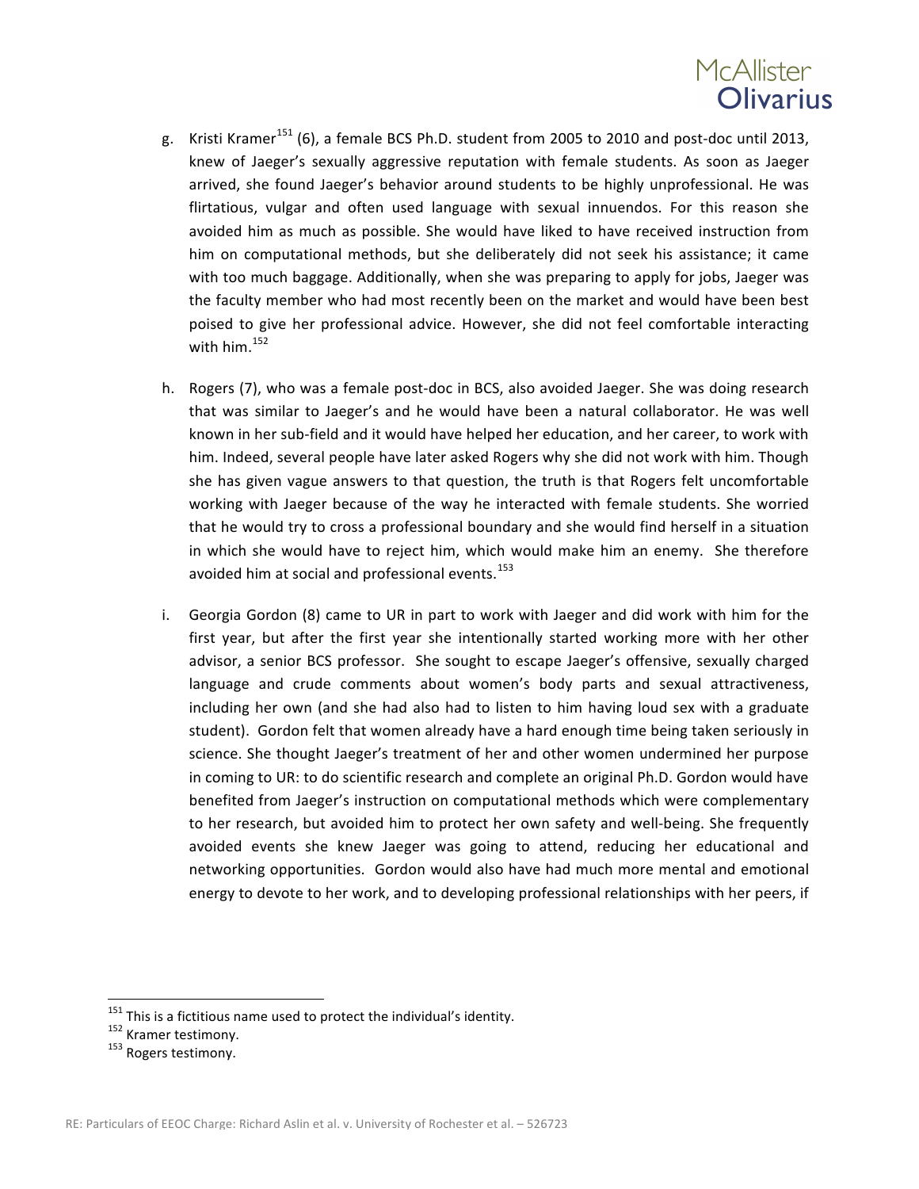g. Kristi Kramer[151] (6), a female BCS Ph.D. student from 2005 to 2010 and post-doc until 2013, knew of Jaeger's sexually aggressive reputation with female students. As soon as Jaeger arrived, she found Jaeger's behavior around students to be highly unprofessional. He was flirtatious, vulgar and often used language with sexual innuendos. For this reason she avoided him as much as possible. She would have liked to have received instruction from him on computational methods, but she deliberately did not seek his assistance; it came with too much baggage. Additionally, when she was preparing to apply for jobs, Jaeger was the faculty member who had most recently been on the market and would have been best poised to give her professional advice. However, she did not feel comfortable interacting with him.[152]

h. Rogers (7), who was a female post-doc in BCS, also avoided Jaeger. She was doing research that was similar to Jaeger's and he would have been a natural collaborator. He was well known in her sub-field and it would have helped her education, and her career, to work with him. Indeed, several people have later asked Rogers why she did not work with him. Though she has given vague answers to that question, the truth is that Rogers felt uncomfortable working with Jaeger because of the way he interacted with female students. She worried that he would try to cross a professional boundary and she would find herself in a situation in which she would have to reject him, which would make him an enemy. She therefore avoided him at social and professional events.[153]

i. Georgia Gordon (8) came to UR in part to work with Jaeger and did work with him for the first year, but after the first year she intentionally started working more with her other advisor, a senior BCS professor. She sought to escape Jaeger's offensive, sexually charged language and crude comments about women's body parts and sexual attractiveness, including her own (and she had also had to listen to him having loud sex with a graduate student). Gordon felt that women already have a hard enough time being taken seriously in science. She thought Jaeger's treatment of her and other women undermined her purpose in coming to UR: to do scientific research and complete an original Ph.D. Gordon would have benefited from Jaeger's instruction on computational methods which were complementary to her research, but avoided him to protect her own safety and well-being. She frequently avoided events she knew Jaeger was going to attend, reducing her educational and networking opportunities. Gordon would also have had much more mental and emotional energy to devote to her work, and to developing professional relationships with her peers, if

---

[151] This is a fictitious name used to protect the individual's identity.

[152] Kramer testimony.

[153] Rogers testimony.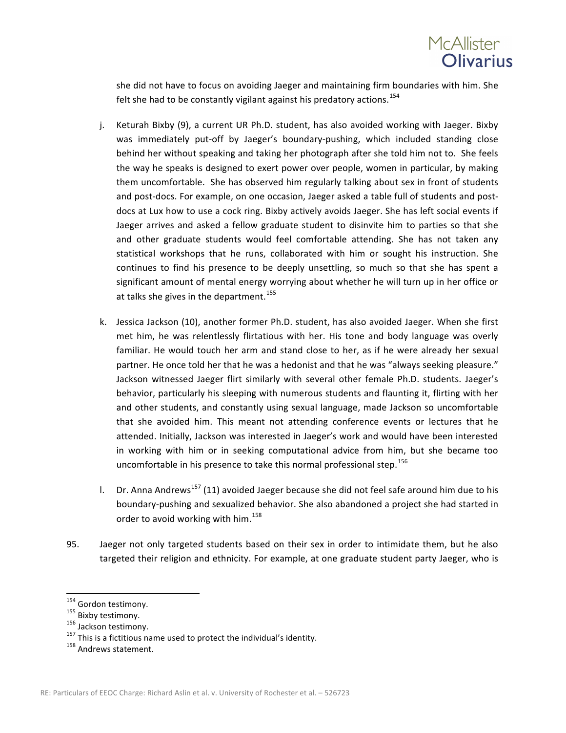she did not have to focus on avoiding Jaeger and maintaining firm boundaries with him. She felt she had to be constantly vigilant against his predatory actions.[154]

j. Keturah Bixby (9), a current UR Ph.D. student, has also avoided working with Jaeger. Bixby was immediately put-off by Jaeger's boundary-pushing, which included standing close behind her without speaking and taking her photograph after she told him not to. She feels the way he speaks is designed to exert power over people, women in particular, by making them uncomfortable. She has observed him regularly talking about sex in front of students and post-docs. For example, on one occasion, Jaeger asked a table full of students and post-docs at Lux how to use a cock ring. Bixby actively avoids Jaeger. She has left social events if Jaeger arrives and asked a fellow graduate student to disinvite him to parties so that she and other graduate students would feel comfortable attending. She has not taken any statistical workshops that he runs, collaborated with him or sought his instruction. She continues to find his presence to be deeply unsettling, so much so that she has spent a significant amount of mental energy worrying about whether he will turn up in her office or at talks she gives in the department.[155]

k. Jessica Jackson (10), another former Ph.D. student, has also avoided Jaeger. When she first met him, he was relentlessly flirtatious with her. His tone and body language was overly familiar. He would touch her arm and stand close to her, as if he were already her sexual partner. He once told her that he was a hedonist and that he was "always seeking pleasure." Jackson witnessed Jaeger flirt similarly with several other female Ph.D. students. Jaeger's behavior, particularly his sleeping with numerous students and flaunting it, flirting with her and other students, and constantly using sexual language, made Jackson so uncomfortable that she avoided him. This meant not attending conference events or lectures that he attended. Initially, Jackson was interested in Jaeger's work and would have been interested in working with him or in seeking computational advice from him, but she became too uncomfortable in his presence to take this normal professional step.[156]

l. Dr. Anna Andrews[157] (11) avoided Jaeger because she did not feel safe around him due to his boundary-pushing and sexualized behavior. She also abandoned a project she had started in order to avoid working with him.[158]

95. Jaeger not only targeted students based on their sex in order to intimidate them, but he also targeted their religion and ethnicity. For example, at one graduate student party Jaeger, who is

---

[154] Gordon testimony.

[155] Bixby testimony.

[156] Jackson testimony.

[157] This is a fictitious name used to protect the individual's identity.

[158] Andrews statement.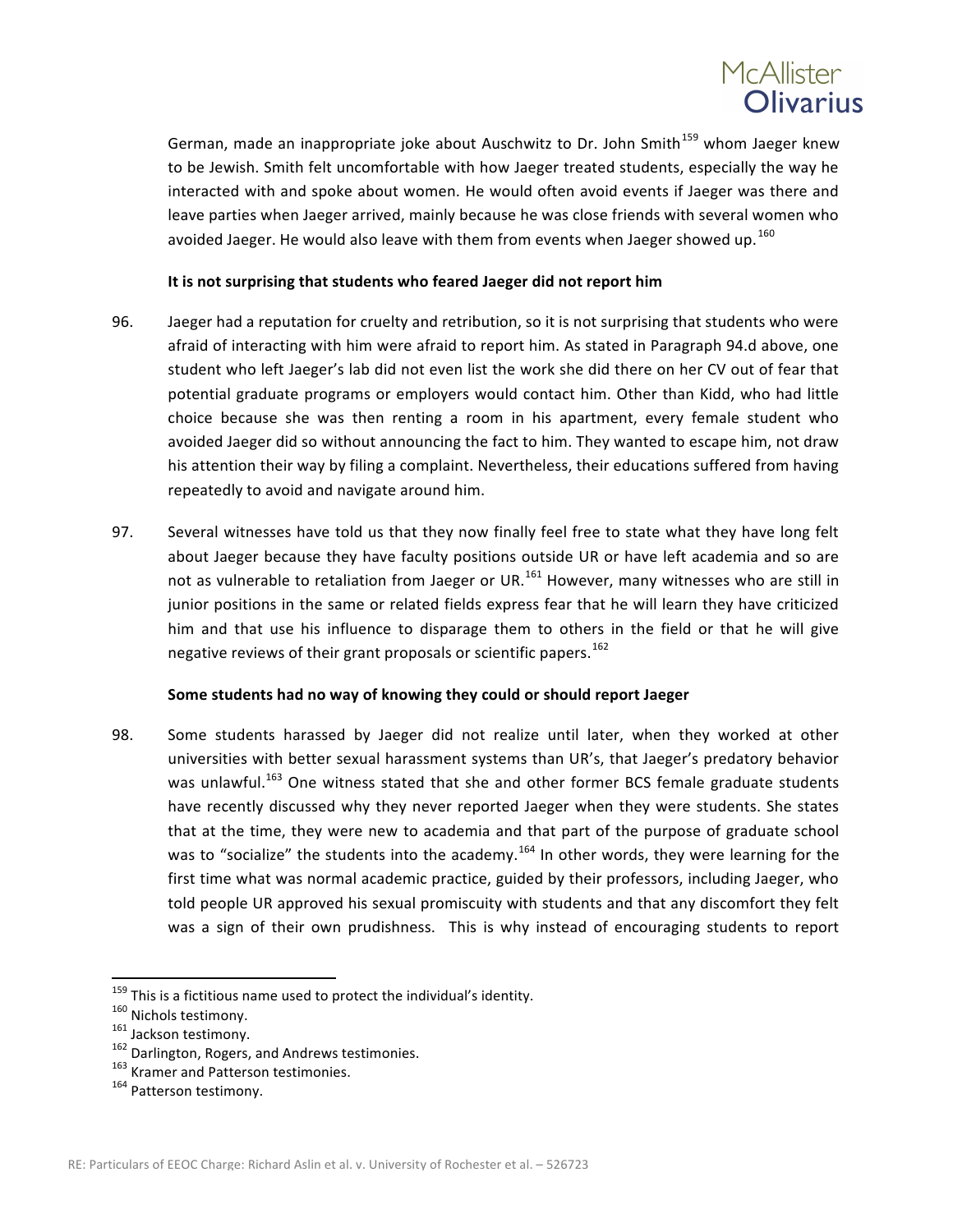German, made an inappropriate joke about Auschwitz to Dr. John Smith[159] whom Jaeger knew to be Jewish. Smith felt uncomfortable with how Jaeger treated students, especially the way he interacted with and spoke about women. He would often avoid events if Jaeger was there and leave parties when Jaeger arrived, mainly because he was close friends with several women who avoided Jaeger. He would also leave with them from events when Jaeger showed up.[160]

**It is not surprising that students who feared Jaeger did not report him**

96. Jaeger had a reputation for cruelty and retribution, so it is not surprising that students who were afraid of interacting with him were afraid to report him. As stated in Paragraph 94.d above, one student who left Jaeger's lab did not even list the work she did there on her CV out of fear that potential graduate programs or employers would contact him. Other than Kidd, who had little choice because she was then renting a room in his apartment, every female student who avoided Jaeger did so without announcing the fact to him. They wanted to escape him, not draw his attention their way by filing a complaint. Nevertheless, their educations suffered from having repeatedly to avoid and navigate around him.

97. Several witnesses have told us that they now finally feel free to state what they have long felt about Jaeger because they have faculty positions outside UR or have left academia and so are not as vulnerable to retaliation from Jaeger or UR.[161] However, many witnesses who are still in junior positions in the same or related fields express fear that he will learn they have criticized him and that use his influence to disparage them to others in the field or that he will give negative reviews of their grant proposals or scientific papers.[162]

**Some students had no way of knowing they could or should report Jaeger**

98. Some students harassed by Jaeger did not realize until later, when they worked at other universities with better sexual harassment systems than UR's, that Jaeger's predatory behavior was unlawful.[163] One witness stated that she and other former BCS female graduate students have recently discussed why they never reported Jaeger when they were students. She states that at the time, they were new to academia and that part of the purpose of graduate school was to "socialize" the students into the academy.[164] In other words, they were learning for the first time what was normal academic practice, guided by their professors, including Jaeger, who told people UR approved his sexual promiscuity with students and that any discomfort they felt was a sign of their own prudishness. This is why instead of encouraging students to report

---

[159] This is a fictitious name used to protect the individual's identity.

[160] Nichols testimony.

[161] Jackson testimony.

[162] Darlington, Rogers, and Andrews testimonies.

[163] Kramer and Patterson testimonies.

[164] Patterson testimony.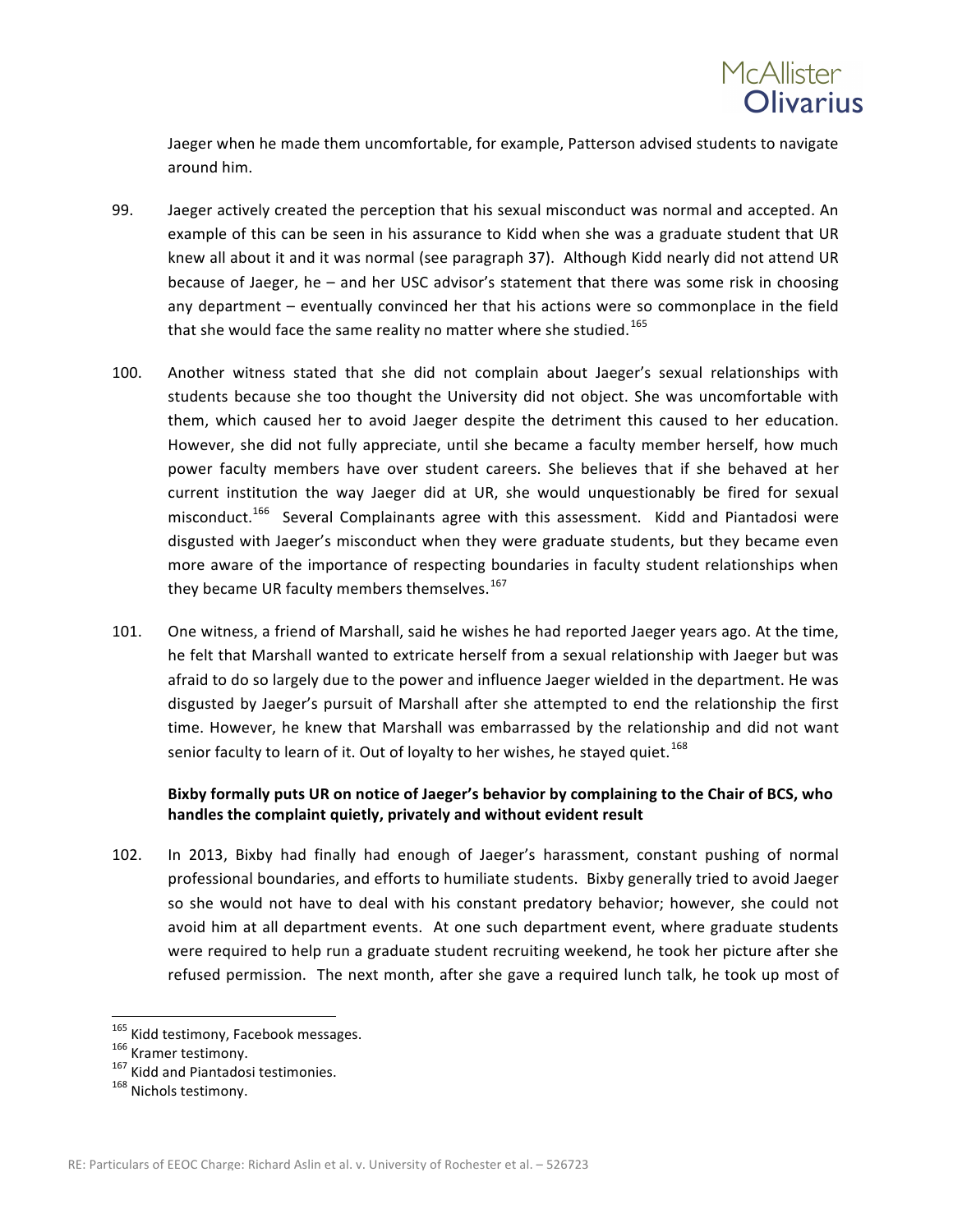Jaeger when he made them uncomfortable, for example, Patterson advised students to navigate around him.

99. Jaeger actively created the perception that his sexual misconduct was normal and accepted. An example of this can be seen in his assurance to Kidd when she was a graduate student that UR knew all about it and it was normal (see paragraph 37). Although Kidd nearly did not attend UR because of Jaeger, he – and her USC advisor's statement that there was some risk in choosing any department – eventually convinced her that his actions were so commonplace in the field that she would face the same reality no matter where she studied.[165]

100. Another witness stated that she did not complain about Jaeger's sexual relationships with students because she too thought the University did not object. She was uncomfortable with them, which caused her to avoid Jaeger despite the detriment this caused to her education. However, she did not fully appreciate, until she became a faculty member herself, how much power faculty members have over student careers. She believes that if she behaved at her current institution the way Jaeger did at UR, she would unquestionably be fired for sexual misconduct.[166] Several Complainants agree with this assessment. Kidd and Piantadosi were disgusted with Jaeger's misconduct when they were graduate students, but they became even more aware of the importance of respecting boundaries in faculty student relationships when they became UR faculty members themselves.[167]

101. One witness, a friend of Marshall, said he wishes he had reported Jaeger years ago. At the time, he felt that Marshall wanted to extricate herself from a sexual relationship with Jaeger but was afraid to do so largely due to the power and influence Jaeger wielded in the department. He was disgusted by Jaeger's pursuit of Marshall after she attempted to end the relationship the first time. However, he knew that Marshall was embarrassed by the relationship and did not want senior faculty to learn of it. Out of loyalty to her wishes, he stayed quiet.[168]

**Bixby formally puts UR on notice of Jaeger's behavior by complaining to the Chair of BCS, who handles the complaint quietly, privately and without evident result**

102. In 2013, Bixby had finally had enough of Jaeger's harassment, constant pushing of normal professional boundaries, and efforts to humiliate students. Bixby generally tried to avoid Jaeger so she would not have to deal with his constant predatory behavior; however, she could not avoid him at all department events. At one such department event, where graduate students were required to help run a graduate student recruiting weekend, he took her picture after she refused permission. The next month, after she gave a required lunch talk, he took up most of

---

[165] Kidd testimony, Facebook messages.

[166] Kramer testimony.

[167] Kidd and Piantadosi testimonies.

[168] Nichols testimony.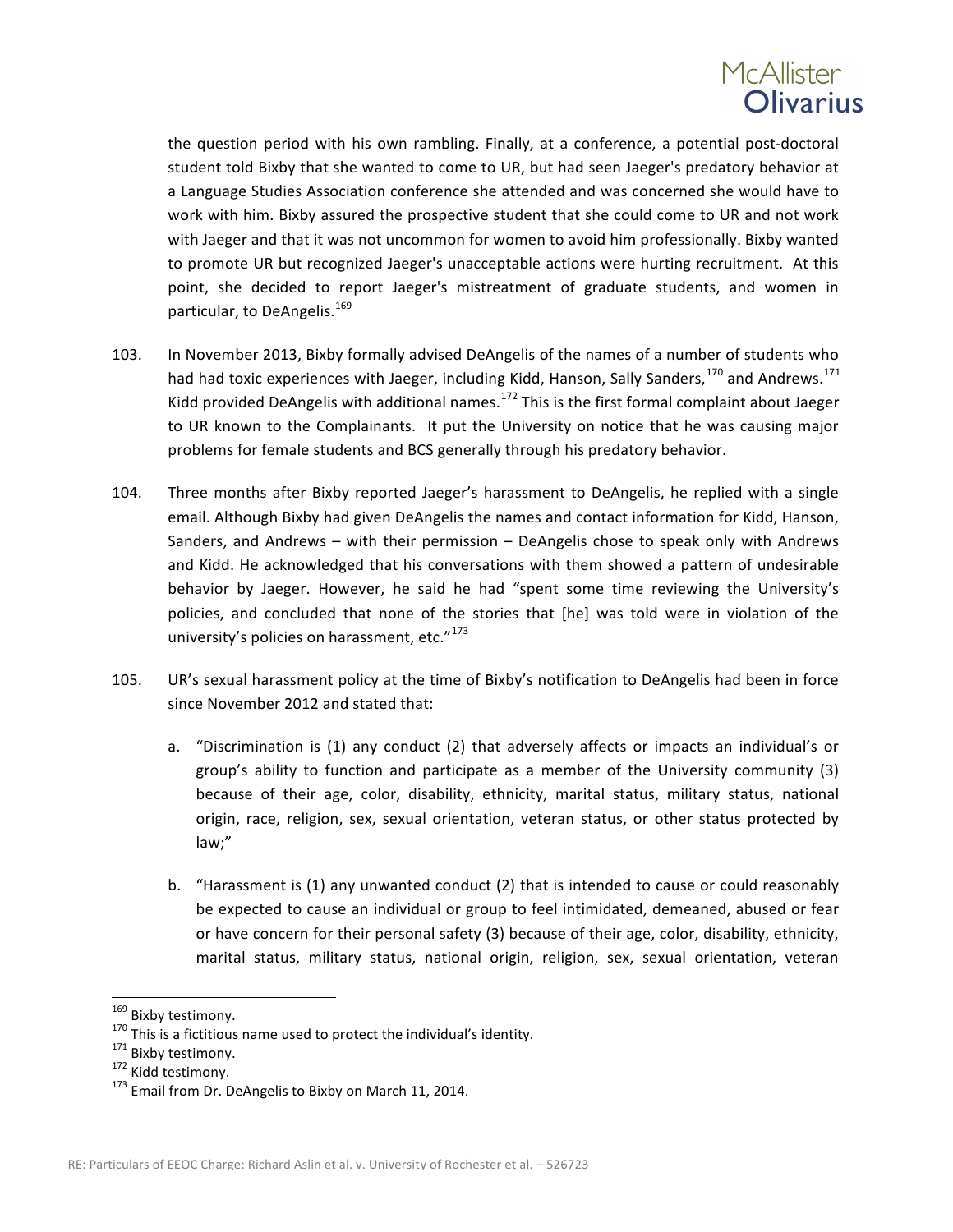the question period with his own rambling. Finally, at a conference, a potential post-doctoral student told Bixby that she wanted to come to UR, but had seen Jaeger's predatory behavior at a Language Studies Association conference she attended and was concerned she would have to work with him. Bixby assured the prospective student that she could come to UR and not work with Jaeger and that it was not uncommon for women to avoid him professionally. Bixby wanted to promote UR but recognized Jaeger's unacceptable actions were hurting recruitment. At this point, she decided to report Jaeger's mistreatment of graduate students, and women in particular, to DeAngelis.[169]

103. In November 2013, Bixby formally advised DeAngelis of the names of a number of students who had had toxic experiences with Jaeger, including Kidd, Hanson, Sally Sanders,[170] and Andrews.[171] Kidd provided DeAngelis with additional names.[172] This is the first formal complaint about Jaeger to UR known to the Complainants. It put the University on notice that he was causing major problems for female students and BCS generally through his predatory behavior.

104. Three months after Bixby reported Jaeger's harassment to DeAngelis, he replied with a single email. Although Bixby had given DeAngelis the names and contact information for Kidd, Hanson, Sanders, and Andrews – with their permission – DeAngelis chose to speak only with Andrews and Kidd. He acknowledged that his conversations with them showed a pattern of undesirable behavior by Jaeger. However, he said he had "spent some time reviewing the University's policies, and concluded that none of the stories that [he] was told were in violation of the university's policies on harassment, etc."[173]

105. UR's sexual harassment policy at the time of Bixby's notification to DeAngelis had been in force since November 2012 and stated that:

   a. "Discrimination is (1) any conduct (2) that adversely affects or impacts an individual's or group's ability to function and participate as a member of the University community (3) because of their age, color, disability, ethnicity, marital status, military status, national origin, race, religion, sex, sexual orientation, veteran status, or other status protected by law;"

   b. "Harassment is (1) any unwanted conduct (2) that is intended to cause or could reasonably be expected to cause an individual or group to feel intimidated, demeaned, abused or fear or have concern for their personal safety (3) because of their age, color, disability, ethnicity, marital status, military status, national origin, religion, sex, sexual orientation, veteran

---

[169] Bixby testimony.

[170] This is a fictitious name used to protect the individual's identity.

[171] Bixby testimony.

[172] Kidd testimony.

[173] Email from Dr. DeAngelis to Bixby on March 11, 2014.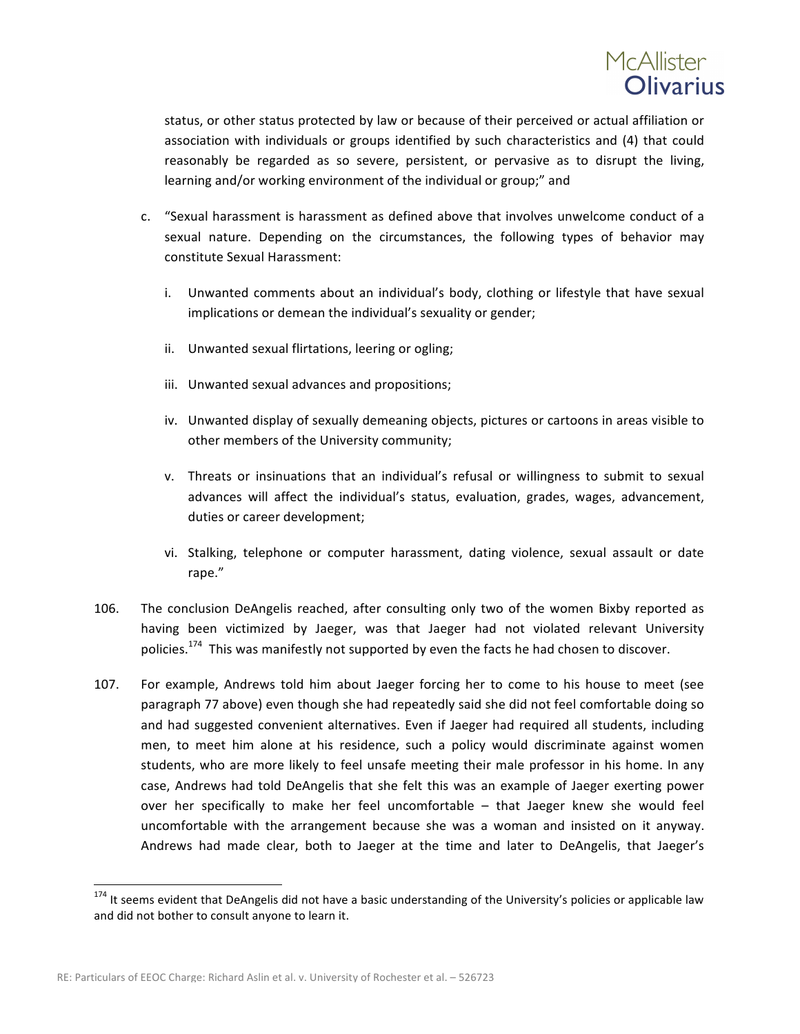status, or other status protected by law or because of their perceived or actual affiliation or association with individuals or groups identified by such characteristics and (4) that could reasonably be regarded as so severe, persistent, or pervasive as to disrupt the living, learning and/or working environment of the individual or group;" and

c. "Sexual harassment is harassment as defined above that involves unwelcome conduct of a sexual nature. Depending on the circumstances, the following types of behavior may constitute Sexual Harassment:

   i. Unwanted comments about an individual's body, clothing or lifestyle that have sexual implications or demean the individual's sexuality or gender;

   ii. Unwanted sexual flirtations, leering or ogling;

   iii. Unwanted sexual advances and propositions;

   iv. Unwanted display of sexually demeaning objects, pictures or cartoons in areas visible to other members of the University community;

   v. Threats or insinuations that an individual's refusal or willingness to submit to sexual advances will affect the individual's status, evaluation, grades, wages, advancement, duties or career development;

   vi. Stalking, telephone or computer harassment, dating violence, sexual assault or date rape."

106. The conclusion DeAngelis reached, after consulting only two of the women Bixby reported as having been victimized by Jaeger, was that Jaeger had not violated relevant University policies.[174] This was manifestly not supported by even the facts he had chosen to discover.

107. For example, Andrews told him about Jaeger forcing her to come to his house to meet (see paragraph 77 above) even though she had repeatedly said she did not feel comfortable doing so and had suggested convenient alternatives. Even if Jaeger had required all students, including men, to meet him alone at his residence, such a policy would discriminate against women students, who are more likely to feel unsafe meeting their male professor in his home. In any case, Andrews had told DeAngelis that she felt this was an example of Jaeger exerting power over her specifically to make her feel uncomfortable – that Jaeger knew she would feel uncomfortable with the arrangement because she was a woman and insisted on it anyway. Andrews had made clear, both to Jaeger at the time and later to DeAngelis, that Jaeger's

[174] It seems evident that DeAngelis did not have a basic understanding of the University's policies or applicable law and did not bother to consult anyone to learn it.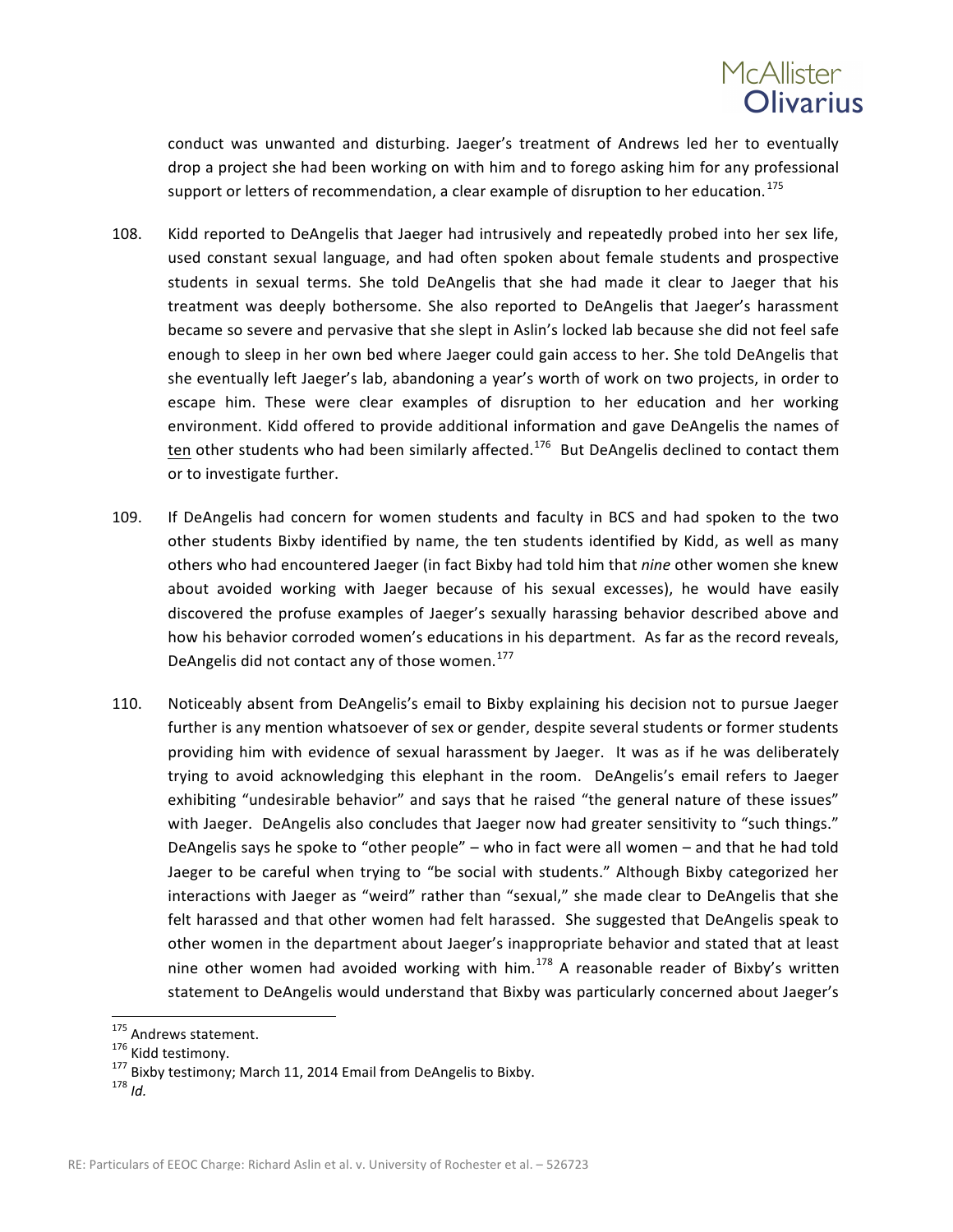conduct was unwanted and disturbing. Jaeger's treatment of Andrews led her to eventually drop a project she had been working on with him and to forego asking him for any professional support or letters of recommendation, a clear example of disruption to her education.[175]

108. Kidd reported to DeAngelis that Jaeger had intrusively and repeatedly probed into her sex life, used constant sexual language, and had often spoken about female students and prospective students in sexual terms. She told DeAngelis that she had made it clear to Jaeger that his treatment was deeply bothersome. She also reported to DeAngelis that Jaeger's harassment became so severe and pervasive that she slept in Aslin's locked lab because she did not feel safe enough to sleep in her own bed where Jaeger could gain access to her. She told DeAngelis that she eventually left Jaeger's lab, abandoning a year's worth of work on two projects, in order to escape him. These were clear examples of disruption to her education and her working environment. Kidd offered to provide additional information and gave DeAngelis the names of <u>ten</u> other students who had been similarly affected.[176] But DeAngelis declined to contact them or to investigate further.

109. If DeAngelis had concern for women students and faculty in BCS and had spoken to the two other students Bixby identified by name, the ten students identified by Kidd, as well as many others who had encountered Jaeger (in fact Bixby had told him that *nine* other women she knew about avoided working with Jaeger because of his sexual excesses), he would have easily discovered the profuse examples of Jaeger's sexually harassing behavior described above and how his behavior corroded women's educations in his department. As far as the record reveals, DeAngelis did not contact any of those women.[177]

110. Noticeably absent from DeAngelis's email to Bixby explaining his decision not to pursue Jaeger further is any mention whatsoever of sex or gender, despite several students or former students providing him with evidence of sexual harassment by Jaeger. It was as if he was deliberately trying to avoid acknowledging this elephant in the room. DeAngelis's email refers to Jaeger exhibiting "undesirable behavior" and says that he raised "the general nature of these issues" with Jaeger. DeAngelis also concludes that Jaeger now had greater sensitivity to "such things." DeAngelis says he spoke to "other people" – who in fact were all women – and that he had told Jaeger to be careful when trying to "be social with students." Although Bixby categorized her interactions with Jaeger as "weird" rather than "sexual," she made clear to DeAngelis that she felt harassed and that other women had felt harassed. She suggested that DeAngelis speak to other women in the department about Jaeger's inappropriate behavior and stated that at least nine other women had avoided working with him.[178] A reasonable reader of Bixby's written statement to DeAngelis would understand that Bixby was particularly concerned about Jaeger's

---

[175] Andrews statement.

[176] Kidd testimony.

[177] Bixby testimony; March 11, 2014 Email from DeAngelis to Bixby.

[178] *Id.*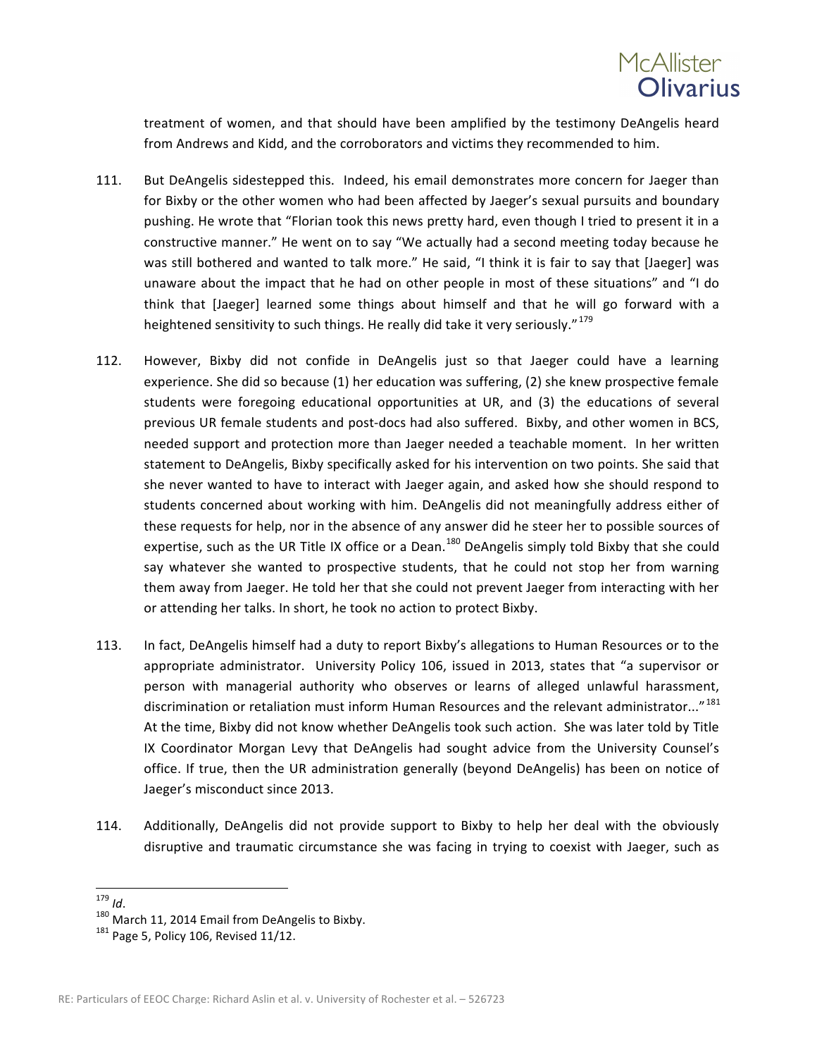treatment of women, and that should have been amplified by the testimony DeAngelis heard from Andrews and Kidd, and the corroborators and victims they recommended to him.

111. But DeAngelis sidestepped this. Indeed, his email demonstrates more concern for Jaeger than for Bixby or the other women who had been affected by Jaeger's sexual pursuits and boundary pushing. He wrote that "Florian took this news pretty hard, even though I tried to present it in a constructive manner." He went on to say "We actually had a second meeting today because he was still bothered and wanted to talk more." He said, "I think it is fair to say that [Jaeger] was unaware about the impact that he had on other people in most of these situations" and "I do think that [Jaeger] learned some things about himself and that he will go forward with a heightened sensitivity to such things. He really did take it very seriously."[179]

112. However, Bixby did not confide in DeAngelis just so that Jaeger could have a learning experience. She did so because (1) her education was suffering, (2) she knew prospective female students were foregoing educational opportunities at UR, and (3) the educations of several previous UR female students and post-docs had also suffered. Bixby, and other women in BCS, needed support and protection more than Jaeger needed a teachable moment. In her written statement to DeAngelis, Bixby specifically asked for his intervention on two points. She said that she never wanted to have to interact with Jaeger again, and asked how she should respond to students concerned about working with him. DeAngelis did not meaningfully address either of these requests for help, nor in the absence of any answer did he steer her to possible sources of expertise, such as the UR Title IX office or a Dean.[180] DeAngelis simply told Bixby that she could say whatever she wanted to prospective students, that he could not stop her from warning them away from Jaeger. He told her that she could not prevent Jaeger from interacting with her or attending her talks. In short, he took no action to protect Bixby.

113. In fact, DeAngelis himself had a duty to report Bixby's allegations to Human Resources or to the appropriate administrator. University Policy 106, issued in 2013, states that "a supervisor or person with managerial authority who observes or learns of alleged unlawful harassment, discrimination or retaliation must inform Human Resources and the relevant administrator..."[181] At the time, Bixby did not know whether DeAngelis took such action. She was later told by Title IX Coordinator Morgan Levy that DeAngelis had sought advice from the University Counsel's office. If true, then the UR administration generally (beyond DeAngelis) has been on notice of Jaeger's misconduct since 2013.

114. Additionally, DeAngelis did not provide support to Bixby to help her deal with the obviously disruptive and traumatic circumstance she was facing in trying to coexist with Jaeger, such as

---

[179] *Id*.

[180] March 11, 2014 Email from DeAngelis to Bixby.

[181] Page 5, Policy 106, Revised 11/12.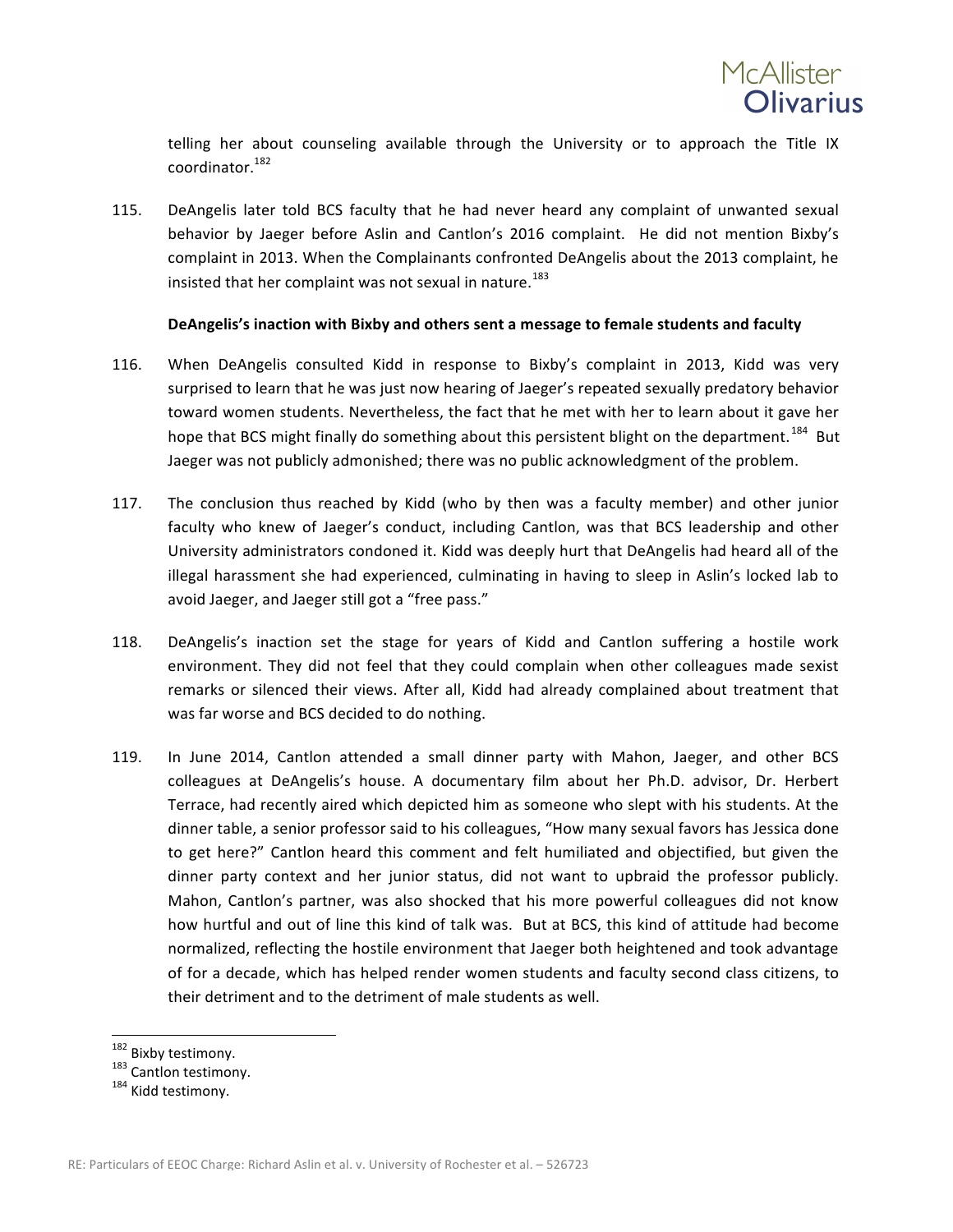telling her about counseling available through the University or to approach the Title IX coordinator.[182]

115. DeAngelis later told BCS faculty that he had never heard any complaint of unwanted sexual behavior by Jaeger before Aslin and Cantlon's 2016 complaint. He did not mention Bixby's complaint in 2013. When the Complainants confronted DeAngelis about the 2013 complaint, he insisted that her complaint was not sexual in nature.[183]

**DeAngelis's inaction with Bixby and others sent a message to female students and faculty**

116. When DeAngelis consulted Kidd in response to Bixby's complaint in 2013, Kidd was very surprised to learn that he was just now hearing of Jaeger's repeated sexually predatory behavior toward women students. Nevertheless, the fact that he met with her to learn about it gave her hope that BCS might finally do something about this persistent blight on the department.[184] But Jaeger was not publicly admonished; there was no public acknowledgment of the problem.

117. The conclusion thus reached by Kidd (who by then was a faculty member) and other junior faculty who knew of Jaeger's conduct, including Cantlon, was that BCS leadership and other University administrators condoned it. Kidd was deeply hurt that DeAngelis had heard all of the illegal harassment she had experienced, culminating in having to sleep in Aslin's locked lab to avoid Jaeger, and Jaeger still got a "free pass."

118. DeAngelis's inaction set the stage for years of Kidd and Cantlon suffering a hostile work environment. They did not feel that they could complain when other colleagues made sexist remarks or silenced their views. After all, Kidd had already complained about treatment that was far worse and BCS decided to do nothing.

119. In June 2014, Cantlon attended a small dinner party with Mahon, Jaeger, and other BCS colleagues at DeAngelis's house. A documentary film about her Ph.D. advisor, Dr. Herbert Terrace, had recently aired which depicted him as someone who slept with his students. At the dinner table, a senior professor said to his colleagues, "How many sexual favors has Jessica done to get here?" Cantlon heard this comment and felt humiliated and objectified, but given the dinner party context and her junior status, did not want to upbraid the professor publicly. Mahon, Cantlon's partner, was also shocked that his more powerful colleagues did not know how hurtful and out of line this kind of talk was. But at BCS, this kind of attitude had become normalized, reflecting the hostile environment that Jaeger both heightened and took advantage of for a decade, which has helped render women students and faculty second class citizens, to their detriment and to the detriment of male students as well.

---

[182] Bixby testimony.

[183] Cantlon testimony.

[184] Kidd testimony.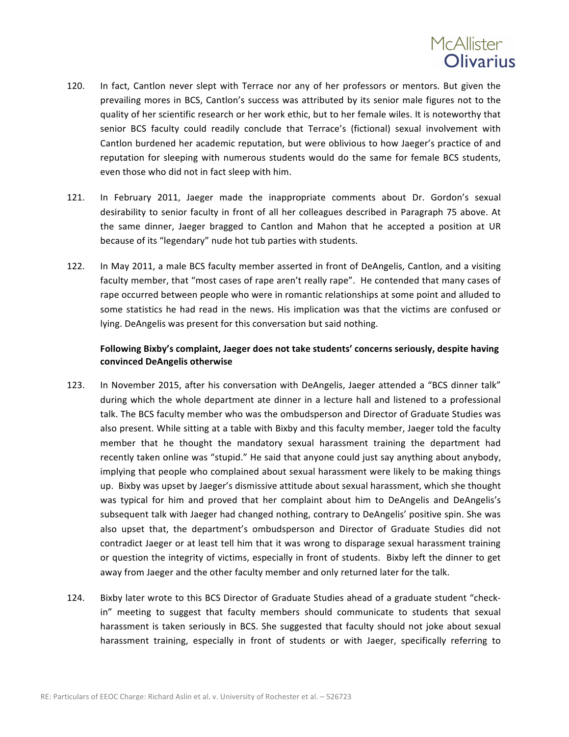120. In fact, Cantlon never slept with Terrace nor any of her professors or mentors. But given the prevailing mores in BCS, Cantlon's success was attributed by its senior male figures not to the quality of her scientific research or her work ethic, but to her female wiles. It is noteworthy that senior BCS faculty could readily conclude that Terrace's (fictional) sexual involvement with Cantlon burdened her academic reputation, but were oblivious to how Jaeger's practice of and reputation for sleeping with numerous students would do the same for female BCS students, even those who did not in fact sleep with him.

121. In February 2011, Jaeger made the inappropriate comments about Dr. Gordon's sexual desirability to senior faculty in front of all her colleagues described in Paragraph 75 above. At the same dinner, Jaeger bragged to Cantlon and Mahon that he accepted a position at UR because of its "legendary" nude hot tub parties with students.

122. In May 2011, a male BCS faculty member asserted in front of DeAngelis, Cantlon, and a visiting faculty member, that "most cases of rape aren't really rape". He contended that many cases of rape occurred between people who were in romantic relationships at some point and alluded to some statistics he had read in the news. His implication was that the victims are confused or lying. DeAngelis was present for this conversation but said nothing.

**Following Bixby's complaint, Jaeger does not take students' concerns seriously, despite having convinced DeAngelis otherwise**

123. In November 2015, after his conversation with DeAngelis, Jaeger attended a "BCS dinner talk" during which the whole department ate dinner in a lecture hall and listened to a professional talk. The BCS faculty member who was the ombudsperson and Director of Graduate Studies was also present. While sitting at a table with Bixby and this faculty member, Jaeger told the faculty member that he thought the mandatory sexual harassment training the department had recently taken online was "stupid." He said that anyone could just say anything about anybody, implying that people who complained about sexual harassment were likely to be making things up. Bixby was upset by Jaeger's dismissive attitude about sexual harassment, which she thought was typical for him and proved that her complaint about him to DeAngelis and DeAngelis's subsequent talk with Jaeger had changed nothing, contrary to DeAngelis' positive spin. She was also upset that, the department's ombudsperson and Director of Graduate Studies did not contradict Jaeger or at least tell him that it was wrong to disparage sexual harassment training or question the integrity of victims, especially in front of students. Bixby left the dinner to get away from Jaeger and the other faculty member and only returned later for the talk.

124. Bixby later wrote to this BCS Director of Graduate Studies ahead of a graduate student "check-in" meeting to suggest that faculty members should communicate to students that sexual harassment is taken seriously in BCS. She suggested that faculty should not joke about sexual harassment training, especially in front of students or with Jaeger, specifically referring to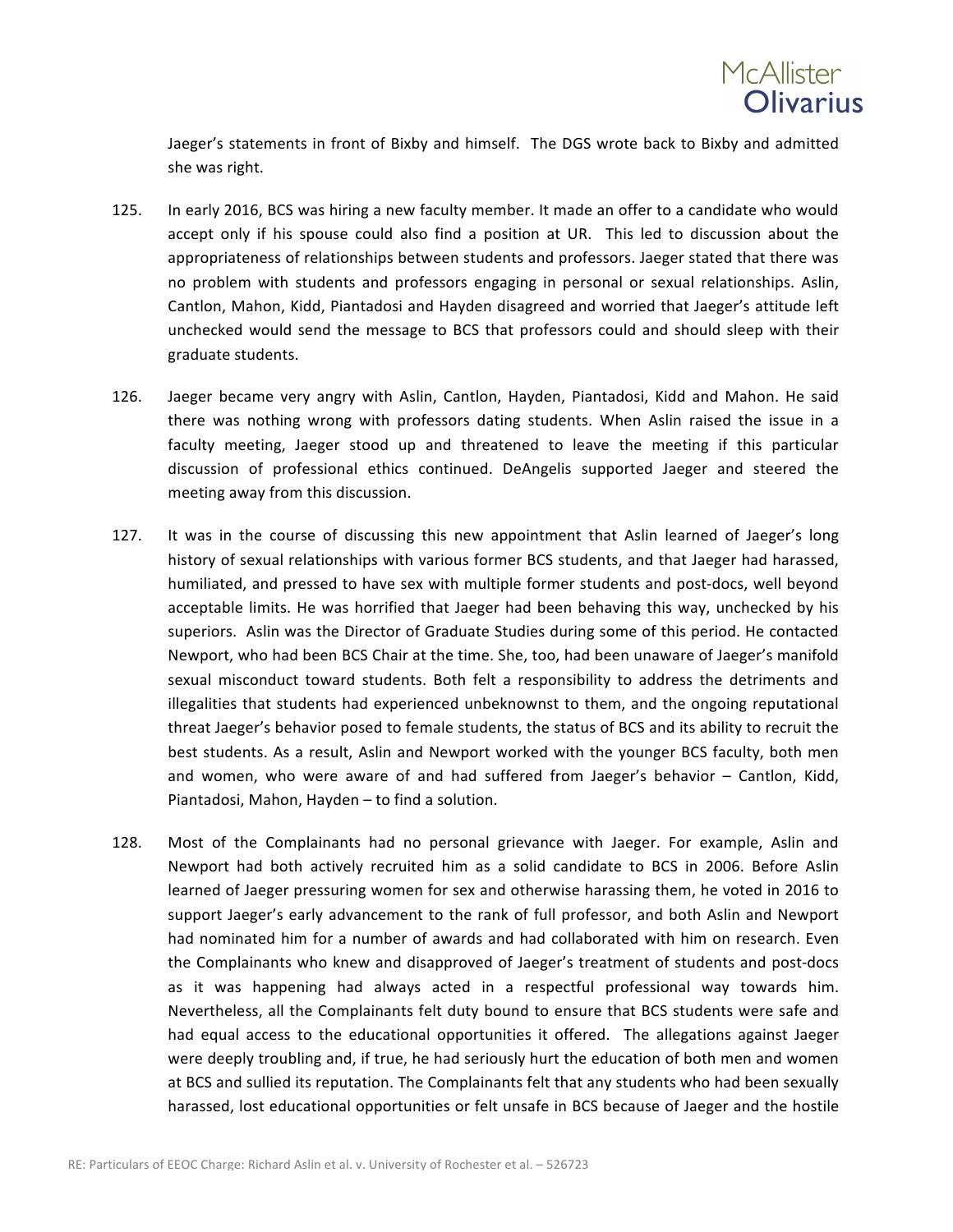Jaeger's statements in front of Bixby and himself. The DGS wrote back to Bixby and admitted she was right.

125. In early 2016, BCS was hiring a new faculty member. It made an offer to a candidate who would accept only if his spouse could also find a position at UR. This led to discussion about the appropriateness of relationships between students and professors. Jaeger stated that there was no problem with students and professors engaging in personal or sexual relationships. Aslin, Cantlon, Mahon, Kidd, Piantadosi and Hayden disagreed and worried that Jaeger's attitude left unchecked would send the message to BCS that professors could and should sleep with their graduate students.

126. Jaeger became very angry with Aslin, Cantlon, Hayden, Piantadosi, Kidd and Mahon. He said there was nothing wrong with professors dating students. When Aslin raised the issue in a faculty meeting, Jaeger stood up and threatened to leave the meeting if this particular discussion of professional ethics continued. DeAngelis supported Jaeger and steered the meeting away from this discussion.

127. It was in the course of discussing this new appointment that Aslin learned of Jaeger's long history of sexual relationships with various former BCS students, and that Jaeger had harassed, humiliated, and pressed to have sex with multiple former students and post-docs, well beyond acceptable limits. He was horrified that Jaeger had been behaving this way, unchecked by his superiors. Aslin was the Director of Graduate Studies during some of this period. He contacted Newport, who had been BCS Chair at the time. She, too, had been unaware of Jaeger's manifold sexual misconduct toward students. Both felt a responsibility to address the detriments and illegalities that students had experienced unbeknownst to them, and the ongoing reputational threat Jaeger's behavior posed to female students, the status of BCS and its ability to recruit the best students. As a result, Aslin and Newport worked with the younger BCS faculty, both men and women, who were aware of and had suffered from Jaeger's behavior – Cantlon, Kidd, Piantadosi, Mahon, Hayden – to find a solution.

128. Most of the Complainants had no personal grievance with Jaeger. For example, Aslin and Newport had both actively recruited him as a solid candidate to BCS in 2006. Before Aslin learned of Jaeger pressuring women for sex and otherwise harassing them, he voted in 2016 to support Jaeger's early advancement to the rank of full professor, and both Aslin and Newport had nominated him for a number of awards and had collaborated with him on research. Even the Complainants who knew and disapproved of Jaeger's treatment of students and post-docs as it was happening had always acted in a respectful professional way towards him. Nevertheless, all the Complainants felt duty bound to ensure that BCS students were safe and had equal access to the educational opportunities it offered. The allegations against Jaeger were deeply troubling and, if true, he had seriously hurt the education of both men and women at BCS and sullied its reputation. The Complainants felt that any students who had been sexually harassed, lost educational opportunities or felt unsafe in BCS because of Jaeger and the hostile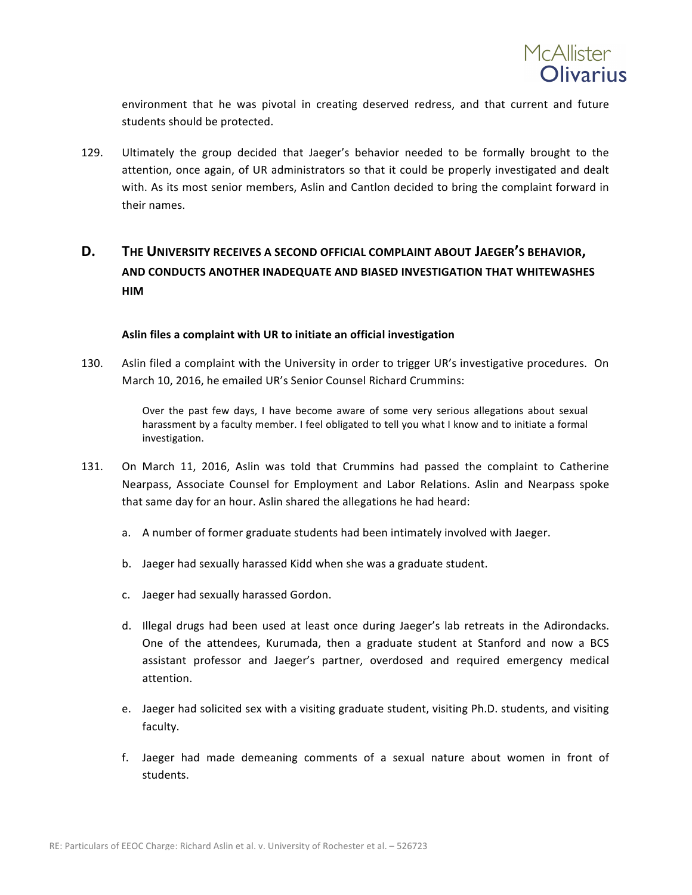environment that he was pivotal in creating deserved redress, and that current and future students should be protected.

129. Ultimately the group decided that Jaeger's behavior needed to be formally brought to the attention, once again, of UR administrators so that it could be properly investigated and dealt with. As its most senior members, Aslin and Cantlon decided to bring the complaint forward in their names.

## D. THE UNIVERSITY RECEIVES A SECOND OFFICIAL COMPLAINT ABOUT JAEGER'S BEHAVIOR, AND CONDUCTS ANOTHER INADEQUATE AND BIASED INVESTIGATION THAT WHITEWASHES HIM

**Aslin files a complaint with UR to initiate an official investigation**

130. Aslin filed a complaint with the University in order to trigger UR's investigative procedures. On March 10, 2016, he emailed UR's Senior Counsel Richard Crummins:

> Over the past few days, I have become aware of some very serious allegations about sexual harassment by a faculty member. I feel obligated to tell you what I know and to initiate a formal investigation.

131. On March 11, 2016, Aslin was told that Crummins had passed the complaint to Catherine Nearpass, Associate Counsel for Employment and Labor Relations. Aslin and Nearpass spoke that same day for an hour. Aslin shared the allegations he had heard:

   a. A number of former graduate students had been intimately involved with Jaeger.

   b. Jaeger had sexually harassed Kidd when she was a graduate student.

   c. Jaeger had sexually harassed Gordon.

   d. Illegal drugs had been used at least once during Jaeger's lab retreats in the Adirondacks. One of the attendees, Kurumada, then a graduate student at Stanford and now a BCS assistant professor and Jaeger's partner, overdosed and required emergency medical attention.

   e. Jaeger had solicited sex with a visiting graduate student, visiting Ph.D. students, and visiting faculty.

   f. Jaeger had made demeaning comments of a sexual nature about women in front of students.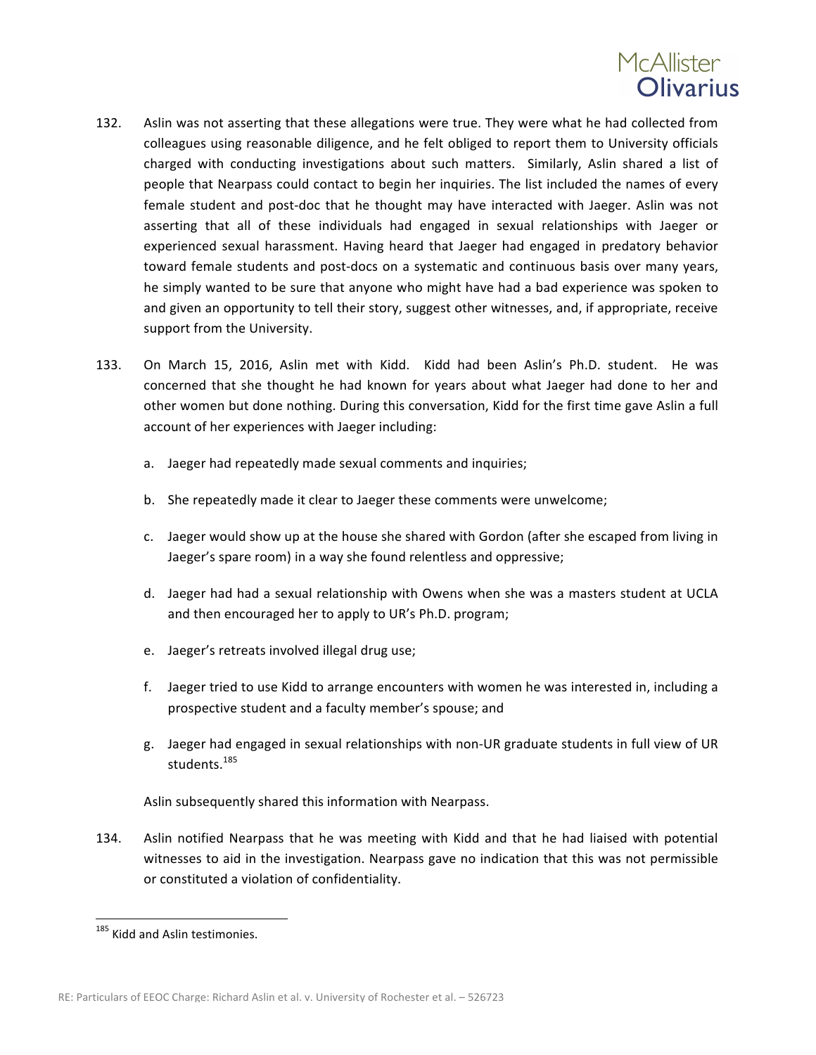132. Aslin was not asserting that these allegations were true. They were what he had collected from colleagues using reasonable diligence, and he felt obliged to report them to University officials charged with conducting investigations about such matters. Similarly, Aslin shared a list of people that Nearpass could contact to begin her inquiries. The list included the names of every female student and post-doc that he thought may have interacted with Jaeger. Aslin was not asserting that all of these individuals had engaged in sexual relationships with Jaeger or experienced sexual harassment. Having heard that Jaeger had engaged in predatory behavior toward female students and post-docs on a systematic and continuous basis over many years, he simply wanted to be sure that anyone who might have had a bad experience was spoken to and given an opportunity to tell their story, suggest other witnesses, and, if appropriate, receive support from the University.

133. On March 15, 2016, Aslin met with Kidd. Kidd had been Aslin's Ph.D. student. He was concerned that she thought he had known for years about what Jaeger had done to her and other women but done nothing. During this conversation, Kidd for the first time gave Aslin a full account of her experiences with Jaeger including:

   a. Jaeger had repeatedly made sexual comments and inquiries;

   b. She repeatedly made it clear to Jaeger these comments were unwelcome;

   c. Jaeger would show up at the house she shared with Gordon (after she escaped from living in Jaeger's spare room) in a way she found relentless and oppressive;

   d. Jaeger had had a sexual relationship with Owens when she was a masters student at UCLA and then encouraged her to apply to UR's Ph.D. program;

   e. Jaeger's retreats involved illegal drug use;

   f. Jaeger tried to use Kidd to arrange encounters with women he was interested in, including a prospective student and a faculty member's spouse; and

   g. Jaeger had engaged in sexual relationships with non-UR graduate students in full view of UR students.[185]

   Aslin subsequently shared this information with Nearpass.

134. Aslin notified Nearpass that he was meeting with Kidd and that he had liaised with potential witnesses to aid in the investigation. Nearpass gave no indication that this was not permissible or constituted a violation of confidentiality.

[185] Kidd and Aslin testimonies.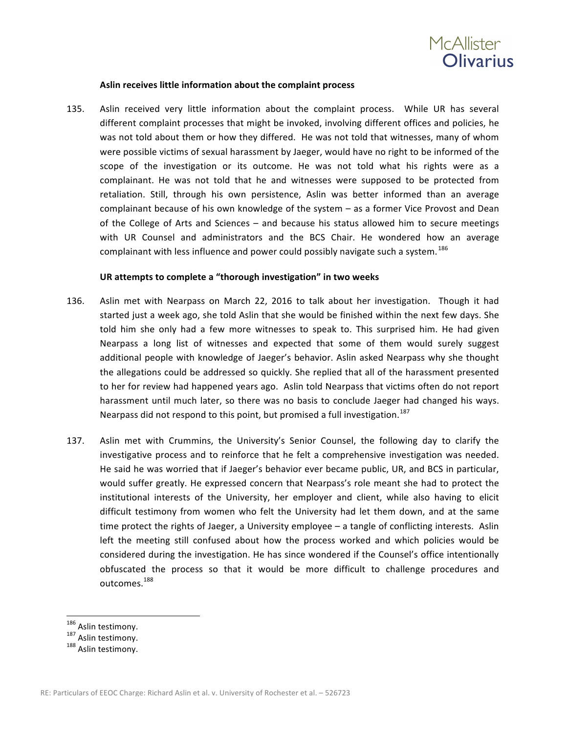**Aslin receives little information about the complaint process**

135. Aslin received very little information about the complaint process. While UR has several different complaint processes that might be invoked, involving different offices and policies, he was not told about them or how they differed. He was not told that witnesses, many of whom were possible victims of sexual harassment by Jaeger, would have no right to be informed of the scope of the investigation or its outcome. He was not told what his rights were as a complainant. He was not told that he and witnesses were supposed to be protected from retaliation. Still, through his own persistence, Aslin was better informed than an average complainant because of his own knowledge of the system – as a former Vice Provost and Dean of the College of Arts and Sciences – and because his status allowed him to secure meetings with UR Counsel and administrators and the BCS Chair. He wondered how an average complainant with less influence and power could possibly navigate such a system.[186]

**UR attempts to complete a "thorough investigation" in two weeks**

136. Aslin met with Nearpass on March 22, 2016 to talk about her investigation. Though it had started just a week ago, she told Aslin that she would be finished within the next few days. She told him she only had a few more witnesses to speak to. This surprised him. He had given Nearpass a long list of witnesses and expected that some of them would surely suggest additional people with knowledge of Jaeger's behavior. Aslin asked Nearpass why she thought the allegations could be addressed so quickly. She replied that all of the harassment presented to her for review had happened years ago. Aslin told Nearpass that victims often do not report harassment until much later, so there was no basis to conclude Jaeger had changed his ways. Nearpass did not respond to this point, but promised a full investigation.[187]

137. Aslin met with Crummins, the University's Senior Counsel, the following day to clarify the investigative process and to reinforce that he felt a comprehensive investigation was needed. He said he was worried that if Jaeger's behavior ever became public, UR, and BCS in particular, would suffer greatly. He expressed concern that Nearpass's role meant she had to protect the institutional interests of the University, her employer and client, while also having to elicit difficult testimony from women who felt the University had let them down, and at the same time protect the rights of Jaeger, a University employee – a tangle of conflicting interests. Aslin left the meeting still confused about how the process worked and which policies would be considered during the investigation. He has since wondered if the Counsel's office intentionally obfuscated the process so that it would be more difficult to challenge procedures and outcomes.[188]

---

[186] Aslin testimony.

[187] Aslin testimony.

[188] Aslin testimony.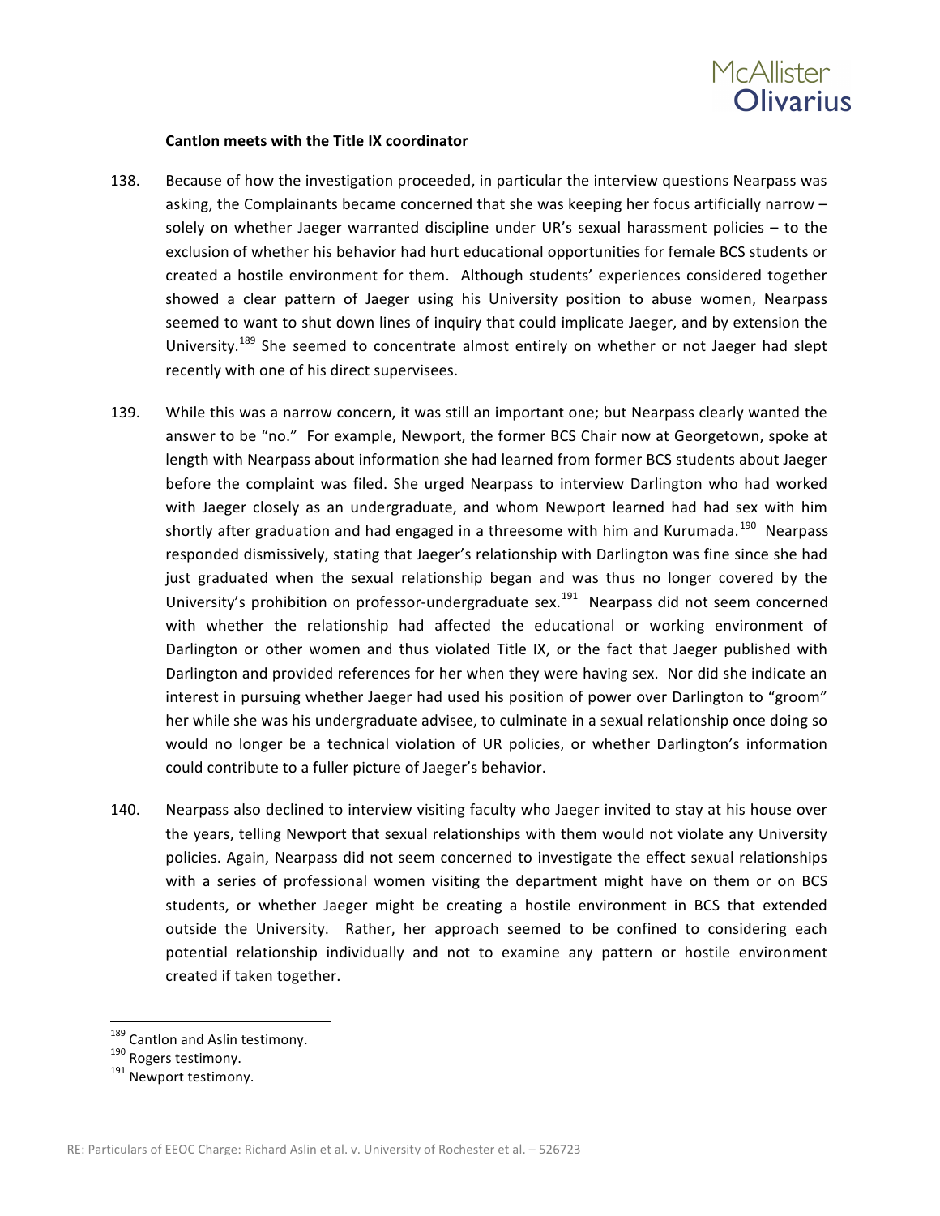**Cantlon meets with the Title IX coordinator**

138. Because of how the investigation proceeded, in particular the interview questions Nearpass was asking, the Complainants became concerned that she was keeping her focus artificially narrow – solely on whether Jaeger warranted discipline under UR's sexual harassment policies – to the exclusion of whether his behavior had hurt educational opportunities for female BCS students or created a hostile environment for them. Although students' experiences considered together showed a clear pattern of Jaeger using his University position to abuse women, Nearpass seemed to want to shut down lines of inquiry that could implicate Jaeger, and by extension the University.[189] She seemed to concentrate almost entirely on whether or not Jaeger had slept recently with one of his direct supervisees.

139. While this was a narrow concern, it was still an important one; but Nearpass clearly wanted the answer to be "no." For example, Newport, the former BCS Chair now at Georgetown, spoke at length with Nearpass about information she had learned from former BCS students about Jaeger before the complaint was filed. She urged Nearpass to interview Darlington who had worked with Jaeger closely as an undergraduate, and whom Newport learned had had sex with him shortly after graduation and had engaged in a threesome with him and Kurumada.[190] Nearpass responded dismissively, stating that Jaeger's relationship with Darlington was fine since she had just graduated when the sexual relationship began and was thus no longer covered by the University's prohibition on professor-undergraduate sex.[191] Nearpass did not seem concerned with whether the relationship had affected the educational or working environment of Darlington or other women and thus violated Title IX, or the fact that Jaeger published with Darlington and provided references for her when they were having sex. Nor did she indicate an interest in pursuing whether Jaeger had used his position of power over Darlington to "groom" her while she was his undergraduate advisee, to culminate in a sexual relationship once doing so would no longer be a technical violation of UR policies, or whether Darlington's information could contribute to a fuller picture of Jaeger's behavior.

140. Nearpass also declined to interview visiting faculty who Jaeger invited to stay at his house over the years, telling Newport that sexual relationships with them would not violate any University policies. Again, Nearpass did not seem concerned to investigate the effect sexual relationships with a series of professional women visiting the department might have on them or on BCS students, or whether Jaeger might be creating a hostile environment in BCS that extended outside the University. Rather, her approach seemed to be confined to considering each potential relationship individually and not to examine any pattern or hostile environment created if taken together.

---

[189] Cantlon and Aslin testimony.

[190] Rogers testimony.

[191] Newport testimony.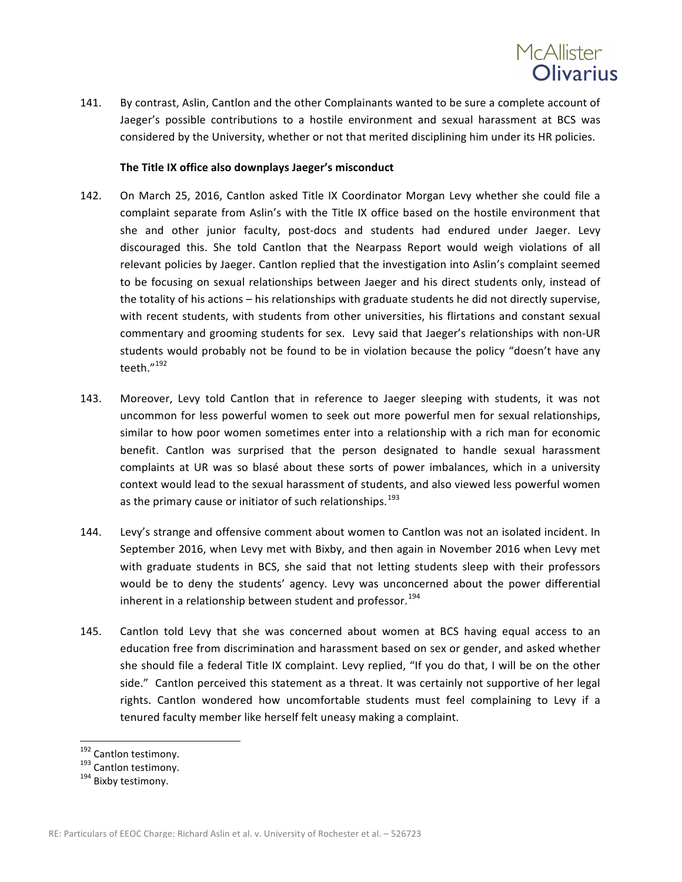141. By contrast, Aslin, Cantlon and the other Complainants wanted to be sure a complete account of Jaeger's possible contributions to a hostile environment and sexual harassment at BCS was considered by the University, whether or not that merited disciplining him under its HR policies.

**The Title IX office also downplays Jaeger's misconduct**

142. On March 25, 2016, Cantlon asked Title IX Coordinator Morgan Levy whether she could file a complaint separate from Aslin's with the Title IX office based on the hostile environment that she and other junior faculty, post-docs and students had endured under Jaeger. Levy discouraged this. She told Cantlon that the Nearpass Report would weigh violations of all relevant policies by Jaeger. Cantlon replied that the investigation into Aslin's complaint seemed to be focusing on sexual relationships between Jaeger and his direct students only, instead of the totality of his actions – his relationships with graduate students he did not directly supervise, with recent students, with students from other universities, his flirtations and constant sexual commentary and grooming students for sex. Levy said that Jaeger's relationships with non-UR students would probably not be found to be in violation because the policy "doesn't have any teeth."[192]

143. Moreover, Levy told Cantlon that in reference to Jaeger sleeping with students, it was not uncommon for less powerful women to seek out more powerful men for sexual relationships, similar to how poor women sometimes enter into a relationship with a rich man for economic benefit. Cantlon was surprised that the person designated to handle sexual harassment complaints at UR was so blasé about these sorts of power imbalances, which in a university context would lead to the sexual harassment of students, and also viewed less powerful women as the primary cause or initiator of such relationships.[193]

144. Levy's strange and offensive comment about women to Cantlon was not an isolated incident. In September 2016, when Levy met with Bixby, and then again in November 2016 when Levy met with graduate students in BCS, she said that not letting students sleep with their professors would be to deny the students' agency. Levy was unconcerned about the power differential inherent in a relationship between student and professor.[194]

145. Cantlon told Levy that she was concerned about women at BCS having equal access to an education free from discrimination and harassment based on sex or gender, and asked whether she should file a federal Title IX complaint. Levy replied, "If you do that, I will be on the other side." Cantlon perceived this statement as a threat. It was certainly not supportive of her legal rights. Cantlon wondered how uncomfortable students must feel complaining to Levy if a tenured faculty member like herself felt uneasy making a complaint.

---

[192] Cantlon testimony.

[193] Cantlon testimony.

[194] Bixby testimony.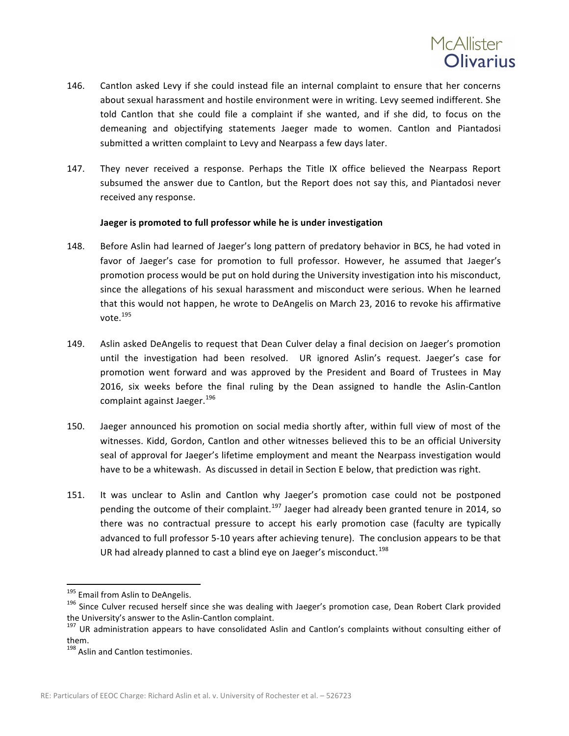146. Cantlon asked Levy if she could instead file an internal complaint to ensure that her concerns about sexual harassment and hostile environment were in writing. Levy seemed indifferent. She told Cantlon that she could file a complaint if she wanted, and if she did, to focus on the demeaning and objectifying statements Jaeger made to women. Cantlon and Piantadosi submitted a written complaint to Levy and Nearpass a few days later.

147. They never received a response. Perhaps the Title IX office believed the Nearpass Report subsumed the answer due to Cantlon, but the Report does not say this, and Piantadosi never received any response.

**Jaeger is promoted to full professor while he is under investigation**

148. Before Aslin had learned of Jaeger's long pattern of predatory behavior in BCS, he had voted in favor of Jaeger's case for promotion to full professor. However, he assumed that Jaeger's promotion process would be put on hold during the University investigation into his misconduct, since the allegations of his sexual harassment and misconduct were serious. When he learned that this would not happen, he wrote to DeAngelis on March 23, 2016 to revoke his affirmative vote.[195]

149. Aslin asked DeAngelis to request that Dean Culver delay a final decision on Jaeger's promotion until the investigation had been resolved. UR ignored Aslin's request. Jaeger's case for promotion went forward and was approved by the President and Board of Trustees in May 2016, six weeks before the final ruling by the Dean assigned to handle the Aslin-Cantlon complaint against Jaeger.[196]

150. Jaeger announced his promotion on social media shortly after, within full view of most of the witnesses. Kidd, Gordon, Cantlon and other witnesses believed this to be an official University seal of approval for Jaeger's lifetime employment and meant the Nearpass investigation would have to be a whitewash. As discussed in detail in Section E below, that prediction was right.

151. It was unclear to Aslin and Cantlon why Jaeger's promotion case could not be postponed pending the outcome of their complaint.[197] Jaeger had already been granted tenure in 2014, so there was no contractual pressure to accept his early promotion case (faculty are typically advanced to full professor 5-10 years after achieving tenure). The conclusion appears to be that UR had already planned to cast a blind eye on Jaeger's misconduct.[198]

---

[195] Email from Aslin to DeAngelis.

[196] Since Culver recused herself since she was dealing with Jaeger's promotion case, Dean Robert Clark provided the University's answer to the Aslin-Cantlon complaint.

[197] UR administration appears to have consolidated Aslin and Cantlon's complaints without consulting either of them.

[198] Aslin and Cantlon testimonies.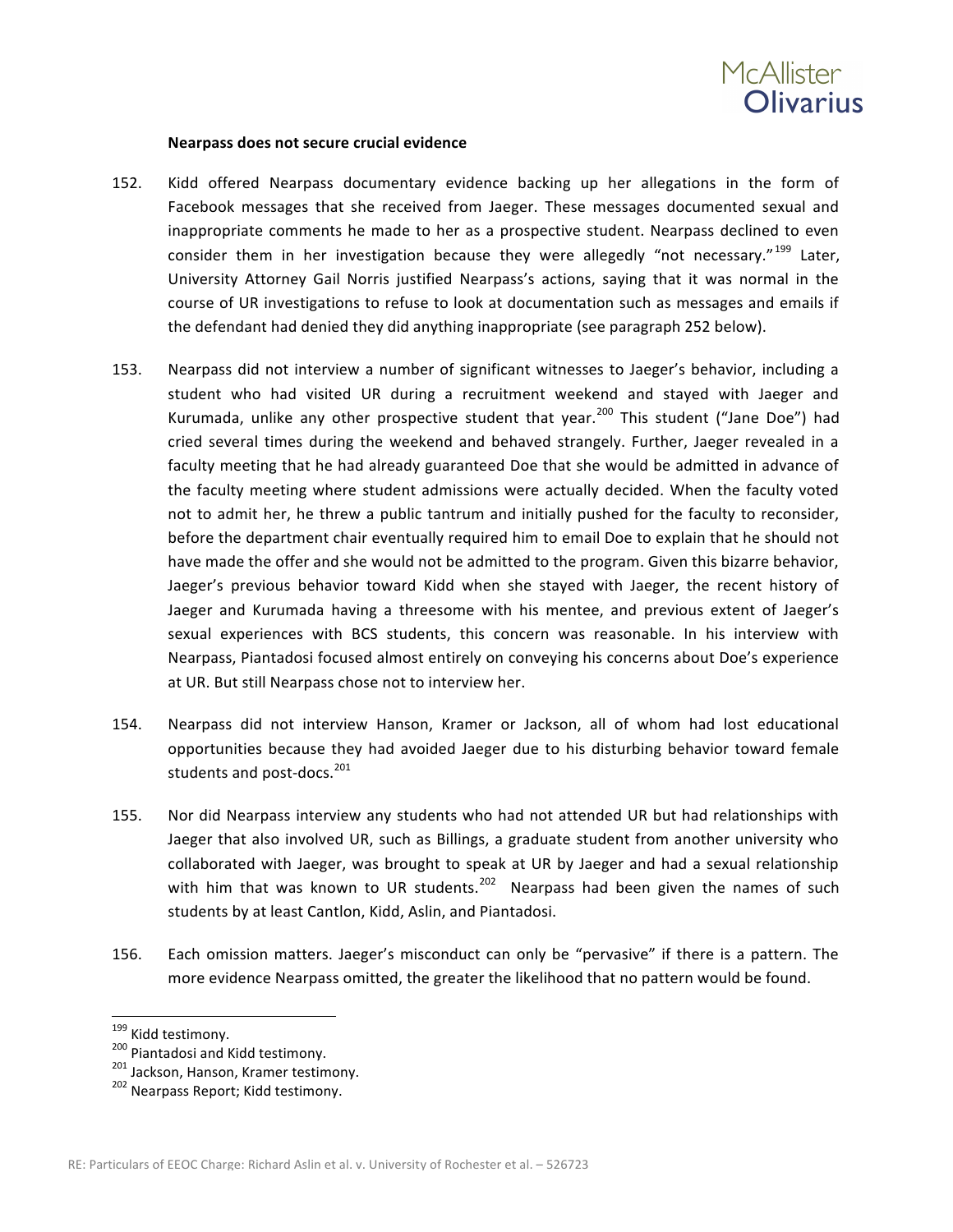**Nearpass does not secure crucial evidence**

152. Kidd offered Nearpass documentary evidence backing up her allegations in the form of Facebook messages that she received from Jaeger. These messages documented sexual and inappropriate comments he made to her as a prospective student. Nearpass declined to even consider them in her investigation because they were allegedly "not necessary."[199] Later, University Attorney Gail Norris justified Nearpass's actions, saying that it was normal in the course of UR investigations to refuse to look at documentation such as messages and emails if the defendant had denied they did anything inappropriate (see paragraph 252 below).

153. Nearpass did not interview a number of significant witnesses to Jaeger's behavior, including a student who had visited UR during a recruitment weekend and stayed with Jaeger and Kurumada, unlike any other prospective student that year.[200] This student ("Jane Doe") had cried several times during the weekend and behaved strangely. Further, Jaeger revealed in a faculty meeting that he had already guaranteed Doe that she would be admitted in advance of the faculty meeting where student admissions were actually decided. When the faculty voted not to admit her, he threw a public tantrum and initially pushed for the faculty to reconsider, before the department chair eventually required him to email Doe to explain that he should not have made the offer and she would not be admitted to the program. Given this bizarre behavior, Jaeger's previous behavior toward Kidd when she stayed with Jaeger, the recent history of Jaeger and Kurumada having a threesome with his mentee, and previous extent of Jaeger's sexual experiences with BCS students, this concern was reasonable. In his interview with Nearpass, Piantadosi focused almost entirely on conveying his concerns about Doe's experience at UR. But still Nearpass chose not to interview her.

154. Nearpass did not interview Hanson, Kramer or Jackson, all of whom had lost educational opportunities because they had avoided Jaeger due to his disturbing behavior toward female students and post-docs.[201]

155. Nor did Nearpass interview any students who had not attended UR but had relationships with Jaeger that also involved UR, such as Billings, a graduate student from another university who collaborated with Jaeger, was brought to speak at UR by Jaeger and had a sexual relationship with him that was known to UR students.[202] Nearpass had been given the names of such students by at least Cantlon, Kidd, Aslin, and Piantadosi.

156. Each omission matters. Jaeger's misconduct can only be "pervasive" if there is a pattern. The more evidence Nearpass omitted, the greater the likelihood that no pattern would be found.

---

[199] Kidd testimony.

[200] Piantadosi and Kidd testimony.

[201] Jackson, Hanson, Kramer testimony.

[202] Nearpass Report; Kidd testimony.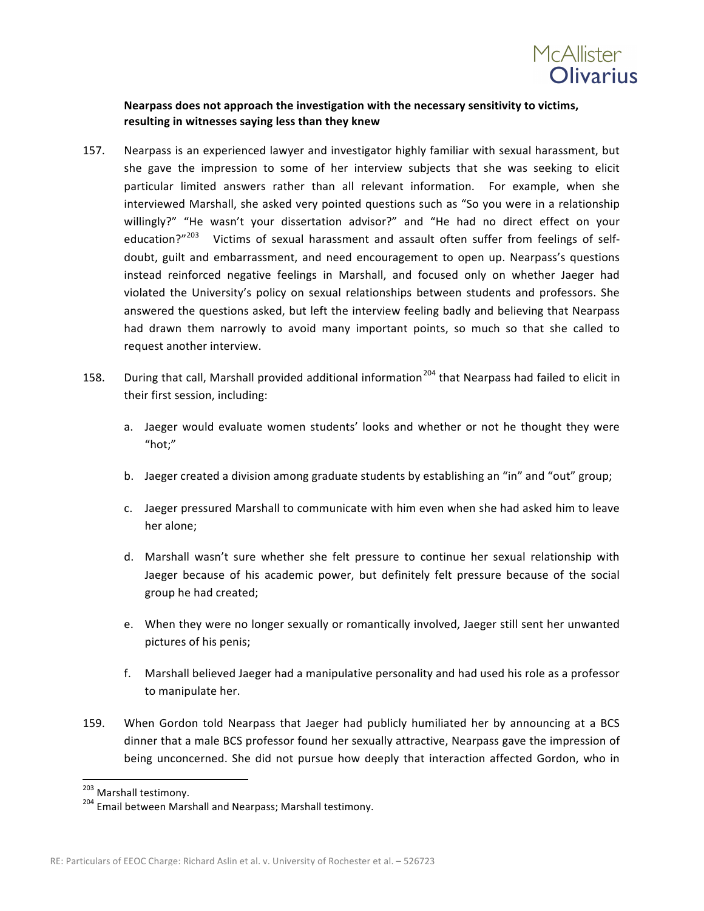**Nearpass does not approach the investigation with the necessary sensitivity to victims, resulting in witnesses saying less than they knew**

157. Nearpass is an experienced lawyer and investigator highly familiar with sexual harassment, but she gave the impression to some of her interview subjects that she was seeking to elicit particular limited answers rather than all relevant information. For example, when she interviewed Marshall, she asked very pointed questions such as "So you were in a relationship willingly?" "He wasn't your dissertation advisor?" and "He had no direct effect on your education?"[203] Victims of sexual harassment and assault often suffer from feelings of self-doubt, guilt and embarrassment, and need encouragement to open up. Nearpass's questions instead reinforced negative feelings in Marshall, and focused only on whether Jaeger had violated the University's policy on sexual relationships between students and professors. She answered the questions asked, but left the interview feeling badly and believing that Nearpass had drawn them narrowly to avoid many important points, so much so that she called to request another interview.

158. During that call, Marshall provided additional information[204] that Nearpass had failed to elicit in their first session, including:

   a. Jaeger would evaluate women students' looks and whether or not he thought they were "hot;"

   b. Jaeger created a division among graduate students by establishing an "in" and "out" group;

   c. Jaeger pressured Marshall to communicate with him even when she had asked him to leave her alone;

   d. Marshall wasn't sure whether she felt pressure to continue her sexual relationship with Jaeger because of his academic power, but definitely felt pressure because of the social group he had created;

   e. When they were no longer sexually or romantically involved, Jaeger still sent her unwanted pictures of his penis;

   f. Marshall believed Jaeger had a manipulative personality and had used his role as a professor to manipulate her.

159. When Gordon told Nearpass that Jaeger had publicly humiliated her by announcing at a BCS dinner that a male BCS professor found her sexually attractive, Nearpass gave the impression of being unconcerned. She did not pursue how deeply that interaction affected Gordon, who in

---

[203] Marshall testimony.

[204] Email between Marshall and Nearpass; Marshall testimony.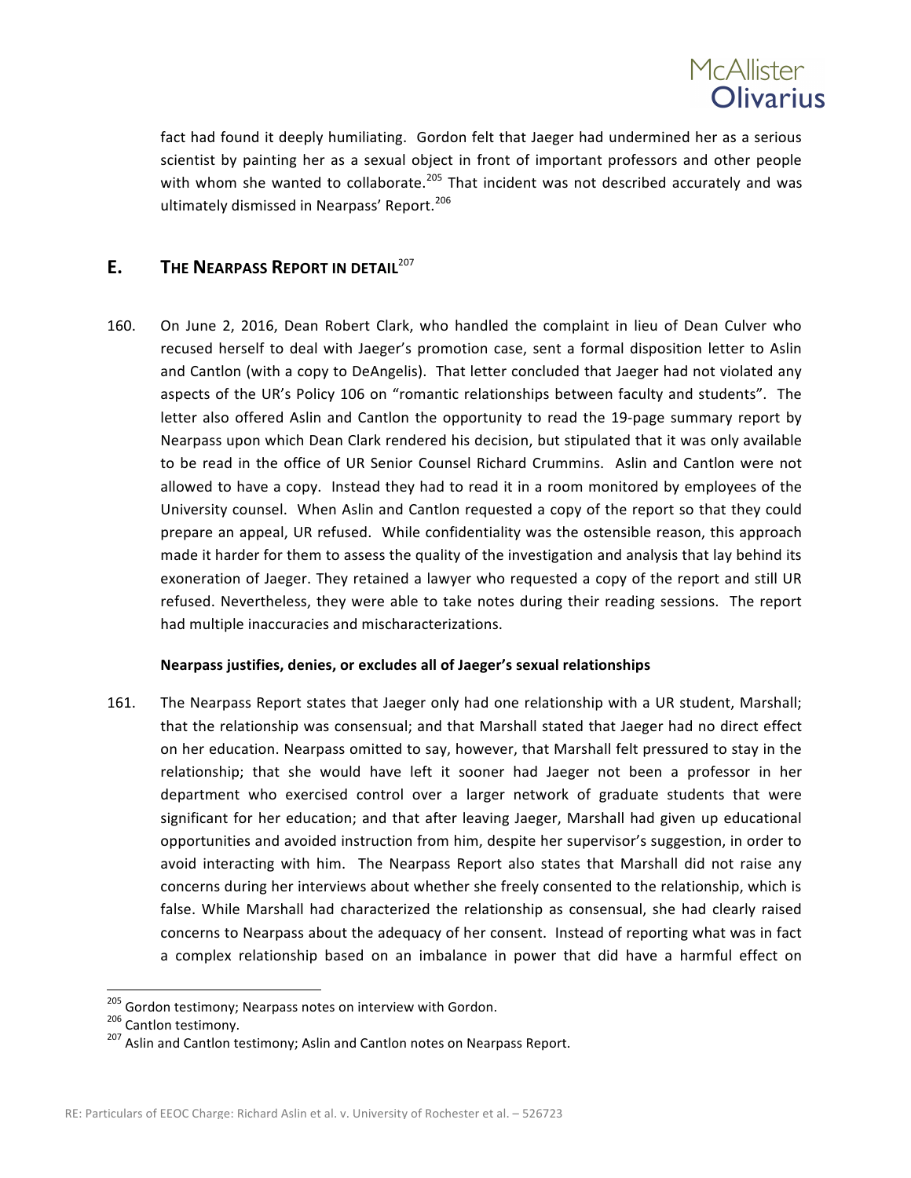fact had found it deeply humiliating. Gordon felt that Jaeger had undermined her as a serious scientist by painting her as a sexual object in front of important professors and other people with whom she wanted to collaborate.[205] That incident was not described accurately and was ultimately dismissed in Nearpass' Report.[206]

## E. THE NEARPASS REPORT IN DETAIL[207]

160. On June 2, 2016, Dean Robert Clark, who handled the complaint in lieu of Dean Culver who recused herself to deal with Jaeger's promotion case, sent a formal disposition letter to Aslin and Cantlon (with a copy to DeAngelis). That letter concluded that Jaeger had not violated any aspects of the UR's Policy 106 on "romantic relationships between faculty and students". The letter also offered Aslin and Cantlon the opportunity to read the 19-page summary report by Nearpass upon which Dean Clark rendered his decision, but stipulated that it was only available to be read in the office of UR Senior Counsel Richard Crummins. Aslin and Cantlon were not allowed to have a copy. Instead they had to read it in a room monitored by employees of the University counsel. When Aslin and Cantlon requested a copy of the report so that they could prepare an appeal, UR refused. While confidentiality was the ostensible reason, this approach made it harder for them to assess the quality of the investigation and analysis that lay behind its exoneration of Jaeger. They retained a lawyer who requested a copy of the report and still UR refused. Nevertheless, they were able to take notes during their reading sessions. The report had multiple inaccuracies and mischaracterizations.

**Nearpass justifies, denies, or excludes all of Jaeger's sexual relationships**

161. The Nearpass Report states that Jaeger only had one relationship with a UR student, Marshall; that the relationship was consensual; and that Marshall stated that Jaeger had no direct effect on her education. Nearpass omitted to say, however, that Marshall felt pressured to stay in the relationship; that she would have left it sooner had Jaeger not been a professor in her department who exercised control over a larger network of graduate students that were significant for her education; and that after leaving Jaeger, Marshall had given up educational opportunities and avoided instruction from him, despite her supervisor's suggestion, in order to avoid interacting with him. The Nearpass Report also states that Marshall did not raise any concerns during her interviews about whether she freely consented to the relationship, which is false. While Marshall had characterized the relationship as consensual, she had clearly raised concerns to Nearpass about the adequacy of her consent. Instead of reporting what was in fact a complex relationship based on an imbalance in power that did have a harmful effect on

[205] Gordon testimony; Nearpass notes on interview with Gordon.

[206] Cantlon testimony.

[207] Aslin and Cantlon testimony; Aslin and Cantlon notes on Nearpass Report.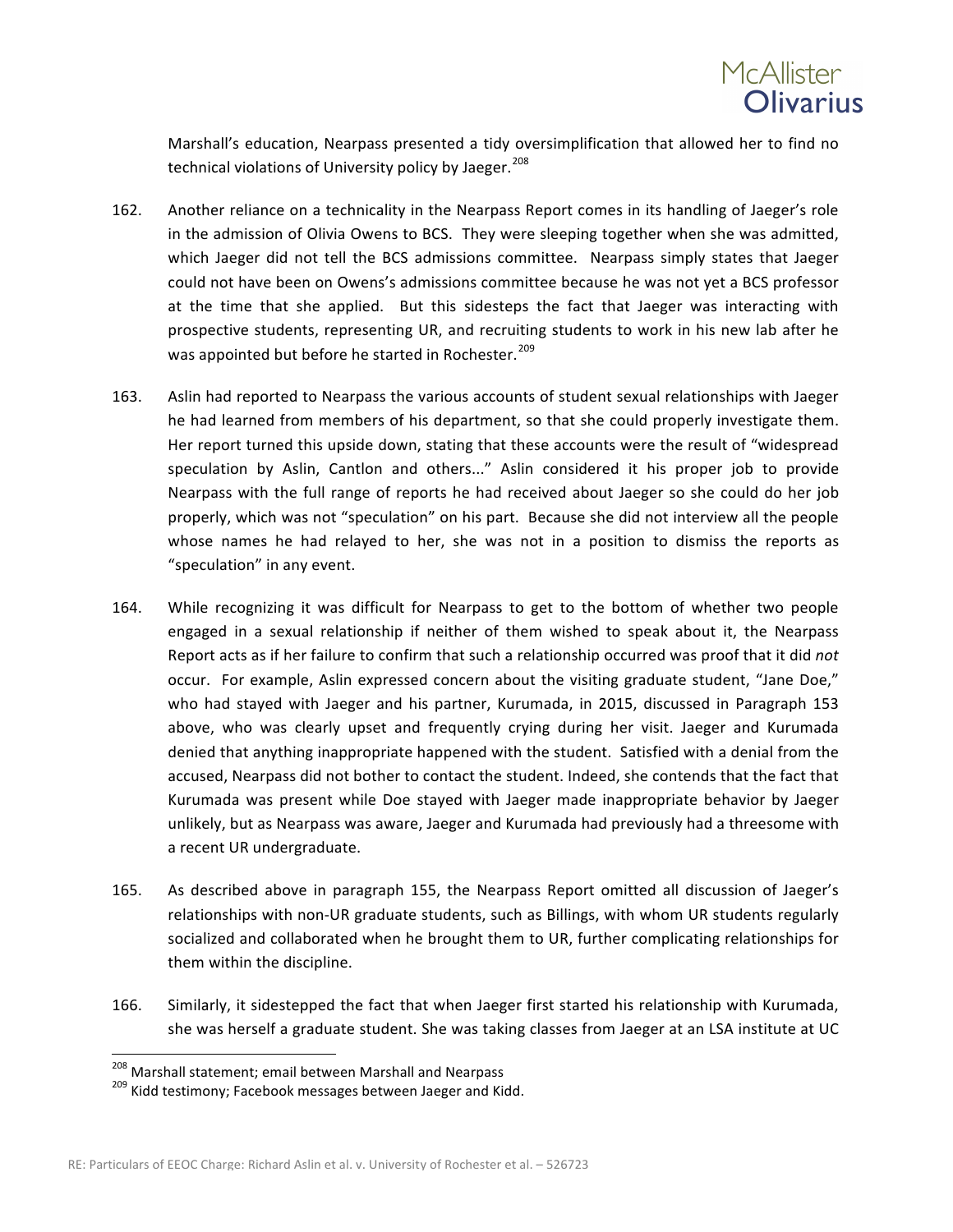Marshall's education, Nearpass presented a tidy oversimplification that allowed her to find no technical violations of University policy by Jaeger.[208]

162. Another reliance on a technicality in the Nearpass Report comes in its handling of Jaeger's role in the admission of Olivia Owens to BCS. They were sleeping together when she was admitted, which Jaeger did not tell the BCS admissions committee. Nearpass simply states that Jaeger could not have been on Owens's admissions committee because he was not yet a BCS professor at the time that she applied. But this sidesteps the fact that Jaeger was interacting with prospective students, representing UR, and recruiting students to work in his new lab after he was appointed but before he started in Rochester.[209]

163. Aslin had reported to Nearpass the various accounts of student sexual relationships with Jaeger he had learned from members of his department, so that she could properly investigate them. Her report turned this upside down, stating that these accounts were the result of "widespread speculation by Aslin, Cantlon and others..." Aslin considered it his proper job to provide Nearpass with the full range of reports he had received about Jaeger so she could do her job properly, which was not "speculation" on his part. Because she did not interview all the people whose names he had relayed to her, she was not in a position to dismiss the reports as "speculation" in any event.

164. While recognizing it was difficult for Nearpass to get to the bottom of whether two people engaged in a sexual relationship if neither of them wished to speak about it, the Nearpass Report acts as if her failure to confirm that such a relationship occurred was proof that it did *not* occur. For example, Aslin expressed concern about the visiting graduate student, "Jane Doe," who had stayed with Jaeger and his partner, Kurumada, in 2015, discussed in Paragraph 153 above, who was clearly upset and frequently crying during her visit. Jaeger and Kurumada denied that anything inappropriate happened with the student. Satisfied with a denial from the accused, Nearpass did not bother to contact the student. Indeed, she contends that the fact that Kurumada was present while Doe stayed with Jaeger made inappropriate behavior by Jaeger unlikely, but as Nearpass was aware, Jaeger and Kurumada had previously had a threesome with a recent UR undergraduate.

165. As described above in paragraph 155, the Nearpass Report omitted all discussion of Jaeger's relationships with non-UR graduate students, such as Billings, with whom UR students regularly socialized and collaborated when he brought them to UR, further complicating relationships for them within the discipline.

166. Similarly, it sidestepped the fact that when Jaeger first started his relationship with Kurumada, she was herself a graduate student. She was taking classes from Jaeger at an LSA institute at UC

---

[208] Marshall statement; email between Marshall and Nearpass

[209] Kidd testimony; Facebook messages between Jaeger and Kidd.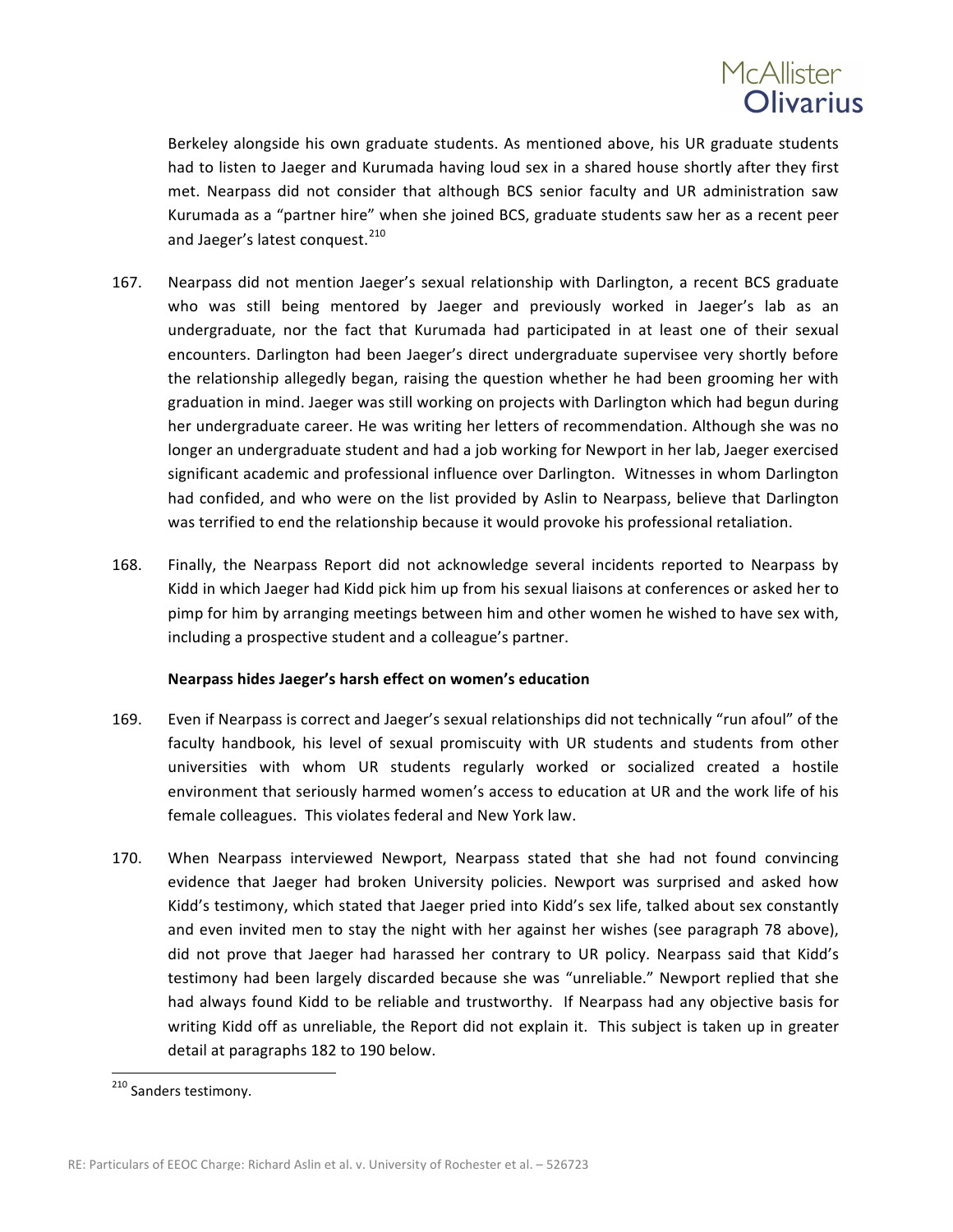Berkeley alongside his own graduate students. As mentioned above, his UR graduate students had to listen to Jaeger and Kurumada having loud sex in a shared house shortly after they first met. Nearpass did not consider that although BCS senior faculty and UR administration saw Kurumada as a "partner hire" when she joined BCS, graduate students saw her as a recent peer and Jaeger's latest conquest.[210]

167. Nearpass did not mention Jaeger's sexual relationship with Darlington, a recent BCS graduate who was still being mentored by Jaeger and previously worked in Jaeger's lab as an undergraduate, nor the fact that Kurumada had participated in at least one of their sexual encounters. Darlington had been Jaeger's direct undergraduate supervisee very shortly before the relationship allegedly began, raising the question whether he had been grooming her with graduation in mind. Jaeger was still working on projects with Darlington which had begun during her undergraduate career. He was writing her letters of recommendation. Although she was no longer an undergraduate student and had a job working for Newport in her lab, Jaeger exercised significant academic and professional influence over Darlington. Witnesses in whom Darlington had confided, and who were on the list provided by Aslin to Nearpass, believe that Darlington was terrified to end the relationship because it would provoke his professional retaliation.

168. Finally, the Nearpass Report did not acknowledge several incidents reported to Nearpass by Kidd in which Jaeger had Kidd pick him up from his sexual liaisons at conferences or asked her to pimp for him by arranging meetings between him and other women he wished to have sex with, including a prospective student and a colleague's partner.

**Nearpass hides Jaeger's harsh effect on women's education**

169. Even if Nearpass is correct and Jaeger's sexual relationships did not technically "run afoul" of the faculty handbook, his level of sexual promiscuity with UR students and students from other universities with whom UR students regularly worked or socialized created a hostile environment that seriously harmed women's access to education at UR and the work life of his female colleagues. This violates federal and New York law.

170. When Nearpass interviewed Newport, Nearpass stated that she had not found convincing evidence that Jaeger had broken University policies. Newport was surprised and asked how Kidd's testimony, which stated that Jaeger pried into Kidd's sex life, talked about sex constantly and even invited men to stay the night with her against her wishes (see paragraph 78 above), did not prove that Jaeger had harassed her contrary to UR policy. Nearpass said that Kidd's testimony had been largely discarded because she was "unreliable." Newport replied that she had always found Kidd to be reliable and trustworthy. If Nearpass had any objective basis for writing Kidd off as unreliable, the Report did not explain it. This subject is taken up in greater detail at paragraphs 182 to 190 below.

[210] Sanders testimony.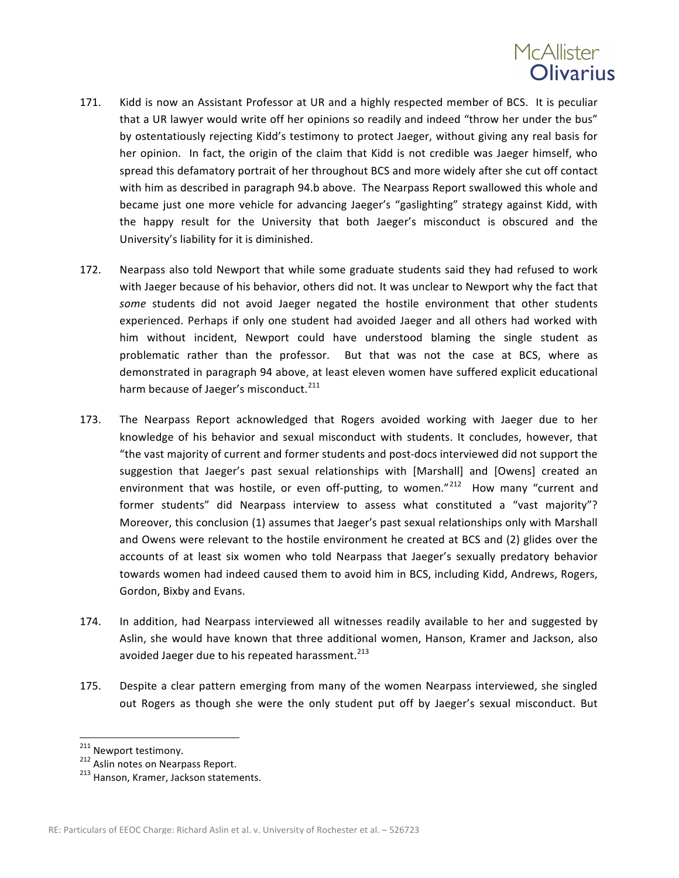171. Kidd is now an Assistant Professor at UR and a highly respected member of BCS. It is peculiar that a UR lawyer would write off her opinions so readily and indeed "throw her under the bus" by ostentatiously rejecting Kidd's testimony to protect Jaeger, without giving any real basis for her opinion. In fact, the origin of the claim that Kidd is not credible was Jaeger himself, who spread this defamatory portrait of her throughout BCS and more widely after she cut off contact with him as described in paragraph 94.b above. The Nearpass Report swallowed this whole and became just one more vehicle for advancing Jaeger's "gaslighting" strategy against Kidd, with the happy result for the University that both Jaeger's misconduct is obscured and the University's liability for it is diminished.

172. Nearpass also told Newport that while some graduate students said they had refused to work with Jaeger because of his behavior, others did not. It was unclear to Newport why the fact that *some* students did not avoid Jaeger negated the hostile environment that other students experienced. Perhaps if only one student had avoided Jaeger and all others had worked with him without incident, Newport could have understood blaming the single student as problematic rather than the professor. But that was not the case at BCS, where as demonstrated in paragraph 94 above, at least eleven women have suffered explicit educational harm because of Jaeger's misconduct.[211]

173. The Nearpass Report acknowledged that Rogers avoided working with Jaeger due to her knowledge of his behavior and sexual misconduct with students. It concludes, however, that "the vast majority of current and former students and post-docs interviewed did not support the suggestion that Jaeger's past sexual relationships with [Marshall] and [Owens] created an environment that was hostile, or even off-putting, to women."[212] How many "current and former students" did Nearpass interview to assess what constituted a "vast majority"? Moreover, this conclusion (1) assumes that Jaeger's past sexual relationships only with Marshall and Owens were relevant to the hostile environment he created at BCS and (2) glides over the accounts of at least six women who told Nearpass that Jaeger's sexually predatory behavior towards women had indeed caused them to avoid him in BCS, including Kidd, Andrews, Rogers, Gordon, Bixby and Evans.

174. In addition, had Nearpass interviewed all witnesses readily available to her and suggested by Aslin, she would have known that three additional women, Hanson, Kramer and Jackson, also avoided Jaeger due to his repeated harassment.[213]

175. Despite a clear pattern emerging from many of the women Nearpass interviewed, she singled out Rogers as though she were the only student put off by Jaeger's sexual misconduct. But

---

[211] Newport testimony.

[212] Aslin notes on Nearpass Report.

[213] Hanson, Kramer, Jackson statements.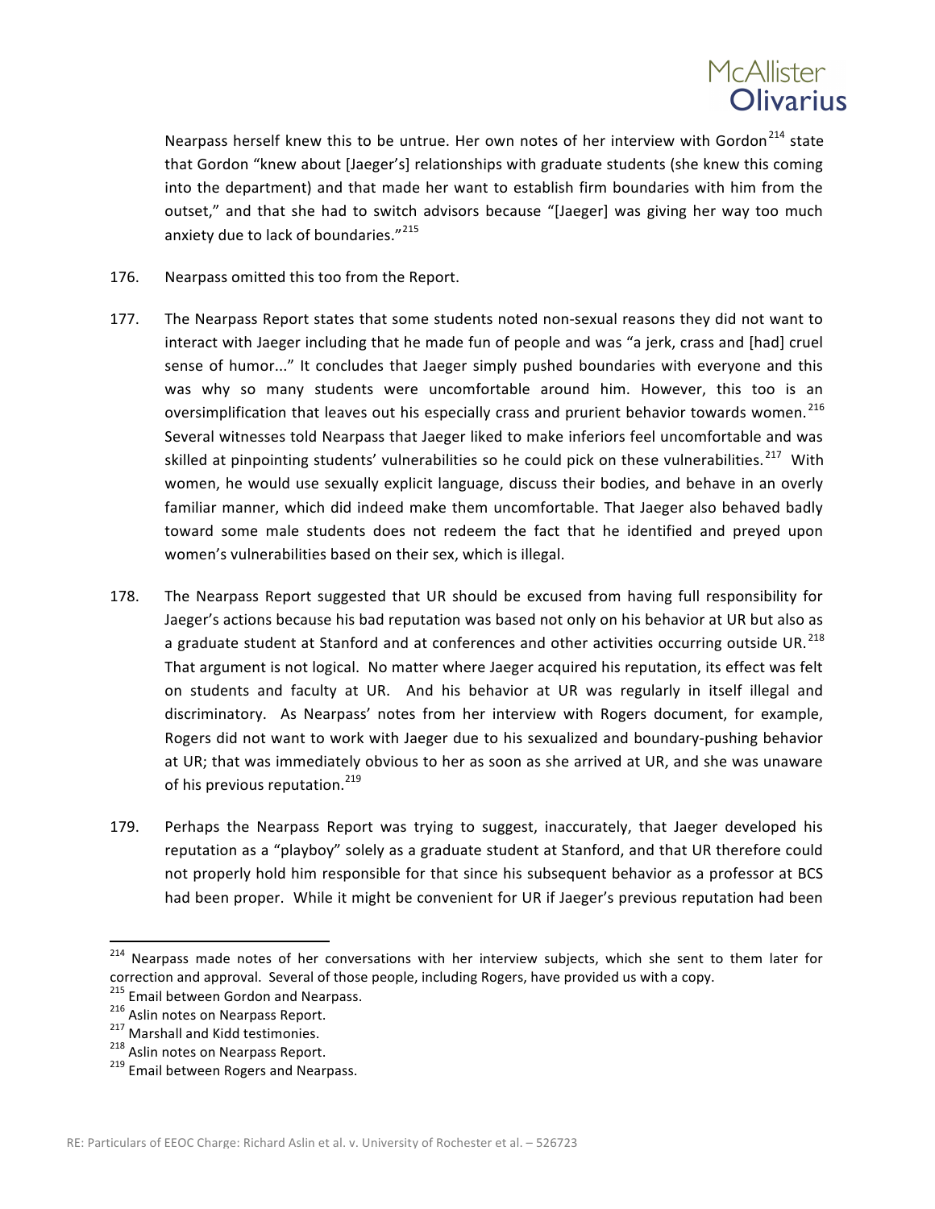Nearpass herself knew this to be untrue. Her own notes of her interview with Gordon[214] state that Gordon "knew about [Jaeger's] relationships with graduate students (she knew this coming into the department) and that made her want to establish firm boundaries with him from the outset," and that she had to switch advisors because "[Jaeger] was giving her way too much anxiety due to lack of boundaries."[215]

176. Nearpass omitted this too from the Report.

177. The Nearpass Report states that some students noted non-sexual reasons they did not want to interact with Jaeger including that he made fun of people and was "a jerk, crass and [had] cruel sense of humor..." It concludes that Jaeger simply pushed boundaries with everyone and this was why so many students were uncomfortable around him. However, this too is an oversimplification that leaves out his especially crass and prurient behavior towards women.[216] Several witnesses told Nearpass that Jaeger liked to make inferiors feel uncomfortable and was skilled at pinpointing students' vulnerabilities so he could pick on these vulnerabilities.[217] With women, he would use sexually explicit language, discuss their bodies, and behave in an overly familiar manner, which did indeed make them uncomfortable. That Jaeger also behaved badly toward some male students does not redeem the fact that he identified and preyed upon women's vulnerabilities based on their sex, which is illegal.

178. The Nearpass Report suggested that UR should be excused from having full responsibility for Jaeger's actions because his bad reputation was based not only on his behavior at UR but also as a graduate student at Stanford and at conferences and other activities occurring outside UR.[218] That argument is not logical. No matter where Jaeger acquired his reputation, its effect was felt on students and faculty at UR. And his behavior at UR was regularly in itself illegal and discriminatory. As Nearpass' notes from her interview with Rogers document, for example, Rogers did not want to work with Jaeger due to his sexualized and boundary-pushing behavior at UR; that was immediately obvious to her as soon as she arrived at UR, and she was unaware of his previous reputation.[219]

179. Perhaps the Nearpass Report was trying to suggest, inaccurately, that Jaeger developed his reputation as a "playboy" solely as a graduate student at Stanford, and that UR therefore could not properly hold him responsible for that since his subsequent behavior as a professor at BCS had been proper. While it might be convenient for UR if Jaeger's previous reputation had been

---

[214] Nearpass made notes of her conversations with her interview subjects, which she sent to them later for correction and approval. Several of those people, including Rogers, have provided us with a copy.

[215] Email between Gordon and Nearpass.

[216] Aslin notes on Nearpass Report.

[217] Marshall and Kidd testimonies.

[218] Aslin notes on Nearpass Report.

[219] Email between Rogers and Nearpass.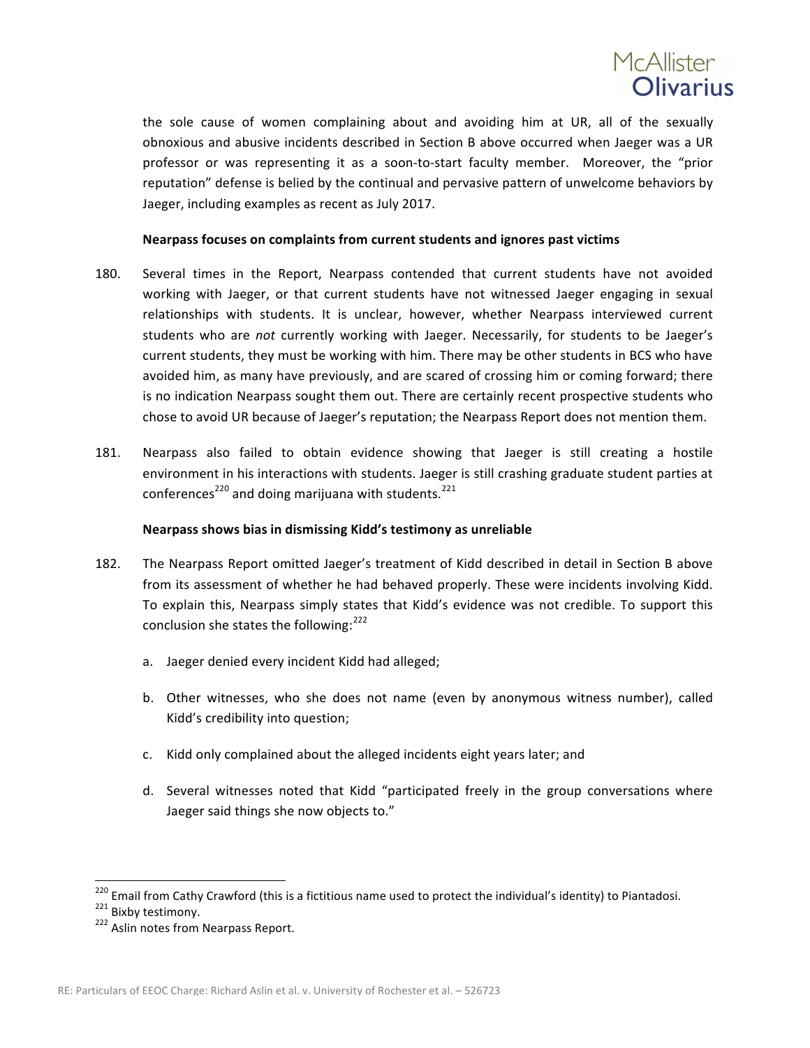the sole cause of women complaining about and avoiding him at UR, all of the sexually obnoxious and abusive incidents described in Section B above occurred when Jaeger was a UR professor or was representing it as a soon-to-start faculty member. Moreover, the "prior reputation" defense is belied by the continual and pervasive pattern of unwelcome behaviors by Jaeger, including examples as recent as July 2017.

**Nearpass focuses on complaints from current students and ignores past victims**

180. Several times in the Report, Nearpass contended that current students have not avoided working with Jaeger, or that current students have not witnessed Jaeger engaging in sexual relationships with students. It is unclear, however, whether Nearpass interviewed current students who are *not* currently working with Jaeger. Necessarily, for students to be Jaeger's current students, they must be working with him. There may be other students in BCS who have avoided him, as many have previously, and are scared of crossing him or coming forward; there is no indication Nearpass sought them out. There are certainly recent prospective students who chose to avoid UR because of Jaeger's reputation; the Nearpass Report does not mention them.

181. Nearpass also failed to obtain evidence showing that Jaeger is still creating a hostile environment in his interactions with students. Jaeger is still crashing graduate student parties at conferences[220] and doing marijuana with students.[221]

**Nearpass shows bias in dismissing Kidd's testimony as unreliable**

182. The Nearpass Report omitted Jaeger's treatment of Kidd described in detail in Section B above from its assessment of whether he had behaved properly. These were incidents involving Kidd. To explain this, Nearpass simply states that Kidd's evidence was not credible. To support this conclusion she states the following:[222]

    a. Jaeger denied every incident Kidd had alleged;

    b. Other witnesses, who she does not name (even by anonymous witness number), called Kidd's credibility into question;

    c. Kidd only complained about the alleged incidents eight years later; and

    d. Several witnesses noted that Kidd "participated freely in the group conversations where Jaeger said things she now objects to."

---

[220] Email from Cathy Crawford (this is a fictitious name used to protect the individual's identity) to Piantadosi.

[221] Bixby testimony.

[222] Aslin notes from Nearpass Report.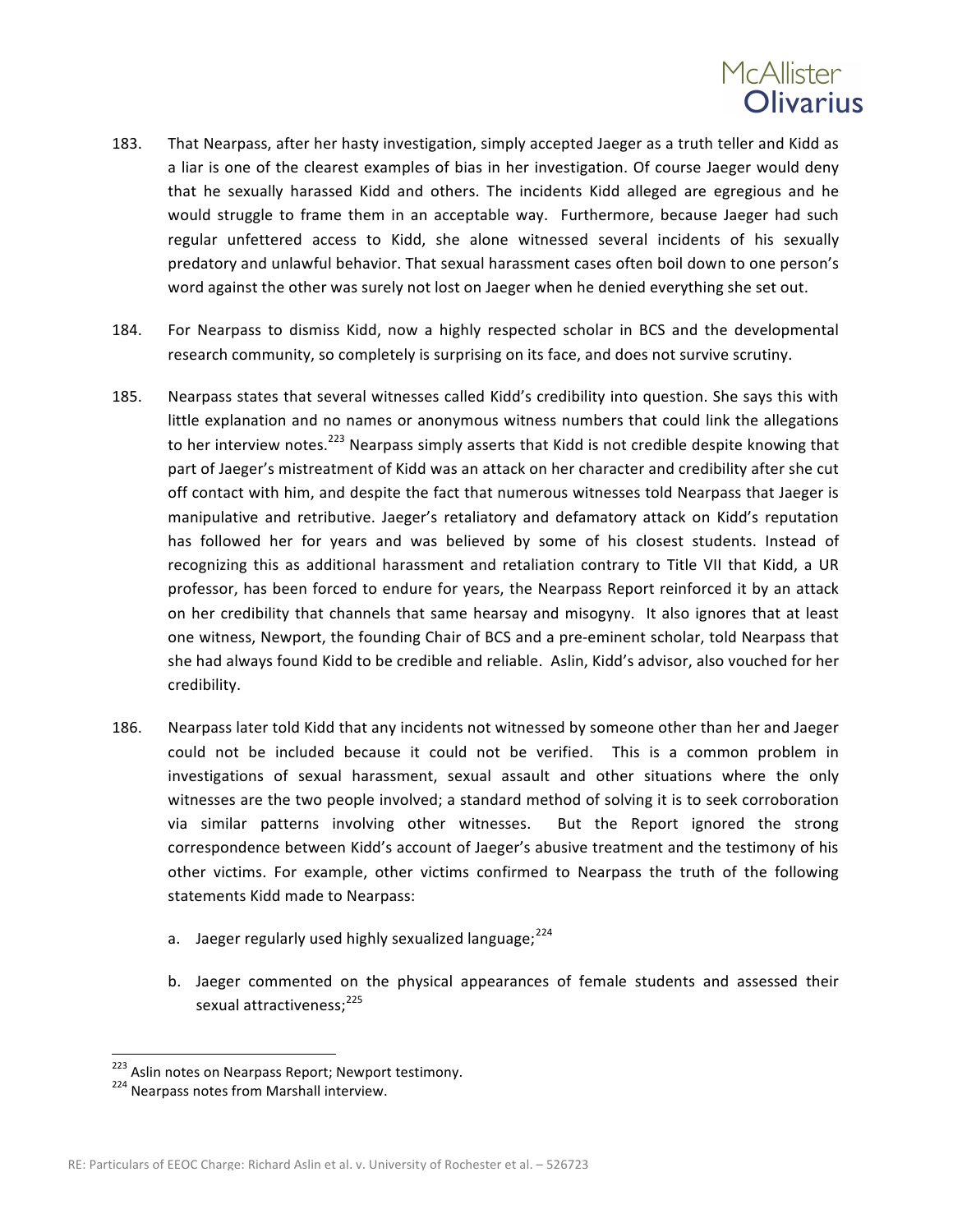183. That Nearpass, after her hasty investigation, simply accepted Jaeger as a truth teller and Kidd as a liar is one of the clearest examples of bias in her investigation. Of course Jaeger would deny that he sexually harassed Kidd and others. The incidents Kidd alleged are egregious and he would struggle to frame them in an acceptable way. Furthermore, because Jaeger had such regular unfettered access to Kidd, she alone witnessed several incidents of his sexually predatory and unlawful behavior. That sexual harassment cases often boil down to one person's word against the other was surely not lost on Jaeger when he denied everything she set out.

184. For Nearpass to dismiss Kidd, now a highly respected scholar in BCS and the developmental research community, so completely is surprising on its face, and does not survive scrutiny.

185. Nearpass states that several witnesses called Kidd's credibility into question. She says this with little explanation and no names or anonymous witness numbers that could link the allegations to her interview notes.[223] Nearpass simply asserts that Kidd is not credible despite knowing that part of Jaeger's mistreatment of Kidd was an attack on her character and credibility after she cut off contact with him, and despite the fact that numerous witnesses told Nearpass that Jaeger is manipulative and retributive. Jaeger's retaliatory and defamatory attack on Kidd's reputation has followed her for years and was believed by some of his closest students. Instead of recognizing this as additional harassment and retaliation contrary to Title VII that Kidd, a UR professor, has been forced to endure for years, the Nearpass Report reinforced it by an attack on her credibility that channels that same hearsay and misogyny. It also ignores that at least one witness, Newport, the founding Chair of BCS and a pre-eminent scholar, told Nearpass that she had always found Kidd to be credible and reliable. Aslin, Kidd's advisor, also vouched for her credibility.

186. Nearpass later told Kidd that any incidents not witnessed by someone other than her and Jaeger could not be included because it could not be verified. This is a common problem in investigations of sexual harassment, sexual assault and other situations where the only witnesses are the two people involved; a standard method of solving it is to seek corroboration via similar patterns involving other witnesses. But the Report ignored the strong correspondence between Kidd's account of Jaeger's abusive treatment and the testimony of his other victims. For example, other victims confirmed to Nearpass the truth of the following statements Kidd made to Nearpass:

    a. Jaeger regularly used highly sexualized language;[224]

    b. Jaeger commented on the physical appearances of female students and assessed their sexual attractiveness;[225]

---

[223] Aslin notes on Nearpass Report; Newport testimony.

[224] Nearpass notes from Marshall interview.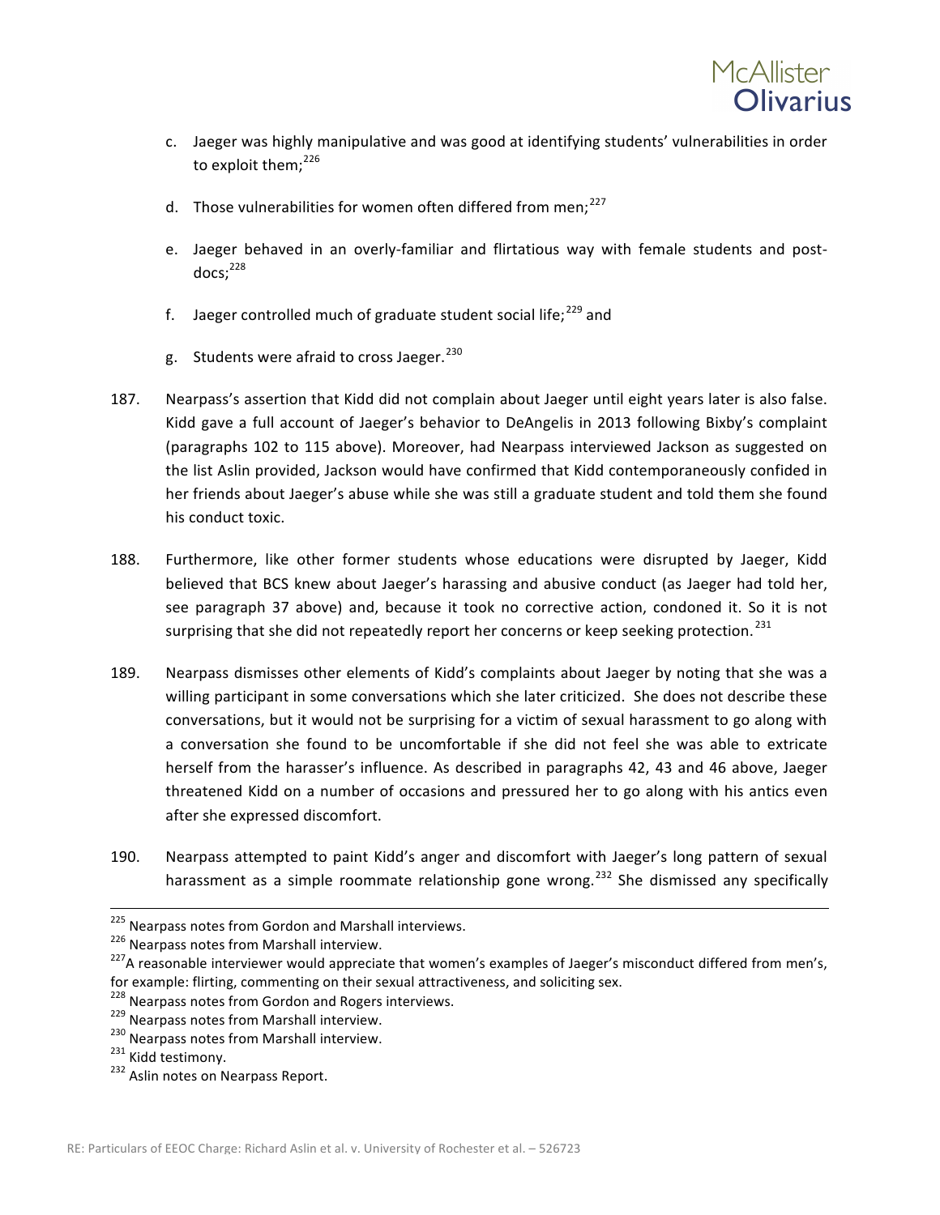c. Jaeger was highly manipulative and was good at identifying students' vulnerabilities in order to exploit them;[226]

d. Those vulnerabilities for women often differed from men;[227]

e. Jaeger behaved in an overly-familiar and flirtatious way with female students and post-docs;[228]

f. Jaeger controlled much of graduate student social life;[229] and

g. Students were afraid to cross Jaeger.[230]

187. Nearpass's assertion that Kidd did not complain about Jaeger until eight years later is also false. Kidd gave a full account of Jaeger's behavior to DeAngelis in 2013 following Bixby's complaint (paragraphs 102 to 115 above). Moreover, had Nearpass interviewed Jackson as suggested on the list Aslin provided, Jackson would have confirmed that Kidd contemporaneously confided in her friends about Jaeger's abuse while she was still a graduate student and told them she found his conduct toxic.

188. Furthermore, like other former students whose educations were disrupted by Jaeger, Kidd believed that BCS knew about Jaeger's harassing and abusive conduct (as Jaeger had told her, see paragraph 37 above) and, because it took no corrective action, condoned it. So it is not surprising that she did not repeatedly report her concerns or keep seeking protection.[231]

189. Nearpass dismisses other elements of Kidd's complaints about Jaeger by noting that she was a willing participant in some conversations which she later criticized. She does not describe these conversations, but it would not be surprising for a victim of sexual harassment to go along with a conversation she found to be uncomfortable if she did not feel she was able to extricate herself from the harasser's influence. As described in paragraphs 42, 43 and 46 above, Jaeger threatened Kidd on a number of occasions and pressured her to go along with his antics even after she expressed discomfort.

190. Nearpass attempted to paint Kidd's anger and discomfort with Jaeger's long pattern of sexual harassment as a simple roommate relationship gone wrong.[232] She dismissed any specifically

---

[225] Nearpass notes from Gordon and Marshall interviews.

[226] Nearpass notes from Marshall interview.

[227] A reasonable interviewer would appreciate that women's examples of Jaeger's misconduct differed from men's, for example: flirting, commenting on their sexual attractiveness, and soliciting sex.

[228] Nearpass notes from Gordon and Rogers interviews.

[229] Nearpass notes from Marshall interview.

[230] Nearpass notes from Marshall interview.

[231] Kidd testimony.

[232] Aslin notes on Nearpass Report.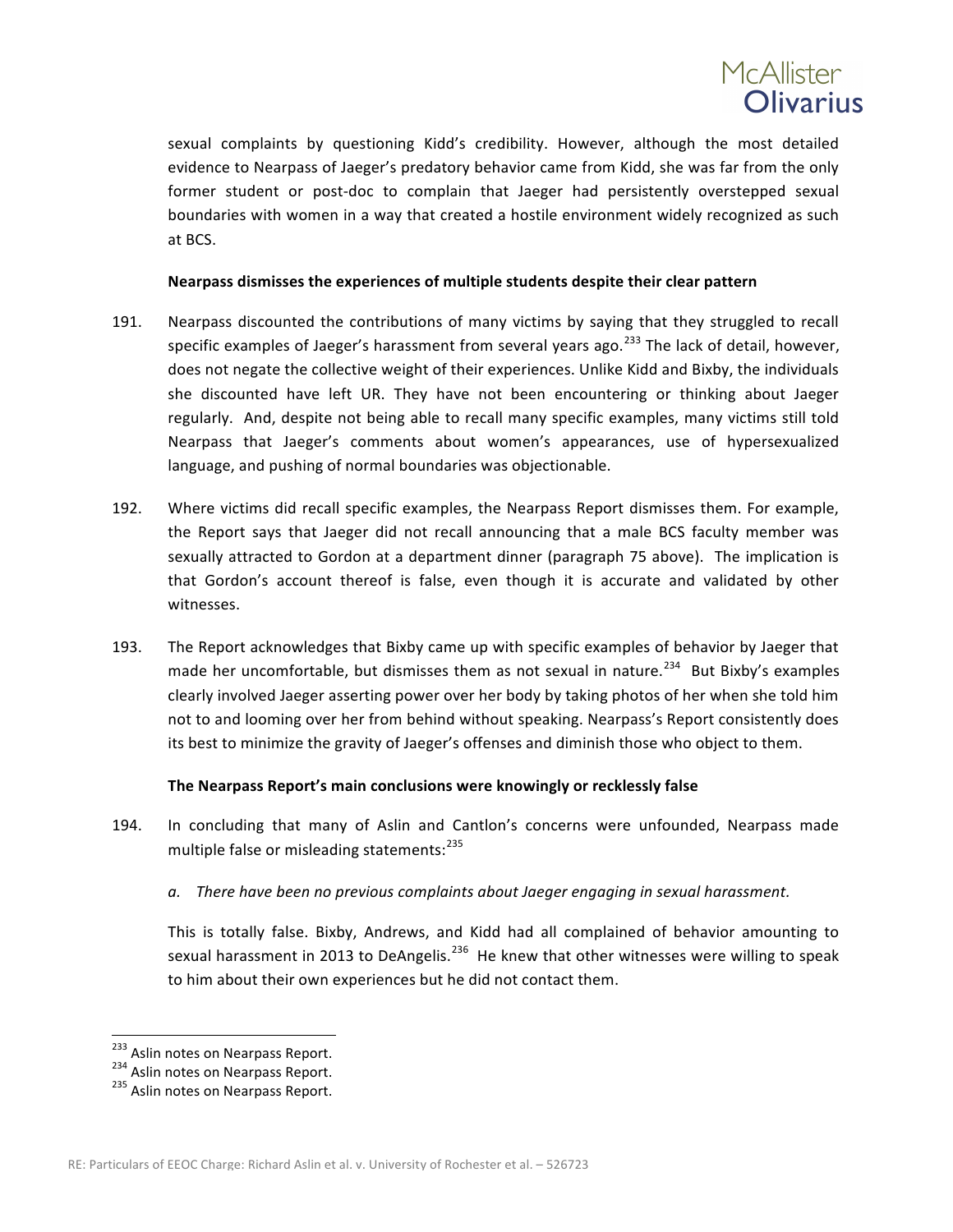sexual complaints by questioning Kidd's credibility. However, although the most detailed evidence to Nearpass of Jaeger's predatory behavior came from Kidd, she was far from the only former student or post-doc to complain that Jaeger had persistently overstepped sexual boundaries with women in a way that created a hostile environment widely recognized as such at BCS.

**Nearpass dismisses the experiences of multiple students despite their clear pattern**

191. Nearpass discounted the contributions of many victims by saying that they struggled to recall specific examples of Jaeger's harassment from several years ago.[233] The lack of detail, however, does not negate the collective weight of their experiences. Unlike Kidd and Bixby, the individuals she discounted have left UR. They have not been encountering or thinking about Jaeger regularly. And, despite not being able to recall many specific examples, many victims still told Nearpass that Jaeger's comments about women's appearances, use of hypersexualized language, and pushing of normal boundaries was objectionable.

192. Where victims did recall specific examples, the Nearpass Report dismisses them. For example, the Report says that Jaeger did not recall announcing that a male BCS faculty member was sexually attracted to Gordon at a department dinner (paragraph 75 above). The implication is that Gordon's account thereof is false, even though it is accurate and validated by other witnesses.

193. The Report acknowledges that Bixby came up with specific examples of behavior by Jaeger that made her uncomfortable, but dismisses them as not sexual in nature.[234] But Bixby's examples clearly involved Jaeger asserting power over her body by taking photos of her when she told him not to and looming over her from behind without speaking. Nearpass's Report consistently does its best to minimize the gravity of Jaeger's offenses and diminish those who object to them.

**The Nearpass Report's main conclusions were knowingly or recklessly false**

194. In concluding that many of Aslin and Cantlon's concerns were unfounded, Nearpass made multiple false or misleading statements:[235]

   a. *There have been no previous complaints about Jaeger engaging in sexual harassment.*

   This is totally false. Bixby, Andrews, and Kidd had all complained of behavior amounting to sexual harassment in 2013 to DeAngelis.[236] He knew that other witnesses were willing to speak to him about their own experiences but he did not contact them.

---

[233] Aslin notes on Nearpass Report.

[234] Aslin notes on Nearpass Report.

[235] Aslin notes on Nearpass Report.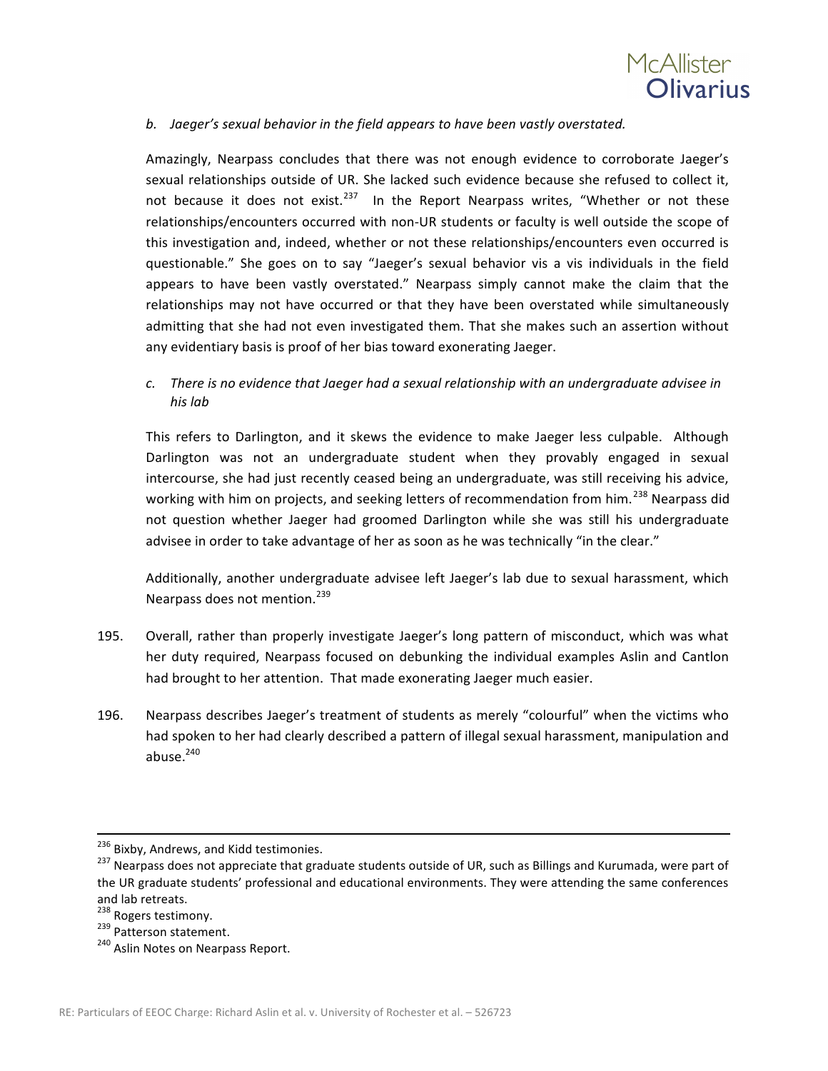*b. Jaeger's sexual behavior in the field appears to have been vastly overstated.*

Amazingly, Nearpass concludes that there was not enough evidence to corroborate Jaeger's sexual relationships outside of UR. She lacked such evidence because she refused to collect it, not because it does not exist.[237] In the Report Nearpass writes, "Whether or not these relationships/encounters occurred with non-UR students or faculty is well outside the scope of this investigation and, indeed, whether or not these relationships/encounters even occurred is questionable." She goes on to say "Jaeger's sexual behavior vis a vis individuals in the field appears to have been vastly overstated." Nearpass simply cannot make the claim that the relationships may not have occurred or that they have been overstated while simultaneously admitting that she had not even investigated them. That she makes such an assertion without any evidentiary basis is proof of her bias toward exonerating Jaeger.

*c. There is no evidence that Jaeger had a sexual relationship with an undergraduate advisee in his lab*

This refers to Darlington, and it skews the evidence to make Jaeger less culpable. Although Darlington was not an undergraduate student when they provably engaged in sexual intercourse, she had just recently ceased being an undergraduate, was still receiving his advice, working with him on projects, and seeking letters of recommendation from him.[238] Nearpass did not question whether Jaeger had groomed Darlington while she was still his undergraduate advisee in order to take advantage of her as soon as he was technically "in the clear."

Additionally, another undergraduate advisee left Jaeger's lab due to sexual harassment, which Nearpass does not mention.[239]

195. Overall, rather than properly investigate Jaeger's long pattern of misconduct, which was what her duty required, Nearpass focused on debunking the individual examples Aslin and Cantlon had brought to her attention. That made exonerating Jaeger much easier.

196. Nearpass describes Jaeger's treatment of students as merely "colourful" when the victims who had spoken to her had clearly described a pattern of illegal sexual harassment, manipulation and abuse.[240]

---

[236] Bixby, Andrews, and Kidd testimonies.

[237] Nearpass does not appreciate that graduate students outside of UR, such as Billings and Kurumada, were part of the UR graduate students' professional and educational environments. They were attending the same conferences and lab retreats.

[238] Rogers testimony.

[239] Patterson statement.

[240] Aslin Notes on Nearpass Report.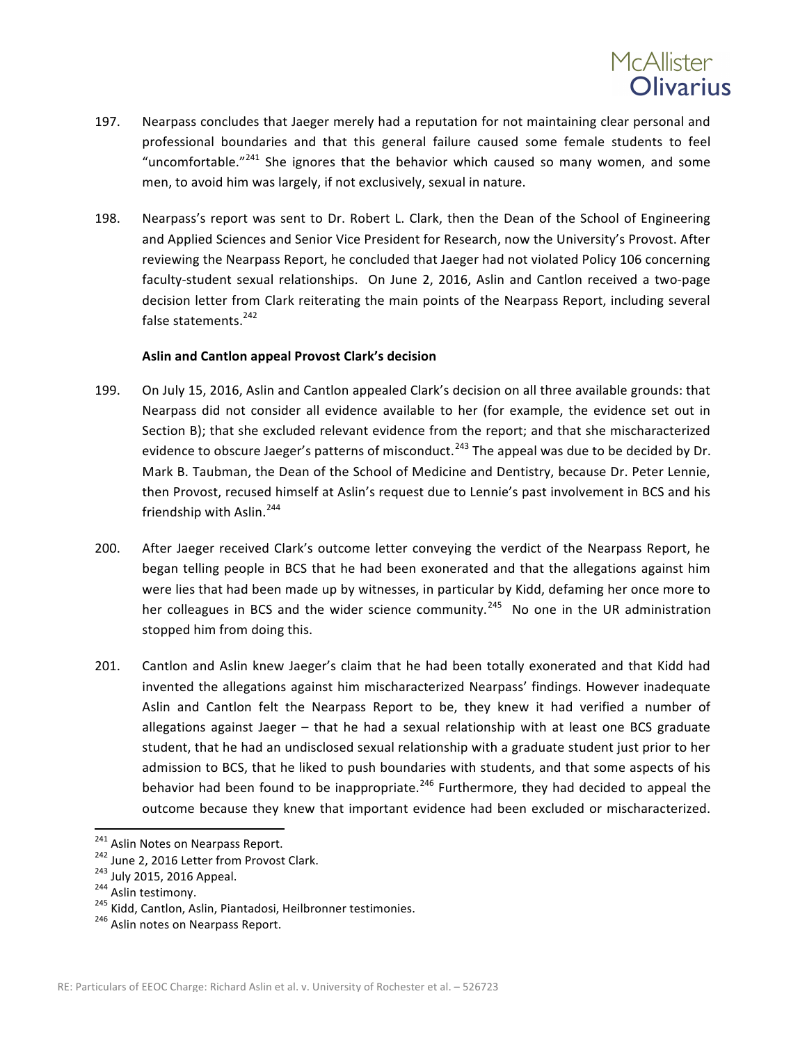197. Nearpass concludes that Jaeger merely had a reputation for not maintaining clear personal and professional boundaries and that this general failure caused some female students to feel "uncomfortable."[241] She ignores that the behavior which caused so many women, and some men, to avoid him was largely, if not exclusively, sexual in nature.

198. Nearpass's report was sent to Dr. Robert L. Clark, then the Dean of the School of Engineering and Applied Sciences and Senior Vice President for Research, now the University's Provost. After reviewing the Nearpass Report, he concluded that Jaeger had not violated Policy 106 concerning faculty-student sexual relationships. On June 2, 2016, Aslin and Cantlon received a two-page decision letter from Clark reiterating the main points of the Nearpass Report, including several false statements.[242]

**Aslin and Cantlon appeal Provost Clark's decision**

199. On July 15, 2016, Aslin and Cantlon appealed Clark's decision on all three available grounds: that Nearpass did not consider all evidence available to her (for example, the evidence set out in Section B); that she excluded relevant evidence from the report; and that she mischaracterized evidence to obscure Jaeger's patterns of misconduct.[243] The appeal was due to be decided by Dr. Mark B. Taubman, the Dean of the School of Medicine and Dentistry, because Dr. Peter Lennie, then Provost, recused himself at Aslin's request due to Lennie's past involvement in BCS and his friendship with Aslin.[244]

200. After Jaeger received Clark's outcome letter conveying the verdict of the Nearpass Report, he began telling people in BCS that he had been exonerated and that the allegations against him were lies that had been made up by witnesses, in particular by Kidd, defaming her once more to her colleagues in BCS and the wider science community.[245] No one in the UR administration stopped him from doing this.

201. Cantlon and Aslin knew Jaeger's claim that he had been totally exonerated and that Kidd had invented the allegations against him mischaracterized Nearpass' findings. However inadequate Aslin and Cantlon felt the Nearpass Report to be, they knew it had verified a number of allegations against Jaeger – that he had a sexual relationship with at least one BCS graduate student, that he had an undisclosed sexual relationship with a graduate student just prior to her admission to BCS, that he liked to push boundaries with students, and that some aspects of his behavior had been found to be inappropriate.[246] Furthermore, they had decided to appeal the outcome because they knew that important evidence had been excluded or mischaracterized.

---

[241] Aslin Notes on Nearpass Report.

[242] June 2, 2016 Letter from Provost Clark.

[243] July 2015, 2016 Appeal.

[244] Aslin testimony.

[245] Kidd, Cantlon, Aslin, Piantadosi, Heilbronner testimonies.

[246] Aslin notes on Nearpass Report.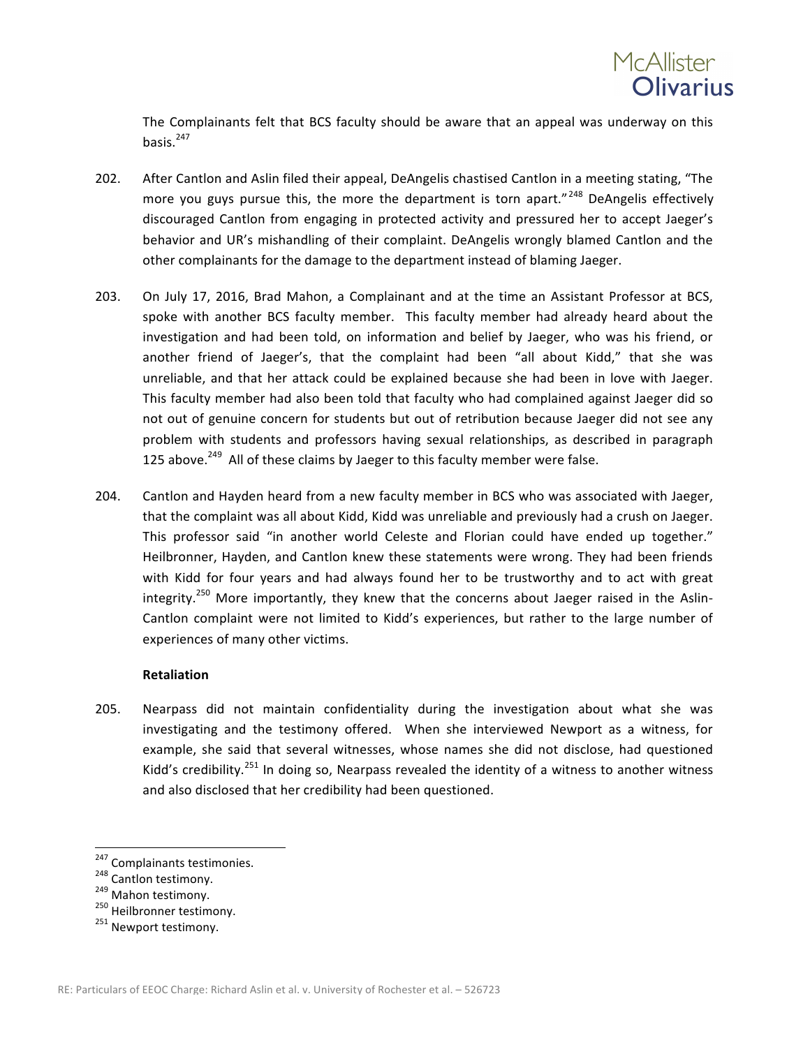The Complainants felt that BCS faculty should be aware that an appeal was underway on this basis.[247]

202. After Cantlon and Aslin filed their appeal, DeAngelis chastised Cantlon in a meeting stating, "The more you guys pursue this, the more the department is torn apart."[248] DeAngelis effectively discouraged Cantlon from engaging in protected activity and pressured her to accept Jaeger's behavior and UR's mishandling of their complaint. DeAngelis wrongly blamed Cantlon and the other complainants for the damage to the department instead of blaming Jaeger.

203. On July 17, 2016, Brad Mahon, a Complainant and at the time an Assistant Professor at BCS, spoke with another BCS faculty member. This faculty member had already heard about the investigation and had been told, on information and belief by Jaeger, who was his friend, or another friend of Jaeger's, that the complaint had been "all about Kidd," that she was unreliable, and that her attack could be explained because she had been in love with Jaeger. This faculty member had also been told that faculty who had complained against Jaeger did so not out of genuine concern for students but out of retribution because Jaeger did not see any problem with students and professors having sexual relationships, as described in paragraph 125 above.[249] All of these claims by Jaeger to this faculty member were false.

204. Cantlon and Hayden heard from a new faculty member in BCS who was associated with Jaeger, that the complaint was all about Kidd, Kidd was unreliable and previously had a crush on Jaeger. This professor said "in another world Celeste and Florian could have ended up together." Heilbronner, Hayden, and Cantlon knew these statements were wrong. They had been friends with Kidd for four years and had always found her to be trustworthy and to act with great integrity.[250] More importantly, they knew that the concerns about Jaeger raised in the Aslin-Cantlon complaint were not limited to Kidd's experiences, but rather to the large number of experiences of many other victims.

**Retaliation**

205. Nearpass did not maintain confidentiality during the investigation about what she was investigating and the testimony offered. When she interviewed Newport as a witness, for example, she said that several witnesses, whose names she did not disclose, had questioned Kidd's credibility.[251] In doing so, Nearpass revealed the identity of a witness to another witness and also disclosed that her credibility had been questioned.

---

[247] Complainants testimonies.

[248] Cantlon testimony.

[249] Mahon testimony.

[250] Heilbronner testimony.

[251] Newport testimony.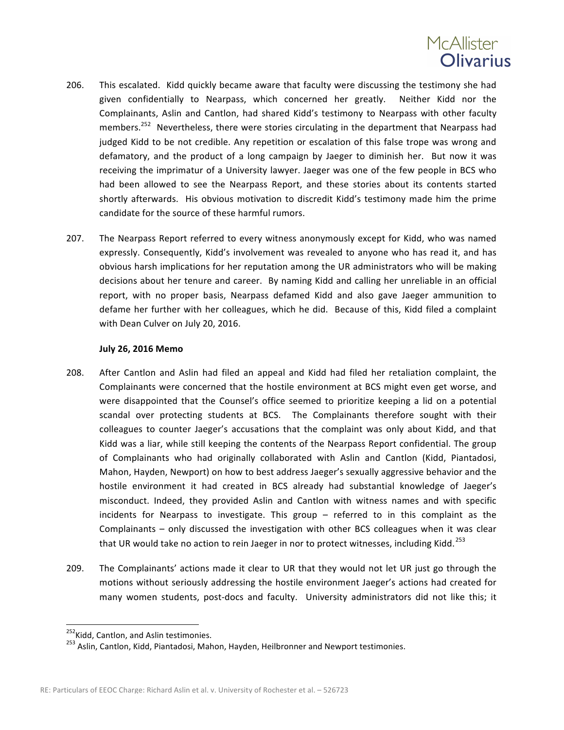206. This escalated. Kidd quickly became aware that faculty were discussing the testimony she had given confidentially to Nearpass, which concerned her greatly. Neither Kidd nor the Complainants, Aslin and Cantlon, had shared Kidd's testimony to Nearpass with other faculty members.[252] Nevertheless, there were stories circulating in the department that Nearpass had judged Kidd to be not credible. Any repetition or escalation of this false trope was wrong and defamatory, and the product of a long campaign by Jaeger to diminish her. But now it was receiving the imprimatur of a University lawyer. Jaeger was one of the few people in BCS who had been allowed to see the Nearpass Report, and these stories about its contents started shortly afterwards. His obvious motivation to discredit Kidd's testimony made him the prime candidate for the source of these harmful rumors.

207. The Nearpass Report referred to every witness anonymously except for Kidd, who was named expressly. Consequently, Kidd's involvement was revealed to anyone who has read it, and has obvious harsh implications for her reputation among the UR administrators who will be making decisions about her tenure and career. By naming Kidd and calling her unreliable in an official report, with no proper basis, Nearpass defamed Kidd and also gave Jaeger ammunition to defame her further with her colleagues, which he did. Because of this, Kidd filed a complaint with Dean Culver on July 20, 2016.

**July 26, 2016 Memo**

208. After Cantlon and Aslin had filed an appeal and Kidd had filed her retaliation complaint, the Complainants were concerned that the hostile environment at BCS might even get worse, and were disappointed that the Counsel's office seemed to prioritize keeping a lid on a potential scandal over protecting students at BCS. The Complainants therefore sought with their colleagues to counter Jaeger's accusations that the complaint was only about Kidd, and that Kidd was a liar, while still keeping the contents of the Nearpass Report confidential. The group of Complainants who had originally collaborated with Aslin and Cantlon (Kidd, Piantadosi, Mahon, Hayden, Newport) on how to best address Jaeger's sexually aggressive behavior and the hostile environment it had created in BCS already had substantial knowledge of Jaeger's misconduct. Indeed, they provided Aslin and Cantlon with witness names and with specific incidents for Nearpass to investigate. This group – referred to in this complaint as the Complainants – only discussed the investigation with other BCS colleagues when it was clear that UR would take no action to rein Jaeger in nor to protect witnesses, including Kidd.[253]

209. The Complainants' actions made it clear to UR that they would not let UR just go through the motions without seriously addressing the hostile environment Jaeger's actions had created for many women students, post-docs and faculty. University administrators did not like this; it

[252] Kidd, Cantlon, and Aslin testimonies.

[253] Aslin, Cantlon, Kidd, Piantadosi, Mahon, Hayden, Heilbronner and Newport testimonies.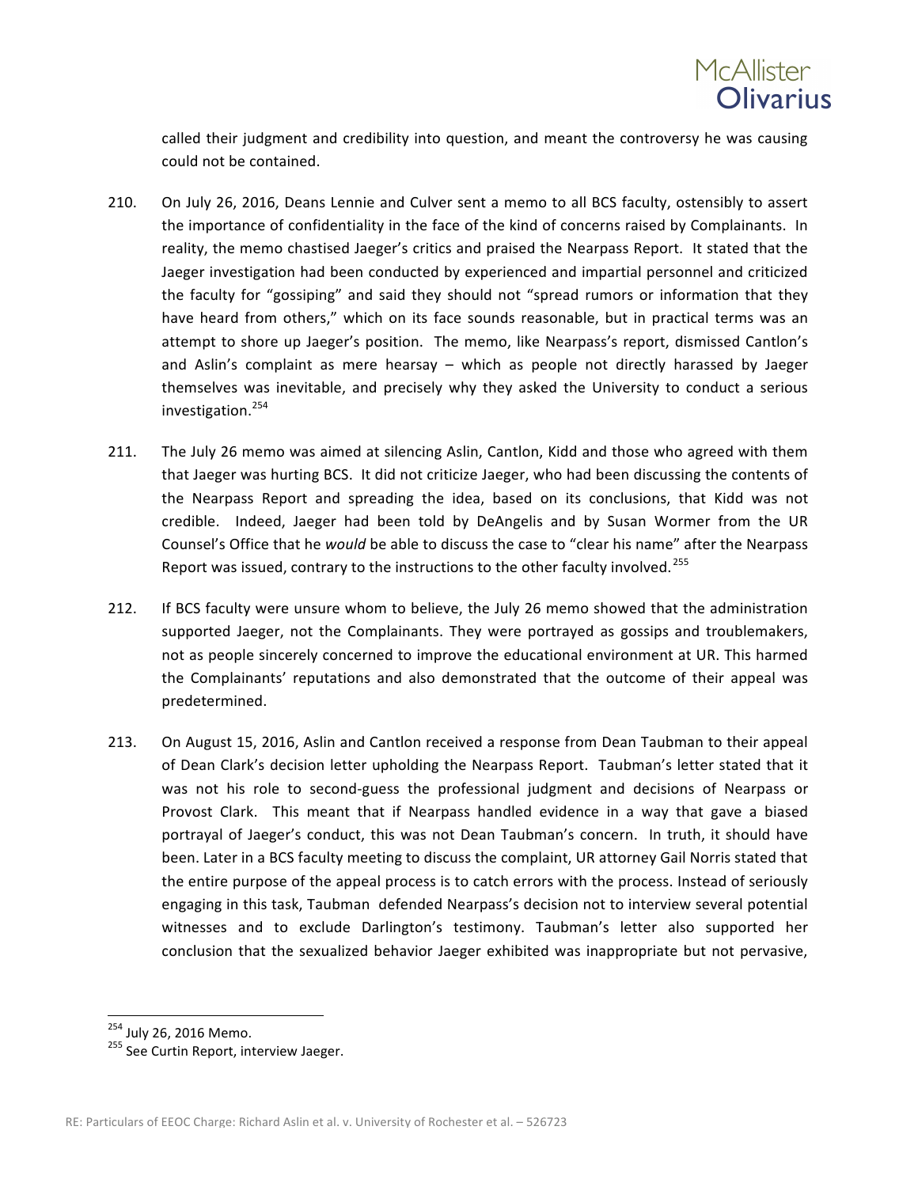called their judgment and credibility into question, and meant the controversy he was causing could not be contained.

210. On July 26, 2016, Deans Lennie and Culver sent a memo to all BCS faculty, ostensibly to assert the importance of confidentiality in the face of the kind of concerns raised by Complainants. In reality, the memo chastised Jaeger's critics and praised the Nearpass Report. It stated that the Jaeger investigation had been conducted by experienced and impartial personnel and criticized the faculty for "gossiping" and said they should not "spread rumors or information that they have heard from others," which on its face sounds reasonable, but in practical terms was an attempt to shore up Jaeger's position. The memo, like Nearpass's report, dismissed Cantlon's and Aslin's complaint as mere hearsay – which as people not directly harassed by Jaeger themselves was inevitable, and precisely why they asked the University to conduct a serious investigation.[254]

211. The July 26 memo was aimed at silencing Aslin, Cantlon, Kidd and those who agreed with them that Jaeger was hurting BCS. It did not criticize Jaeger, who had been discussing the contents of the Nearpass Report and spreading the idea, based on its conclusions, that Kidd was not credible. Indeed, Jaeger had been told by DeAngelis and by Susan Wormer from the UR Counsel's Office that he *would* be able to discuss the case to "clear his name" after the Nearpass Report was issued, contrary to the instructions to the other faculty involved.[255]

212. If BCS faculty were unsure whom to believe, the July 26 memo showed that the administration supported Jaeger, not the Complainants. They were portrayed as gossips and troublemakers, not as people sincerely concerned to improve the educational environment at UR. This harmed the Complainants' reputations and also demonstrated that the outcome of their appeal was predetermined.

213. On August 15, 2016, Aslin and Cantlon received a response from Dean Taubman to their appeal of Dean Clark's decision letter upholding the Nearpass Report. Taubman's letter stated that it was not his role to second-guess the professional judgment and decisions of Nearpass or Provost Clark. This meant that if Nearpass handled evidence in a way that gave a biased portrayal of Jaeger's conduct, this was not Dean Taubman's concern. In truth, it should have been. Later in a BCS faculty meeting to discuss the complaint, UR attorney Gail Norris stated that the entire purpose of the appeal process is to catch errors with the process. Instead of seriously engaging in this task, Taubman defended Nearpass's decision not to interview several potential witnesses and to exclude Darlington's testimony. Taubman's letter also supported her conclusion that the sexualized behavior Jaeger exhibited was inappropriate but not pervasive,

---

[254] July 26, 2016 Memo.

[255] See Curtin Report, interview Jaeger.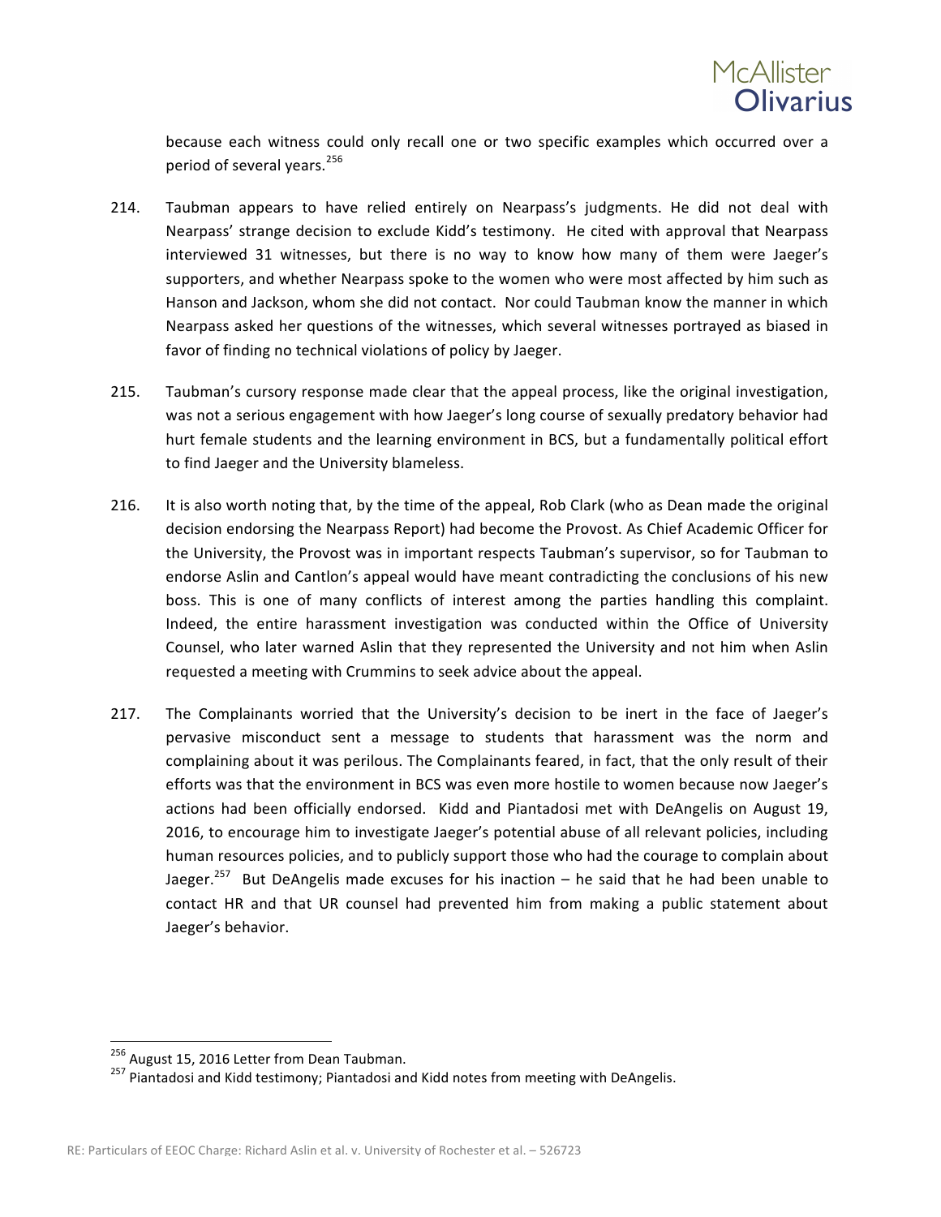because each witness could only recall one or two specific examples which occurred over a period of several years.[256]

214. Taubman appears to have relied entirely on Nearpass's judgments. He did not deal with Nearpass' strange decision to exclude Kidd's testimony. He cited with approval that Nearpass interviewed 31 witnesses, but there is no way to know how many of them were Jaeger's supporters, and whether Nearpass spoke to the women who were most affected by him such as Hanson and Jackson, whom she did not contact. Nor could Taubman know the manner in which Nearpass asked her questions of the witnesses, which several witnesses portrayed as biased in favor of finding no technical violations of policy by Jaeger.

215. Taubman's cursory response made clear that the appeal process, like the original investigation, was not a serious engagement with how Jaeger's long course of sexually predatory behavior had hurt female students and the learning environment in BCS, but a fundamentally political effort to find Jaeger and the University blameless.

216. It is also worth noting that, by the time of the appeal, Rob Clark (who as Dean made the original decision endorsing the Nearpass Report) had become the Provost. As Chief Academic Officer for the University, the Provost was in important respects Taubman's supervisor, so for Taubman to endorse Aslin and Cantlon's appeal would have meant contradicting the conclusions of his new boss. This is one of many conflicts of interest among the parties handling this complaint. Indeed, the entire harassment investigation was conducted within the Office of University Counsel, who later warned Aslin that they represented the University and not him when Aslin requested a meeting with Crummins to seek advice about the appeal.

217. The Complainants worried that the University's decision to be inert in the face of Jaeger's pervasive misconduct sent a message to students that harassment was the norm and complaining about it was perilous. The Complainants feared, in fact, that the only result of their efforts was that the environment in BCS was even more hostile to women because now Jaeger's actions had been officially endorsed. Kidd and Piantadosi met with DeAngelis on August 19, 2016, to encourage him to investigate Jaeger's potential abuse of all relevant policies, including human resources policies, and to publicly support those who had the courage to complain about Jaeger.[257] But DeAngelis made excuses for his inaction – he said that he had been unable to contact HR and that UR counsel had prevented him from making a public statement about Jaeger's behavior.

---

[256] August 15, 2016 Letter from Dean Taubman.

[257] Piantadosi and Kidd testimony; Piantadosi and Kidd notes from meeting with DeAngelis.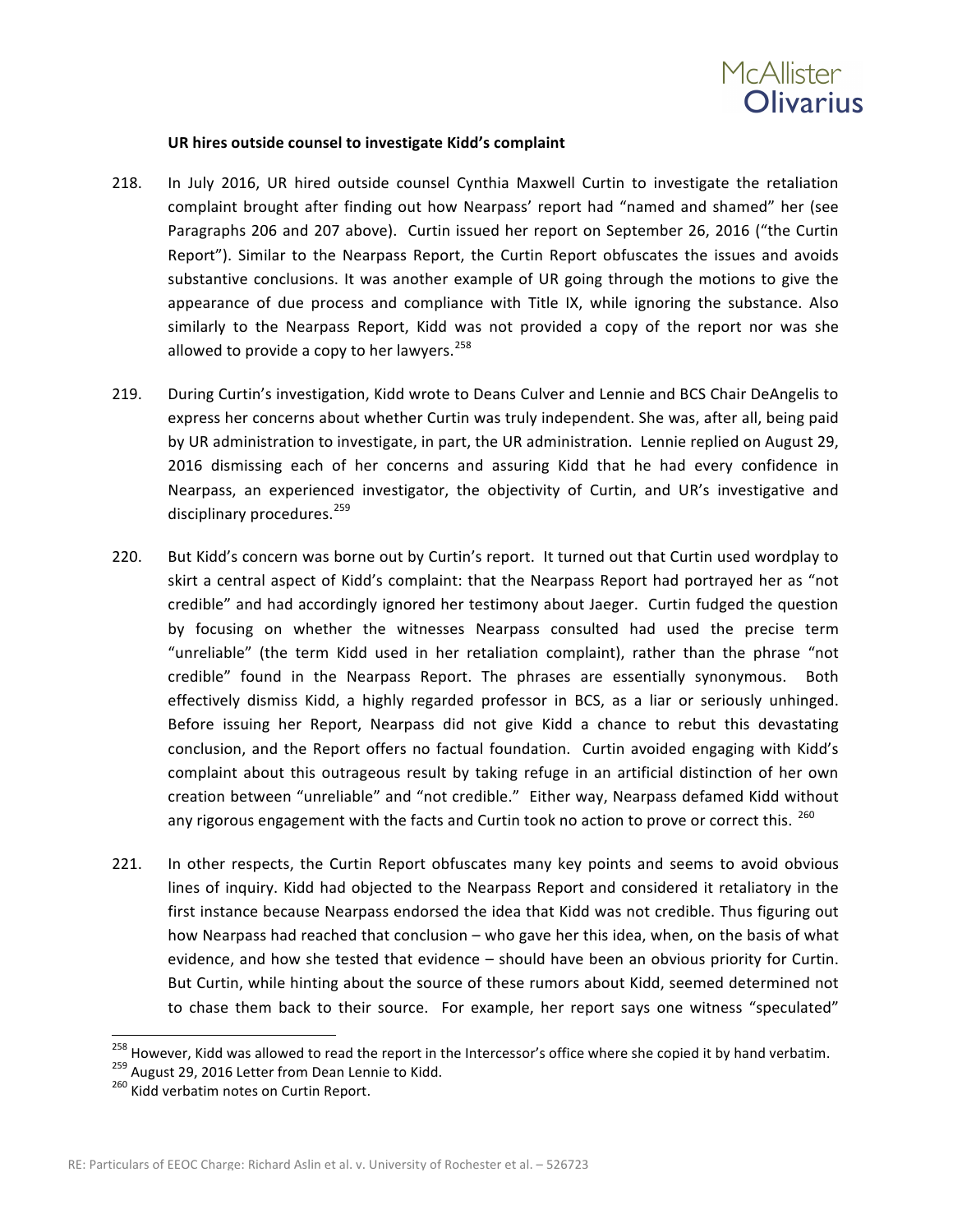### UR hires outside counsel to investigate Kidd's complaint

218. In July 2016, UR hired outside counsel Cynthia Maxwell Curtin to investigate the retaliation complaint brought after finding out how Nearpass' report had "named and shamed" her (see Paragraphs 206 and 207 above). Curtin issued her report on September 26, 2016 ("the Curtin Report"). Similar to the Nearpass Report, the Curtin Report obfuscates the issues and avoids substantive conclusions. It was another example of UR going through the motions to give the appearance of due process and compliance with Title IX, while ignoring the substance. Also similarly to the Nearpass Report, Kidd was not provided a copy of the report nor was she allowed to provide a copy to her lawyers.[258]

219. During Curtin's investigation, Kidd wrote to Deans Culver and Lennie and BCS Chair DeAngelis to express her concerns about whether Curtin was truly independent. She was, after all, being paid by UR administration to investigate, in part, the UR administration. Lennie replied on August 29, 2016 dismissing each of her concerns and assuring Kidd that he had every confidence in Nearpass, an experienced investigator, the objectivity of Curtin, and UR's investigative and disciplinary procedures.[259]

220. But Kidd's concern was borne out by Curtin's report. It turned out that Curtin used wordplay to skirt a central aspect of Kidd's complaint: that the Nearpass Report had portrayed her as "not credible" and had accordingly ignored her testimony about Jaeger. Curtin fudged the question by focusing on whether the witnesses Nearpass consulted had used the precise term "unreliable" (the term Kidd used in her retaliation complaint), rather than the phrase "not credible" found in the Nearpass Report. The phrases are essentially synonymous. Both effectively dismiss Kidd, a highly regarded professor in BCS, as a liar or seriously unhinged. Before issuing her Report, Nearpass did not give Kidd a chance to rebut this devastating conclusion, and the Report offers no factual foundation. Curtin avoided engaging with Kidd's complaint about this outrageous result by taking refuge in an artificial distinction of her own creation between "unreliable" and "not credible." Either way, Nearpass defamed Kidd without any rigorous engagement with the facts and Curtin took no action to prove or correct this.[260]

221. In other respects, the Curtin Report obfuscates many key points and seems to avoid obvious lines of inquiry. Kidd had objected to the Nearpass Report and considered it retaliatory in the first instance because Nearpass endorsed the idea that Kidd was not credible. Thus figuring out how Nearpass had reached that conclusion – who gave her this idea, when, on the basis of what evidence, and how she tested that evidence – should have been an obvious priority for Curtin. But Curtin, while hinting about the source of these rumors about Kidd, seemed determined not to chase them back to their source. For example, her report says one witness "speculated"

---

[258] However, Kidd was allowed to read the report in the Intercessor's office where she copied it by hand verbatim.

[259] August 29, 2016 Letter from Dean Lennie to Kidd.

[260] Kidd verbatim notes on Curtin Report.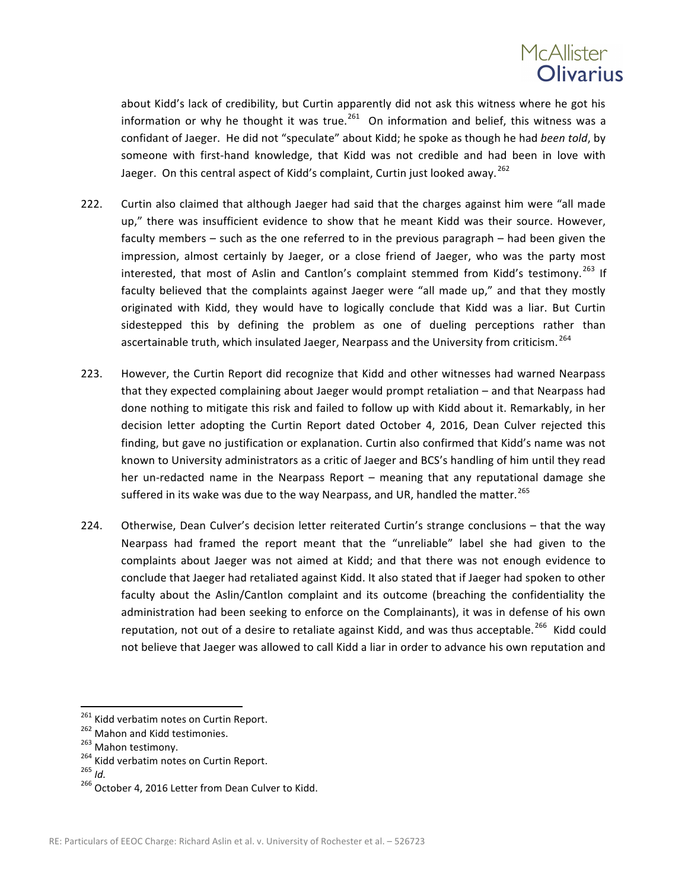about Kidd's lack of credibility, but Curtin apparently did not ask this witness where he got his information or why he thought it was true.[261] On information and belief, this witness was a confidant of Jaeger. He did not "speculate" about Kidd; he spoke as though he had *been told*, by someone with first-hand knowledge, that Kidd was not credible and had been in love with Jaeger. On this central aspect of Kidd's complaint, Curtin just looked away.[262]

222. Curtin also claimed that although Jaeger had said that the charges against him were "all made up," there was insufficient evidence to show that he meant Kidd was their source. However, faculty members – such as the one referred to in the previous paragraph – had been given the impression, almost certainly by Jaeger, or a close friend of Jaeger, who was the party most interested, that most of Aslin and Cantlon's complaint stemmed from Kidd's testimony.[263] If faculty believed that the complaints against Jaeger were "all made up," and that they mostly originated with Kidd, they would have to logically conclude that Kidd was a liar. But Curtin sidestepped this by defining the problem as one of dueling perceptions rather than ascertainable truth, which insulated Jaeger, Nearpass and the University from criticism.[264]

223. However, the Curtin Report did recognize that Kidd and other witnesses had warned Nearpass that they expected complaining about Jaeger would prompt retaliation – and that Nearpass had done nothing to mitigate this risk and failed to follow up with Kidd about it. Remarkably, in her decision letter adopting the Curtin Report dated October 4, 2016, Dean Culver rejected this finding, but gave no justification or explanation. Curtin also confirmed that Kidd's name was not known to University administrators as a critic of Jaeger and BCS's handling of him until they read her un-redacted name in the Nearpass Report – meaning that any reputational damage she suffered in its wake was due to the way Nearpass, and UR, handled the matter.[265]

224. Otherwise, Dean Culver's decision letter reiterated Curtin's strange conclusions – that the way Nearpass had framed the report meant that the "unreliable" label she had given to the complaints about Jaeger was not aimed at Kidd; and that there was not enough evidence to conclude that Jaeger had retaliated against Kidd. It also stated that if Jaeger had spoken to other faculty about the Aslin/Cantlon complaint and its outcome (breaching the confidentiality the administration had been seeking to enforce on the Complainants), it was in defense of his own reputation, not out of a desire to retaliate against Kidd, and was thus acceptable.[266] Kidd could not believe that Jaeger was allowed to call Kidd a liar in order to advance his own reputation and

---

[261] Kidd verbatim notes on Curtin Report.

[262] Mahon and Kidd testimonies.

[263] Mahon testimony.

[264] Kidd verbatim notes on Curtin Report.

[265] *Id.*

[266] October 4, 2016 Letter from Dean Culver to Kidd.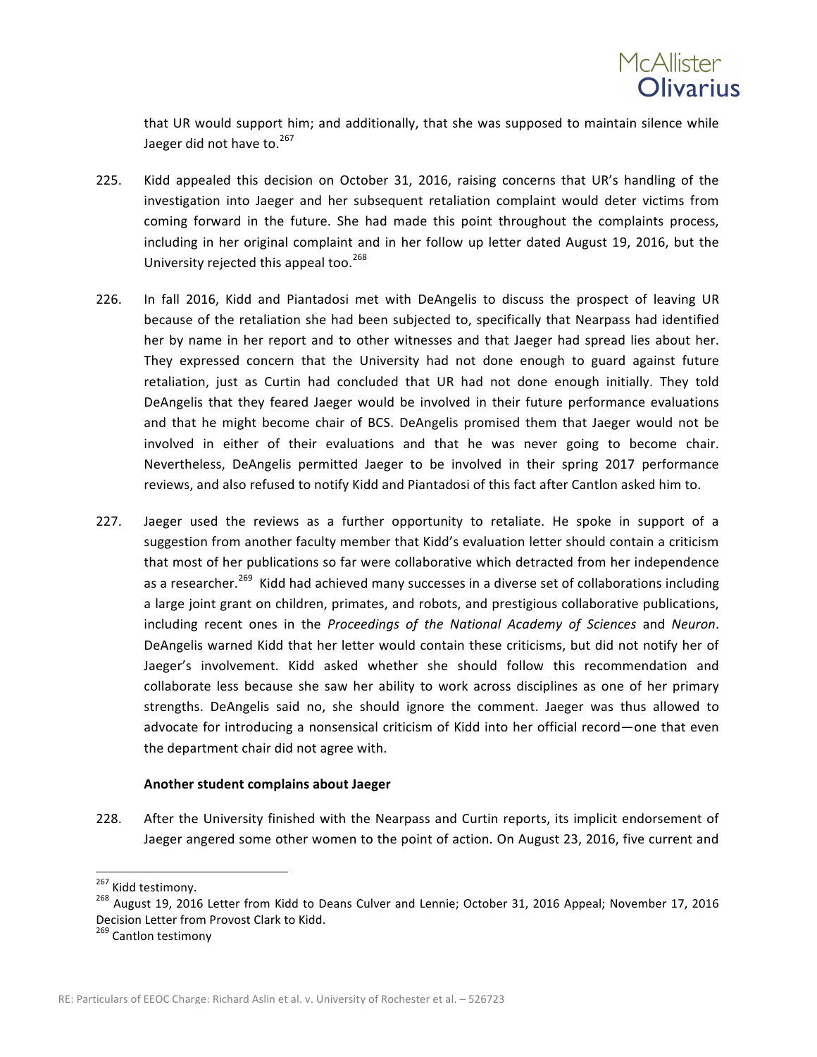that UR would support him; and additionally, that she was supposed to maintain silence while Jaeger did not have to.[267]

225. Kidd appealed this decision on October 31, 2016, raising concerns that UR's handling of the investigation into Jaeger and her subsequent retaliation complaint would deter victims from coming forward in the future. She had made this point throughout the complaints process, including in her original complaint and in her follow up letter dated August 19, 2016, but the University rejected this appeal too.[268]

226. In fall 2016, Kidd and Piantadosi met with DeAngelis to discuss the prospect of leaving UR because of the retaliation she had been subjected to, specifically that Nearpass had identified her by name in her report and to other witnesses and that Jaeger had spread lies about her. They expressed concern that the University had not done enough to guard against future retaliation, just as Curtin had concluded that UR had not done enough initially. They told DeAngelis that they feared Jaeger would be involved in their future performance evaluations and that he might become chair of BCS. DeAngelis promised them that Jaeger would not be involved in either of their evaluations and that he was never going to become chair. Nevertheless, DeAngelis permitted Jaeger to be involved in their spring 2017 performance reviews, and also refused to notify Kidd and Piantadosi of this fact after Cantlon asked him to.

227. Jaeger used the reviews as a further opportunity to retaliate. He spoke in support of a suggestion from another faculty member that Kidd's evaluation letter should contain a criticism that most of her publications so far were collaborative which detracted from her independence as a researcher.[269] Kidd had achieved many successes in a diverse set of collaborations including a large joint grant on children, primates, and robots, and prestigious collaborative publications, including recent ones in the *Proceedings of the National Academy of Sciences* and *Neuron*. DeAngelis warned Kidd that her letter would contain these criticisms, but did not notify her of Jaeger's involvement. Kidd asked whether she should follow this recommendation and collaborate less because she saw her ability to work across disciplines as one of her primary strengths. DeAngelis said no, she should ignore the comment. Jaeger was thus allowed to advocate for introducing a nonsensical criticism of Kidd into her official record—one that even the department chair did not agree with.

**Another student complains about Jaeger**

228. After the University finished with the Nearpass and Curtin reports, its implicit endorsement of Jaeger angered some other women to the point of action. On August 23, 2016, five current and

---

[267] Kidd testimony.

[268] August 19, 2016 Letter from Kidd to Deans Culver and Lennie; October 31, 2016 Appeal; November 17, 2016 Decision Letter from Provost Clark to Kidd.

[269] Cantlon testimony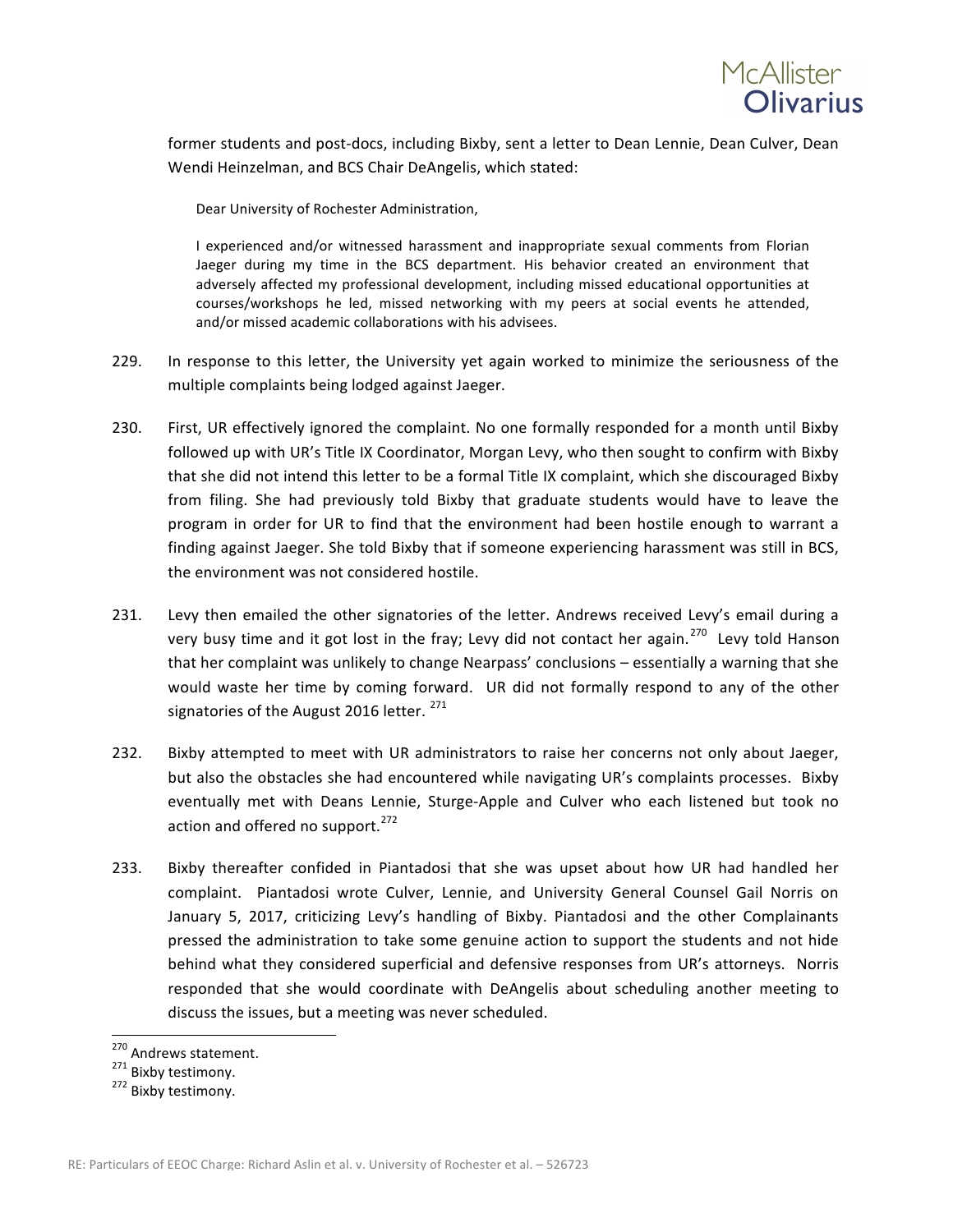former students and post-docs, including Bixby, sent a letter to Dean Lennie, Dean Culver, Dean Wendi Heinzelman, and BCS Chair DeAngelis, which stated:

> Dear University of Rochester Administration,
>
> I experienced and/or witnessed harassment and inappropriate sexual comments from Florian Jaeger during my time in the BCS department. His behavior created an environment that adversely affected my professional development, including missed educational opportunities at courses/workshops he led, missed networking with my peers at social events he attended, and/or missed academic collaborations with his advisees.

229. In response to this letter, the University yet again worked to minimize the seriousness of the multiple complaints being lodged against Jaeger.

230. First, UR effectively ignored the complaint. No one formally responded for a month until Bixby followed up with UR's Title IX Coordinator, Morgan Levy, who then sought to confirm with Bixby that she did not intend this letter to be a formal Title IX complaint, which she discouraged Bixby from filing. She had previously told Bixby that graduate students would have to leave the program in order for UR to find that the environment had been hostile enough to warrant a finding against Jaeger. She told Bixby that if someone experiencing harassment was still in BCS, the environment was not considered hostile.

231. Levy then emailed the other signatories of the letter. Andrews received Levy's email during a very busy time and it got lost in the fray; Levy did not contact her again.[270] Levy told Hanson that her complaint was unlikely to change Nearpass' conclusions – essentially a warning that she would waste her time by coming forward. UR did not formally respond to any of the other signatories of the August 2016 letter.[271]

232. Bixby attempted to meet with UR administrators to raise her concerns not only about Jaeger, but also the obstacles she had encountered while navigating UR's complaints processes. Bixby eventually met with Deans Lennie, Sturge-Apple and Culver who each listened but took no action and offered no support.[272]

233. Bixby thereafter confided in Piantadosi that she was upset about how UR had handled her complaint. Piantadosi wrote Culver, Lennie, and University General Counsel Gail Norris on January 5, 2017, criticizing Levy's handling of Bixby. Piantadosi and the other Complainants pressed the administration to take some genuine action to support the students and not hide behind what they considered superficial and defensive responses from UR's attorneys. Norris responded that she would coordinate with DeAngelis about scheduling another meeting to discuss the issues, but a meeting was never scheduled.

---

[270] Andrews statement.

[271] Bixby testimony.

[272] Bixby testimony.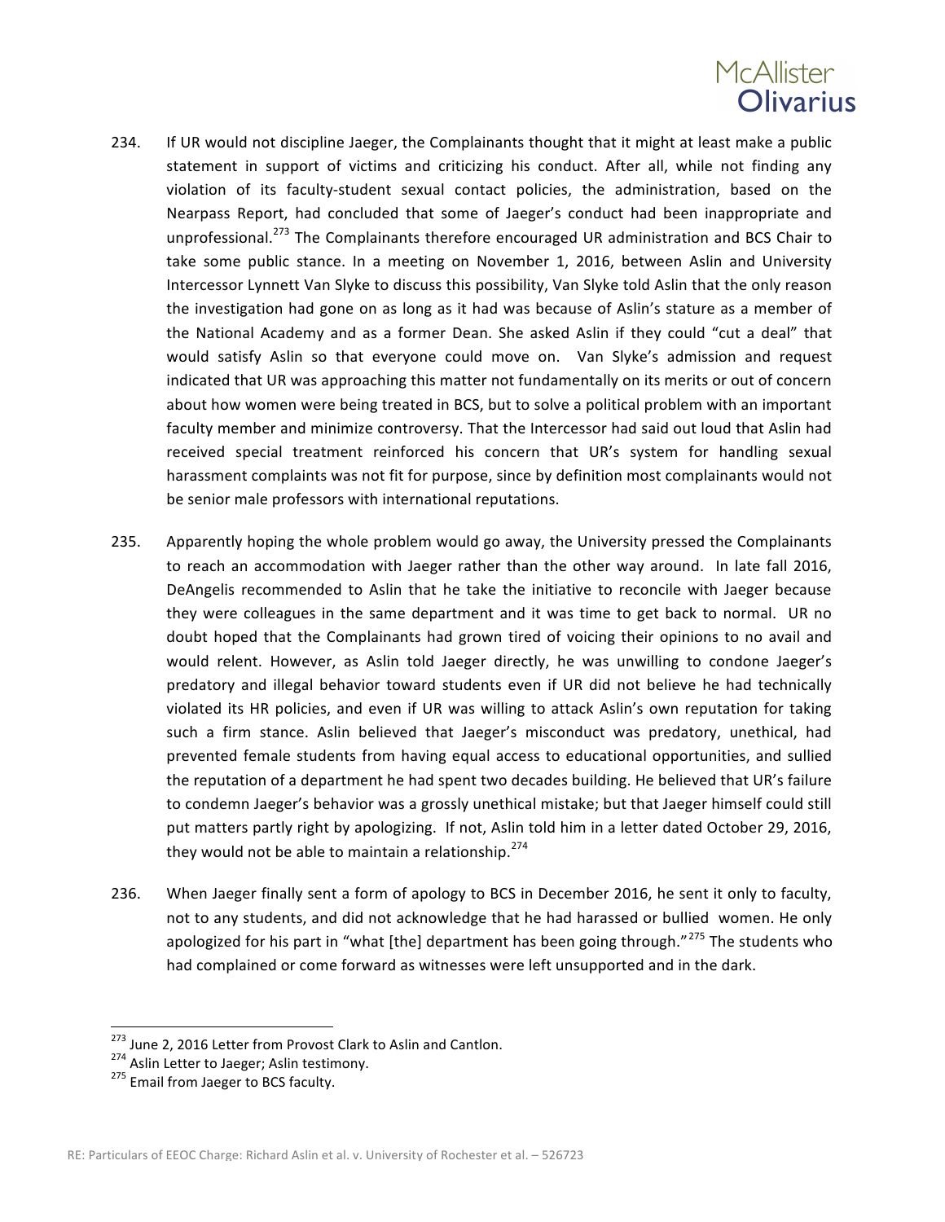234. If UR would not discipline Jaeger, the Complainants thought that it might at least make a public statement in support of victims and criticizing his conduct. After all, while not finding any violation of its faculty-student sexual contact policies, the administration, based on the Nearpass Report, had concluded that some of Jaeger's conduct had been inappropriate and unprofessional.[273] The Complainants therefore encouraged UR administration and BCS Chair to take some public stance. In a meeting on November 1, 2016, between Aslin and University Intercessor Lynnett Van Slyke to discuss this possibility, Van Slyke told Aslin that the only reason the investigation had gone on as long as it had was because of Aslin's stature as a member of the National Academy and as a former Dean. She asked Aslin if they could "cut a deal" that would satisfy Aslin so that everyone could move on. Van Slyke's admission and request indicated that UR was approaching this matter not fundamentally on its merits or out of concern about how women were being treated in BCS, but to solve a political problem with an important faculty member and minimize controversy. That the Intercessor had said out loud that Aslin had received special treatment reinforced his concern that UR's system for handling sexual harassment complaints was not fit for purpose, since by definition most complainants would not be senior male professors with international reputations.

235. Apparently hoping the whole problem would go away, the University pressed the Complainants to reach an accommodation with Jaeger rather than the other way around. In late fall 2016, DeAngelis recommended to Aslin that he take the initiative to reconcile with Jaeger because they were colleagues in the same department and it was time to get back to normal. UR no doubt hoped that the Complainants had grown tired of voicing their opinions to no avail and would relent. However, as Aslin told Jaeger directly, he was unwilling to condone Jaeger's predatory and illegal behavior toward students even if UR did not believe he had technically violated its HR policies, and even if UR was willing to attack Aslin's own reputation for taking such a firm stance. Aslin believed that Jaeger's misconduct was predatory, unethical, had prevented female students from having equal access to educational opportunities, and sullied the reputation of a department he had spent two decades building. He believed that UR's failure to condemn Jaeger's behavior was a grossly unethical mistake; but that Jaeger himself could still put matters partly right by apologizing. If not, Aslin told him in a letter dated October 29, 2016, they would not be able to maintain a relationship.[274]

236. When Jaeger finally sent a form of apology to BCS in December 2016, he sent it only to faculty, not to any students, and did not acknowledge that he had harassed or bullied women. He only apologized for his part in "what [the] department has been going through."[275] The students who had complained or come forward as witnesses were left unsupported and in the dark.

---

[273] June 2, 2016 Letter from Provost Clark to Aslin and Cantlon.

[274] Aslin Letter to Jaeger; Aslin testimony.

[275] Email from Jaeger to BCS faculty.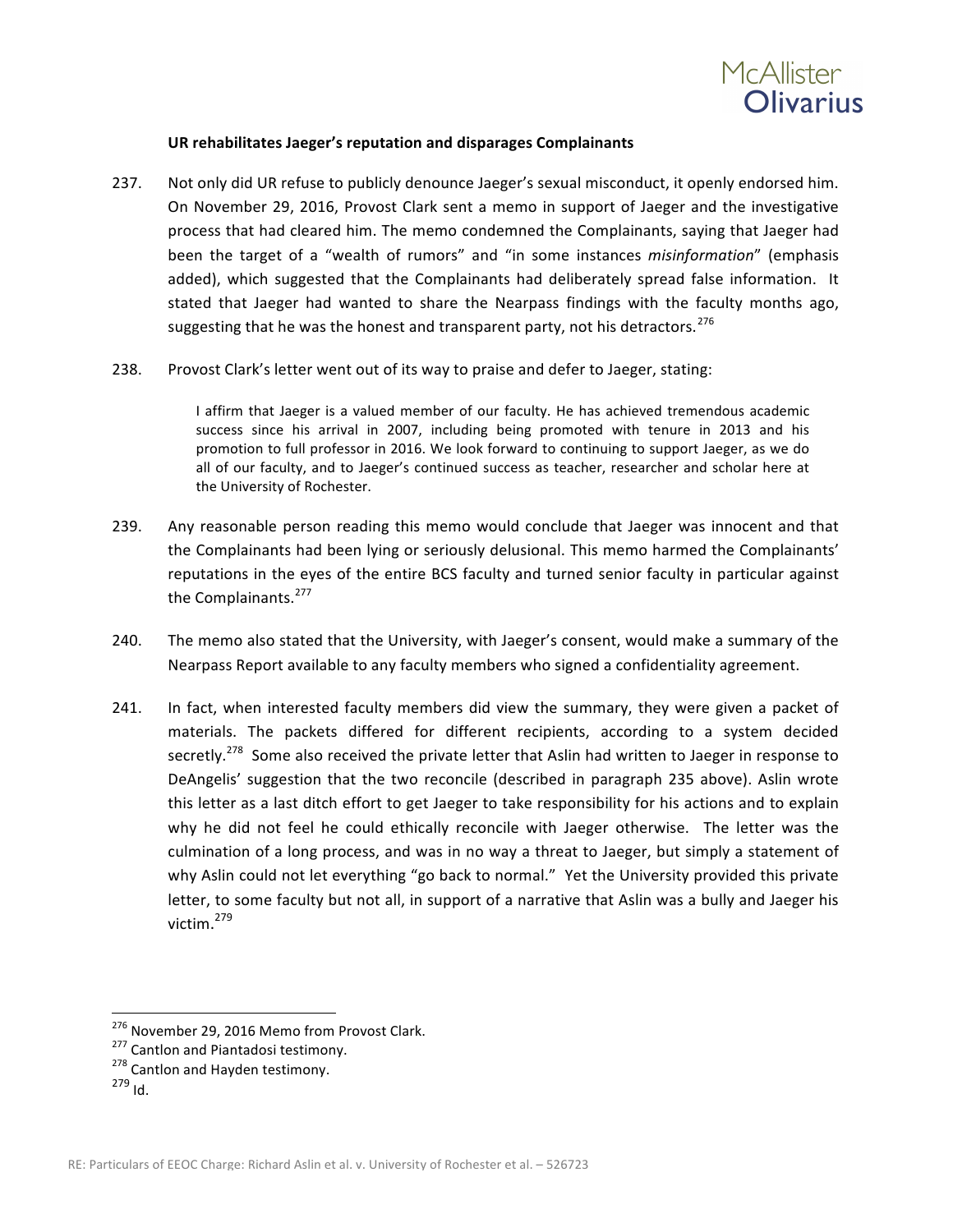**UR rehabilitates Jaeger's reputation and disparages Complainants**

237. Not only did UR refuse to publicly denounce Jaeger's sexual misconduct, it openly endorsed him. On November 29, 2016, Provost Clark sent a memo in support of Jaeger and the investigative process that had cleared him. The memo condemned the Complainants, saying that Jaeger had been the target of a "wealth of rumors" and "in some instances *misinformation*" (emphasis added), which suggested that the Complainants had deliberately spread false information. It stated that Jaeger had wanted to share the Nearpass findings with the faculty months ago, suggesting that he was the honest and transparent party, not his detractors.[276]

238. Provost Clark's letter went out of its way to praise and defer to Jaeger, stating:

> I affirm that Jaeger is a valued member of our faculty. He has achieved tremendous academic success since his arrival in 2007, including being promoted with tenure in 2013 and his promotion to full professor in 2016. We look forward to continuing to support Jaeger, as we do all of our faculty, and to Jaeger's continued success as teacher, researcher and scholar here at the University of Rochester.

239. Any reasonable person reading this memo would conclude that Jaeger was innocent and that the Complainants had been lying or seriously delusional. This memo harmed the Complainants' reputations in the eyes of the entire BCS faculty and turned senior faculty in particular against the Complainants.[277]

240. The memo also stated that the University, with Jaeger's consent, would make a summary of the Nearpass Report available to any faculty members who signed a confidentiality agreement.

241. In fact, when interested faculty members did view the summary, they were given a packet of materials. The packets differed for different recipients, according to a system decided secretly.[278] Some also received the private letter that Aslin had written to Jaeger in response to DeAngelis' suggestion that the two reconcile (described in paragraph 235 above). Aslin wrote this letter as a last ditch effort to get Jaeger to take responsibility for his actions and to explain why he did not feel he could ethically reconcile with Jaeger otherwise. The letter was the culmination of a long process, and was in no way a threat to Jaeger, but simply a statement of why Aslin could not let everything "go back to normal." Yet the University provided this private letter, to some faculty but not all, in support of a narrative that Aslin was a bully and Jaeger his victim.[279]

---

[276] November 29, 2016 Memo from Provost Clark.
[277] Cantlon and Piantadosi testimony.
[278] Cantlon and Hayden testimony.
[279] Id.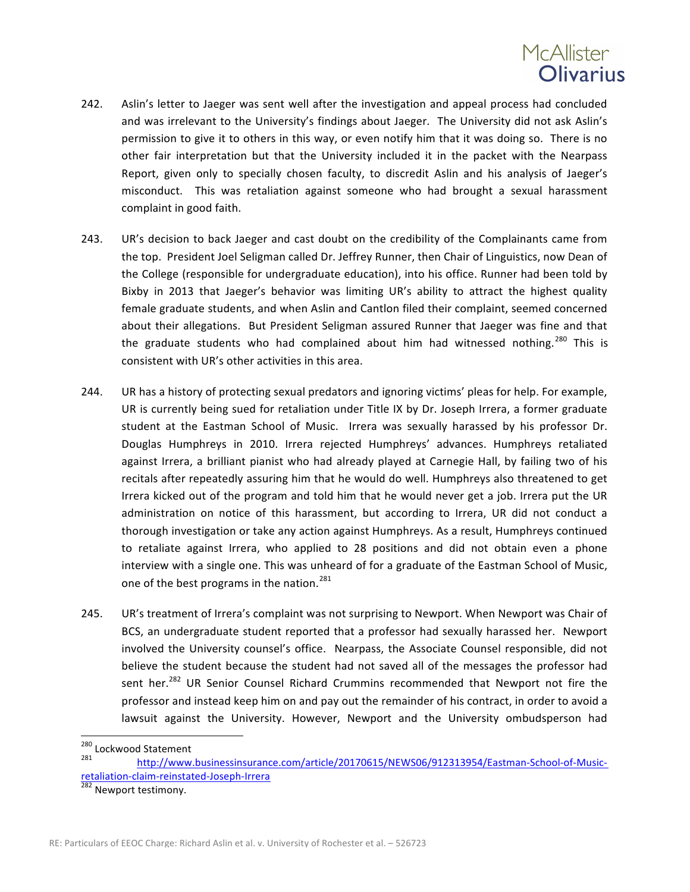242. Aslin's letter to Jaeger was sent well after the investigation and appeal process had concluded and was irrelevant to the University's findings about Jaeger. The University did not ask Aslin's permission to give it to others in this way, or even notify him that it was doing so. There is no other fair interpretation but that the University included it in the packet with the Nearpass Report, given only to specially chosen faculty, to discredit Aslin and his analysis of Jaeger's misconduct. This was retaliation against someone who had brought a sexual harassment complaint in good faith.

243. UR's decision to back Jaeger and cast doubt on the credibility of the Complainants came from the top. President Joel Seligman called Dr. Jeffrey Runner, then Chair of Linguistics, now Dean of the College (responsible for undergraduate education), into his office. Runner had been told by Bixby in 2013 that Jaeger's behavior was limiting UR's ability to attract the highest quality female graduate students, and when Aslin and Cantlon filed their complaint, seemed concerned about their allegations. But President Seligman assured Runner that Jaeger was fine and that the graduate students who had complained about him had witnessed nothing.[280] This is consistent with UR's other activities in this area.

244. UR has a history of protecting sexual predators and ignoring victims' pleas for help. For example, UR is currently being sued for retaliation under Title IX by Dr. Joseph Irrera, a former graduate student at the Eastman School of Music. Irrera was sexually harassed by his professor Dr. Douglas Humphreys in 2010. Irrera rejected Humphreys' advances. Humphreys retaliated against Irrera, a brilliant pianist who had already played at Carnegie Hall, by failing two of his recitals after repeatedly assuring him that he would do well. Humphreys also threatened to get Irrera kicked out of the program and told him that he would never get a job. Irrera put the UR administration on notice of this harassment, but according to Irrera, UR did not conduct a thorough investigation or take any action against Humphreys. As a result, Humphreys continued to retaliate against Irrera, who applied to 28 positions and did not obtain even a phone interview with a single one. This was unheard of for a graduate of the Eastman School of Music, one of the best programs in the nation.[281]

245. UR's treatment of Irrera's complaint was not surprising to Newport. When Newport was Chair of BCS, an undergraduate student reported that a professor had sexually harassed her. Newport involved the University counsel's office. Nearpass, the Associate Counsel responsible, did not believe the student because the student had not saved all of the messages the professor had sent her.[282] UR Senior Counsel Richard Crummins recommended that Newport not fire the professor and instead keep him on and pay out the remainder of his contract, in order to avoid a lawsuit against the University. However, Newport and the University ombudsperson had

[280] Lockwood Statement

[281] http://www.businessinsurance.com/article/20170615/NEWS06/912313954/Eastman-School-of-Music-retaliation-claim-reinstated-Joseph-Irrera

[282] Newport testimony.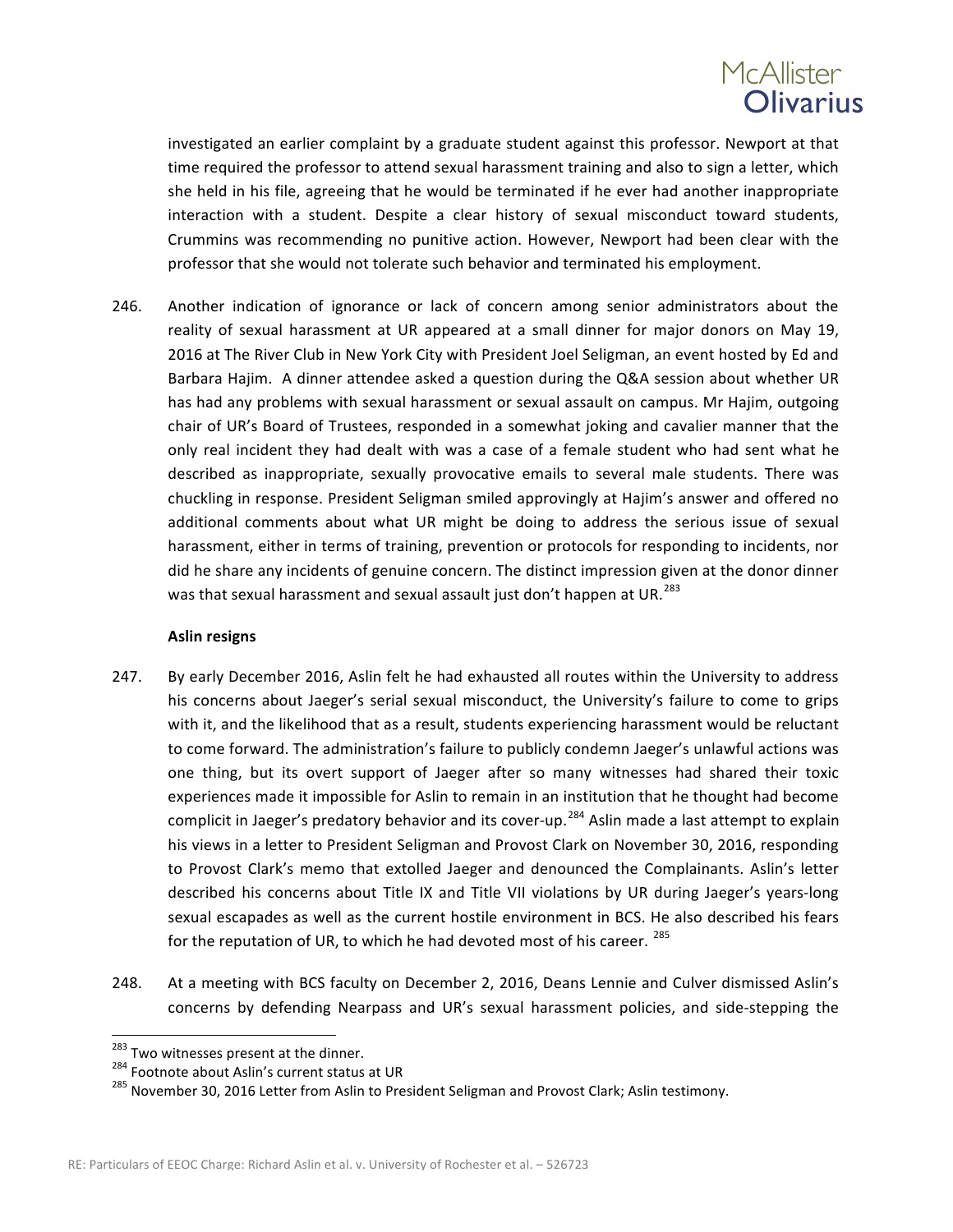investigated an earlier complaint by a graduate student against this professor. Newport at that time required the professor to attend sexual harassment training and also to sign a letter, which she held in his file, agreeing that he would be terminated if he ever had another inappropriate interaction with a student. Despite a clear history of sexual misconduct toward students, Crummins was recommending no punitive action. However, Newport had been clear with the professor that she would not tolerate such behavior and terminated his employment.

246. Another indication of ignorance or lack of concern among senior administrators about the reality of sexual harassment at UR appeared at a small dinner for major donors on May 19, 2016 at The River Club in New York City with President Joel Seligman, an event hosted by Ed and Barbara Hajim. A dinner attendee asked a question during the Q&A session about whether UR has had any problems with sexual harassment or sexual assault on campus. Mr Hajim, outgoing chair of UR's Board of Trustees, responded in a somewhat joking and cavalier manner that the only real incident they had dealt with was a case of a female student who had sent what he described as inappropriate, sexually provocative emails to several male students. There was chuckling in response. President Seligman smiled approvingly at Hajim's answer and offered no additional comments about what UR might be doing to address the serious issue of sexual harassment, either in terms of training, prevention or protocols for responding to incidents, nor did he share any incidents of genuine concern. The distinct impression given at the donor dinner was that sexual harassment and sexual assault just don't happen at UR.[283]

**Aslin resigns**

247. By early December 2016, Aslin felt he had exhausted all routes within the University to address his concerns about Jaeger's serial sexual misconduct, the University's failure to come to grips with it, and the likelihood that as a result, students experiencing harassment would be reluctant to come forward. The administration's failure to publicly condemn Jaeger's unlawful actions was one thing, but its overt support of Jaeger after so many witnesses had shared their toxic experiences made it impossible for Aslin to remain in an institution that he thought had become complicit in Jaeger's predatory behavior and its cover-up.[284] Aslin made a last attempt to explain his views in a letter to President Seligman and Provost Clark on November 30, 2016, responding to Provost Clark's memo that extolled Jaeger and denounced the Complainants. Aslin's letter described his concerns about Title IX and Title VII violations by UR during Jaeger's years-long sexual escapades as well as the current hostile environment in BCS. He also described his fears for the reputation of UR, to which he had devoted most of his career.[285]

248. At a meeting with BCS faculty on December 2, 2016, Deans Lennie and Culver dismissed Aslin's concerns by defending Nearpass and UR's sexual harassment policies, and side-stepping the

[283] Two witnesses present at the dinner.

[284] Footnote about Aslin's current status at UR

[285] November 30, 2016 Letter from Aslin to President Seligman and Provost Clark; Aslin testimony.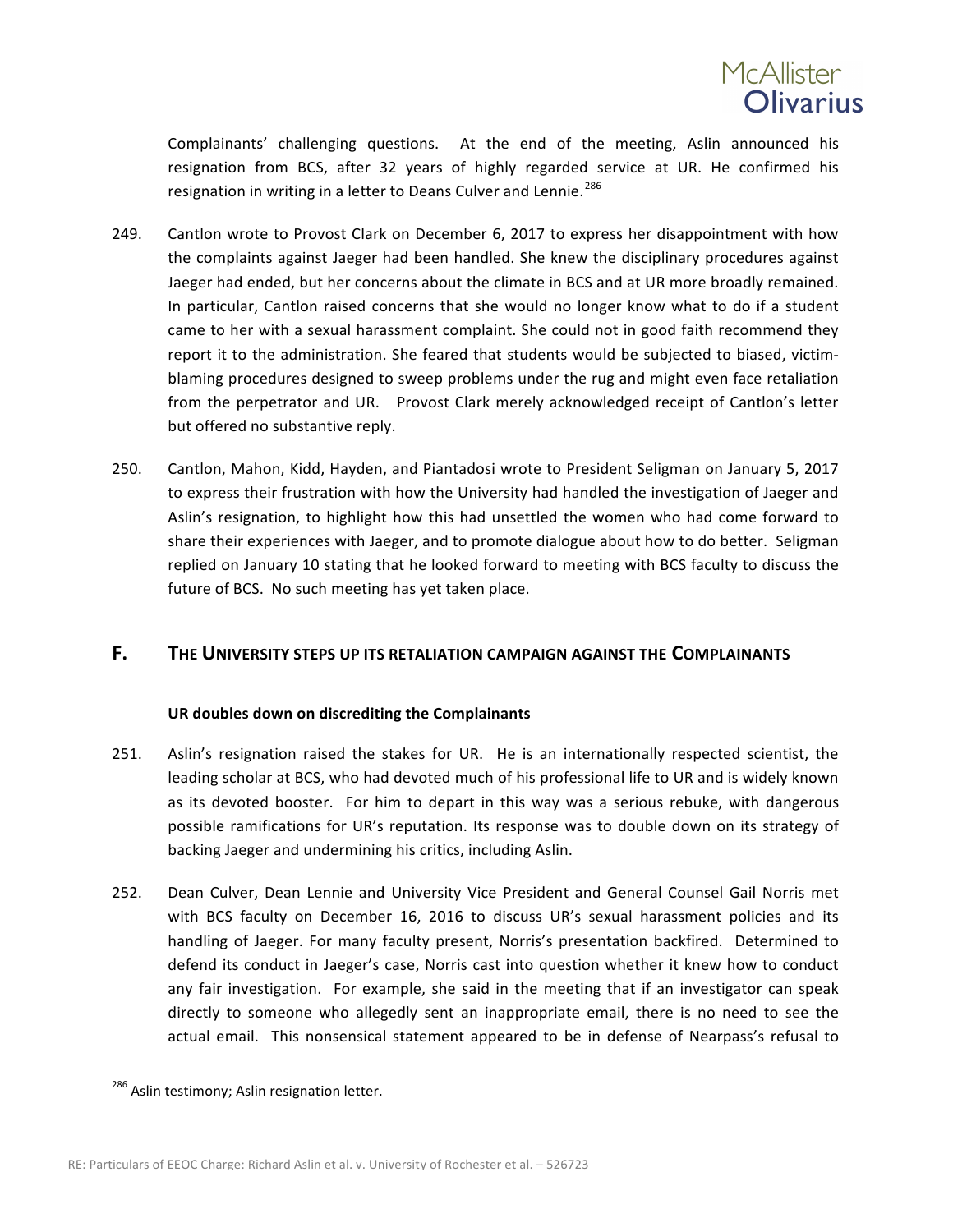Complainants' challenging questions. At the end of the meeting, Aslin announced his resignation from BCS, after 32 years of highly regarded service at UR. He confirmed his resignation in writing in a letter to Deans Culver and Lennie.[286]

249. Cantlon wrote to Provost Clark on December 6, 2017 to express her disappointment with how the complaints against Jaeger had been handled. She knew the disciplinary procedures against Jaeger had ended, but her concerns about the climate in BCS and at UR more broadly remained. In particular, Cantlon raised concerns that she would no longer know what to do if a student came to her with a sexual harassment complaint. She could not in good faith recommend they report it to the administration. She feared that students would be subjected to biased, victim-blaming procedures designed to sweep problems under the rug and might even face retaliation from the perpetrator and UR. Provost Clark merely acknowledged receipt of Cantlon's letter but offered no substantive reply.

250. Cantlon, Mahon, Kidd, Hayden, and Piantadosi wrote to President Seligman on January 5, 2017 to express their frustration with how the University had handled the investigation of Jaeger and Aslin's resignation, to highlight how this had unsettled the women who had come forward to share their experiences with Jaeger, and to promote dialogue about how to do better. Seligman replied on January 10 stating that he looked forward to meeting with BCS faculty to discuss the future of BCS. No such meeting has yet taken place.

## F. THE UNIVERSITY STEPS UP ITS RETALIATION CAMPAIGN AGAINST THE COMPLAINANTS

**UR doubles down on discrediting the Complainants**

251. Aslin's resignation raised the stakes for UR. He is an internationally respected scientist, the leading scholar at BCS, who had devoted much of his professional life to UR and is widely known as its devoted booster. For him to depart in this way was a serious rebuke, with dangerous possible ramifications for UR's reputation. Its response was to double down on its strategy of backing Jaeger and undermining his critics, including Aslin.

252. Dean Culver, Dean Lennie and University Vice President and General Counsel Gail Norris met with BCS faculty on December 16, 2016 to discuss UR's sexual harassment policies and its handling of Jaeger. For many faculty present, Norris's presentation backfired. Determined to defend its conduct in Jaeger's case, Norris cast into question whether it knew how to conduct any fair investigation. For example, she said in the meeting that if an investigator can speak directly to someone who allegedly sent an inappropriate email, there is no need to see the actual email. This nonsensical statement appeared to be in defense of Nearpass's refusal to

[286] Aslin testimony; Aslin resignation letter.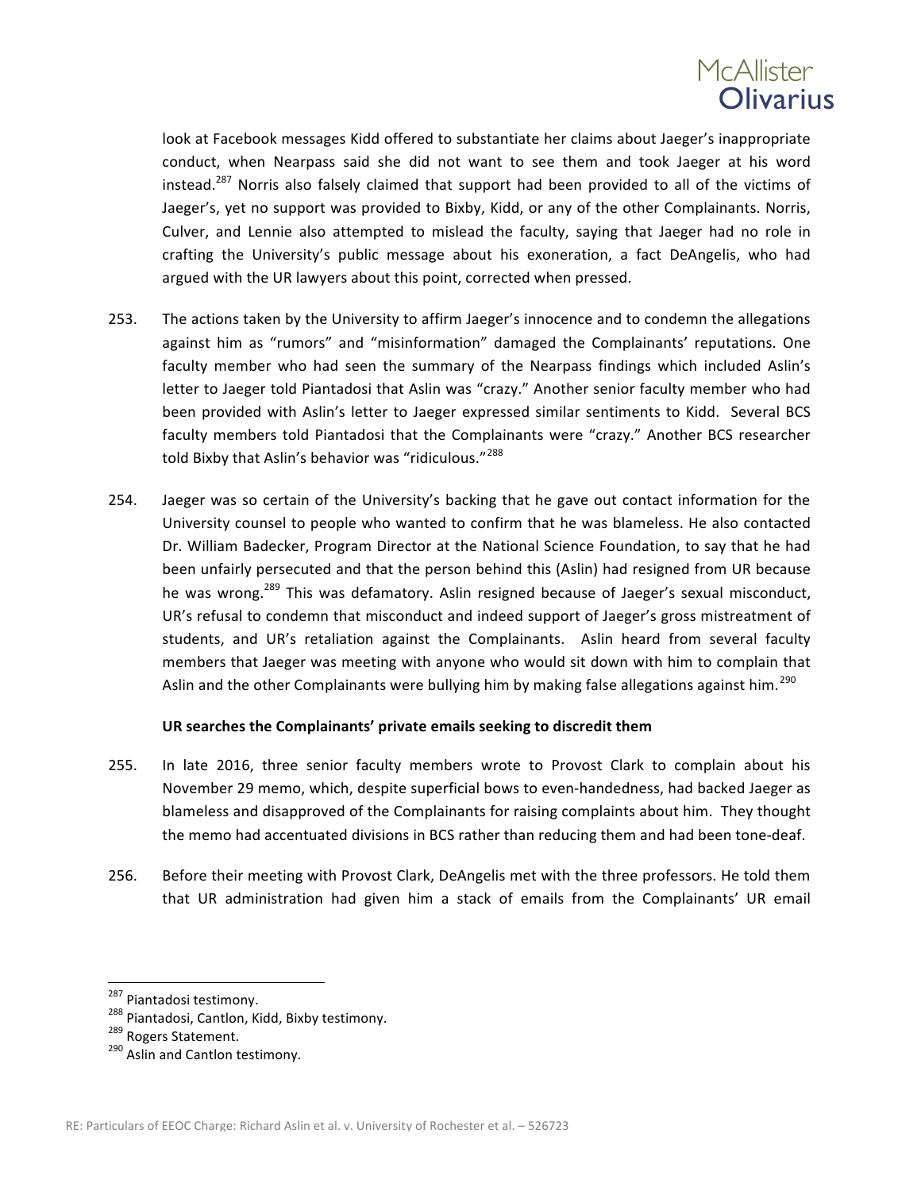look at Facebook messages Kidd offered to substantiate her claims about Jaeger's inappropriate conduct, when Nearpass said she did not want to see them and took Jaeger at his word instead.[287] Norris also falsely claimed that support had been provided to all of the victims of Jaeger's, yet no support was provided to Bixby, Kidd, or any of the other Complainants. Norris, Culver, and Lennie also attempted to mislead the faculty, saying that Jaeger had no role in crafting the University's public message about his exoneration, a fact DeAngelis, who had argued with the UR lawyers about this point, corrected when pressed.

253. The actions taken by the University to affirm Jaeger's innocence and to condemn the allegations against him as "rumors" and "misinformation" damaged the Complainants' reputations. One faculty member who had seen the summary of the Nearpass findings which included Aslin's letter to Jaeger told Piantadosi that Aslin was "crazy." Another senior faculty member who had been provided with Aslin's letter to Jaeger expressed similar sentiments to Kidd. Several BCS faculty members told Piantadosi that the Complainants were "crazy." Another BCS researcher told Bixby that Aslin's behavior was "ridiculous."[288]

254. Jaeger was so certain of the University's backing that he gave out contact information for the University counsel to people who wanted to confirm that he was blameless. He also contacted Dr. William Badecker, Program Director at the National Science Foundation, to say that he had been unfairly persecuted and that the person behind this (Aslin) had resigned from UR because he was wrong.[289] This was defamatory. Aslin resigned because of Jaeger's sexual misconduct, UR's refusal to condemn that misconduct and indeed support of Jaeger's gross mistreatment of students, and UR's retaliation against the Complainants. Aslin heard from several faculty members that Jaeger was meeting with anyone who would sit down with him to complain that Aslin and the other Complainants were bullying him by making false allegations against him.[290]

**UR searches the Complainants' private emails seeking to discredit them**

255. In late 2016, three senior faculty members wrote to Provost Clark to complain about his November 29 memo, which, despite superficial bows to even-handedness, had backed Jaeger as blameless and disapproved of the Complainants for raising complaints about him. They thought the memo had accentuated divisions in BCS rather than reducing them and had been tone-deaf.

256. Before their meeting with Provost Clark, DeAngelis met with the three professors. He told them that UR administration had given him a stack of emails from the Complainants' UR email

---

[287] Piantadosi testimony.

[288] Piantadosi, Cantlon, Kidd, Bixby testimony.

[289] Rogers Statement.

[290] Aslin and Cantlon testimony.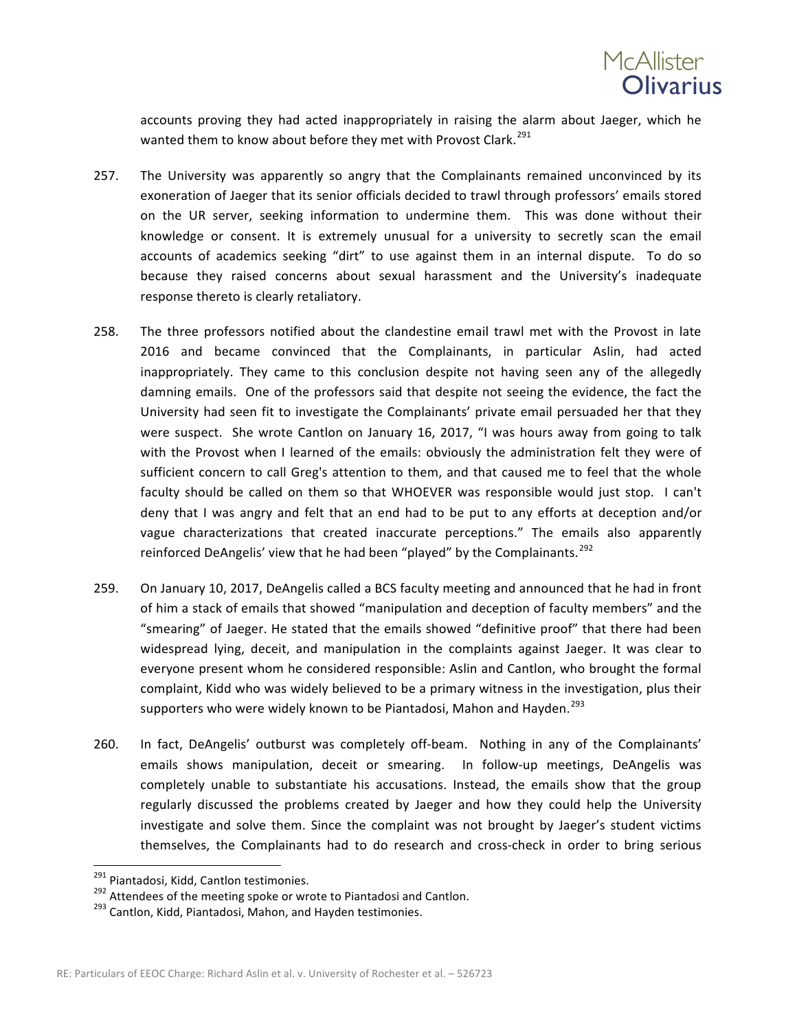accounts proving they had acted inappropriately in raising the alarm about Jaeger, which he wanted them to know about before they met with Provost Clark.[291]

257. The University was apparently so angry that the Complainants remained unconvinced by its exoneration of Jaeger that its senior officials decided to trawl through professors' emails stored on the UR server, seeking information to undermine them. This was done without their knowledge or consent. It is extremely unusual for a university to secretly scan the email accounts of academics seeking "dirt" to use against them in an internal dispute. To do so because they raised concerns about sexual harassment and the University's inadequate response thereto is clearly retaliatory.

258. The three professors notified about the clandestine email trawl met with the Provost in late 2016 and became convinced that the Complainants, in particular Aslin, had acted inappropriately. They came to this conclusion despite not having seen any of the allegedly damning emails. One of the professors said that despite not seeing the evidence, the fact the University had seen fit to investigate the Complainants' private email persuaded her that they were suspect. She wrote Cantlon on January 16, 2017, "I was hours away from going to talk with the Provost when I learned of the emails: obviously the administration felt they were of sufficient concern to call Greg's attention to them, and that caused me to feel that the whole faculty should be called on them so that WHOEVER was responsible would just stop. I can't deny that I was angry and felt that an end had to be put to any efforts at deception and/or vague characterizations that created inaccurate perceptions." The emails also apparently reinforced DeAngelis' view that he had been "played" by the Complainants.[292]

259. On January 10, 2017, DeAngelis called a BCS faculty meeting and announced that he had in front of him a stack of emails that showed "manipulation and deception of faculty members" and the "smearing" of Jaeger. He stated that the emails showed "definitive proof" that there had been widespread lying, deceit, and manipulation in the complaints against Jaeger. It was clear to everyone present whom he considered responsible: Aslin and Cantlon, who brought the formal complaint, Kidd who was widely believed to be a primary witness in the investigation, plus their supporters who were widely known to be Piantadosi, Mahon and Hayden.[293]

260. In fact, DeAngelis' outburst was completely off-beam. Nothing in any of the Complainants' emails shows manipulation, deceit or smearing. In follow-up meetings, DeAngelis was completely unable to substantiate his accusations. Instead, the emails show that the group regularly discussed the problems created by Jaeger and how they could help the University investigate and solve them. Since the complaint was not brought by Jaeger's student victims themselves, the Complainants had to do research and cross-check in order to bring serious

[291] Piantadosi, Kidd, Cantlon testimonies.

[292] Attendees of the meeting spoke or wrote to Piantadosi and Cantlon.

[293] Cantlon, Kidd, Piantadosi, Mahon, and Hayden testimonies.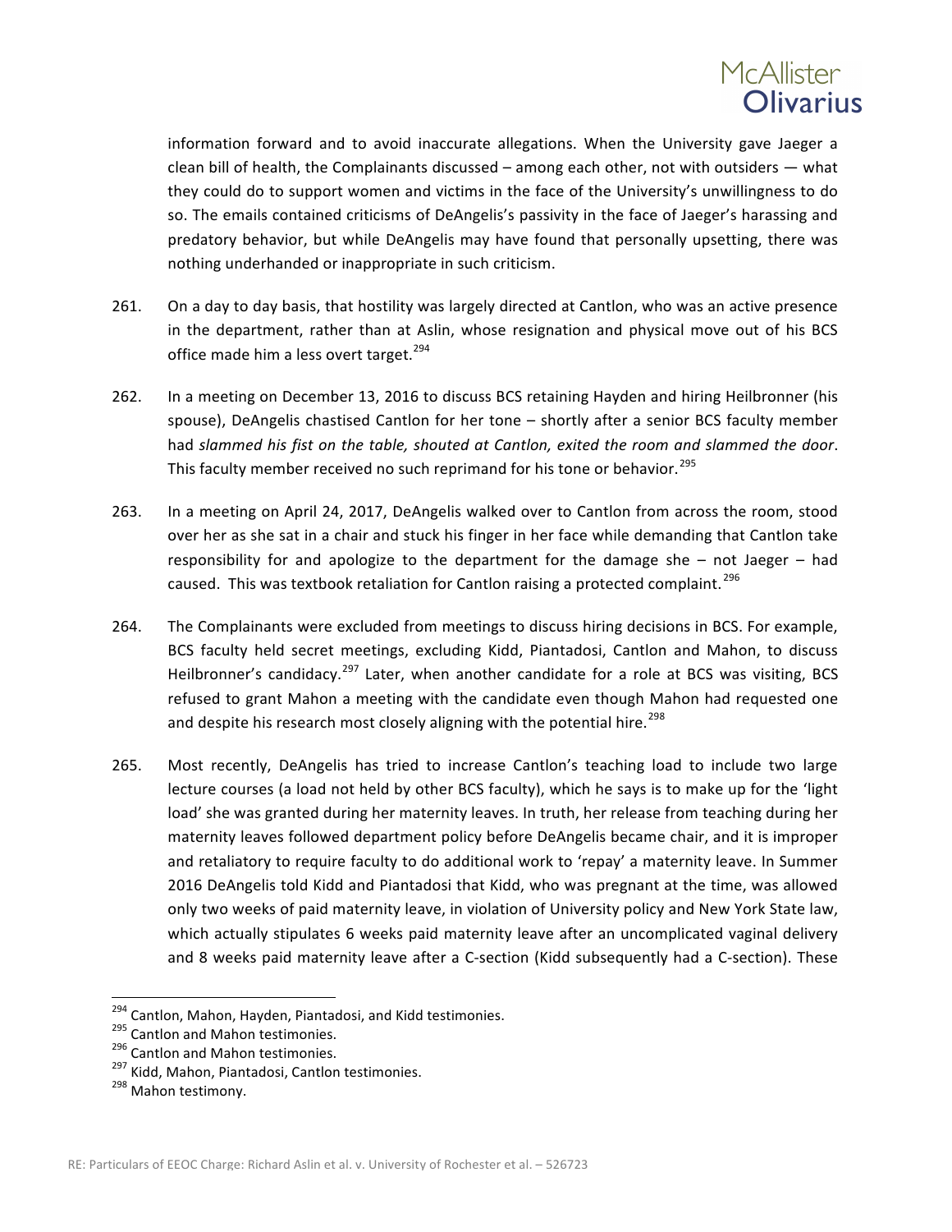information forward and to avoid inaccurate allegations. When the University gave Jaeger a clean bill of health, the Complainants discussed – among each other, not with outsiders — what they could do to support women and victims in the face of the University's unwillingness to do so. The emails contained criticisms of DeAngelis's passivity in the face of Jaeger's harassing and predatory behavior, but while DeAngelis may have found that personally upsetting, there was nothing underhanded or inappropriate in such criticism.

261. On a day to day basis, that hostility was largely directed at Cantlon, who was an active presence in the department, rather than at Aslin, whose resignation and physical move out of his BCS office made him a less overt target.[294]

262. In a meeting on December 13, 2016 to discuss BCS retaining Hayden and hiring Heilbronner (his spouse), DeAngelis chastised Cantlon for her tone – shortly after a senior BCS faculty member had *slammed his fist on the table, shouted at Cantlon, exited the room and slammed the door*. This faculty member received no such reprimand for his tone or behavior.[295]

263. In a meeting on April 24, 2017, DeAngelis walked over to Cantlon from across the room, stood over her as she sat in a chair and stuck his finger in her face while demanding that Cantlon take responsibility for and apologize to the department for the damage she – not Jaeger – had caused. This was textbook retaliation for Cantlon raising a protected complaint.[296]

264. The Complainants were excluded from meetings to discuss hiring decisions in BCS. For example, BCS faculty held secret meetings, excluding Kidd, Piantadosi, Cantlon and Mahon, to discuss Heilbronner's candidacy.[297] Later, when another candidate for a role at BCS was visiting, BCS refused to grant Mahon a meeting with the candidate even though Mahon had requested one and despite his research most closely aligning with the potential hire.[298]

265. Most recently, DeAngelis has tried to increase Cantlon's teaching load to include two large lecture courses (a load not held by other BCS faculty), which he says is to make up for the 'light load' she was granted during her maternity leaves. In truth, her release from teaching during her maternity leaves followed department policy before DeAngelis became chair, and it is improper and retaliatory to require faculty to do additional work to 'repay' a maternity leave. In Summer 2016 DeAngelis told Kidd and Piantadosi that Kidd, who was pregnant at the time, was allowed only two weeks of paid maternity leave, in violation of University policy and New York State law, which actually stipulates 6 weeks paid maternity leave after an uncomplicated vaginal delivery and 8 weeks paid maternity leave after a C-section (Kidd subsequently had a C-section). These

---

[294] Cantlon, Mahon, Hayden, Piantadosi, and Kidd testimonies.

[295] Cantlon and Mahon testimonies.

[296] Cantlon and Mahon testimonies.

[297] Kidd, Mahon, Piantadosi, Cantlon testimonies.

[298] Mahon testimony.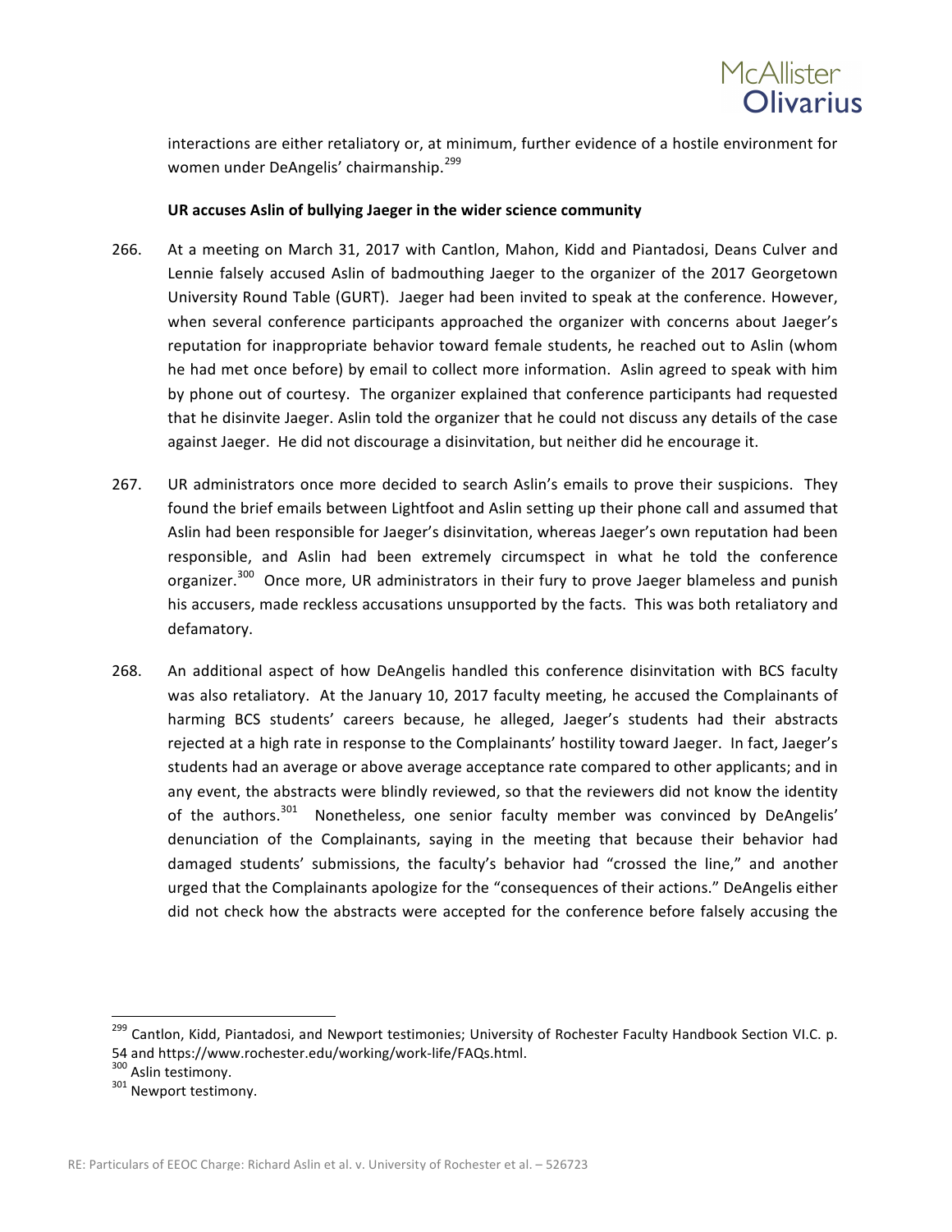interactions are either retaliatory or, at minimum, further evidence of a hostile environment for women under DeAngelis' chairmanship.[299]

**UR accuses Aslin of bullying Jaeger in the wider science community**

266. At a meeting on March 31, 2017 with Cantlon, Mahon, Kidd and Piantadosi, Deans Culver and Lennie falsely accused Aslin of badmouthing Jaeger to the organizer of the 2017 Georgetown University Round Table (GURT). Jaeger had been invited to speak at the conference. However, when several conference participants approached the organizer with concerns about Jaeger's reputation for inappropriate behavior toward female students, he reached out to Aslin (whom he had met once before) by email to collect more information. Aslin agreed to speak with him by phone out of courtesy. The organizer explained that conference participants had requested that he disinvite Jaeger. Aslin told the organizer that he could not discuss any details of the case against Jaeger. He did not discourage a disinvitation, but neither did he encourage it.

267. UR administrators once more decided to search Aslin's emails to prove their suspicions. They found the brief emails between Lightfoot and Aslin setting up their phone call and assumed that Aslin had been responsible for Jaeger's disinvitation, whereas Jaeger's own reputation had been responsible, and Aslin had been extremely circumspect in what he told the conference organizer.[300] Once more, UR administrators in their fury to prove Jaeger blameless and punish his accusers, made reckless accusations unsupported by the facts. This was both retaliatory and defamatory.

268. An additional aspect of how DeAngelis handled this conference disinvitation with BCS faculty was also retaliatory. At the January 10, 2017 faculty meeting, he accused the Complainants of harming BCS students' careers because, he alleged, Jaeger's students had their abstracts rejected at a high rate in response to the Complainants' hostility toward Jaeger. In fact, Jaeger's students had an average or above average acceptance rate compared to other applicants; and in any event, the abstracts were blindly reviewed, so that the reviewers did not know the identity of the authors.[301] Nonetheless, one senior faculty member was convinced by DeAngelis' denunciation of the Complainants, saying in the meeting that because their behavior had damaged students' submissions, the faculty's behavior had "crossed the line," and another urged that the Complainants apologize for the "consequences of their actions." DeAngelis either did not check how the abstracts were accepted for the conference before falsely accusing the

---

[299] Cantlon, Kidd, Piantadosi, and Newport testimonies; University of Rochester Faculty Handbook Section VI.C. p. 54 and https://www.rochester.edu/working/work-life/FAQs.html.

[300] Aslin testimony.

[301] Newport testimony.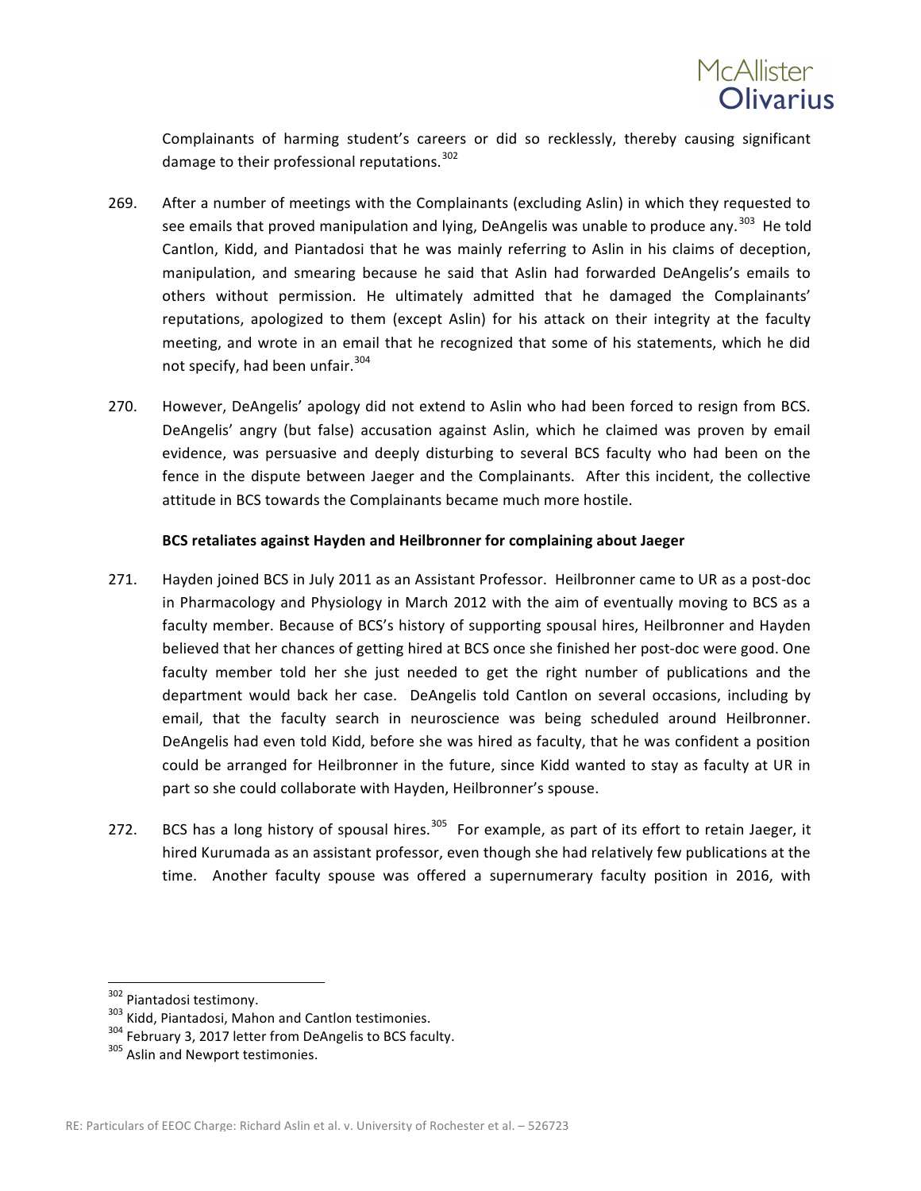Complainants of harming student's careers or did so recklessly, thereby causing significant damage to their professional reputations.[302]

269. After a number of meetings with the Complainants (excluding Aslin) in which they requested to see emails that proved manipulation and lying, DeAngelis was unable to produce any.[303] He told Cantlon, Kidd, and Piantadosi that he was mainly referring to Aslin in his claims of deception, manipulation, and smearing because he said that Aslin had forwarded DeAngelis's emails to others without permission. He ultimately admitted that he damaged the Complainants' reputations, apologized to them (except Aslin) for his attack on their integrity at the faculty meeting, and wrote in an email that he recognized that some of his statements, which he did not specify, had been unfair.[304]

270. However, DeAngelis' apology did not extend to Aslin who had been forced to resign from BCS. DeAngelis' angry (but false) accusation against Aslin, which he claimed was proven by email evidence, was persuasive and deeply disturbing to several BCS faculty who had been on the fence in the dispute between Jaeger and the Complainants. After this incident, the collective attitude in BCS towards the Complainants became much more hostile.

**BCS retaliates against Hayden and Heilbronner for complaining about Jaeger**

271. Hayden joined BCS in July 2011 as an Assistant Professor. Heilbronner came to UR as a post-doc in Pharmacology and Physiology in March 2012 with the aim of eventually moving to BCS as a faculty member. Because of BCS's history of supporting spousal hires, Heilbronner and Hayden believed that her chances of getting hired at BCS once she finished her post-doc were good. One faculty member told her she just needed to get the right number of publications and the department would back her case. DeAngelis told Cantlon on several occasions, including by email, that the faculty search in neuroscience was being scheduled around Heilbronner. DeAngelis had even told Kidd, before she was hired as faculty, that he was confident a position could be arranged for Heilbronner in the future, since Kidd wanted to stay as faculty at UR in part so she could collaborate with Hayden, Heilbronner's spouse.

272. BCS has a long history of spousal hires.[305] For example, as part of its effort to retain Jaeger, it hired Kurumada as an assistant professor, even though she had relatively few publications at the time. Another faculty spouse was offered a supernumerary faculty position in 2016, with

---

[302] Piantadosi testimony.

[303] Kidd, Piantadosi, Mahon and Cantlon testimonies.

[304] February 3, 2017 letter from DeAngelis to BCS faculty.

[305] Aslin and Newport testimonies.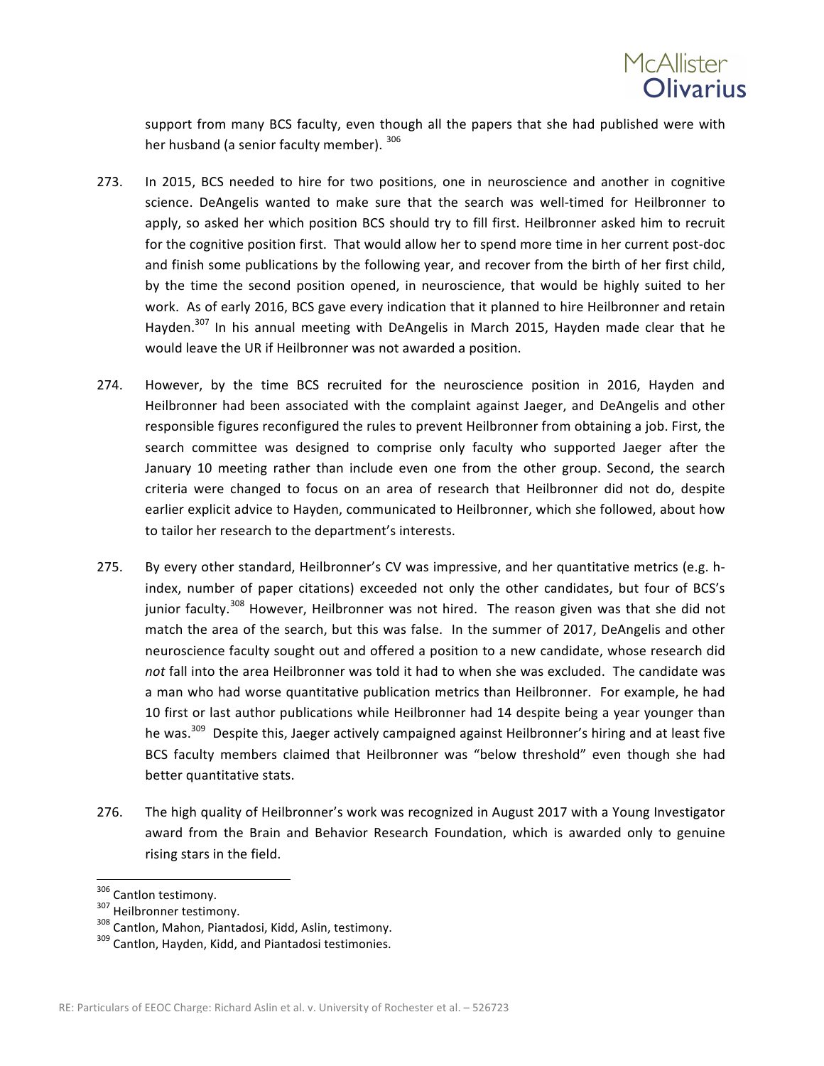support from many BCS faculty, even though all the papers that she had published were with her husband (a senior faculty member). [306]

273. In 2015, BCS needed to hire for two positions, one in neuroscience and another in cognitive science. DeAngelis wanted to make sure that the search was well-timed for Heilbronner to apply, so asked her which position BCS should try to fill first. Heilbronner asked him to recruit for the cognitive position first. That would allow her to spend more time in her current post-doc and finish some publications by the following year, and recover from the birth of her first child, by the time the second position opened, in neuroscience, that would be highly suited to her work. As of early 2016, BCS gave every indication that it planned to hire Heilbronner and retain Hayden.[307] In his annual meeting with DeAngelis in March 2015, Hayden made clear that he would leave the UR if Heilbronner was not awarded a position.

274. However, by the time BCS recruited for the neuroscience position in 2016, Hayden and Heilbronner had been associated with the complaint against Jaeger, and DeAngelis and other responsible figures reconfigured the rules to prevent Heilbronner from obtaining a job. First, the search committee was designed to comprise only faculty who supported Jaeger after the January 10 meeting rather than include even one from the other group. Second, the search criteria were changed to focus on an area of research that Heilbronner did not do, despite earlier explicit advice to Hayden, communicated to Heilbronner, which she followed, about how to tailor her research to the department's interests.

275. By every other standard, Heilbronner's CV was impressive, and her quantitative metrics (e.g. h-index, number of paper citations) exceeded not only the other candidates, but four of BCS's junior faculty.[308] However, Heilbronner was not hired. The reason given was that she did not match the area of the search, but this was false. In the summer of 2017, DeAngelis and other neuroscience faculty sought out and offered a position to a new candidate, whose research did *not* fall into the area Heilbronner was told it had to when she was excluded. The candidate was a man who had worse quantitative publication metrics than Heilbronner. For example, he had 10 first or last author publications while Heilbronner had 14 despite being a year younger than he was.[309] Despite this, Jaeger actively campaigned against Heilbronner's hiring and at least five BCS faculty members claimed that Heilbronner was "below threshold" even though she had better quantitative stats.

276. The high quality of Heilbronner's work was recognized in August 2017 with a Young Investigator award from the Brain and Behavior Research Foundation, which is awarded only to genuine rising stars in the field.

---

[306] Cantlon testimony.

[307] Heilbronner testimony.

[308] Cantlon, Mahon, Piantadosi, Kidd, Aslin, testimony.

[309] Cantlon, Hayden, Kidd, and Piantadosi testimonies.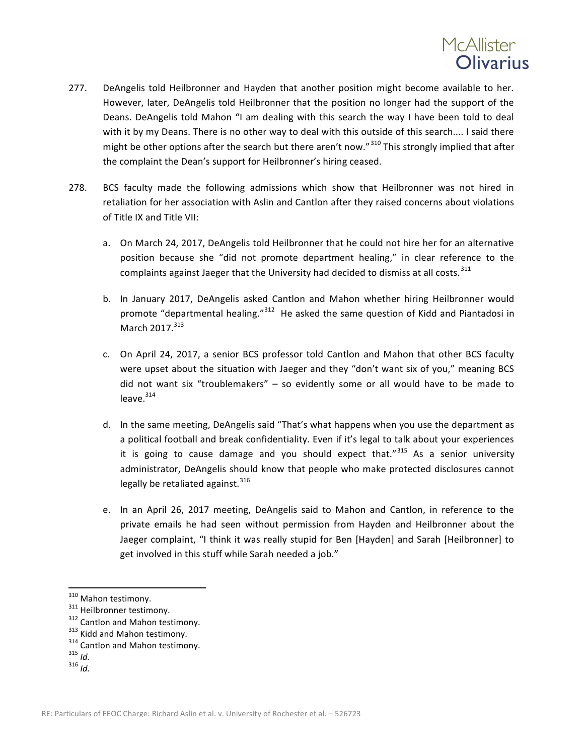277. DeAngelis told Heilbronner and Hayden that another position might become available to her. However, later, DeAngelis told Heilbronner that the position no longer had the support of the Deans. DeAngelis told Mahon "I am dealing with this search the way I have been told to deal with it by my Deans. There is no other way to deal with this outside of this search.... I said there might be other options after the search but there aren't now."[310] This strongly implied that after the complaint the Dean's support for Heilbronner's hiring ceased.

278. BCS faculty made the following admissions which show that Heilbronner was not hired in retaliation for her association with Aslin and Cantlon after they raised concerns about violations of Title IX and Title VII:

   a. On March 24, 2017, DeAngelis told Heilbronner that he could not hire her for an alternative position because she "did not promote department healing," in clear reference to the complaints against Jaeger that the University had decided to dismiss at all costs.[311]

   b. In January 2017, DeAngelis asked Cantlon and Mahon whether hiring Heilbronner would promote "departmental healing."[312] He asked the same question of Kidd and Piantadosi in March 2017.[313]

   c. On April 24, 2017, a senior BCS professor told Cantlon and Mahon that other BCS faculty were upset about the situation with Jaeger and they "don't want six of you," meaning BCS did not want six "troublemakers" – so evidently some or all would have to be made to leave.[314]

   d. In the same meeting, DeAngelis said "That's what happens when you use the department as a political football and break confidentiality. Even if it's legal to talk about your experiences it is going to cause damage and you should expect that."[315] As a senior university administrator, DeAngelis should know that people who make protected disclosures cannot legally be retaliated against.[316]

   e. In an April 26, 2017 meeting, DeAngelis said to Mahon and Cantlon, in reference to the private emails he had seen without permission from Hayden and Heilbronner about the Jaeger complaint, "I think it was really stupid for Ben [Hayden] and Sarah [Heilbronner] to get involved in this stuff while Sarah needed a job."

---

[310] Mahon testimony.
[311] Heilbronner testimony.
[312] Cantlon and Mahon testimony.
[313] Kidd and Mahon testimony.
[314] Cantlon and Mahon testimony.
[315] *Id.*
[316] *Id.*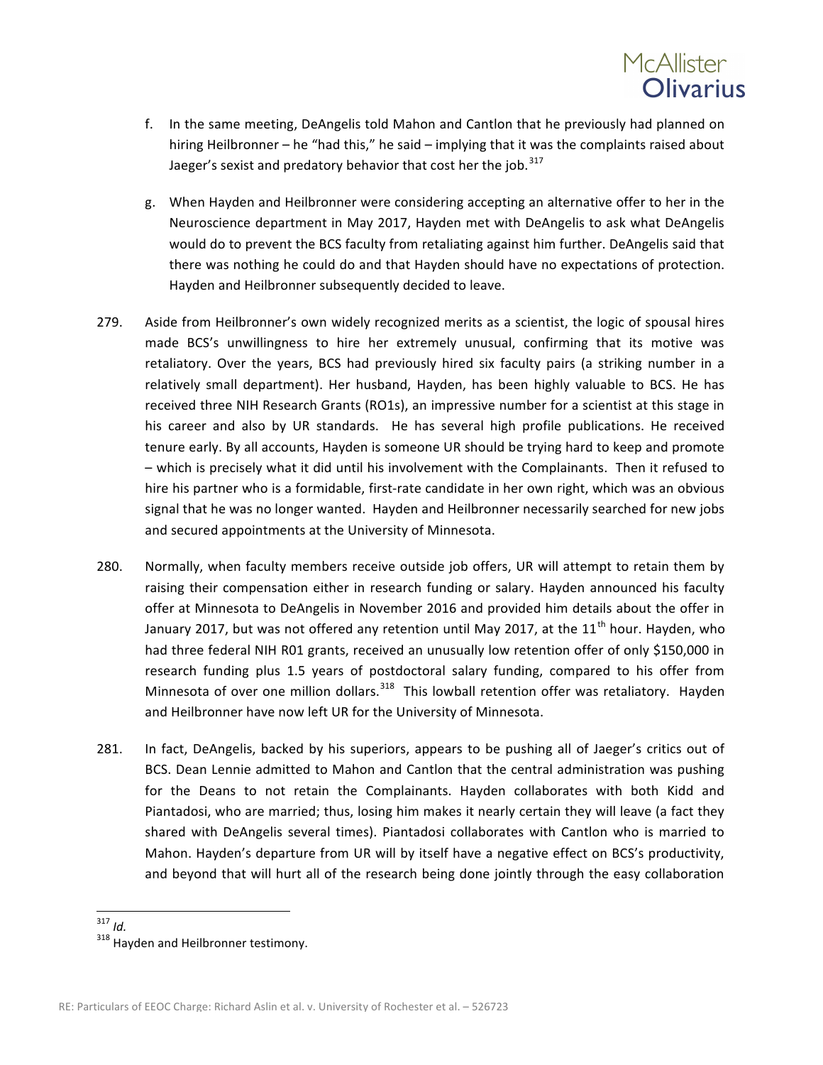f. In the same meeting, DeAngelis told Mahon and Cantlon that he previously had planned on hiring Heilbronner – he "had this," he said – implying that it was the complaints raised about Jaeger's sexist and predatory behavior that cost her the job.[317]

g. When Hayden and Heilbronner were considering accepting an alternative offer to her in the Neuroscience department in May 2017, Hayden met with DeAngelis to ask what DeAngelis would do to prevent the BCS faculty from retaliating against him further. DeAngelis said that there was nothing he could do and that Hayden should have no expectations of protection. Hayden and Heilbronner subsequently decided to leave.

279. Aside from Heilbronner's own widely recognized merits as a scientist, the logic of spousal hires made BCS's unwillingness to hire her extremely unusual, confirming that its motive was retaliatory. Over the years, BCS had previously hired six faculty pairs (a striking number in a relatively small department). Her husband, Hayden, has been highly valuable to BCS. He has received three NIH Research Grants (RO1s), an impressive number for a scientist at this stage in his career and also by UR standards. He has several high profile publications. He received tenure early. By all accounts, Hayden is someone UR should be trying hard to keep and promote – which is precisely what it did until his involvement with the Complainants. Then it refused to hire his partner who is a formidable, first-rate candidate in her own right, which was an obvious signal that he was no longer wanted. Hayden and Heilbronner necessarily searched for new jobs and secured appointments at the University of Minnesota.

280. Normally, when faculty members receive outside job offers, UR will attempt to retain them by raising their compensation either in research funding or salary. Hayden announced his faculty offer at Minnesota to DeAngelis in November 2016 and provided him details about the offer in January 2017, but was not offered any retention until May 2017, at the 11th hour. Hayden, who had three federal NIH R01 grants, received an unusually low retention offer of only $150,000 in research funding plus 1.5 years of postdoctoral salary funding, compared to his offer from Minnesota of over one million dollars.[318] This lowball retention offer was retaliatory. Hayden and Heilbronner have now left UR for the University of Minnesota.

281. In fact, DeAngelis, backed by his superiors, appears to be pushing all of Jaeger's critics out of BCS. Dean Lennie admitted to Mahon and Cantlon that the central administration was pushing for the Deans to not retain the Complainants. Hayden collaborates with both Kidd and Piantadosi, who are married; thus, losing him makes it nearly certain they will leave (a fact they shared with DeAngelis several times). Piantadosi collaborates with Cantlon who is married to Mahon. Hayden's departure from UR will by itself have a negative effect on BCS's productivity, and beyond that will hurt all of the research being done jointly through the easy collaboration

---

[317] *Id.*

[318] Hayden and Heilbronner testimony.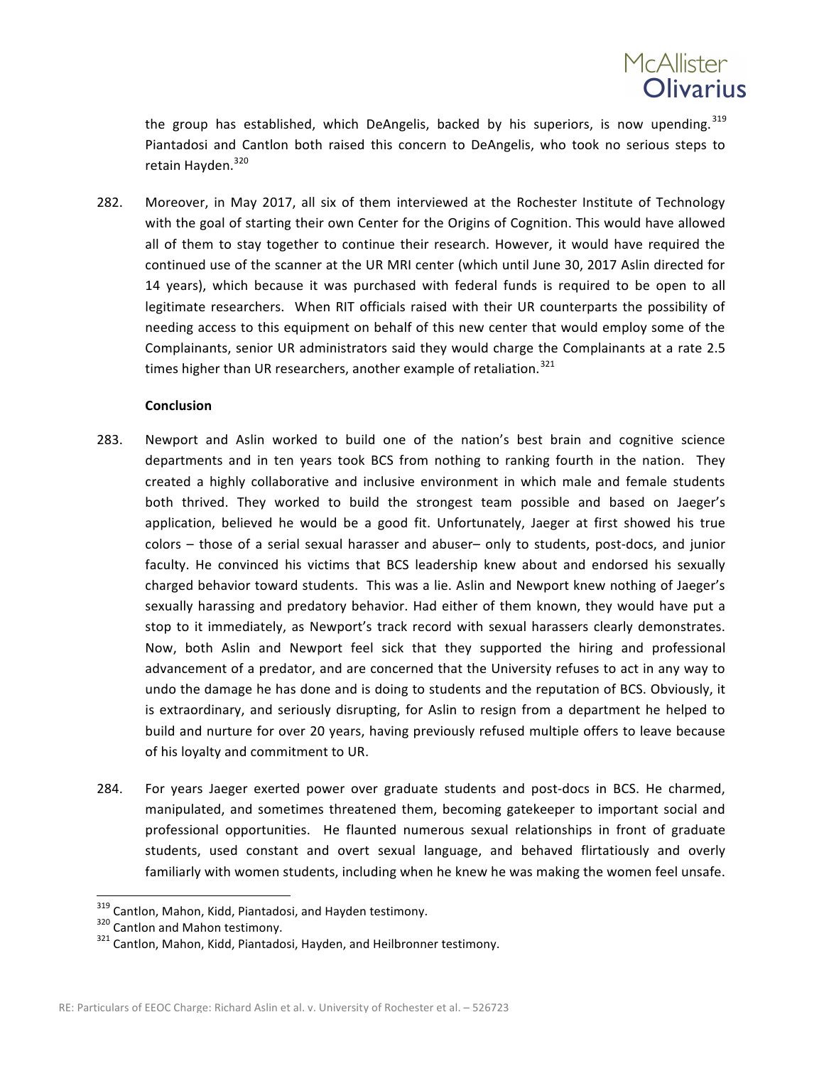the group has established, which DeAngelis, backed by his superiors, is now upending.[319] Piantadosi and Cantlon both raised this concern to DeAngelis, who took no serious steps to retain Hayden.[320]

282. Moreover, in May 2017, all six of them interviewed at the Rochester Institute of Technology with the goal of starting their own Center for the Origins of Cognition. This would have allowed all of them to stay together to continue their research. However, it would have required the continued use of the scanner at the UR MRI center (which until June 30, 2017 Aslin directed for 14 years), which because it was purchased with federal funds is required to be open to all legitimate researchers. When RIT officials raised with their UR counterparts the possibility of needing access to this equipment on behalf of this new center that would employ some of the Complainants, senior UR administrators said they would charge the Complainants at a rate 2.5 times higher than UR researchers, another example of retaliation.[321]

**Conclusion**

283. Newport and Aslin worked to build one of the nation's best brain and cognitive science departments and in ten years took BCS from nothing to ranking fourth in the nation. They created a highly collaborative and inclusive environment in which male and female students both thrived. They worked to build the strongest team possible and based on Jaeger's application, believed he would be a good fit. Unfortunately, Jaeger at first showed his true colors – those of a serial sexual harasser and abuser– only to students, post-docs, and junior faculty. He convinced his victims that BCS leadership knew about and endorsed his sexually charged behavior toward students. This was a lie. Aslin and Newport knew nothing of Jaeger's sexually harassing and predatory behavior. Had either of them known, they would have put a stop to it immediately, as Newport's track record with sexual harassers clearly demonstrates. Now, both Aslin and Newport feel sick that they supported the hiring and professional advancement of a predator, and are concerned that the University refuses to act in any way to undo the damage he has done and is doing to students and the reputation of BCS. Obviously, it is extraordinary, and seriously disrupting, for Aslin to resign from a department he helped to build and nurture for over 20 years, having previously refused multiple offers to leave because of his loyalty and commitment to UR.

284. For years Jaeger exerted power over graduate students and post-docs in BCS. He charmed, manipulated, and sometimes threatened them, becoming gatekeeper to important social and professional opportunities. He flaunted numerous sexual relationships in front of graduate students, used constant and overt sexual language, and behaved flirtatiously and overly familiarly with women students, including when he knew he was making the women feel unsafe.

---

[319] Cantlon, Mahon, Kidd, Piantadosi, and Hayden testimony.

[320] Cantlon and Mahon testimony.

[321] Cantlon, Mahon, Kidd, Piantadosi, Hayden, and Heilbronner testimony.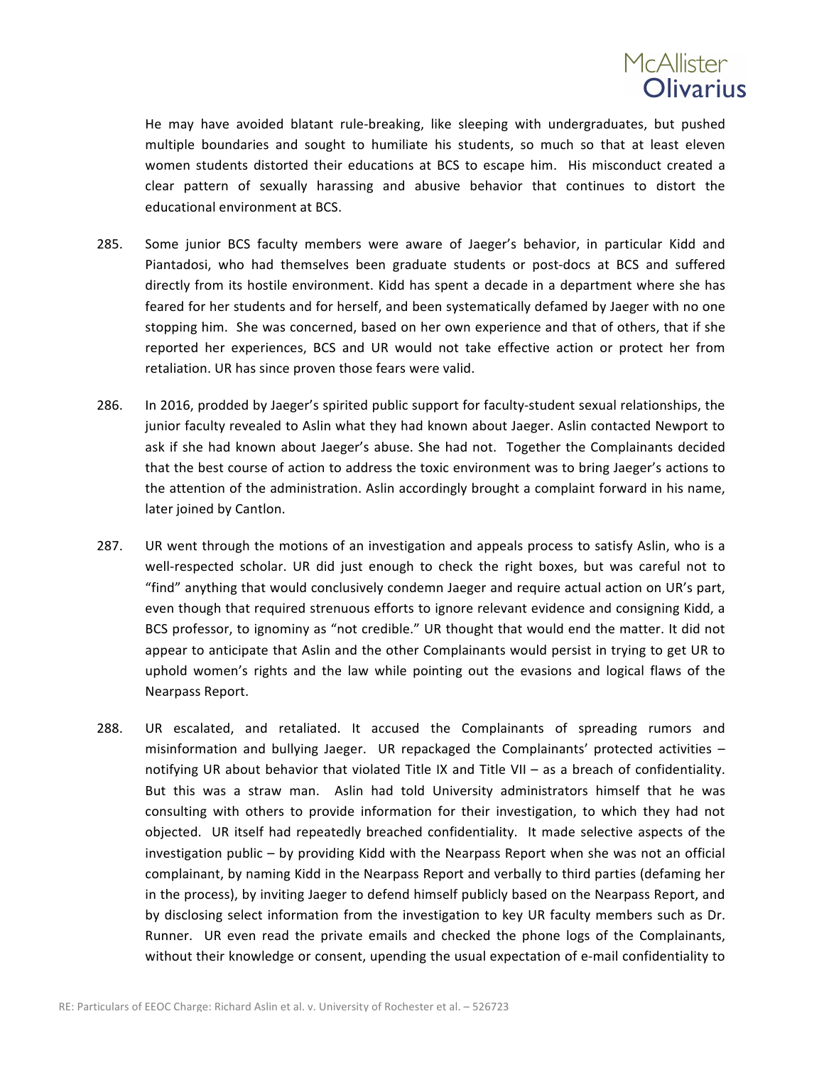He may have avoided blatant rule-breaking, like sleeping with undergraduates, but pushed multiple boundaries and sought to humiliate his students, so much so that at least eleven women students distorted their educations at BCS to escape him. His misconduct created a clear pattern of sexually harassing and abusive behavior that continues to distort the educational environment at BCS.

285. Some junior BCS faculty members were aware of Jaeger's behavior, in particular Kidd and Piantadosi, who had themselves been graduate students or post-docs at BCS and suffered directly from its hostile environment. Kidd has spent a decade in a department where she has feared for her students and for herself, and been systematically defamed by Jaeger with no one stopping him. She was concerned, based on her own experience and that of others, that if she reported her experiences, BCS and UR would not take effective action or protect her from retaliation. UR has since proven those fears were valid.

286. In 2016, prodded by Jaeger's spirited public support for faculty-student sexual relationships, the junior faculty revealed to Aslin what they had known about Jaeger. Aslin contacted Newport to ask if she had known about Jaeger's abuse. She had not. Together the Complainants decided that the best course of action to address the toxic environment was to bring Jaeger's actions to the attention of the administration. Aslin accordingly brought a complaint forward in his name, later joined by Cantlon.

287. UR went through the motions of an investigation and appeals process to satisfy Aslin, who is a well-respected scholar. UR did just enough to check the right boxes, but was careful not to "find" anything that would conclusively condemn Jaeger and require actual action on UR's part, even though that required strenuous efforts to ignore relevant evidence and consigning Kidd, a BCS professor, to ignominy as "not credible." UR thought that would end the matter. It did not appear to anticipate that Aslin and the other Complainants would persist in trying to get UR to uphold women's rights and the law while pointing out the evasions and logical flaws of the Nearpass Report.

288. UR escalated, and retaliated. It accused the Complainants of spreading rumors and misinformation and bullying Jaeger. UR repackaged the Complainants' protected activities – notifying UR about behavior that violated Title IX and Title VII – as a breach of confidentiality. But this was a straw man. Aslin had told University administrators himself that he was consulting with others to provide information for their investigation, to which they had not objected. UR itself had repeatedly breached confidentiality. It made selective aspects of the investigation public – by providing Kidd with the Nearpass Report when she was not an official complainant, by naming Kidd in the Nearpass Report and verbally to third parties (defaming her in the process), by inviting Jaeger to defend himself publicly based on the Nearpass Report, and by disclosing select information from the investigation to key UR faculty members such as Dr. Runner. UR even read the private emails and checked the phone logs of the Complainants, without their knowledge or consent, upending the usual expectation of e-mail confidentiality to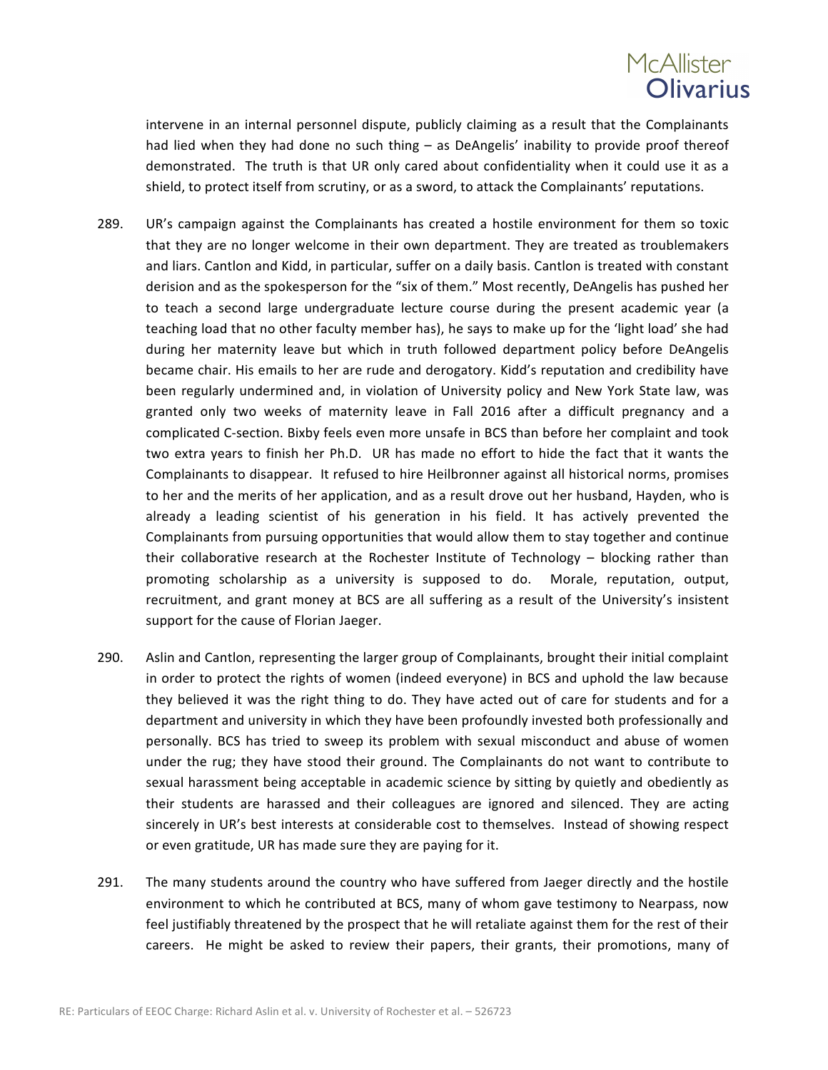intervene in an internal personnel dispute, publicly claiming as a result that the Complainants had lied when they had done no such thing – as DeAngelis' inability to provide proof thereof demonstrated. The truth is that UR only cared about confidentiality when it could use it as a shield, to protect itself from scrutiny, or as a sword, to attack the Complainants' reputations.

289. UR's campaign against the Complainants has created a hostile environment for them so toxic that they are no longer welcome in their own department. They are treated as troublemakers and liars. Cantlon and Kidd, in particular, suffer on a daily basis. Cantlon is treated with constant derision and as the spokesperson for the "six of them." Most recently, DeAngelis has pushed her to teach a second large undergraduate lecture course during the present academic year (a teaching load that no other faculty member has), he says to make up for the 'light load' she had during her maternity leave but which in truth followed department policy before DeAngelis became chair. His emails to her are rude and derogatory. Kidd's reputation and credibility have been regularly undermined and, in violation of University policy and New York State law, was granted only two weeks of maternity leave in Fall 2016 after a difficult pregnancy and a complicated C-section. Bixby feels even more unsafe in BCS than before her complaint and took two extra years to finish her Ph.D. UR has made no effort to hide the fact that it wants the Complainants to disappear. It refused to hire Heilbronner against all historical norms, promises to her and the merits of her application, and as a result drove out her husband, Hayden, who is already a leading scientist of his generation in his field. It has actively prevented the Complainants from pursuing opportunities that would allow them to stay together and continue their collaborative research at the Rochester Institute of Technology – blocking rather than promoting scholarship as a university is supposed to do. Morale, reputation, output, recruitment, and grant money at BCS are all suffering as a result of the University's insistent support for the cause of Florian Jaeger.

290. Aslin and Cantlon, representing the larger group of Complainants, brought their initial complaint in order to protect the rights of women (indeed everyone) in BCS and uphold the law because they believed it was the right thing to do. They have acted out of care for students and for a department and university in which they have been profoundly invested both professionally and personally. BCS has tried to sweep its problem with sexual misconduct and abuse of women under the rug; they have stood their ground. The Complainants do not want to contribute to sexual harassment being acceptable in academic science by sitting by quietly and obediently as their students are harassed and their colleagues are ignored and silenced. They are acting sincerely in UR's best interests at considerable cost to themselves. Instead of showing respect or even gratitude, UR has made sure they are paying for it.

291. The many students around the country who have suffered from Jaeger directly and the hostile environment to which he contributed at BCS, many of whom gave testimony to Nearpass, now feel justifiably threatened by the prospect that he will retaliate against them for the rest of their careers. He might be asked to review their papers, their grants, their promotions, many of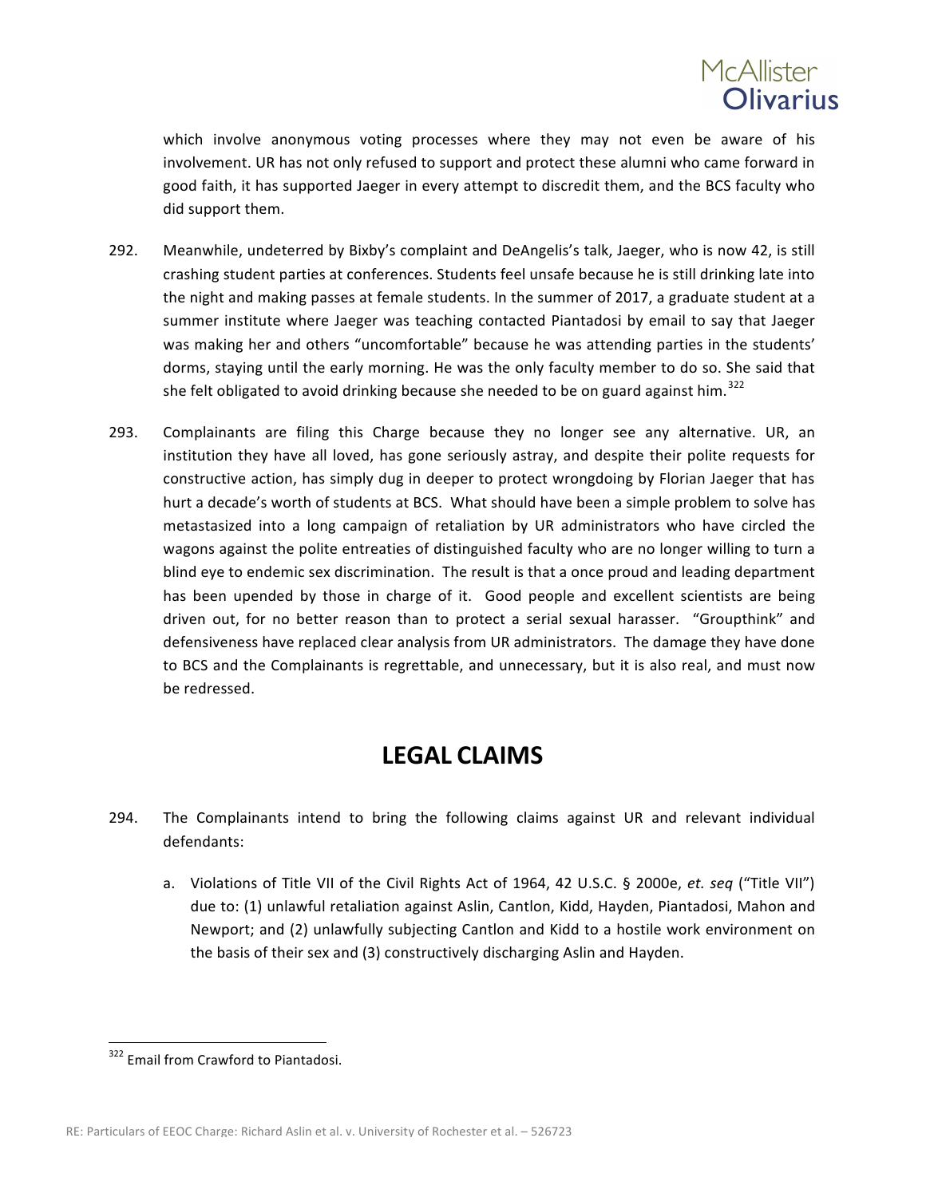which involve anonymous voting processes where they may not even be aware of his involvement. UR has not only refused to support and protect these alumni who came forward in good faith, it has supported Jaeger in every attempt to discredit them, and the BCS faculty who did support them.

292. Meanwhile, undeterred by Bixby's complaint and DeAngelis's talk, Jaeger, who is now 42, is still crashing student parties at conferences. Students feel unsafe because he is still drinking late into the night and making passes at female students. In the summer of 2017, a graduate student at a summer institute where Jaeger was teaching contacted Piantadosi by email to say that Jaeger was making her and others "uncomfortable" because he was attending parties in the students' dorms, staying until the early morning. He was the only faculty member to do so. She said that she felt obligated to avoid drinking because she needed to be on guard against him.[322]

293. Complainants are filing this Charge because they no longer see any alternative. UR, an institution they have all loved, has gone seriously astray, and despite their polite requests for constructive action, has simply dug in deeper to protect wrongdoing by Florian Jaeger that has hurt a decade's worth of students at BCS. What should have been a simple problem to solve has metastasized into a long campaign of retaliation by UR administrators who have circled the wagons against the polite entreaties of distinguished faculty who are no longer willing to turn a blind eye to endemic sex discrimination. The result is that a once proud and leading department has been upended by those in charge of it. Good people and excellent scientists are being driven out, for no better reason than to protect a serial sexual harasser. "Groupthink" and defensiveness have replaced clear analysis from UR administrators. The damage they have done to BCS and the Complainants is regrettable, and unnecessary, but it is also real, and must now be redressed.

# LEGAL CLAIMS

294. The Complainants intend to bring the following claims against UR and relevant individual defendants:

    a. Violations of Title VII of the Civil Rights Act of 1964, 42 U.S.C. § 2000e, *et. seq* ("Title VII") due to: (1) unlawful retaliation against Aslin, Cantlon, Kidd, Hayden, Piantadosi, Mahon and Newport; and (2) unlawfully subjecting Cantlon and Kidd to a hostile work environment on the basis of their sex and (3) constructively discharging Aslin and Hayden.

[322] Email from Crawford to Piantadosi.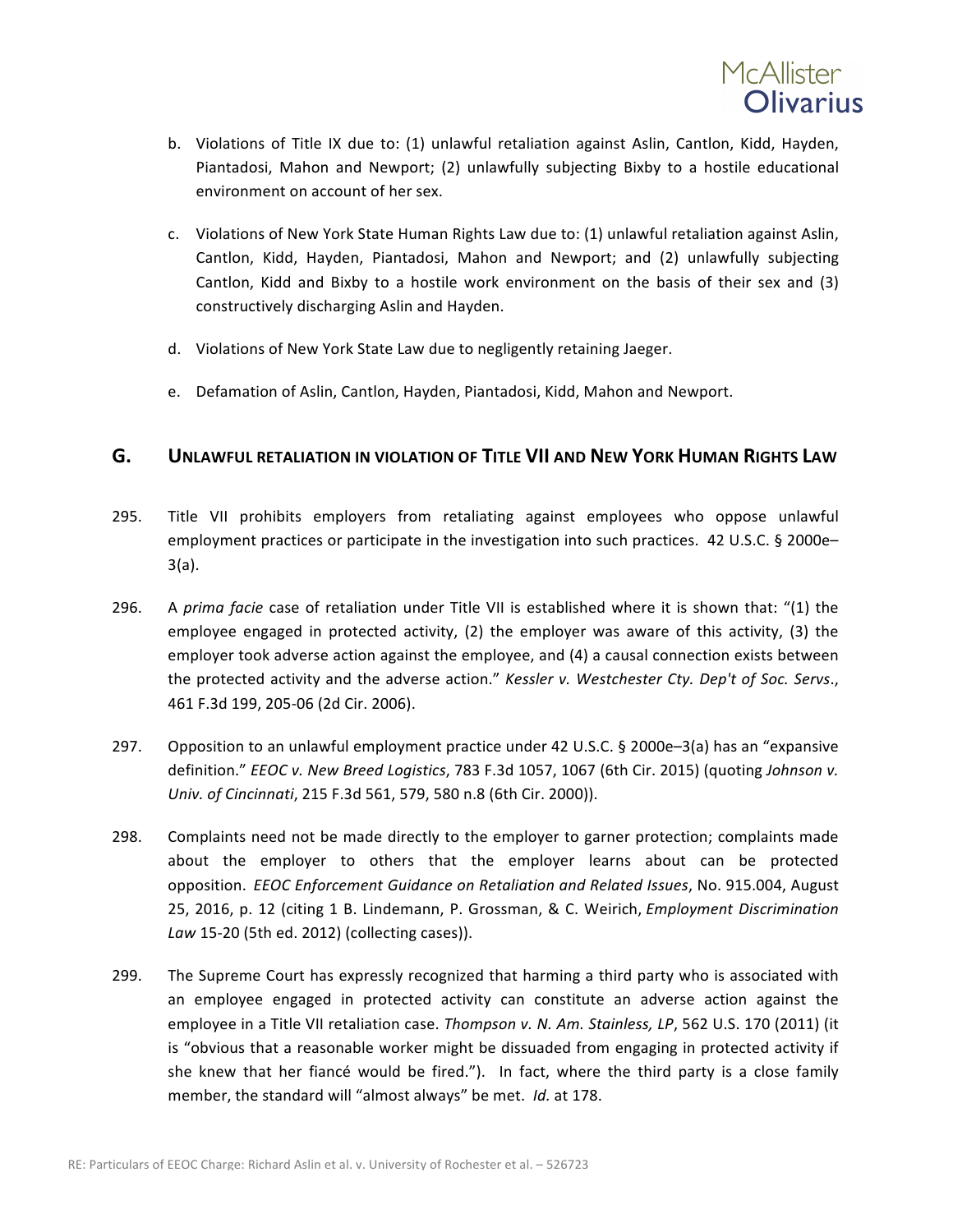b. Violations of Title IX due to: (1) unlawful retaliation against Aslin, Cantlon, Kidd, Hayden, Piantadosi, Mahon and Newport; (2) unlawfully subjecting Bixby to a hostile educational environment on account of her sex.

c. Violations of New York State Human Rights Law due to: (1) unlawful retaliation against Aslin, Cantlon, Kidd, Hayden, Piantadosi, Mahon and Newport; and (2) unlawfully subjecting Cantlon, Kidd and Bixby to a hostile work environment on the basis of their sex and (3) constructively discharging Aslin and Hayden.

d. Violations of New York State Law due to negligently retaining Jaeger.

e. Defamation of Aslin, Cantlon, Hayden, Piantadosi, Kidd, Mahon and Newport.

## G. UNLAWFUL RETALIATION IN VIOLATION OF TITLE VII AND NEW YORK HUMAN RIGHTS LAW

295. Title VII prohibits employers from retaliating against employees who oppose unlawful employment practices or participate in the investigation into such practices. 42 U.S.C. § 2000e–3(a).

296. A *prima facie* case of retaliation under Title VII is established where it is shown that: "(1) the employee engaged in protected activity, (2) the employer was aware of this activity, (3) the employer took adverse action against the employee, and (4) a causal connection exists between the protected activity and the adverse action." *Kessler v. Westchester Cty. Dep't of Soc. Servs*., 461 F.3d 199, 205-06 (2d Cir. 2006).

297. Opposition to an unlawful employment practice under 42 U.S.C. § 2000e–3(a) has an "expansive definition." *EEOC v. New Breed Logistics*, 783 F.3d 1057, 1067 (6th Cir. 2015) (quoting *Johnson v. Univ. of Cincinnati*, 215 F.3d 561, 579, 580 n.8 (6th Cir. 2000)).

298. Complaints need not be made directly to the employer to garner protection; complaints made about the employer to others that the employer learns about can be protected opposition. *EEOC Enforcement Guidance on Retaliation and Related Issues*, No. 915.004, August 25, 2016, p. 12 (citing 1 B. Lindemann, P. Grossman, & C. Weirich, *Employment Discrimination Law* 15-20 (5th ed. 2012) (collecting cases)).

299. The Supreme Court has expressly recognized that harming a third party who is associated with an employee engaged in protected activity can constitute an adverse action against the employee in a Title VII retaliation case. *Thompson v. N. Am. Stainless, LP*, 562 U.S. 170 (2011) (it is "obvious that a reasonable worker might be dissuaded from engaging in protected activity if she knew that her fiancé would be fired."). In fact, where the third party is a close family member, the standard will "almost always" be met. *Id.* at 178.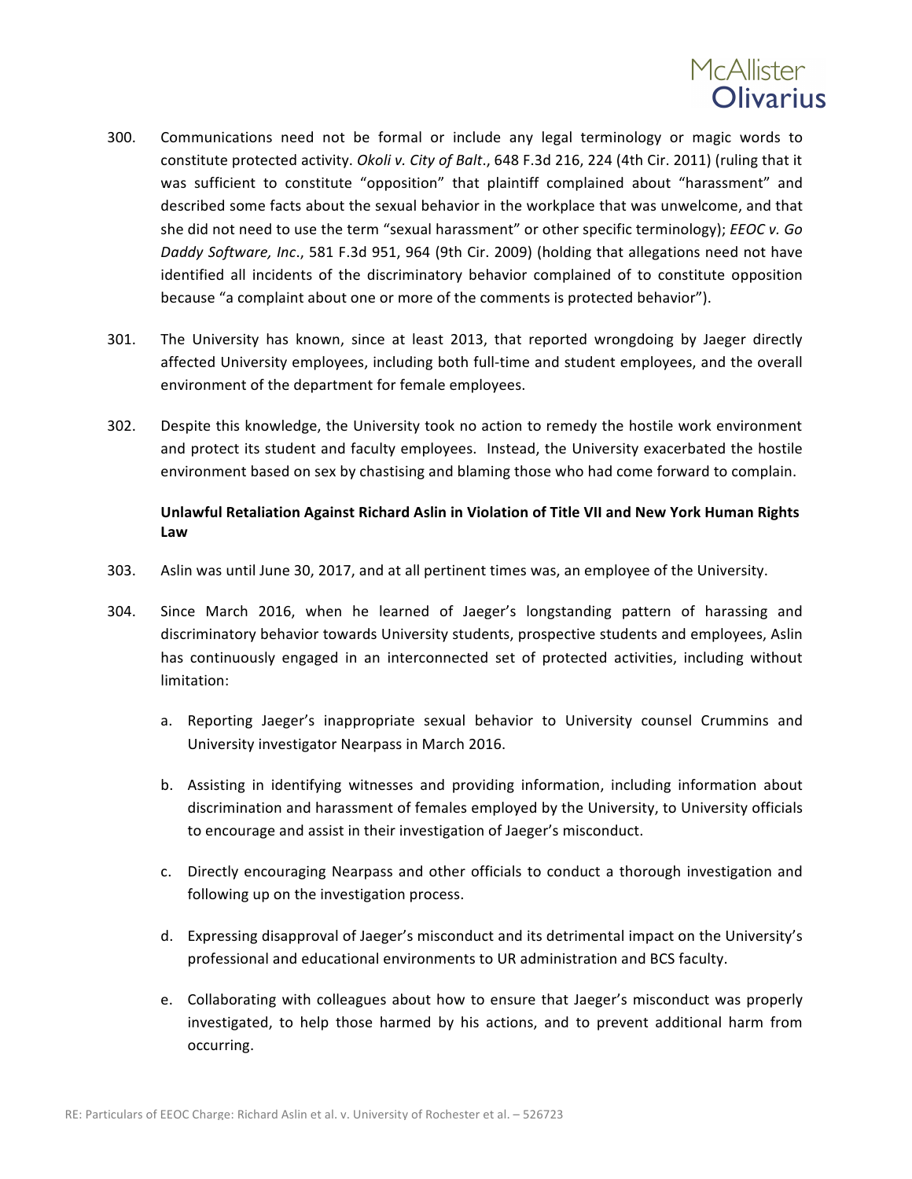300. Communications need not be formal or include any legal terminology or magic words to constitute protected activity. *Okoli v. City of Balt*., 648 F.3d 216, 224 (4th Cir. 2011) (ruling that it was sufficient to constitute "opposition" that plaintiff complained about "harassment" and described some facts about the sexual behavior in the workplace that was unwelcome, and that she did not need to use the term "sexual harassment" or other specific terminology); *EEOC v. Go Daddy Software, Inc*., 581 F.3d 951, 964 (9th Cir. 2009) (holding that allegations need not have identified all incidents of the discriminatory behavior complained of to constitute opposition because "a complaint about one or more of the comments is protected behavior").

301. The University has known, since at least 2013, that reported wrongdoing by Jaeger directly affected University employees, including both full-time and student employees, and the overall environment of the department for female employees.

302. Despite this knowledge, the University took no action to remedy the hostile work environment and protect its student and faculty employees. Instead, the University exacerbated the hostile environment based on sex by chastising and blaming those who had come forward to complain.

**Unlawful Retaliation Against Richard Aslin in Violation of Title VII and New York Human Rights Law**

303. Aslin was until June 30, 2017, and at all pertinent times was, an employee of the University.

304. Since March 2016, when he learned of Jaeger's longstanding pattern of harassing and discriminatory behavior towards University students, prospective students and employees, Aslin has continuously engaged in an interconnected set of protected activities, including without limitation:

   a. Reporting Jaeger's inappropriate sexual behavior to University counsel Crummins and University investigator Nearpass in March 2016.

   b. Assisting in identifying witnesses and providing information, including information about discrimination and harassment of females employed by the University, to University officials to encourage and assist in their investigation of Jaeger's misconduct.

   c. Directly encouraging Nearpass and other officials to conduct a thorough investigation and following up on the investigation process.

   d. Expressing disapproval of Jaeger's misconduct and its detrimental impact on the University's professional and educational environments to UR administration and BCS faculty.

   e. Collaborating with colleagues about how to ensure that Jaeger's misconduct was properly investigated, to help those harmed by his actions, and to prevent additional harm from occurring.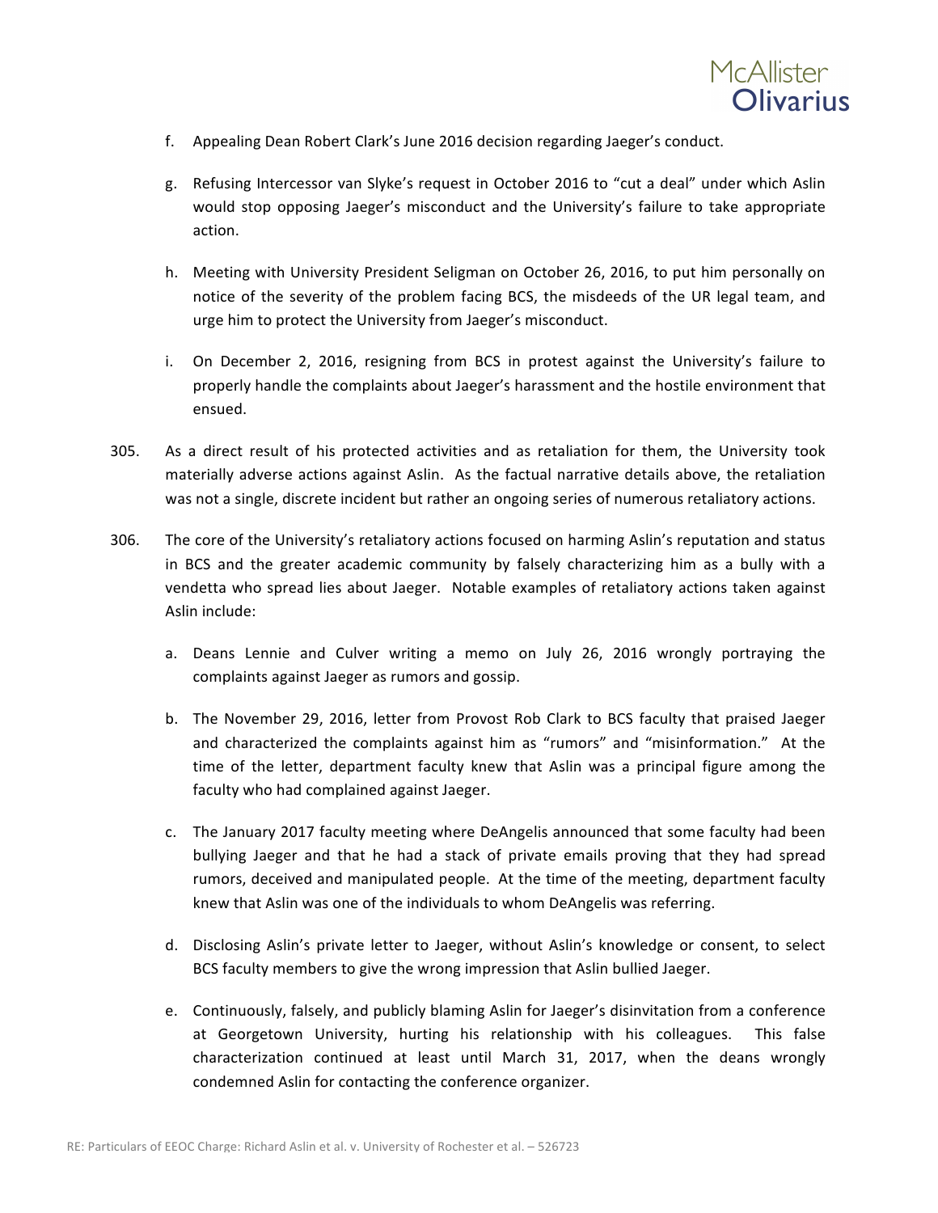f. Appealing Dean Robert Clark's June 2016 decision regarding Jaeger's conduct.

g. Refusing Intercessor van Slyke's request in October 2016 to "cut a deal" under which Aslin would stop opposing Jaeger's misconduct and the University's failure to take appropriate action.

h. Meeting with University President Seligman on October 26, 2016, to put him personally on notice of the severity of the problem facing BCS, the misdeeds of the UR legal team, and urge him to protect the University from Jaeger's misconduct.

i. On December 2, 2016, resigning from BCS in protest against the University's failure to properly handle the complaints about Jaeger's harassment and the hostile environment that ensued.

305. As a direct result of his protected activities and as retaliation for them, the University took materially adverse actions against Aslin. As the factual narrative details above, the retaliation was not a single, discrete incident but rather an ongoing series of numerous retaliatory actions.

306. The core of the University's retaliatory actions focused on harming Aslin's reputation and status in BCS and the greater academic community by falsely characterizing him as a bully with a vendetta who spread lies about Jaeger. Notable examples of retaliatory actions taken against Aslin include:

a. Deans Lennie and Culver writing a memo on July 26, 2016 wrongly portraying the complaints against Jaeger as rumors and gossip.

b. The November 29, 2016, letter from Provost Rob Clark to BCS faculty that praised Jaeger and characterized the complaints against him as "rumors" and "misinformation." At the time of the letter, department faculty knew that Aslin was a principal figure among the faculty who had complained against Jaeger.

c. The January 2017 faculty meeting where DeAngelis announced that some faculty had been bullying Jaeger and that he had a stack of private emails proving that they had spread rumors, deceived and manipulated people. At the time of the meeting, department faculty knew that Aslin was one of the individuals to whom DeAngelis was referring.

d. Disclosing Aslin's private letter to Jaeger, without Aslin's knowledge or consent, to select BCS faculty members to give the wrong impression that Aslin bullied Jaeger.

e. Continuously, falsely, and publicly blaming Aslin for Jaeger's disinvitation from a conference at Georgetown University, hurting his relationship with his colleagues. This false characterization continued at least until March 31, 2017, when the deans wrongly condemned Aslin for contacting the conference organizer.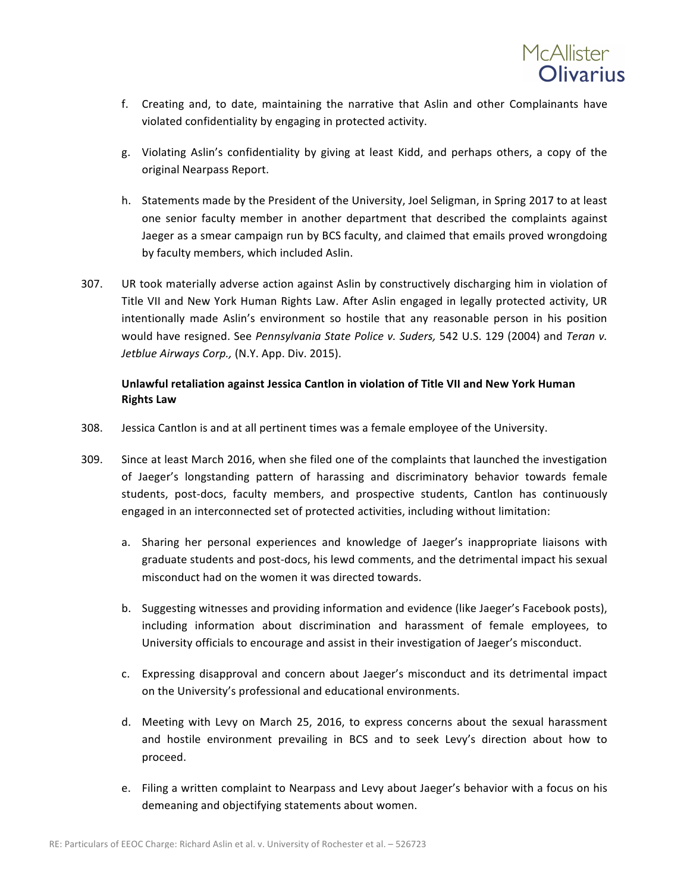f. Creating and, to date, maintaining the narrative that Aslin and other Complainants have violated confidentiality by engaging in protected activity.

g. Violating Aslin's confidentiality by giving at least Kidd, and perhaps others, a copy of the original Nearpass Report.

h. Statements made by the President of the University, Joel Seligman, in Spring 2017 to at least one senior faculty member in another department that described the complaints against Jaeger as a smear campaign run by BCS faculty, and claimed that emails proved wrongdoing by faculty members, which included Aslin.

307. UR took materially adverse action against Aslin by constructively discharging him in violation of Title VII and New York Human Rights Law. After Aslin engaged in legally protected activity, UR intentionally made Aslin's environment so hostile that any reasonable person in his position would have resigned. See *Pennsylvania State Police v. Suders,* 542 U.S. 129 (2004) and *Teran v. Jetblue Airways Corp.,* (N.Y. App. Div. 2015).

**Unlawful retaliation against Jessica Cantlon in violation of Title VII and New York Human Rights Law**

308. Jessica Cantlon is and at all pertinent times was a female employee of the University.

309. Since at least March 2016, when she filed one of the complaints that launched the investigation of Jaeger's longstanding pattern of harassing and discriminatory behavior towards female students, post-docs, faculty members, and prospective students, Cantlon has continuously engaged in an interconnected set of protected activities, including without limitation:

a. Sharing her personal experiences and knowledge of Jaeger's inappropriate liaisons with graduate students and post-docs, his lewd comments, and the detrimental impact his sexual misconduct had on the women it was directed towards.

b. Suggesting witnesses and providing information and evidence (like Jaeger's Facebook posts), including information about discrimination and harassment of female employees, to University officials to encourage and assist in their investigation of Jaeger's misconduct.

c. Expressing disapproval and concern about Jaeger's misconduct and its detrimental impact on the University's professional and educational environments.

d. Meeting with Levy on March 25, 2016, to express concerns about the sexual harassment and hostile environment prevailing in BCS and to seek Levy's direction about how to proceed.

e. Filing a written complaint to Nearpass and Levy about Jaeger's behavior with a focus on his demeaning and objectifying statements about women.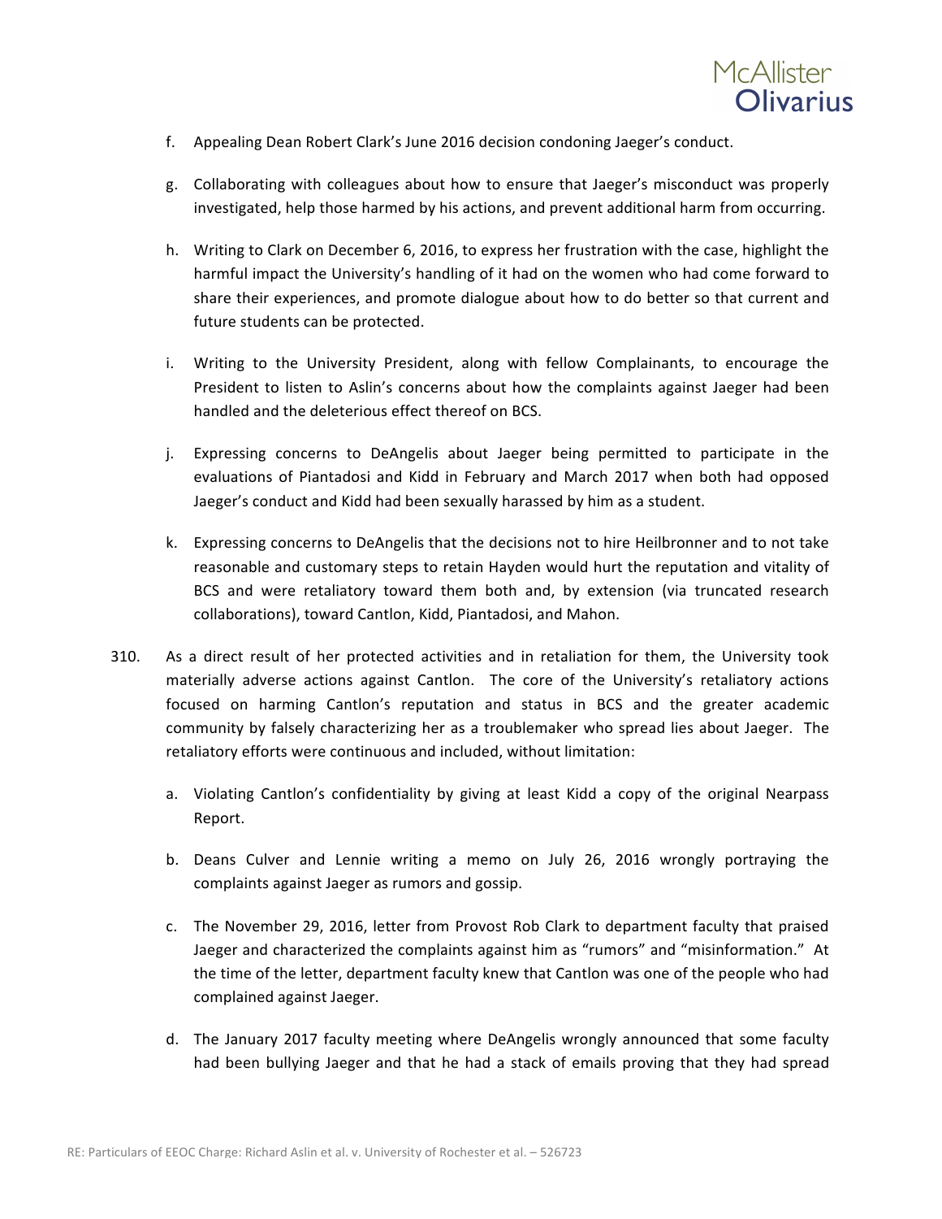f. Appealing Dean Robert Clark's June 2016 decision condoning Jaeger's conduct.

g. Collaborating with colleagues about how to ensure that Jaeger's misconduct was properly investigated, help those harmed by his actions, and prevent additional harm from occurring.

h. Writing to Clark on December 6, 2016, to express her frustration with the case, highlight the harmful impact the University's handling of it had on the women who had come forward to share their experiences, and promote dialogue about how to do better so that current and future students can be protected.

i. Writing to the University President, along with fellow Complainants, to encourage the President to listen to Aslin's concerns about how the complaints against Jaeger had been handled and the deleterious effect thereof on BCS.

j. Expressing concerns to DeAngelis about Jaeger being permitted to participate in the evaluations of Piantadosi and Kidd in February and March 2017 when both had opposed Jaeger's conduct and Kidd had been sexually harassed by him as a student.

k. Expressing concerns to DeAngelis that the decisions not to hire Heilbronner and to not take reasonable and customary steps to retain Hayden would hurt the reputation and vitality of BCS and were retaliatory toward them both and, by extension (via truncated research collaborations), toward Cantlon, Kidd, Piantadosi, and Mahon.

310. As a direct result of her protected activities and in retaliation for them, the University took materially adverse actions against Cantlon. The core of the University's retaliatory actions focused on harming Cantlon's reputation and status in BCS and the greater academic community by falsely characterizing her as a troublemaker who spread lies about Jaeger. The retaliatory efforts were continuous and included, without limitation:

a. Violating Cantlon's confidentiality by giving at least Kidd a copy of the original Nearpass Report.

b. Deans Culver and Lennie writing a memo on July 26, 2016 wrongly portraying the complaints against Jaeger as rumors and gossip.

c. The November 29, 2016, letter from Provost Rob Clark to department faculty that praised Jaeger and characterized the complaints against him as "rumors" and "misinformation." At the time of the letter, department faculty knew that Cantlon was one of the people who had complained against Jaeger.

d. The January 2017 faculty meeting where DeAngelis wrongly announced that some faculty had been bullying Jaeger and that he had a stack of emails proving that they had spread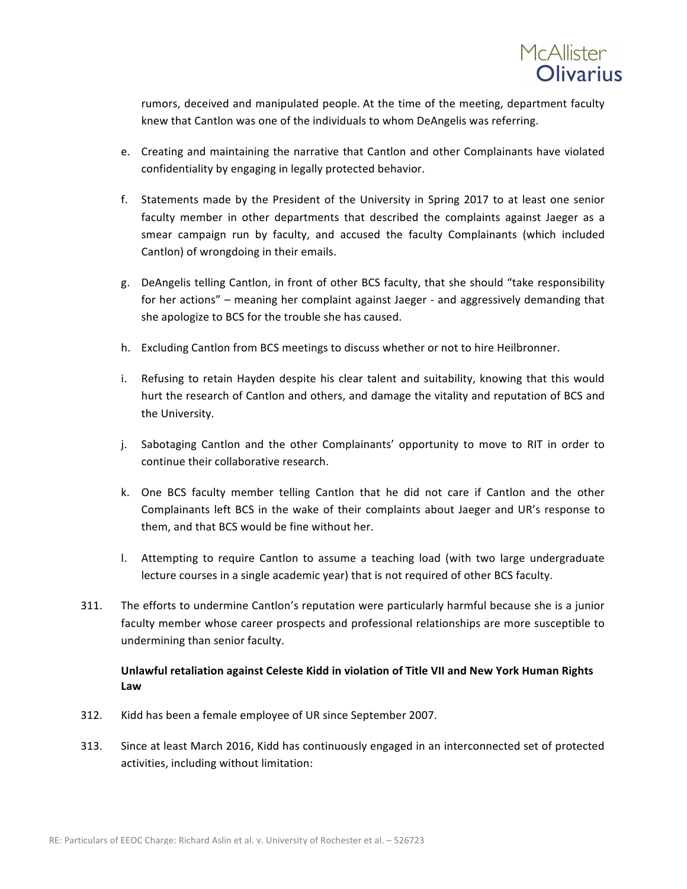rumors, deceived and manipulated people. At the time of the meeting, department faculty knew that Cantlon was one of the individuals to whom DeAngelis was referring.

e. Creating and maintaining the narrative that Cantlon and other Complainants have violated confidentiality by engaging in legally protected behavior.

f. Statements made by the President of the University in Spring 2017 to at least one senior faculty member in other departments that described the complaints against Jaeger as a smear campaign run by faculty, and accused the faculty Complainants (which included Cantlon) of wrongdoing in their emails.

g. DeAngelis telling Cantlon, in front of other BCS faculty, that she should "take responsibility for her actions" – meaning her complaint against Jaeger - and aggressively demanding that she apologize to BCS for the trouble she has caused.

h. Excluding Cantlon from BCS meetings to discuss whether or not to hire Heilbronner.

i. Refusing to retain Hayden despite his clear talent and suitability, knowing that this would hurt the research of Cantlon and others, and damage the vitality and reputation of BCS and the University.

j. Sabotaging Cantlon and the other Complainants' opportunity to move to RIT in order to continue their collaborative research.

k. One BCS faculty member telling Cantlon that he did not care if Cantlon and the other Complainants left BCS in the wake of their complaints about Jaeger and UR's response to them, and that BCS would be fine without her.

l. Attempting to require Cantlon to assume a teaching load (with two large undergraduate lecture courses in a single academic year) that is not required of other BCS faculty.

311. The efforts to undermine Cantlon's reputation were particularly harmful because she is a junior faculty member whose career prospects and professional relationships are more susceptible to undermining than senior faculty.

**Unlawful retaliation against Celeste Kidd in violation of Title VII and New York Human Rights Law**

312. Kidd has been a female employee of UR since September 2007.

313. Since at least March 2016, Kidd has continuously engaged in an interconnected set of protected activities, including without limitation: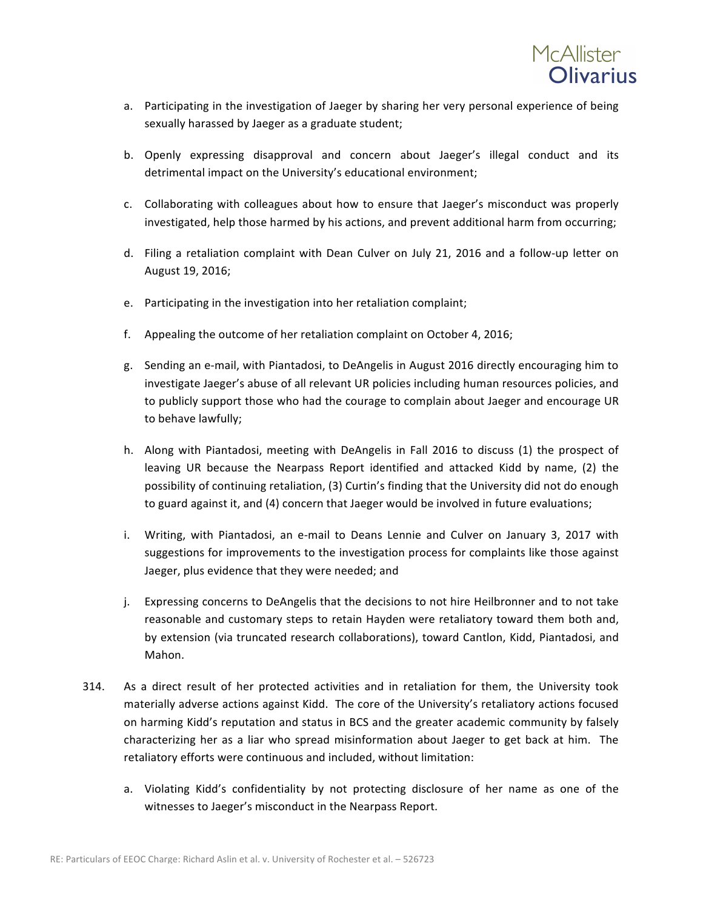a. Participating in the investigation of Jaeger by sharing her very personal experience of being sexually harassed by Jaeger as a graduate student;

b. Openly expressing disapproval and concern about Jaeger's illegal conduct and its detrimental impact on the University's educational environment;

c. Collaborating with colleagues about how to ensure that Jaeger's misconduct was properly investigated, help those harmed by his actions, and prevent additional harm from occurring;

d. Filing a retaliation complaint with Dean Culver on July 21, 2016 and a follow-up letter on August 19, 2016;

e. Participating in the investigation into her retaliation complaint;

f. Appealing the outcome of her retaliation complaint on October 4, 2016;

g. Sending an e-mail, with Piantadosi, to DeAngelis in August 2016 directly encouraging him to investigate Jaeger's abuse of all relevant UR policies including human resources policies, and to publicly support those who had the courage to complain about Jaeger and encourage UR to behave lawfully;

h. Along with Piantadosi, meeting with DeAngelis in Fall 2016 to discuss (1) the prospect of leaving UR because the Nearpass Report identified and attacked Kidd by name, (2) the possibility of continuing retaliation, (3) Curtin's finding that the University did not do enough to guard against it, and (4) concern that Jaeger would be involved in future evaluations;

i. Writing, with Piantadosi, an e-mail to Deans Lennie and Culver on January 3, 2017 with suggestions for improvements to the investigation process for complaints like those against Jaeger, plus evidence that they were needed; and

j. Expressing concerns to DeAngelis that the decisions to not hire Heilbronner and to not take reasonable and customary steps to retain Hayden were retaliatory toward them both and, by extension (via truncated research collaborations), toward Cantlon, Kidd, Piantadosi, and Mahon.

314. As a direct result of her protected activities and in retaliation for them, the University took materially adverse actions against Kidd. The core of the University's retaliatory actions focused on harming Kidd's reputation and status in BCS and the greater academic community by falsely characterizing her as a liar who spread misinformation about Jaeger to get back at him. The retaliatory efforts were continuous and included, without limitation:

a. Violating Kidd's confidentiality by not protecting disclosure of her name as one of the witnesses to Jaeger's misconduct in the Nearpass Report.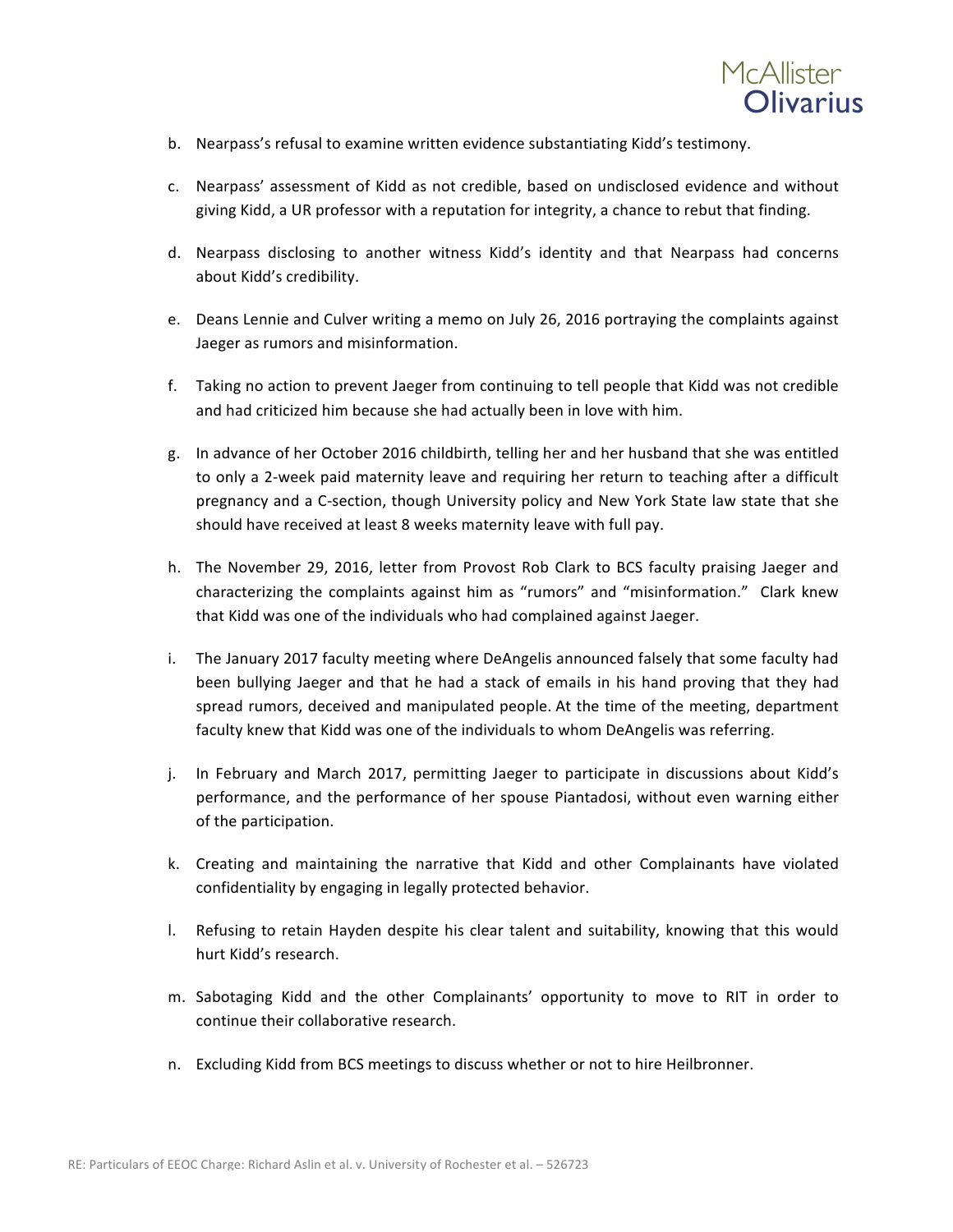b. Nearpass's refusal to examine written evidence substantiating Kidd's testimony.

c. Nearpass' assessment of Kidd as not credible, based on undisclosed evidence and without giving Kidd, a UR professor with a reputation for integrity, a chance to rebut that finding.

d. Nearpass disclosing to another witness Kidd's identity and that Nearpass had concerns about Kidd's credibility.

e. Deans Lennie and Culver writing a memo on July 26, 2016 portraying the complaints against Jaeger as rumors and misinformation.

f. Taking no action to prevent Jaeger from continuing to tell people that Kidd was not credible and had criticized him because she had actually been in love with him.

g. In advance of her October 2016 childbirth, telling her and her husband that she was entitled to only a 2-week paid maternity leave and requiring her return to teaching after a difficult pregnancy and a C-section, though University policy and New York State law state that she should have received at least 8 weeks maternity leave with full pay.

h. The November 29, 2016, letter from Provost Rob Clark to BCS faculty praising Jaeger and characterizing the complaints against him as "rumors" and "misinformation." Clark knew that Kidd was one of the individuals who had complained against Jaeger.

i. The January 2017 faculty meeting where DeAngelis announced falsely that some faculty had been bullying Jaeger and that he had a stack of emails in his hand proving that they had spread rumors, deceived and manipulated people. At the time of the meeting, department faculty knew that Kidd was one of the individuals to whom DeAngelis was referring.

j. In February and March 2017, permitting Jaeger to participate in discussions about Kidd's performance, and the performance of her spouse Piantadosi, without even warning either of the participation.

k. Creating and maintaining the narrative that Kidd and other Complainants have violated confidentiality by engaging in legally protected behavior.

l. Refusing to retain Hayden despite his clear talent and suitability, knowing that this would hurt Kidd's research.

m. Sabotaging Kidd and the other Complainants' opportunity to move to RIT in order to continue their collaborative research.

n. Excluding Kidd from BCS meetings to discuss whether or not to hire Heilbronner.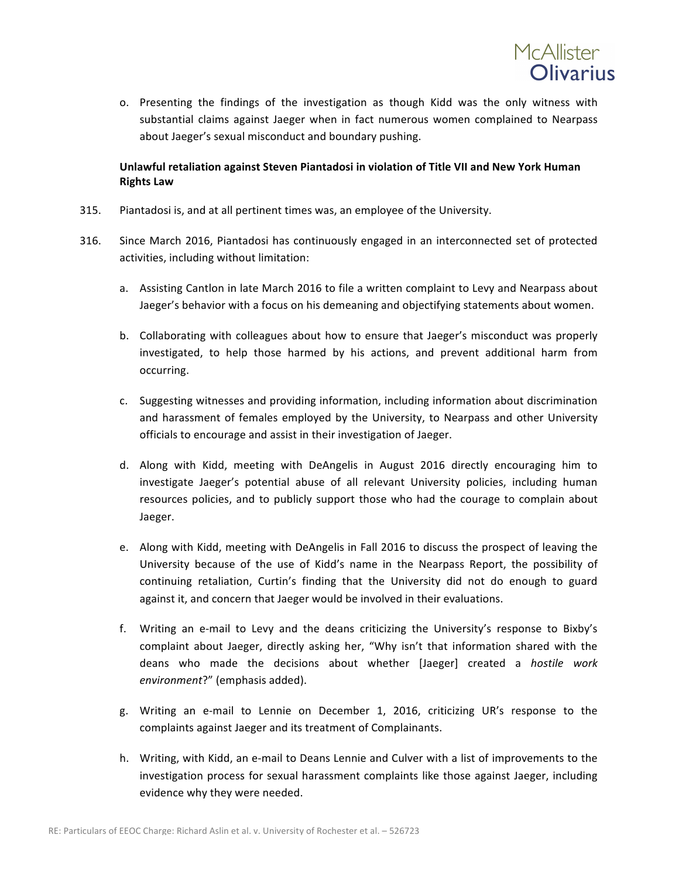o. Presenting the findings of the investigation as though Kidd was the only witness with substantial claims against Jaeger when in fact numerous women complained to Nearpass about Jaeger's sexual misconduct and boundary pushing.

**Unlawful retaliation against Steven Piantadosi in violation of Title VII and New York Human Rights Law**

315. Piantadosi is, and at all pertinent times was, an employee of the University.

316. Since March 2016, Piantadosi has continuously engaged in an interconnected set of protected activities, including without limitation:

a. Assisting Cantlon in late March 2016 to file a written complaint to Levy and Nearpass about Jaeger's behavior with a focus on his demeaning and objectifying statements about women.

b. Collaborating with colleagues about how to ensure that Jaeger's misconduct was properly investigated, to help those harmed by his actions, and prevent additional harm from occurring.

c. Suggesting witnesses and providing information, including information about discrimination and harassment of females employed by the University, to Nearpass and other University officials to encourage and assist in their investigation of Jaeger.

d. Along with Kidd, meeting with DeAngelis in August 2016 directly encouraging him to investigate Jaeger's potential abuse of all relevant University policies, including human resources policies, and to publicly support those who had the courage to complain about Jaeger.

e. Along with Kidd, meeting with DeAngelis in Fall 2016 to discuss the prospect of leaving the University because of the use of Kidd's name in the Nearpass Report, the possibility of continuing retaliation, Curtin's finding that the University did not do enough to guard against it, and concern that Jaeger would be involved in their evaluations.

f. Writing an e-mail to Levy and the deans criticizing the University's response to Bixby's complaint about Jaeger, directly asking her, "Why isn't that information shared with the deans who made the decisions about whether [Jaeger] created a *hostile work environment*?" (emphasis added).

g. Writing an e-mail to Lennie on December 1, 2016, criticizing UR's response to the complaints against Jaeger and its treatment of Complainants.

h. Writing, with Kidd, an e-mail to Deans Lennie and Culver with a list of improvements to the investigation process for sexual harassment complaints like those against Jaeger, including evidence why they were needed.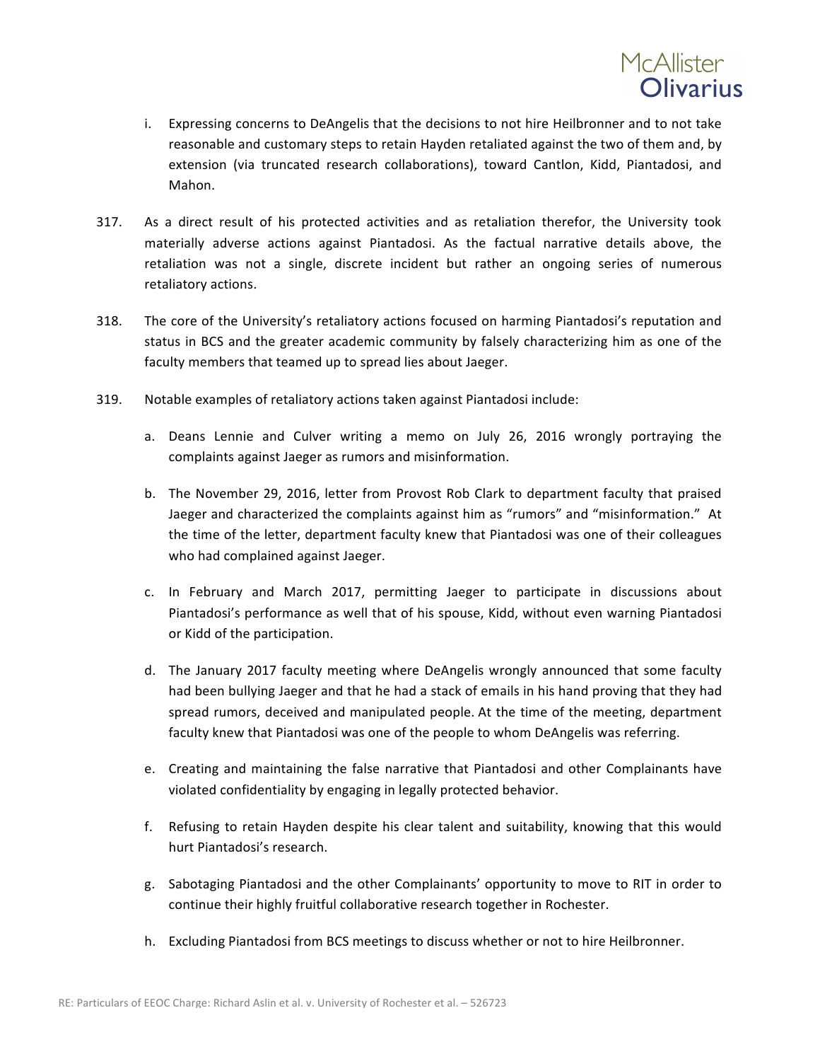i. Expressing concerns to DeAngelis that the decisions to not hire Heilbronner and to not take reasonable and customary steps to retain Hayden retaliated against the two of them and, by extension (via truncated research collaborations), toward Cantlon, Kidd, Piantadosi, and Mahon.

317. As a direct result of his protected activities and as retaliation therefor, the University took materially adverse actions against Piantadosi. As the factual narrative details above, the retaliation was not a single, discrete incident but rather an ongoing series of numerous retaliatory actions.

318. The core of the University's retaliatory actions focused on harming Piantadosi's reputation and status in BCS and the greater academic community by falsely characterizing him as one of the faculty members that teamed up to spread lies about Jaeger.

319. Notable examples of retaliatory actions taken against Piantadosi include:

a. Deans Lennie and Culver writing a memo on July 26, 2016 wrongly portraying the complaints against Jaeger as rumors and misinformation.

b. The November 29, 2016, letter from Provost Rob Clark to department faculty that praised Jaeger and characterized the complaints against him as "rumors" and "misinformation." At the time of the letter, department faculty knew that Piantadosi was one of their colleagues who had complained against Jaeger.

c. In February and March 2017, permitting Jaeger to participate in discussions about Piantadosi's performance as well that of his spouse, Kidd, without even warning Piantadosi or Kidd of the participation.

d. The January 2017 faculty meeting where DeAngelis wrongly announced that some faculty had been bullying Jaeger and that he had a stack of emails in his hand proving that they had spread rumors, deceived and manipulated people. At the time of the meeting, department faculty knew that Piantadosi was one of the people to whom DeAngelis was referring.

e. Creating and maintaining the false narrative that Piantadosi and other Complainants have violated confidentiality by engaging in legally protected behavior.

f. Refusing to retain Hayden despite his clear talent and suitability, knowing that this would hurt Piantadosi's research.

g. Sabotaging Piantadosi and the other Complainants' opportunity to move to RIT in order to continue their highly fruitful collaborative research together in Rochester.

h. Excluding Piantadosi from BCS meetings to discuss whether or not to hire Heilbronner.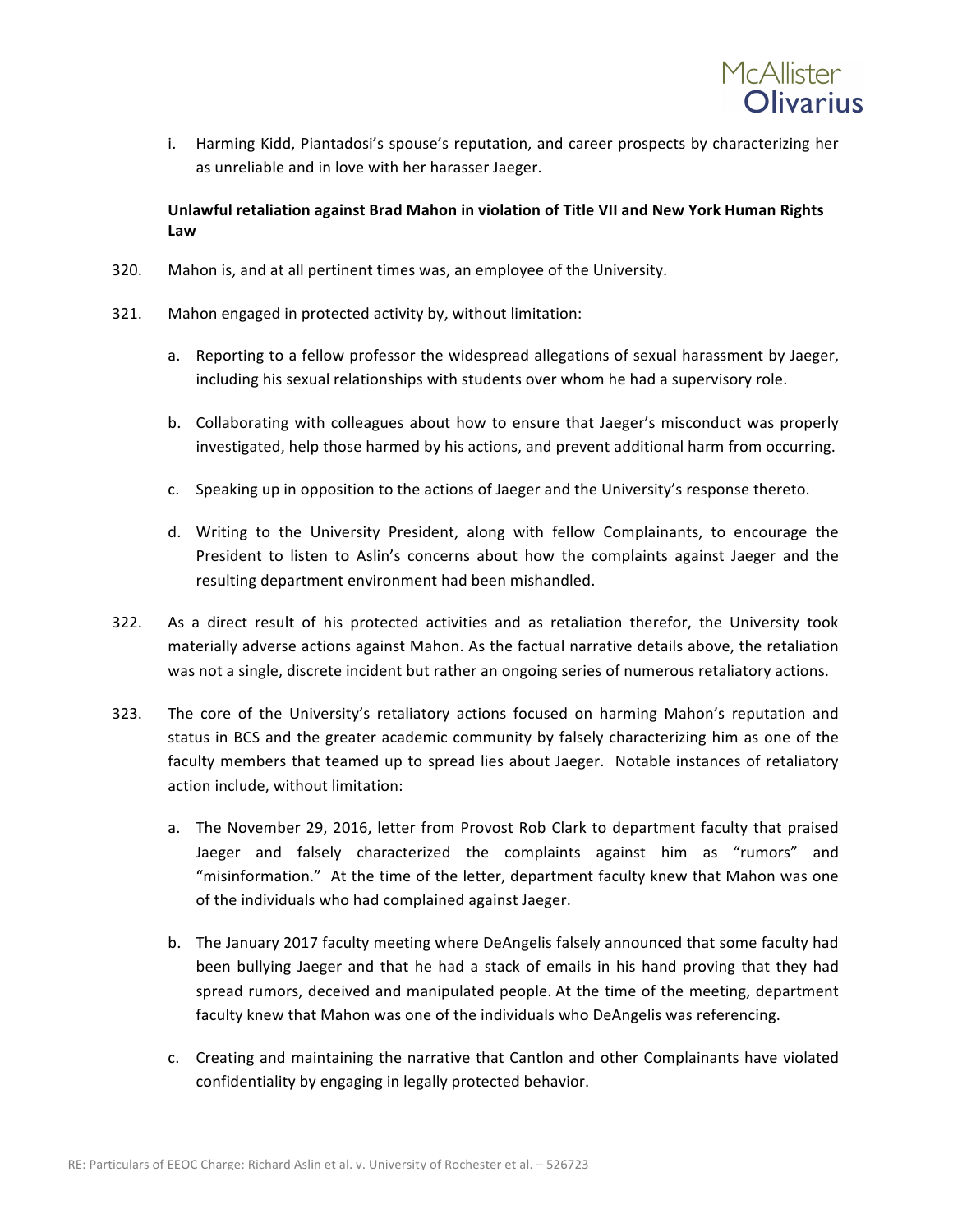i. Harming Kidd, Piantadosi's spouse's reputation, and career prospects by characterizing her as unreliable and in love with her harasser Jaeger.

**Unlawful retaliation against Brad Mahon in violation of Title VII and New York Human Rights Law**

320. Mahon is, and at all pertinent times was, an employee of the University.

321. Mahon engaged in protected activity by, without limitation:

   a. Reporting to a fellow professor the widespread allegations of sexual harassment by Jaeger, including his sexual relationships with students over whom he had a supervisory role.

   b. Collaborating with colleagues about how to ensure that Jaeger's misconduct was properly investigated, help those harmed by his actions, and prevent additional harm from occurring.

   c. Speaking up in opposition to the actions of Jaeger and the University's response thereto.

   d. Writing to the University President, along with fellow Complainants, to encourage the President to listen to Aslin's concerns about how the complaints against Jaeger and the resulting department environment had been mishandled.

322. As a direct result of his protected activities and as retaliation therefor, the University took materially adverse actions against Mahon. As the factual narrative details above, the retaliation was not a single, discrete incident but rather an ongoing series of numerous retaliatory actions.

323. The core of the University's retaliatory actions focused on harming Mahon's reputation and status in BCS and the greater academic community by falsely characterizing him as one of the faculty members that teamed up to spread lies about Jaeger. Notable instances of retaliatory action include, without limitation:

   a. The November 29, 2016, letter from Provost Rob Clark to department faculty that praised Jaeger and falsely characterized the complaints against him as "rumors" and "misinformation." At the time of the letter, department faculty knew that Mahon was one of the individuals who had complained against Jaeger.

   b. The January 2017 faculty meeting where DeAngelis falsely announced that some faculty had been bullying Jaeger and that he had a stack of emails in his hand proving that they had spread rumors, deceived and manipulated people. At the time of the meeting, department faculty knew that Mahon was one of the individuals who DeAngelis was referencing.

   c. Creating and maintaining the narrative that Cantlon and other Complainants have violated confidentiality by engaging in legally protected behavior.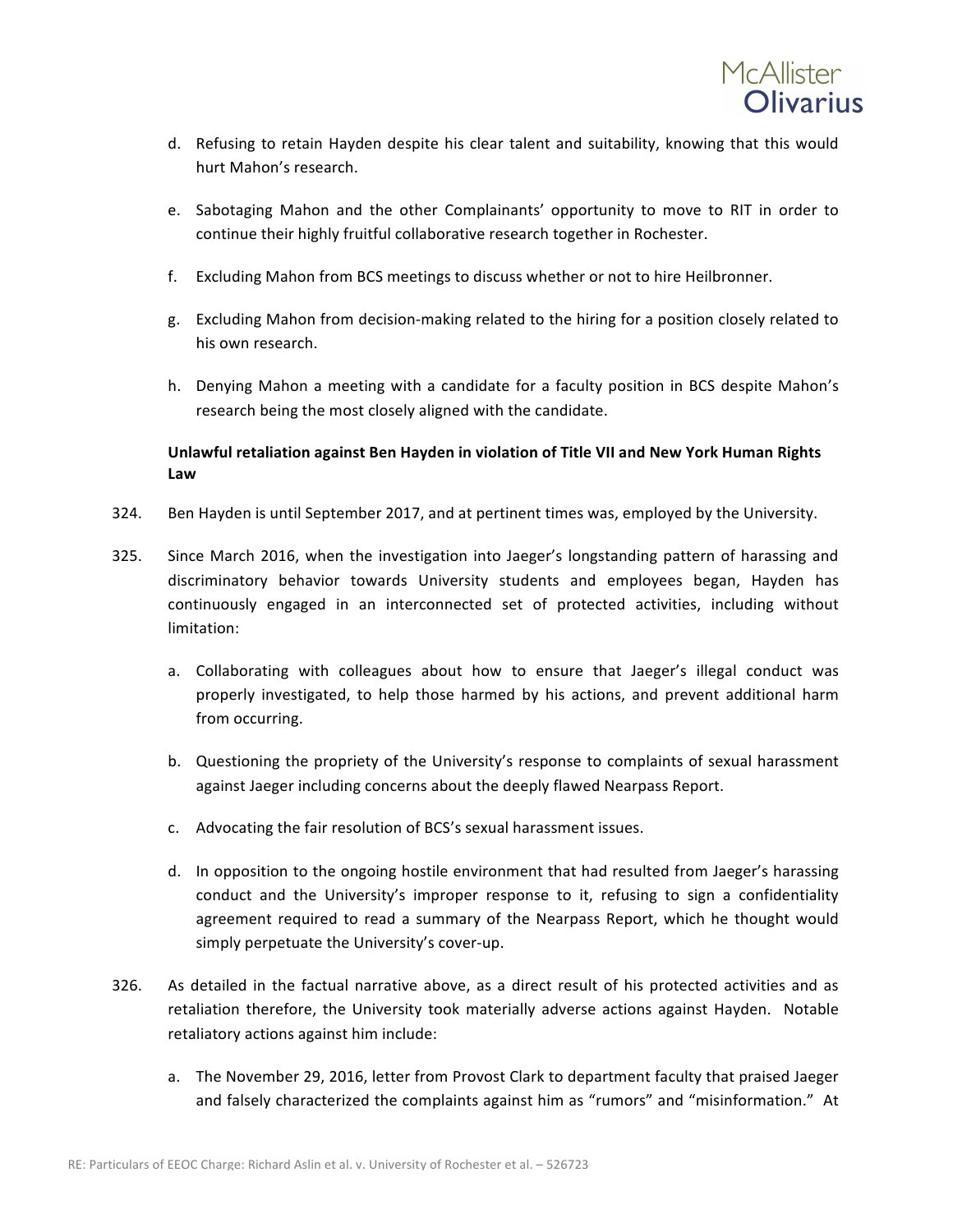d. Refusing to retain Hayden despite his clear talent and suitability, knowing that this would hurt Mahon's research.

e. Sabotaging Mahon and the other Complainants' opportunity to move to RIT in order to continue their highly fruitful collaborative research together in Rochester.

f. Excluding Mahon from BCS meetings to discuss whether or not to hire Heilbronner.

g. Excluding Mahon from decision-making related to the hiring for a position closely related to his own research.

h. Denying Mahon a meeting with a candidate for a faculty position in BCS despite Mahon's research being the most closely aligned with the candidate.

**Unlawful retaliation against Ben Hayden in violation of Title VII and New York Human Rights Law**

324. Ben Hayden is until September 2017, and at pertinent times was, employed by the University.

325. Since March 2016, when the investigation into Jaeger's longstanding pattern of harassing and discriminatory behavior towards University students and employees began, Hayden has continuously engaged in an interconnected set of protected activities, including without limitation:

a. Collaborating with colleagues about how to ensure that Jaeger's illegal conduct was properly investigated, to help those harmed by his actions, and prevent additional harm from occurring.

b. Questioning the propriety of the University's response to complaints of sexual harassment against Jaeger including concerns about the deeply flawed Nearpass Report.

c. Advocating the fair resolution of BCS's sexual harassment issues.

d. In opposition to the ongoing hostile environment that had resulted from Jaeger's harassing conduct and the University's improper response to it, refusing to sign a confidentiality agreement required to read a summary of the Nearpass Report, which he thought would simply perpetuate the University's cover-up.

326. As detailed in the factual narrative above, as a direct result of his protected activities and as retaliation therefore, the University took materially adverse actions against Hayden. Notable retaliatory actions against him include:

a. The November 29, 2016, letter from Provost Clark to department faculty that praised Jaeger and falsely characterized the complaints against him as "rumors" and "misinformation." At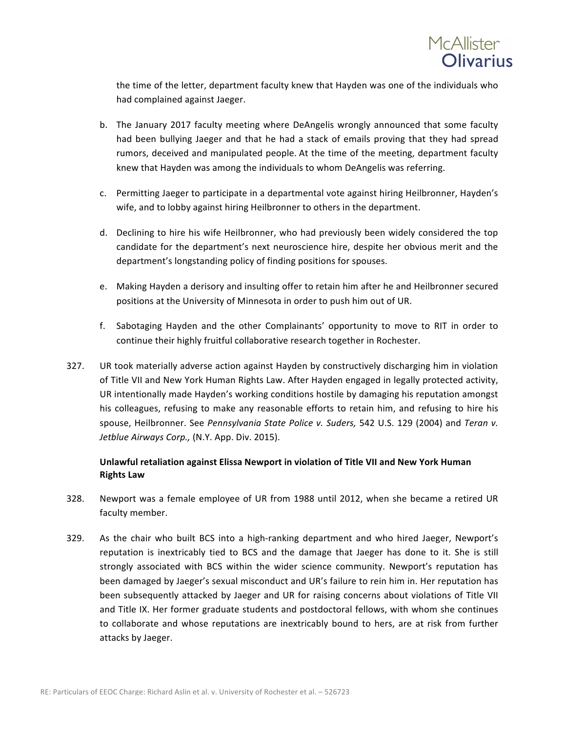the time of the letter, department faculty knew that Hayden was one of the individuals who had complained against Jaeger.

b. The January 2017 faculty meeting where DeAngelis wrongly announced that some faculty had been bullying Jaeger and that he had a stack of emails proving that they had spread rumors, deceived and manipulated people. At the time of the meeting, department faculty knew that Hayden was among the individuals to whom DeAngelis was referring.

c. Permitting Jaeger to participate in a departmental vote against hiring Heilbronner, Hayden's wife, and to lobby against hiring Heilbronner to others in the department.

d. Declining to hire his wife Heilbronner, who had previously been widely considered the top candidate for the department's next neuroscience hire, despite her obvious merit and the department's longstanding policy of finding positions for spouses.

e. Making Hayden a derisory and insulting offer to retain him after he and Heilbronner secured positions at the University of Minnesota in order to push him out of UR.

f. Sabotaging Hayden and the other Complainants' opportunity to move to RIT in order to continue their highly fruitful collaborative research together in Rochester.

327. UR took materially adverse action against Hayden by constructively discharging him in violation of Title VII and New York Human Rights Law. After Hayden engaged in legally protected activity, UR intentionally made Hayden's working conditions hostile by damaging his reputation amongst his colleagues, refusing to make any reasonable efforts to retain him, and refusing to hire his spouse, Heilbronner. See *Pennsylvania State Police v. Suders,* 542 U.S. 129 (2004) and *Teran v. Jetblue Airways Corp.,* (N.Y. App. Div. 2015).

**Unlawful retaliation against Elissa Newport in violation of Title VII and New York Human Rights Law**

328. Newport was a female employee of UR from 1988 until 2012, when she became a retired UR faculty member.

329. As the chair who built BCS into a high-ranking department and who hired Jaeger, Newport's reputation is inextricably tied to BCS and the damage that Jaeger has done to it. She is still strongly associated with BCS within the wider science community. Newport's reputation has been damaged by Jaeger's sexual misconduct and UR's failure to rein him in. Her reputation has been subsequently attacked by Jaeger and UR for raising concerns about violations of Title VII and Title IX. Her former graduate students and postdoctoral fellows, with whom she continues to collaborate and whose reputations are inextricably bound to hers, are at risk from further attacks by Jaeger.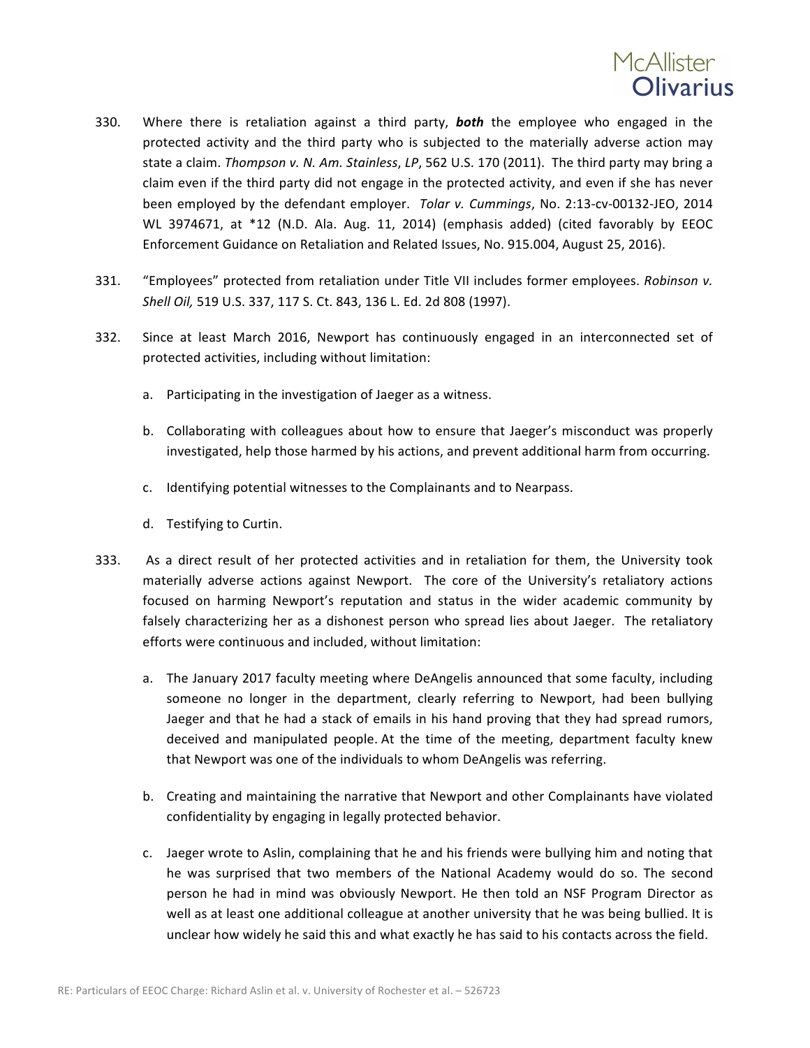330. Where there is retaliation against a third party, ***both*** the employee who engaged in the protected activity and the third party who is subjected to the materially adverse action may state a claim. *Thompson v. N. Am. Stainless, LP*, 562 U.S. 170 (2011). The third party may bring a claim even if the third party did not engage in the protected activity, and even if she has never been employed by the defendant employer. *Tolar v. Cummings*, No. 2:13-cv-00132-JEO, 2014 WL 3974671, at *12 (N.D. Ala. Aug. 11, 2014) (emphasis added) (cited favorably by EEOC Enforcement Guidance on Retaliation and Related Issues, No. 915.004, August 25, 2016).

331. "Employees" protected from retaliation under Title VII includes former employees. *Robinson v. Shell Oil,* 519 U.S. 337, 117 S. Ct. 843, 136 L. Ed. 2d 808 (1997).

332. Since at least March 2016, Newport has continuously engaged in an interconnected set of protected activities, including without limitation:

   a. Participating in the investigation of Jaeger as a witness.

   b. Collaborating with colleagues about how to ensure that Jaeger's misconduct was properly investigated, help those harmed by his actions, and prevent additional harm from occurring.

   c. Identifying potential witnesses to the Complainants and to Nearpass.

   d. Testifying to Curtin.

333. As a direct result of her protected activities and in retaliation for them, the University took materially adverse actions against Newport. The core of the University's retaliatory actions focused on harming Newport's reputation and status in the wider academic community by falsely characterizing her as a dishonest person who spread lies about Jaeger. The retaliatory efforts were continuous and included, without limitation:

   a. The January 2017 faculty meeting where DeAngelis announced that some faculty, including someone no longer in the department, clearly referring to Newport, had been bullying Jaeger and that he had a stack of emails in his hand proving that they had spread rumors, deceived and manipulated people. At the time of the meeting, department faculty knew that Newport was one of the individuals to whom DeAngelis was referring.

   b. Creating and maintaining the narrative that Newport and other Complainants have violated confidentiality by engaging in legally protected behavior.

   c. Jaeger wrote to Aslin, complaining that he and his friends were bullying him and noting that he was surprised that two members of the National Academy would do so. The second person he had in mind was obviously Newport. He then told an NSF Program Director as well as at least one additional colleague at another university that he was being bullied. It is unclear how widely he said this and what exactly he has said to his contacts across the field.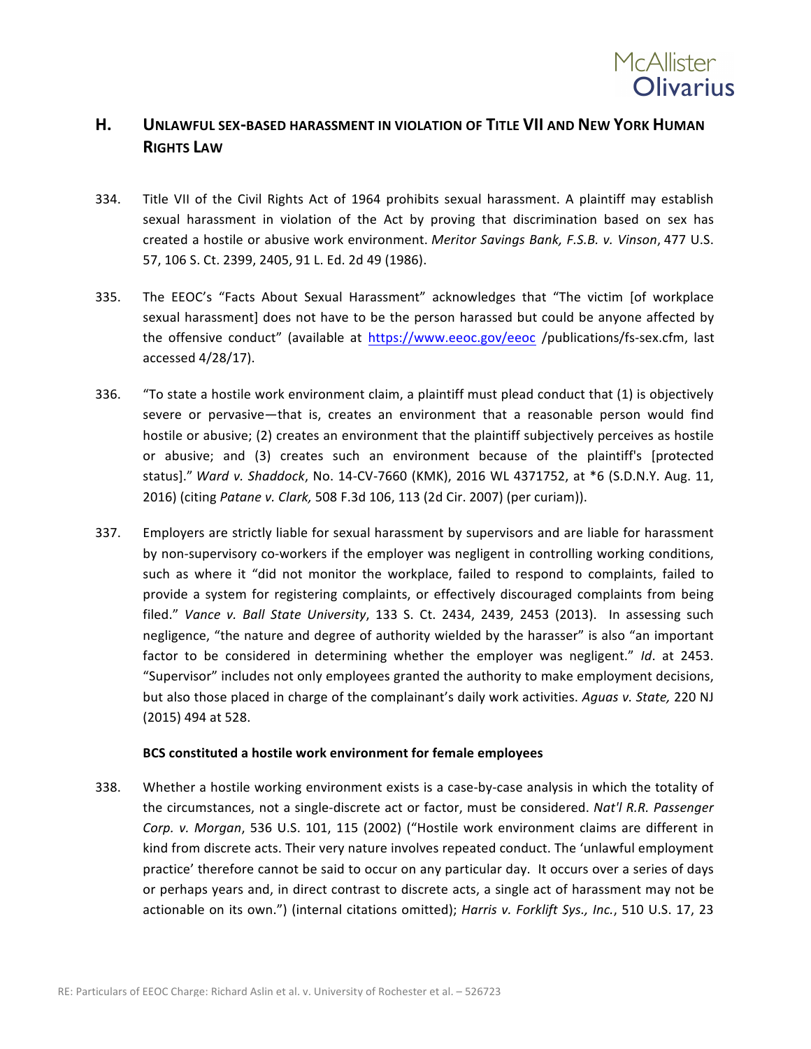## H. UNLAWFUL SEX-BASED HARASSMENT IN VIOLATION OF TITLE VII AND NEW YORK HUMAN RIGHTS LAW

334. Title VII of the Civil Rights Act of 1964 prohibits sexual harassment. A plaintiff may establish sexual harassment in violation of the Act by proving that discrimination based on sex has created a hostile or abusive work environment. *Meritor Savings Bank, F.S.B. v. Vinson*, 477 U.S. 57, 106 S. Ct. 2399, 2405, 91 L. Ed. 2d 49 (1986).

335. The EEOC's "Facts About Sexual Harassment" acknowledges that "The victim [of workplace sexual harassment] does not have to be the person harassed but could be anyone affected by the offensive conduct" (available at https://www.eeoc.gov/eeoc /publications/fs-sex.cfm, last accessed 4/28/17).

336. "To state a hostile work environment claim, a plaintiff must plead conduct that (1) is objectively severe or pervasive—that is, creates an environment that a reasonable person would find hostile or abusive; (2) creates an environment that the plaintiff subjectively perceives as hostile or abusive; and (3) creates such an environment because of the plaintiff's [protected status]." *Ward v. Shaddock*, No. 14-CV-7660 (KMK), 2016 WL 4371752, at *6 (S.D.N.Y. Aug. 11, 2016) (citing *Patane v. Clark,* 508 F.3d 106, 113 (2d Cir. 2007) (per curiam)).

337. Employers are strictly liable for sexual harassment by supervisors and are liable for harassment by non-supervisory co-workers if the employer was negligent in controlling working conditions, such as where it "did not monitor the workplace, failed to respond to complaints, failed to provide a system for registering complaints, or effectively discouraged complaints from being filed." *Vance v. Ball State University*, 133 S. Ct. 2434, 2439, 2453 (2013). In assessing such negligence, "the nature and degree of authority wielded by the harasser" is also "an important factor to be considered in determining whether the employer was negligent." *Id*. at 2453. "Supervisor" includes not only employees granted the authority to make employment decisions, but also those placed in charge of the complainant's daily work activities. *Aguas v. State,* 220 NJ (2015) 494 at 528.

**BCS constituted a hostile work environment for female employees**

338. Whether a hostile working environment exists is a case-by-case analysis in which the totality of the circumstances, not a single-discrete act or factor, must be considered. *Nat'l R.R. Passenger Corp. v. Morgan*, 536 U.S. 101, 115 (2002) ("Hostile work environment claims are different in kind from discrete acts. Their very nature involves repeated conduct. The 'unlawful employment practice' therefore cannot be said to occur on any particular day. It occurs over a series of days or perhaps years and, in direct contrast to discrete acts, a single act of harassment may not be actionable on its own.") (internal citations omitted); *Harris v. Forklift Sys., Inc.*, 510 U.S. 17, 23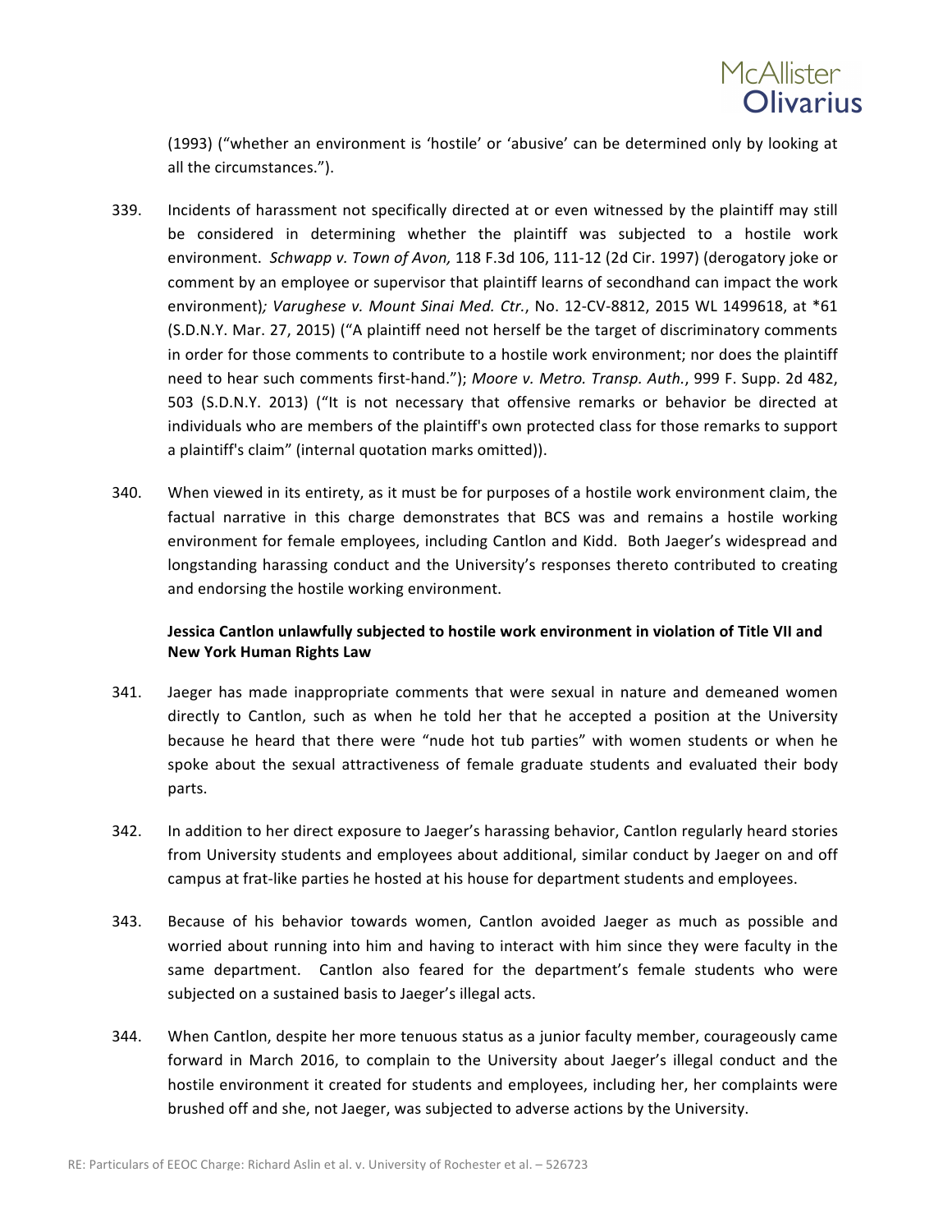(1993) ("whether an environment is 'hostile' or 'abusive' can be determined only by looking at all the circumstances.").

339. Incidents of harassment not specifically directed at or even witnessed by the plaintiff may still be considered in determining whether the plaintiff was subjected to a hostile work environment. *Schwapp v. Town of Avon,* 118 F.3d 106, 111-12 (2d Cir. 1997) (derogatory joke or comment by an employee or supervisor that plaintiff learns of secondhand can impact the work environment)*; Varughese v. Mount Sinai Med. Ctr.*, No. 12-CV-8812, 2015 WL 1499618, at *61 (S.D.N.Y. Mar. 27, 2015) ("A plaintiff need not herself be the target of discriminatory comments in order for those comments to contribute to a hostile work environment; nor does the plaintiff need to hear such comments first-hand."); *Moore v. Metro. Transp. Auth.*, 999 F. Supp. 2d 482, 503 (S.D.N.Y. 2013) ("It is not necessary that offensive remarks or behavior be directed at individuals who are members of the plaintiff's own protected class for those remarks to support a plaintiff's claim" (internal quotation marks omitted)).

340. When viewed in its entirety, as it must be for purposes of a hostile work environment claim, the factual narrative in this charge demonstrates that BCS was and remains a hostile working environment for female employees, including Cantlon and Kidd. Both Jaeger's widespread and longstanding harassing conduct and the University's responses thereto contributed to creating and endorsing the hostile working environment.

**Jessica Cantlon unlawfully subjected to hostile work environment in violation of Title VII and New York Human Rights Law**

341. Jaeger has made inappropriate comments that were sexual in nature and demeaned women directly to Cantlon, such as when he told her that he accepted a position at the University because he heard that there were "nude hot tub parties" with women students or when he spoke about the sexual attractiveness of female graduate students and evaluated their body parts.

342. In addition to her direct exposure to Jaeger's harassing behavior, Cantlon regularly heard stories from University students and employees about additional, similar conduct by Jaeger on and off campus at frat-like parties he hosted at his house for department students and employees.

343. Because of his behavior towards women, Cantlon avoided Jaeger as much as possible and worried about running into him and having to interact with him since they were faculty in the same department. Cantlon also feared for the department's female students who were subjected on a sustained basis to Jaeger's illegal acts.

344. When Cantlon, despite her more tenuous status as a junior faculty member, courageously came forward in March 2016, to complain to the University about Jaeger's illegal conduct and the hostile environment it created for students and employees, including her, her complaints were brushed off and she, not Jaeger, was subjected to adverse actions by the University.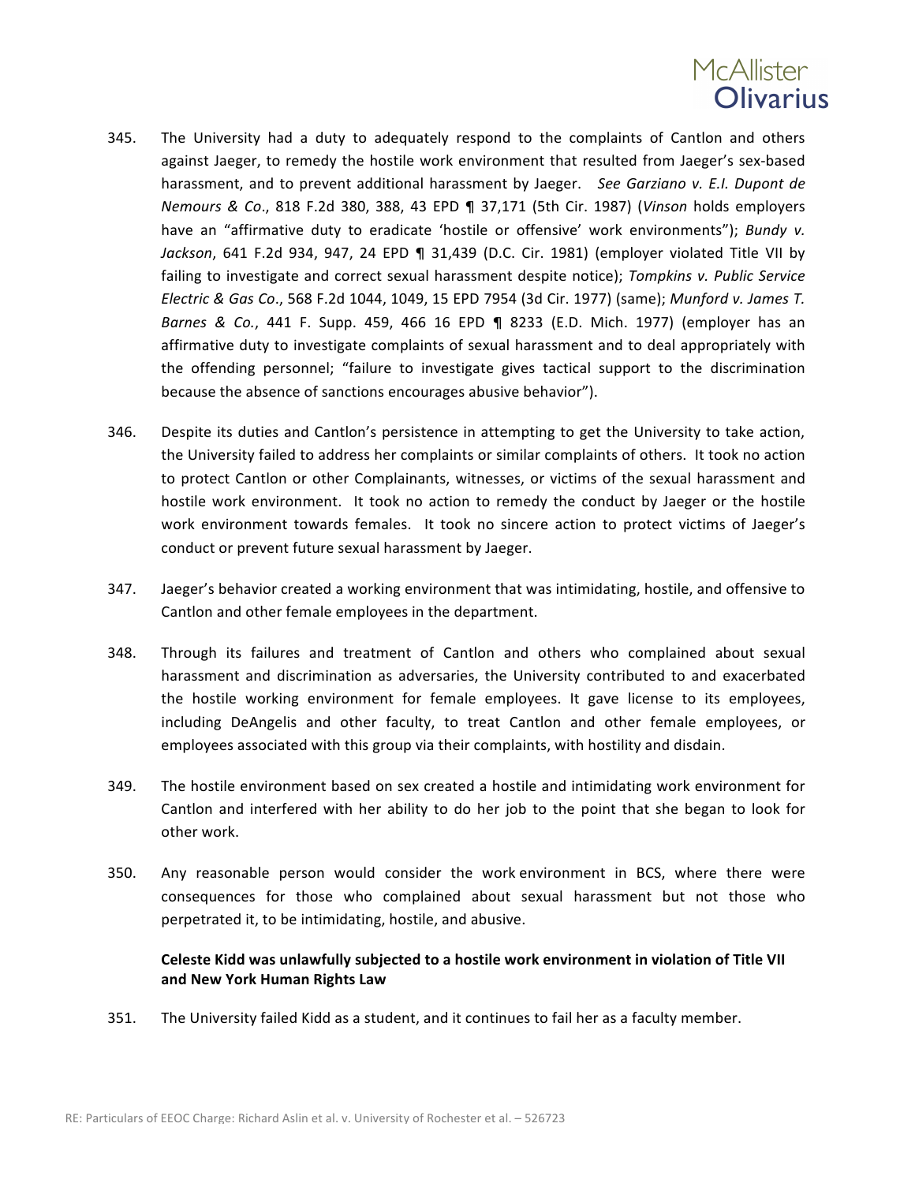345. The University had a duty to adequately respond to the complaints of Cantlon and others against Jaeger, to remedy the hostile work environment that resulted from Jaeger's sex-based harassment, and to prevent additional harassment by Jaeger. *See Garziano v. E.I. Dupont de Nemours & Co*., 818 F.2d 380, 388, 43 EPD ¶ 37,171 (5th Cir. 1987) (*Vinson* holds employers have an "affirmative duty to eradicate 'hostile or offensive' work environments"); *Bundy v. Jackson*, 641 F.2d 934, 947, 24 EPD ¶ 31,439 (D.C. Cir. 1981) (employer violated Title VII by failing to investigate and correct sexual harassment despite notice); *Tompkins v. Public Service Electric & Gas Co*., 568 F.2d 1044, 1049, 15 EPD 7954 (3d Cir. 1977) (same); *Munford v. James T. Barnes & Co.*, 441 F. Supp. 459, 466 16 EPD ¶ 8233 (E.D. Mich. 1977) (employer has an affirmative duty to investigate complaints of sexual harassment and to deal appropriately with the offending personnel; "failure to investigate gives tactical support to the discrimination because the absence of sanctions encourages abusive behavior").

346. Despite its duties and Cantlon's persistence in attempting to get the University to take action, the University failed to address her complaints or similar complaints of others. It took no action to protect Cantlon or other Complainants, witnesses, or victims of the sexual harassment and hostile work environment. It took no action to remedy the conduct by Jaeger or the hostile work environment towards females. It took no sincere action to protect victims of Jaeger's conduct or prevent future sexual harassment by Jaeger.

347. Jaeger's behavior created a working environment that was intimidating, hostile, and offensive to Cantlon and other female employees in the department.

348. Through its failures and treatment of Cantlon and others who complained about sexual harassment and discrimination as adversaries, the University contributed to and exacerbated the hostile working environment for female employees. It gave license to its employees, including DeAngelis and other faculty, to treat Cantlon and other female employees, or employees associated with this group via their complaints, with hostility and disdain.

349. The hostile environment based on sex created a hostile and intimidating work environment for Cantlon and interfered with her ability to do her job to the point that she began to look for other work.

350. Any reasonable person would consider the work environment in BCS, where there were consequences for those who complained about sexual harassment but not those who perpetrated it, to be intimidating, hostile, and abusive.

**Celeste Kidd was unlawfully subjected to a hostile work environment in violation of Title VII and New York Human Rights Law**

351. The University failed Kidd as a student, and it continues to fail her as a faculty member.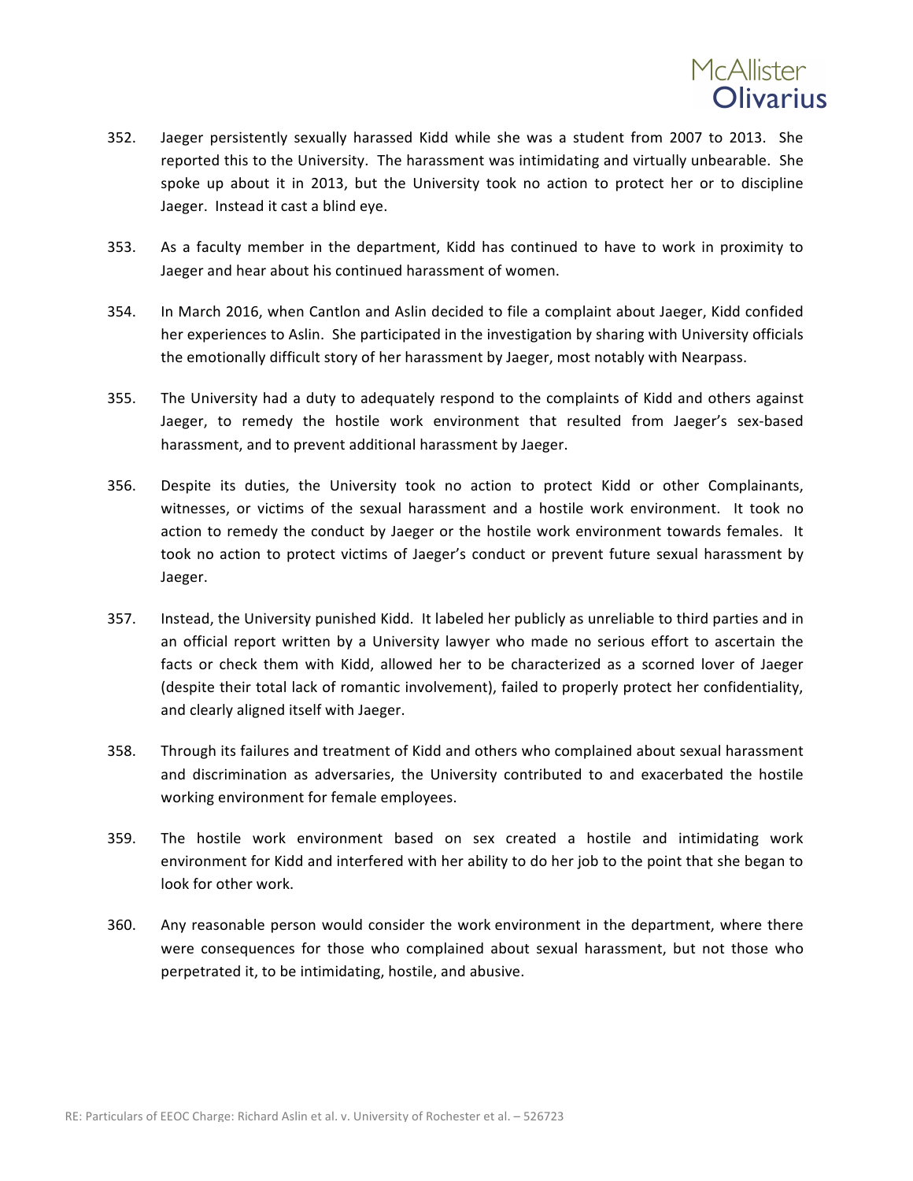352. Jaeger persistently sexually harassed Kidd while she was a student from 2007 to 2013. She reported this to the University. The harassment was intimidating and virtually unbearable. She spoke up about it in 2013, but the University took no action to protect her or to discipline Jaeger. Instead it cast a blind eye.

353. As a faculty member in the department, Kidd has continued to have to work in proximity to Jaeger and hear about his continued harassment of women.

354. In March 2016, when Cantlon and Aslin decided to file a complaint about Jaeger, Kidd confided her experiences to Aslin. She participated in the investigation by sharing with University officials the emotionally difficult story of her harassment by Jaeger, most notably with Nearpass.

355. The University had a duty to adequately respond to the complaints of Kidd and others against Jaeger, to remedy the hostile work environment that resulted from Jaeger's sex-based harassment, and to prevent additional harassment by Jaeger.

356. Despite its duties, the University took no action to protect Kidd or other Complainants, witnesses, or victims of the sexual harassment and a hostile work environment. It took no action to remedy the conduct by Jaeger or the hostile work environment towards females. It took no action to protect victims of Jaeger's conduct or prevent future sexual harassment by Jaeger.

357. Instead, the University punished Kidd. It labeled her publicly as unreliable to third parties and in an official report written by a University lawyer who made no serious effort to ascertain the facts or check them with Kidd, allowed her to be characterized as a scorned lover of Jaeger (despite their total lack of romantic involvement), failed to properly protect her confidentiality, and clearly aligned itself with Jaeger.

358. Through its failures and treatment of Kidd and others who complained about sexual harassment and discrimination as adversaries, the University contributed to and exacerbated the hostile working environment for female employees.

359. The hostile work environment based on sex created a hostile and intimidating work environment for Kidd and interfered with her ability to do her job to the point that she began to look for other work.

360. Any reasonable person would consider the work environment in the department, where there were consequences for those who complained about sexual harassment, but not those who perpetrated it, to be intimidating, hostile, and abusive.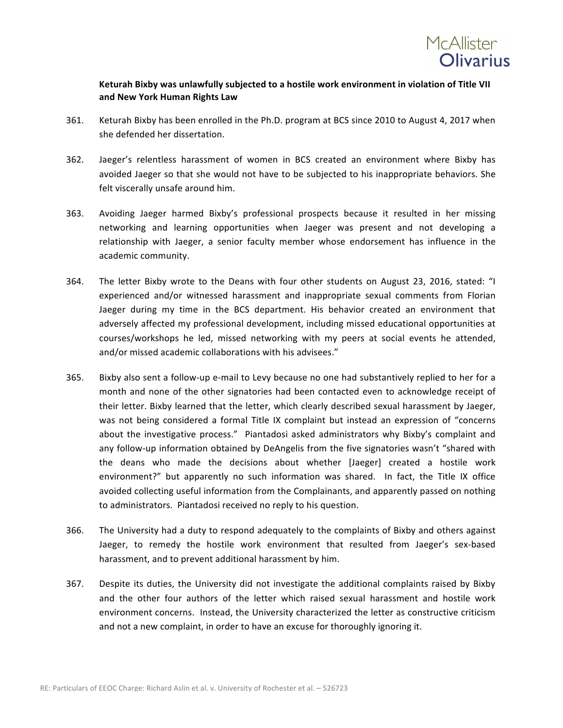**Keturah Bixby was unlawfully subjected to a hostile work environment in violation of Title VII and New York Human Rights Law**

361. Keturah Bixby has been enrolled in the Ph.D. program at BCS since 2010 to August 4, 2017 when she defended her dissertation.

362. Jaeger's relentless harassment of women in BCS created an environment where Bixby has avoided Jaeger so that she would not have to be subjected to his inappropriate behaviors. She felt viscerally unsafe around him.

363. Avoiding Jaeger harmed Bixby's professional prospects because it resulted in her missing networking and learning opportunities when Jaeger was present and not developing a relationship with Jaeger, a senior faculty member whose endorsement has influence in the academic community.

364. The letter Bixby wrote to the Deans with four other students on August 23, 2016, stated: "I experienced and/or witnessed harassment and inappropriate sexual comments from Florian Jaeger during my time in the BCS department. His behavior created an environment that adversely affected my professional development, including missed educational opportunities at courses/workshops he led, missed networking with my peers at social events he attended, and/or missed academic collaborations with his advisees."

365. Bixby also sent a follow-up e-mail to Levy because no one had substantively replied to her for a month and none of the other signatories had been contacted even to acknowledge receipt of their letter. Bixby learned that the letter, which clearly described sexual harassment by Jaeger, was not being considered a formal Title IX complaint but instead an expression of "concerns about the investigative process." Piantadosi asked administrators why Bixby's complaint and any follow-up information obtained by DeAngelis from the five signatories wasn't "shared with the deans who made the decisions about whether [Jaeger] created a hostile work environment?" but apparently no such information was shared. In fact, the Title IX office avoided collecting useful information from the Complainants, and apparently passed on nothing to administrators. Piantadosi received no reply to his question.

366. The University had a duty to respond adequately to the complaints of Bixby and others against Jaeger, to remedy the hostile work environment that resulted from Jaeger's sex-based harassment, and to prevent additional harassment by him.

367. Despite its duties, the University did not investigate the additional complaints raised by Bixby and the other four authors of the letter which raised sexual harassment and hostile work environment concerns. Instead, the University characterized the letter as constructive criticism and not a new complaint, in order to have an excuse for thoroughly ignoring it.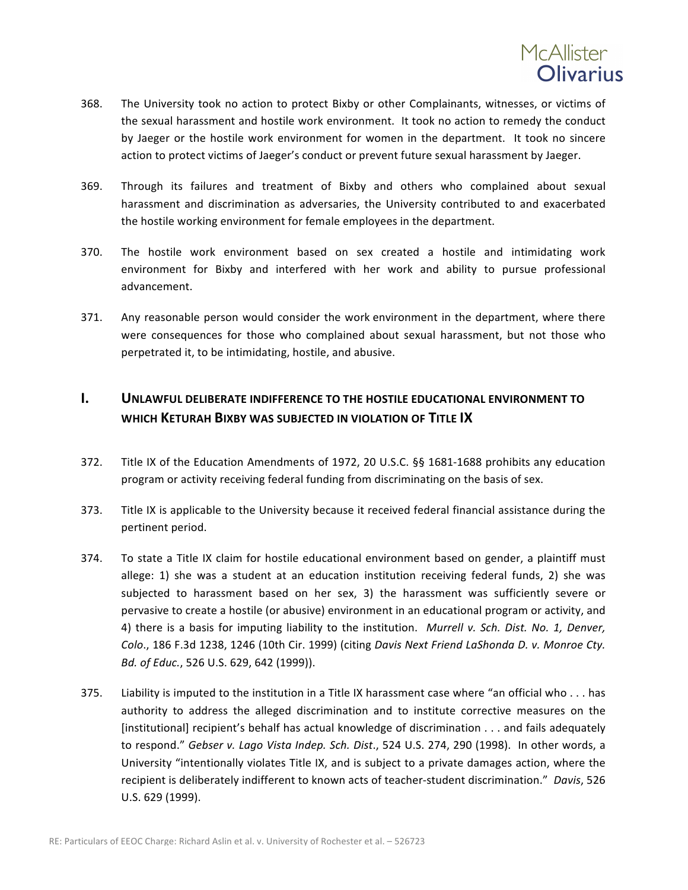368. The University took no action to protect Bixby or other Complainants, witnesses, or victims of the sexual harassment and hostile work environment. It took no action to remedy the conduct by Jaeger or the hostile work environment for women in the department. It took no sincere action to protect victims of Jaeger's conduct or prevent future sexual harassment by Jaeger.

369. Through its failures and treatment of Bixby and others who complained about sexual harassment and discrimination as adversaries, the University contributed to and exacerbated the hostile working environment for female employees in the department.

370. The hostile work environment based on sex created a hostile and intimidating work environment for Bixby and interfered with her work and ability to pursue professional advancement.

371. Any reasonable person would consider the work environment in the department, where there were consequences for those who complained about sexual harassment, but not those who perpetrated it, to be intimidating, hostile, and abusive.

## I. UNLAWFUL DELIBERATE INDIFFERENCE TO THE HOSTILE EDUCATIONAL ENVIRONMENT TO WHICH KETURAH BIXBY WAS SUBJECTED IN VIOLATION OF TITLE IX

372. Title IX of the Education Amendments of 1972, 20 U.S.C. §§ 1681-1688 prohibits any education program or activity receiving federal funding from discriminating on the basis of sex.

373. Title IX is applicable to the University because it received federal financial assistance during the pertinent period.

374. To state a Title IX claim for hostile educational environment based on gender, a plaintiff must allege: 1) she was a student at an education institution receiving federal funds, 2) she was subjected to harassment based on her sex, 3) the harassment was sufficiently severe or pervasive to create a hostile (or abusive) environment in an educational program or activity, and 4) there is a basis for imputing liability to the institution. *Murrell v. Sch. Dist. No. 1, Denver, Colo.*, 186 F.3d 1238, 1246 (10th Cir. 1999) (citing *Davis Next Friend LaShonda D. v. Monroe Cty. Bd. of Educ.*, 526 U.S. 629, 642 (1999)).

375. Liability is imputed to the institution in a Title IX harassment case where "an official who . . . has authority to address the alleged discrimination and to institute corrective measures on the [institutional] recipient's behalf has actual knowledge of discrimination . . . and fails adequately to respond." *Gebser v. Lago Vista Indep. Sch. Dist.*, 524 U.S. 274, 290 (1998). In other words, a University "intentionally violates Title IX, and is subject to a private damages action, where the recipient is deliberately indifferent to known acts of teacher-student discrimination." *Davis*, 526 U.S. 629 (1999).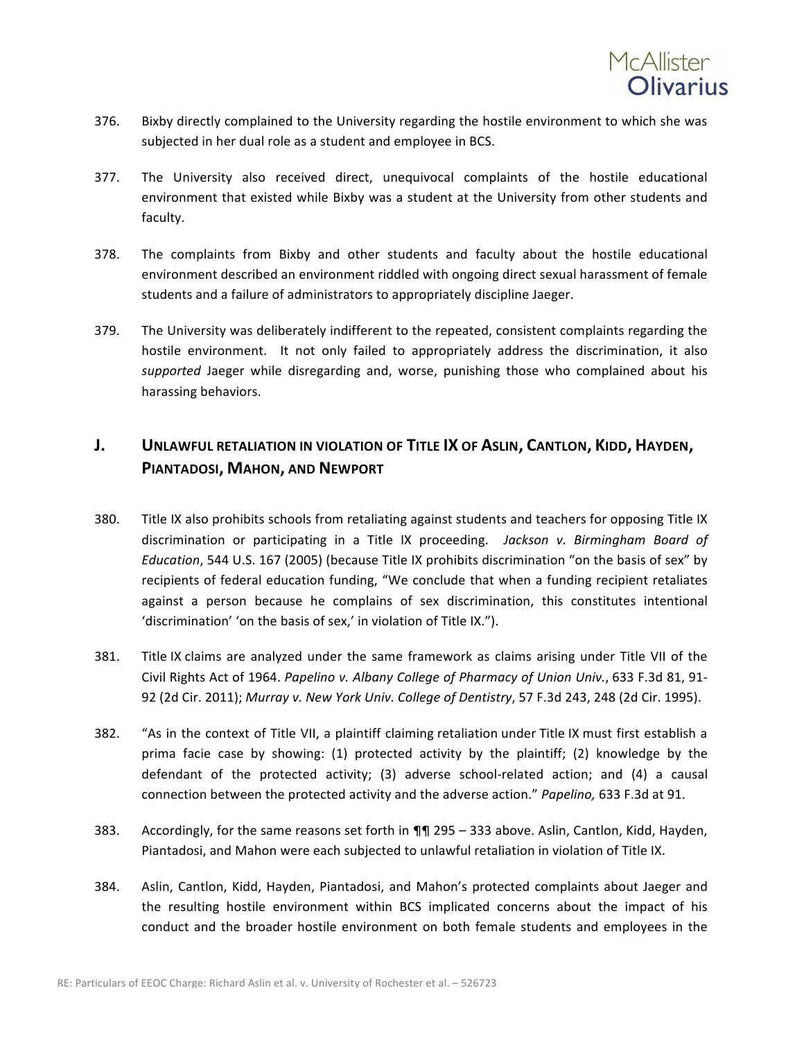376. Bixby directly complained to the University regarding the hostile environment to which she was subjected in her dual role as a student and employee in BCS.

377. The University also received direct, unequivocal complaints of the hostile educational environment that existed while Bixby was a student at the University from other students and faculty.

378. The complaints from Bixby and other students and faculty about the hostile educational environment described an environment riddled with ongoing direct sexual harassment of female students and a failure of administrators to appropriately discipline Jaeger.

379. The University was deliberately indifferent to the repeated, consistent complaints regarding the hostile environment. It not only failed to appropriately address the discrimination, it also *supported* Jaeger while disregarding and, worse, punishing those who complained about his harassing behaviors.

## J. UNLAWFUL RETALIATION IN VIOLATION OF TITLE IX OF ASLIN, CANTLON, KIDD, HAYDEN, PIANTADOSI, MAHON, AND NEWPORT

380. Title IX also prohibits schools from retaliating against students and teachers for opposing Title IX discrimination or participating in a Title IX proceeding. *Jackson v. Birmingham Board of Education*, 544 U.S. 167 (2005) (because Title IX prohibits discrimination "on the basis of sex" by recipients of federal education funding, "We conclude that when a funding recipient retaliates against a person because he complains of sex discrimination, this constitutes intentional 'discrimination' 'on the basis of sex,' in violation of Title IX.").

381. Title IX claims are analyzed under the same framework as claims arising under Title VII of the Civil Rights Act of 1964. *Papelino v. Albany College of Pharmacy of Union Univ.*, 633 F.3d 81, 91-92 (2d Cir. 2011); *Murray v. New York Univ. College of Dentistry*, 57 F.3d 243, 248 (2d Cir. 1995).

382. "As in the context of Title VII, a plaintiff claiming retaliation under Title IX must first establish a prima facie case by showing: (1) protected activity by the plaintiff; (2) knowledge by the defendant of the protected activity; (3) adverse school-related action; and (4) a causal connection between the protected activity and the adverse action." *Papelino,* 633 F.3d at 91.

383. Accordingly, for the same reasons set forth in ¶¶ 295 – 333 above. Aslin, Cantlon, Kidd, Hayden, Piantadosi, and Mahon were each subjected to unlawful retaliation in violation of Title IX.

384. Aslin, Cantlon, Kidd, Hayden, Piantadosi, and Mahon's protected complaints about Jaeger and the resulting hostile environment within BCS implicated concerns about the impact of his conduct and the broader hostile environment on both female students and employees in the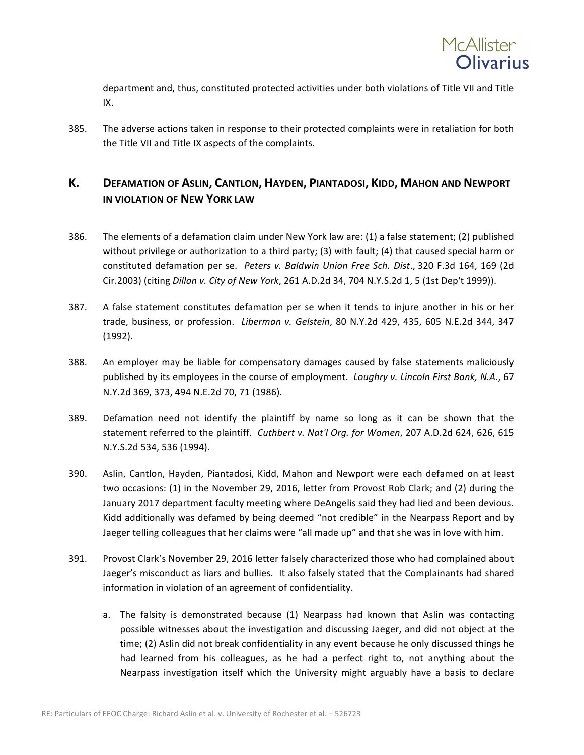department and, thus, constituted protected activities under both violations of Title VII and Title IX.

385. The adverse actions taken in response to their protected complaints were in retaliation for both the Title VII and Title IX aspects of the complaints.

## K. DEFAMATION OF ASLIN, CANTLON, HAYDEN, PIANTADOSI, KIDD, MAHON AND NEWPORT IN VIOLATION OF NEW YORK LAW

386. The elements of a defamation claim under New York law are: (1) a false statement; (2) published without privilege or authorization to a third party; (3) with fault; (4) that caused special harm or constituted defamation per se. *Peters v. Baldwin Union Free Sch. Dist*., 320 F.3d 164, 169 (2d Cir.2003) (citing *Dillon v. City of New York*, 261 A.D.2d 34, 704 N.Y.S.2d 1, 5 (1st Dep't 1999)).

387. A false statement constitutes defamation per se when it tends to injure another in his or her trade, business, or profession. *Liberman v. Gelstein*, 80 N.Y.2d 429, 435, 605 N.E.2d 344, 347 (1992).

388. An employer may be liable for compensatory damages caused by false statements maliciously published by its employees in the course of employment. *Loughry v. Lincoln First Bank, N.A.*, 67 N.Y.2d 369, 373, 494 N.E.2d 70, 71 (1986).

389. Defamation need not identify the plaintiff by name so long as it can be shown that the statement referred to the plaintiff. *Cuthbert v. Nat'l Org. for Women*, 207 A.D.2d 624, 626, 615 N.Y.S.2d 534, 536 (1994).

390. Aslin, Cantlon, Hayden, Piantadosi, Kidd, Mahon and Newport were each defamed on at least two occasions: (1) in the November 29, 2016, letter from Provost Rob Clark; and (2) during the January 2017 department faculty meeting where DeAngelis said they had lied and been devious. Kidd additionally was defamed by being deemed "not credible" in the Nearpass Report and by Jaeger telling colleagues that her claims were "all made up" and that she was in love with him.

391. Provost Clark's November 29, 2016 letter falsely characterized those who had complained about Jaeger's misconduct as liars and bullies. It also falsely stated that the Complainants had shared information in violation of an agreement of confidentiality.

   a. The falsity is demonstrated because (1) Nearpass had known that Aslin was contacting possible witnesses about the investigation and discussing Jaeger, and did not object at the time; (2) Aslin did not break confidentiality in any event because he only discussed things he had learned from his colleagues, as he had a perfect right to, not anything about the Nearpass investigation itself which the University might arguably have a basis to declare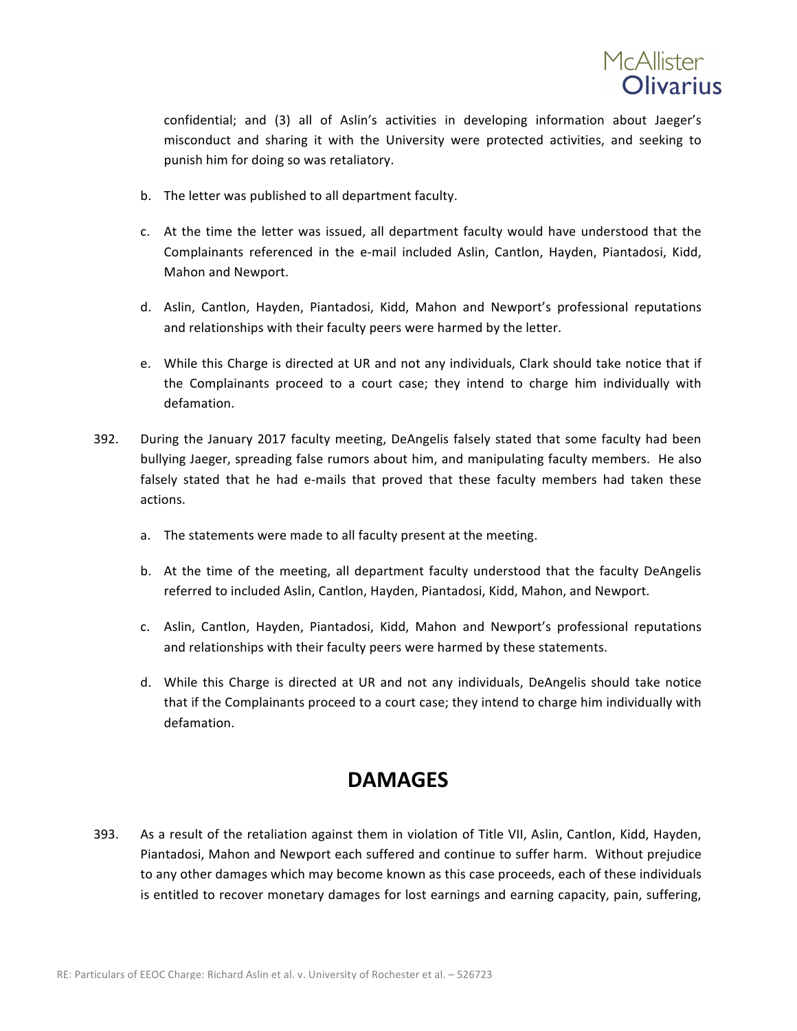confidential; and (3) all of Aslin's activities in developing information about Jaeger's misconduct and sharing it with the University were protected activities, and seeking to punish him for doing so was retaliatory.

b. The letter was published to all department faculty.

c. At the time the letter was issued, all department faculty would have understood that the Complainants referenced in the e-mail included Aslin, Cantlon, Hayden, Piantadosi, Kidd, Mahon and Newport.

d. Aslin, Cantlon, Hayden, Piantadosi, Kidd, Mahon and Newport's professional reputations and relationships with their faculty peers were harmed by the letter.

e. While this Charge is directed at UR and not any individuals, Clark should take notice that if the Complainants proceed to a court case; they intend to charge him individually with defamation.

392. During the January 2017 faculty meeting, DeAngelis falsely stated that some faculty had been bullying Jaeger, spreading false rumors about him, and manipulating faculty members. He also falsely stated that he had e-mails that proved that these faculty members had taken these actions.

a. The statements were made to all faculty present at the meeting.

b. At the time of the meeting, all department faculty understood that the faculty DeAngelis referred to included Aslin, Cantlon, Hayden, Piantadosi, Kidd, Mahon, and Newport.

c. Aslin, Cantlon, Hayden, Piantadosi, Kidd, Mahon and Newport's professional reputations and relationships with their faculty peers were harmed by these statements.

d. While this Charge is directed at UR and not any individuals, DeAngelis should take notice that if the Complainants proceed to a court case; they intend to charge him individually with defamation.

## DAMAGES

393. As a result of the retaliation against them in violation of Title VII, Aslin, Cantlon, Kidd, Hayden, Piantadosi, Mahon and Newport each suffered and continue to suffer harm. Without prejudice to any other damages which may become known as this case proceeds, each of these individuals is entitled to recover monetary damages for lost earnings and earning capacity, pain, suffering,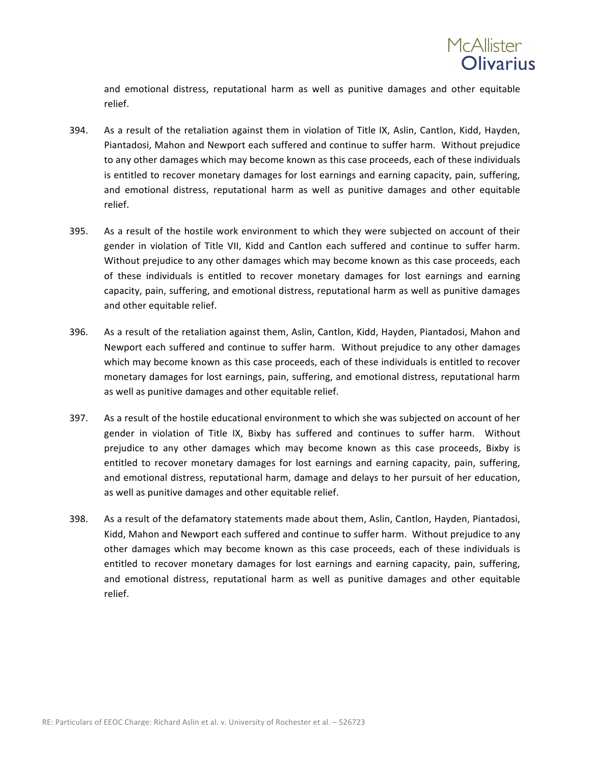and emotional distress, reputational harm as well as punitive damages and other equitable relief.

394. As a result of the retaliation against them in violation of Title IX, Aslin, Cantlon, Kidd, Hayden, Piantadosi, Mahon and Newport each suffered and continue to suffer harm. Without prejudice to any other damages which may become known as this case proceeds, each of these individuals is entitled to recover monetary damages for lost earnings and earning capacity, pain, suffering, and emotional distress, reputational harm as well as punitive damages and other equitable relief.

395. As a result of the hostile work environment to which they were subjected on account of their gender in violation of Title VII, Kidd and Cantlon each suffered and continue to suffer harm. Without prejudice to any other damages which may become known as this case proceeds, each of these individuals is entitled to recover monetary damages for lost earnings and earning capacity, pain, suffering, and emotional distress, reputational harm as well as punitive damages and other equitable relief.

396. As a result of the retaliation against them, Aslin, Cantlon, Kidd, Hayden, Piantadosi, Mahon and Newport each suffered and continue to suffer harm. Without prejudice to any other damages which may become known as this case proceeds, each of these individuals is entitled to recover monetary damages for lost earnings, pain, suffering, and emotional distress, reputational harm as well as punitive damages and other equitable relief.

397. As a result of the hostile educational environment to which she was subjected on account of her gender in violation of Title IX, Bixby has suffered and continues to suffer harm. Without prejudice to any other damages which may become known as this case proceeds, Bixby is entitled to recover monetary damages for lost earnings and earning capacity, pain, suffering, and emotional distress, reputational harm, damage and delays to her pursuit of her education, as well as punitive damages and other equitable relief.

398. As a result of the defamatory statements made about them, Aslin, Cantlon, Hayden, Piantadosi, Kidd, Mahon and Newport each suffered and continue to suffer harm. Without prejudice to any other damages which may become known as this case proceeds, each of these individuals is entitled to recover monetary damages for lost earnings and earning capacity, pain, suffering, and emotional distress, reputational harm as well as punitive damages and other equitable relief.